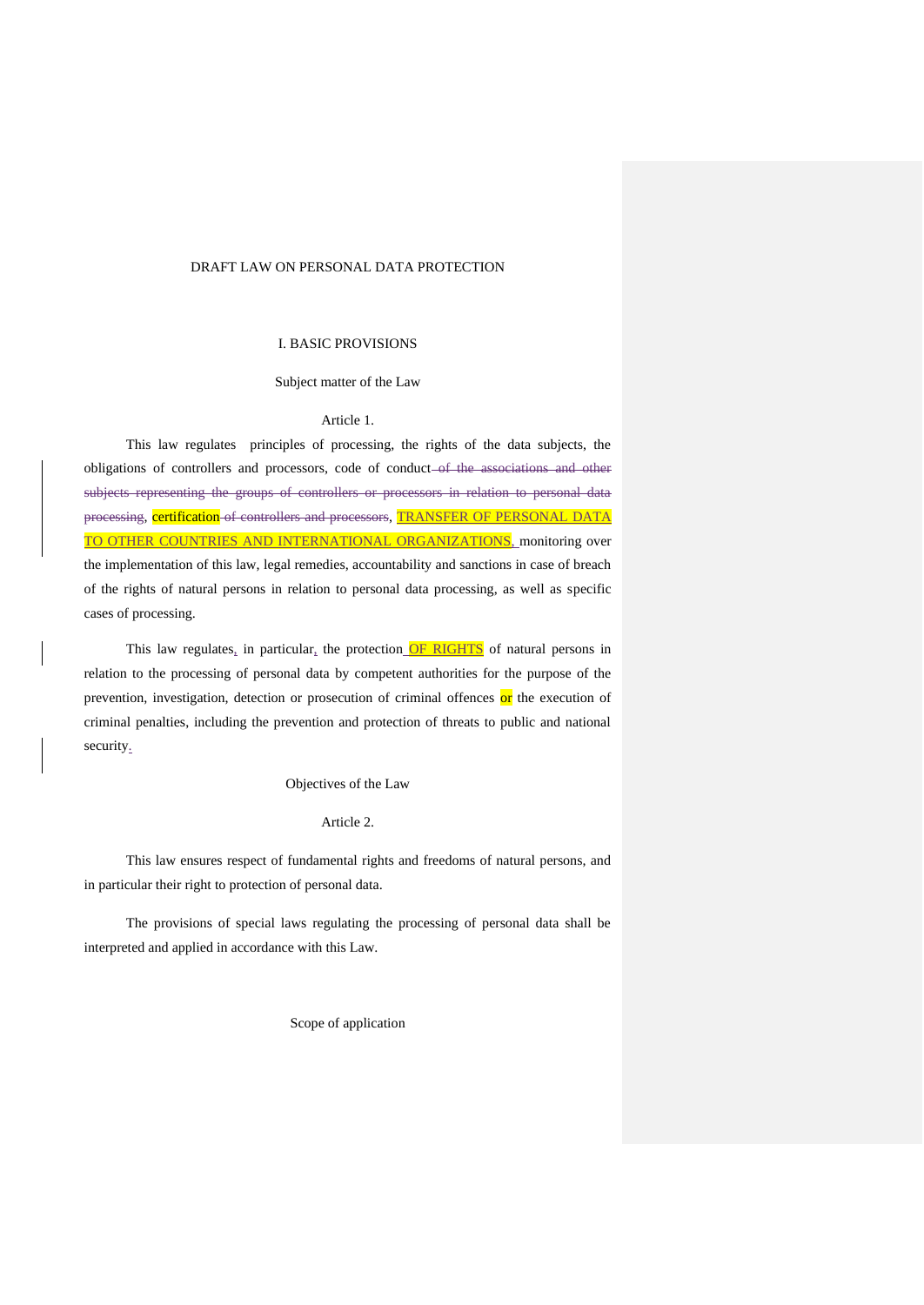DRAFT LAW ON PERSONAL DATA PROTECTION

# I. BASIC PROVISIONS

## Subject matter of the Law

### Article 1.

This law regulates principles of processing, the rights of the data subjects, the obligations of controllers and processors, code of conduct ~~of the associations and other subjects representing the groups of controllers or processors in relation to personal data processing~~, certification ~~of controllers and processors~~, TRANSFER OF PERSONAL DATA TO OTHER COUNTRIES AND INTERNATIONAL ORGANIZATIONS, monitoring over the implementation of this law, legal remedies, accountability and sanctions in case of breach of the rights of natural persons in relation to personal data processing, as well as specific cases of processing.

This law regulates, in particular, the protection OF RIGHTS of natural persons in relation to the processing of personal data by competent authorities for the purpose of the prevention, investigation, detection or prosecution of criminal offences or the execution of criminal penalties, including the prevention and protection of threats to public and national security.

## Objectives of the Law

### Article 2.

This law ensures respect of fundamental rights and freedoms of natural persons, and in particular their right to protection of personal data.

The provisions of special laws regulating the processing of personal data shall be interpreted and applied in accordance with this Law.

## Scope of application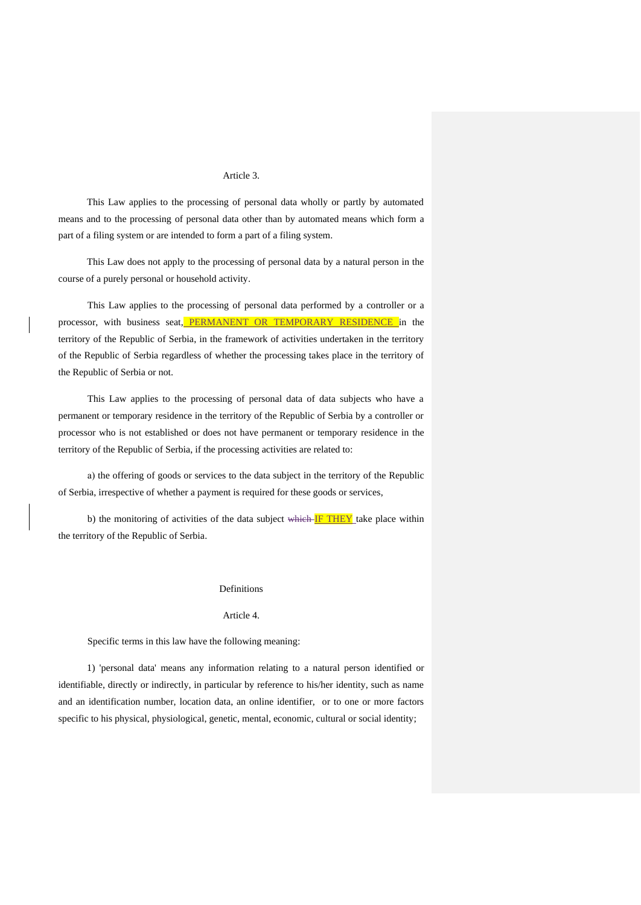Article 3.

This Law applies to the processing of personal data wholly or partly by automated means and to the processing of personal data other than by automated means which form a part of a filing system or are intended to form a part of a filing system.

This Law does not apply to the processing of personal data by a natural person in the course of a purely personal or household activity.

This Law applies to the processing of personal data performed by a controller or a processor, with business seat, PERMANENT OR TEMPORARY RESIDENCE in the territory of the Republic of Serbia, in the framework of activities undertaken in the territory of the Republic of Serbia regardless of whether the processing takes place in the territory of the Republic of Serbia or not.

This Law applies to the processing of personal data of data subjects who have a permanent or temporary residence in the territory of the Republic of Serbia by a controller or processor who is not established or does not have permanent or temporary residence in the territory of the Republic of Serbia, if the processing activities are related to:

a) the offering of goods or services to the data subject in the territory of the Republic of Serbia, irrespective of whether a payment is required for these goods or services,

b) the monitoring of activities of the data subject ~~which~~ IF THEY take place within the territory of the Republic of Serbia.

Definitions

Article 4.

Specific terms in this law have the following meaning:

1) 'personal data' means any information relating to a natural person identified or identifiable, directly or indirectly, in particular by reference to his/her identity, such as name and an identification number, location data, an online identifier, or to one or more factors specific to his physical, physiological, genetic, mental, economic, cultural or social identity;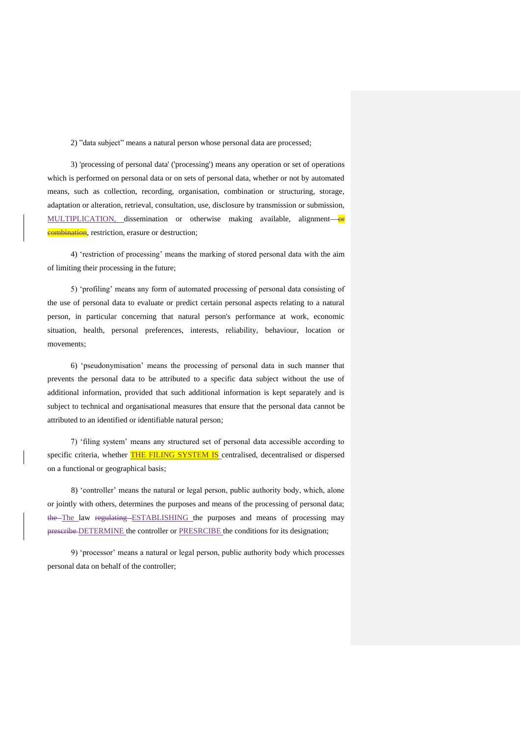2) "data subject" means a natural person whose personal data are processed;

3) 'processing of personal data' ('processing') means any operation or set of operations which is performed on personal data or on sets of personal data, whether or not by automated means, such as collection, recording, organisation, combination or structuring, storage, adaptation or alteration, retrieval, consultation, use, disclosure by transmission or submission, MULTIPLICATION, dissemination or otherwise making available, alignment ~~or combination~~, restriction, erasure or destruction;

4) 'restriction of processing' means the marking of stored personal data with the aim of limiting their processing in the future;

5) 'profiling' means any form of automated processing of personal data consisting of the use of personal data to evaluate or predict certain personal aspects relating to a natural person, in particular concerning that natural person's performance at work, economic situation, health, personal preferences, interests, reliability, behaviour, location or movements;

6) 'pseudonymisation' means the processing of personal data in such manner that prevents the personal data to be attributed to a specific data subject without the use of additional information, provided that such additional information is kept separately and is subject to technical and organisational measures that ensure that the personal data cannot be attributed to an identified or identifiable natural person;

7) 'filing system' means any structured set of personal data accessible according to specific criteria, whether THE FILING SYSTEM IS centralised, decentralised or dispersed on a functional or geographical basis;

8) 'controller' means the natural or legal person, public authority body, which, alone or jointly with others, determines the purposes and means of the processing of personal data; ~~the~~ The law ~~regulating~~ ESTABLISHING the purposes and means of processing may ~~prescribe~~ DETERMINE the controller or PRESRCIBE the conditions for its designation;

9) 'processor' means a natural or legal person, public authority body which processes personal data on behalf of the controller;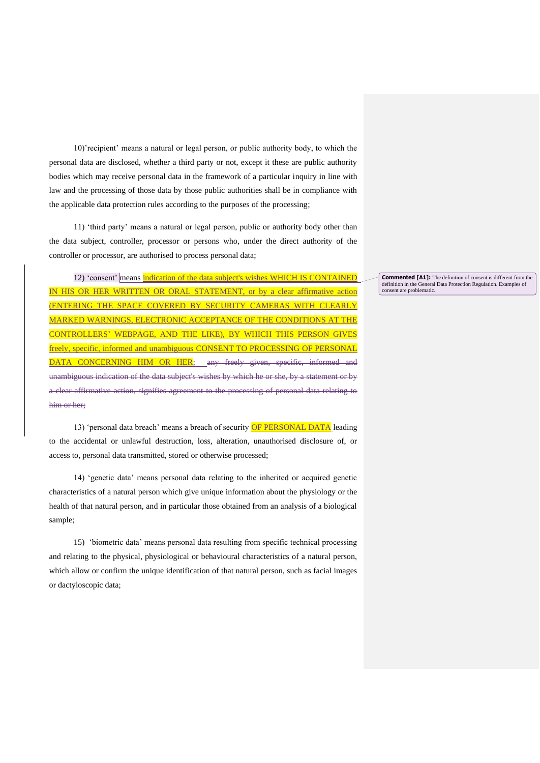10)'recipient' means a natural or legal person, or public authority body, to which the personal data are disclosed, whether a third party or not, except it these are public authority bodies which may receive personal data in the framework of a particular inquiry in line with law and the processing of those data by those public authorities shall be in compliance with the applicable data protection rules according to the purposes of the processing;

11) 'third party' means a natural or legal person, public or authority body other than the data subject, controller, processor or persons who, under the direct authority of the controller or processor, are authorised to process personal data;

12) 'consent' means indication of the data subject's wishes WHICH IS CONTAINED IN HIS OR HER WRITTEN OR ORAL STATEMENT, or by a clear affirmative action (ENTERING THE SPACE COVERED BY SECURITY CAMERAS WITH CLEARLY MARKED WARNINGS, ELECTRONIC ACCEPTANCE OF THE CONDITIONS AT THE CONTROLLERS' WEBPAGE, AND THE LIKE), BY WHICH THIS PERSON GIVES freely, specific, informed and unambiguous CONSENT TO PROCESSING OF PERSONAL DATA CONCERNING HIM OR HER; ~~any freely given, specific, informed and unambiguous indication of the data subject's wishes by which he or she, by a statement or by a clear affirmative action, signifies agreement to the processing of personal data relating to him or her;~~

13) 'personal data breach' means a breach of security OF PERSONAL DATA leading to the accidental or unlawful destruction, loss, alteration, unauthorised disclosure of, or access to, personal data transmitted, stored or otherwise processed;

14) 'genetic data' means personal data relating to the inherited or acquired genetic characteristics of a natural person which give unique information about the physiology or the health of that natural person, and in particular those obtained from an analysis of a biological sample;

15) 'biometric data' means personal data resulting from specific technical processing and relating to the physical, physiological or behavioural characteristics of a natural person, which allow or confirm the unique identification of that natural person, such as facial images or dactyloscopic data;

**Commented [A1]:** The definition of consent is different from the definition in the General Data Protection Regulation. Examples of consent are problematic.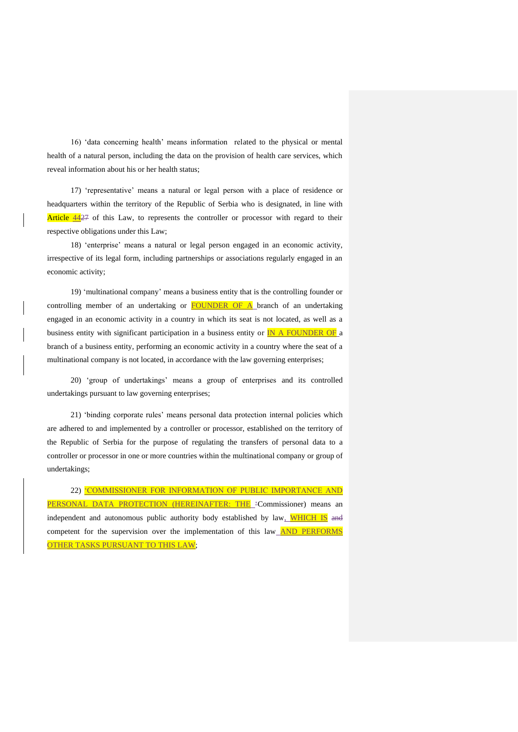16) 'data concerning health' means information related to the physical or mental health of a natural person, including the data on the provision of health care services, which reveal information about his or her health status;

17) 'representative' means a natural or legal person with a place of residence or headquarters within the territory of the Republic of Serbia who is designated, in line with Article 44~~27~~ of this Law, to represents the controller or processor with regard to their respective obligations under this Law;

18) 'enterprise' means a natural or legal person engaged in an economic activity, irrespective of its legal form, including partnerships or associations regularly engaged in an economic activity;

19) 'multinational company' means a business entity that is the controlling founder or controlling member of an undertaking or FOUNDER OF A branch of an undertaking engaged in an economic activity in a country in which its seat is not located, as well as a business entity with significant participation in a business entity or IN A FOUNDER OF a branch of a business entity, performing an economic activity in a country where the seat of a multinational company is not located, in accordance with the law governing enterprises;

20) 'group of undertakings' means a group of enterprises and its controlled undertakings pursuant to law governing enterprises;

21) 'binding corporate rules' means personal data protection internal policies which are adhered to and implemented by a controller or processor, established on the territory of the Republic of Serbia for the purpose of regulating the transfers of personal data to a controller or processor in one or more countries within the multinational company or group of undertakings;

22) 'COMMISSIONER FOR INFORMATION OF PUBLIC IMPORTANCE AND PERSONAL DATA PROTECTION (HEREINAFTER: THE ~~'~~Commissioner) means an independent and autonomous public authority body established by law, WHICH IS ~~and~~ competent for the supervision over the implementation of this law AND PERFORMS OTHER TASKS PURSUANT TO THIS LAW;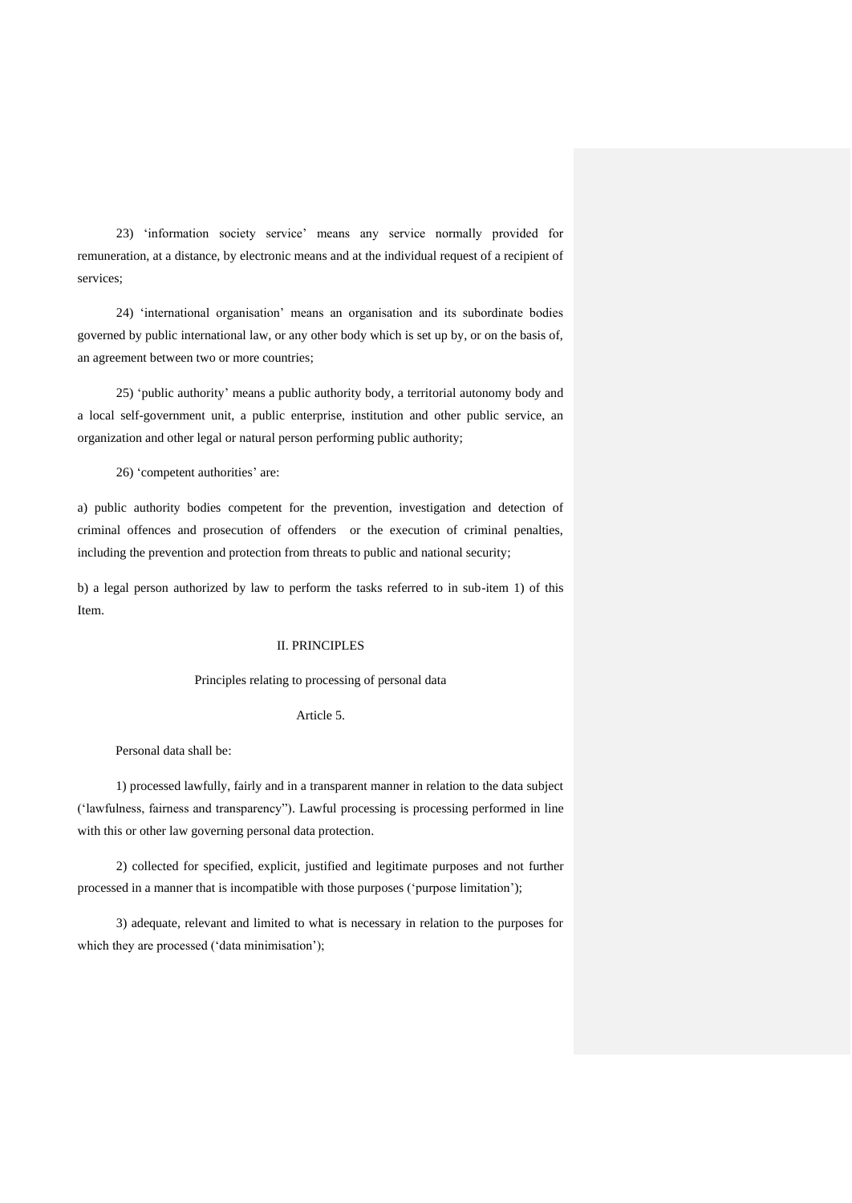23) ‘information society service’ means any service normally provided for remuneration, at a distance, by electronic means and at the individual request of a recipient of services;

24) ‘international organisation’ means an organisation and its subordinate bodies governed by public international law, or any other body which is set up by, or on the basis of, an agreement between two or more countries;

25) ‘public authority’ means a public authority body, a territorial autonomy body and a local self-government unit, a public enterprise, institution and other public service, an organization and other legal or natural person performing public authority;

26) ‘competent authorities’ are:

a) public authority bodies competent for the prevention, investigation and detection of criminal offences and prosecution of offenders or the execution of criminal penalties, including the prevention and protection from threats to public and national security;

b) a legal person authorized by law to perform the tasks referred to in sub-item 1) of this Item.

## II. PRINCIPLES

### Principles relating to processing of personal data

### Article 5.

Personal data shall be:

1) processed lawfully, fairly and in a transparent manner in relation to the data subject (‘lawfulness, fairness and transparency”). Lawful processing is processing performed in line with this or other law governing personal data protection.

2) collected for specified, explicit, justified and legitimate purposes and not further processed in a manner that is incompatible with those purposes (‘purpose limitation’);

3) adequate, relevant and limited to what is necessary in relation to the purposes for which they are processed (‘data minimisation’);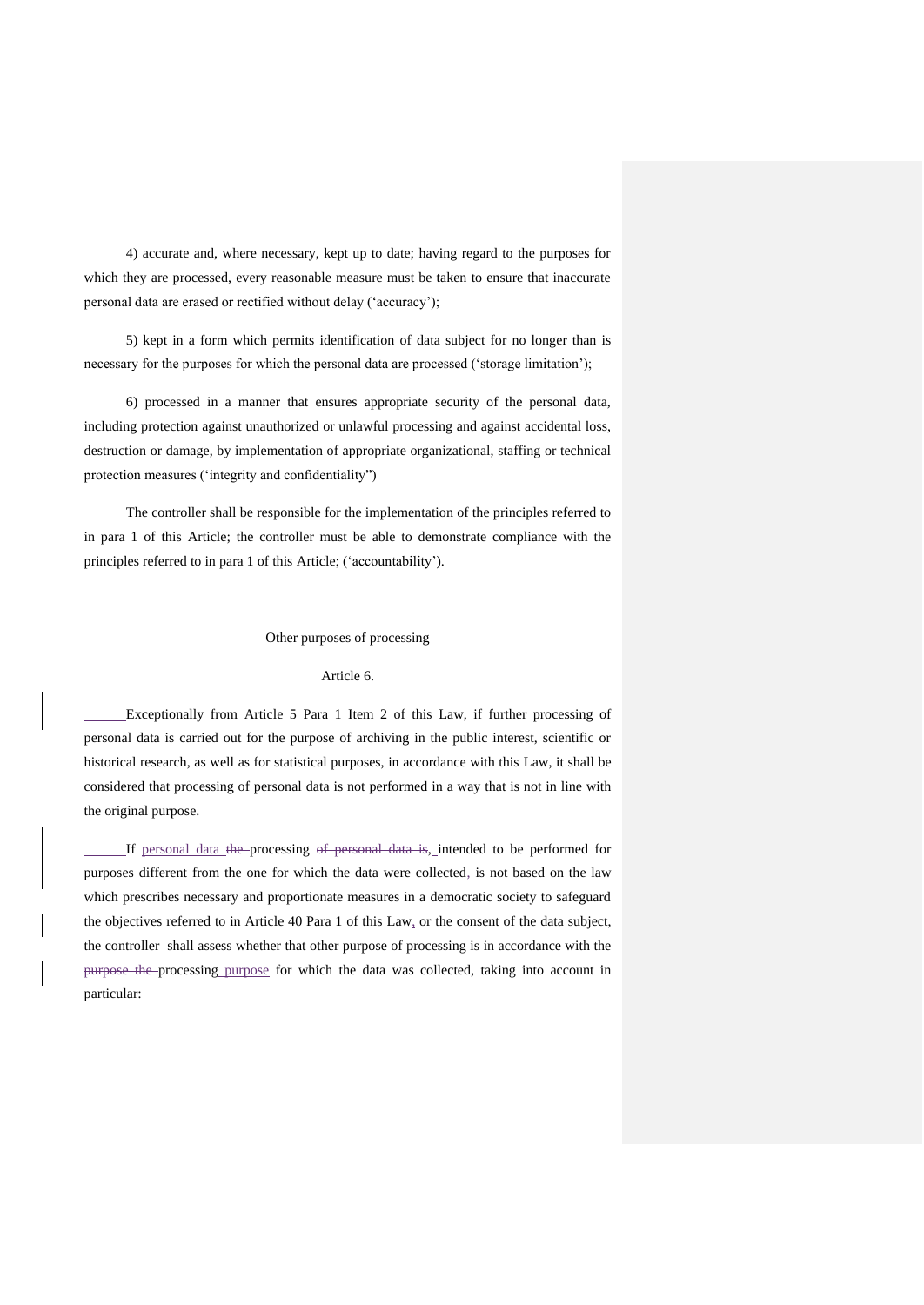4) accurate and, where necessary, kept up to date; having regard to the purposes for which they are processed, every reasonable measure must be taken to ensure that inaccurate personal data are erased or rectified without delay ('accuracy');

5) kept in a form which permits identification of data subject for no longer than is necessary for the purposes for which the personal data are processed ('storage limitation');

6) processed in a manner that ensures appropriate security of the personal data, including protection against unauthorized or unlawful processing and against accidental loss, destruction or damage, by implementation of appropriate organizational, staffing or technical protection measures ('integrity and confidentiality")

The controller shall be responsible for the implementation of the principles referred to in para 1 of this Article; the controller must be able to demonstrate compliance with the principles referred to in para 1 of this Article; ('accountability').

Other purposes of processing

Article 6.

Exceptionally from Article 5 Para 1 Item 2 of this Law, if further processing of personal data is carried out for the purpose of archiving in the public interest, scientific or historical research, as well as for statistical purposes, in accordance with this Law, it shall be considered that processing of personal data is not performed in a way that is not in line with the original purpose.

If personal data ~~the~~ processing ~~of personal data is~~, intended to be performed for purposes different from the one for which the data were collected, is not based on the law which prescribes necessary and proportionate measures in a democratic society to safeguard the objectives referred to in Article 40 Para 1 of this Law, or the consent of the data subject, the controller shall assess whether that other purpose of processing is in accordance with the ~~purpose the~~ processing purpose for which the data was collected, taking into account in particular: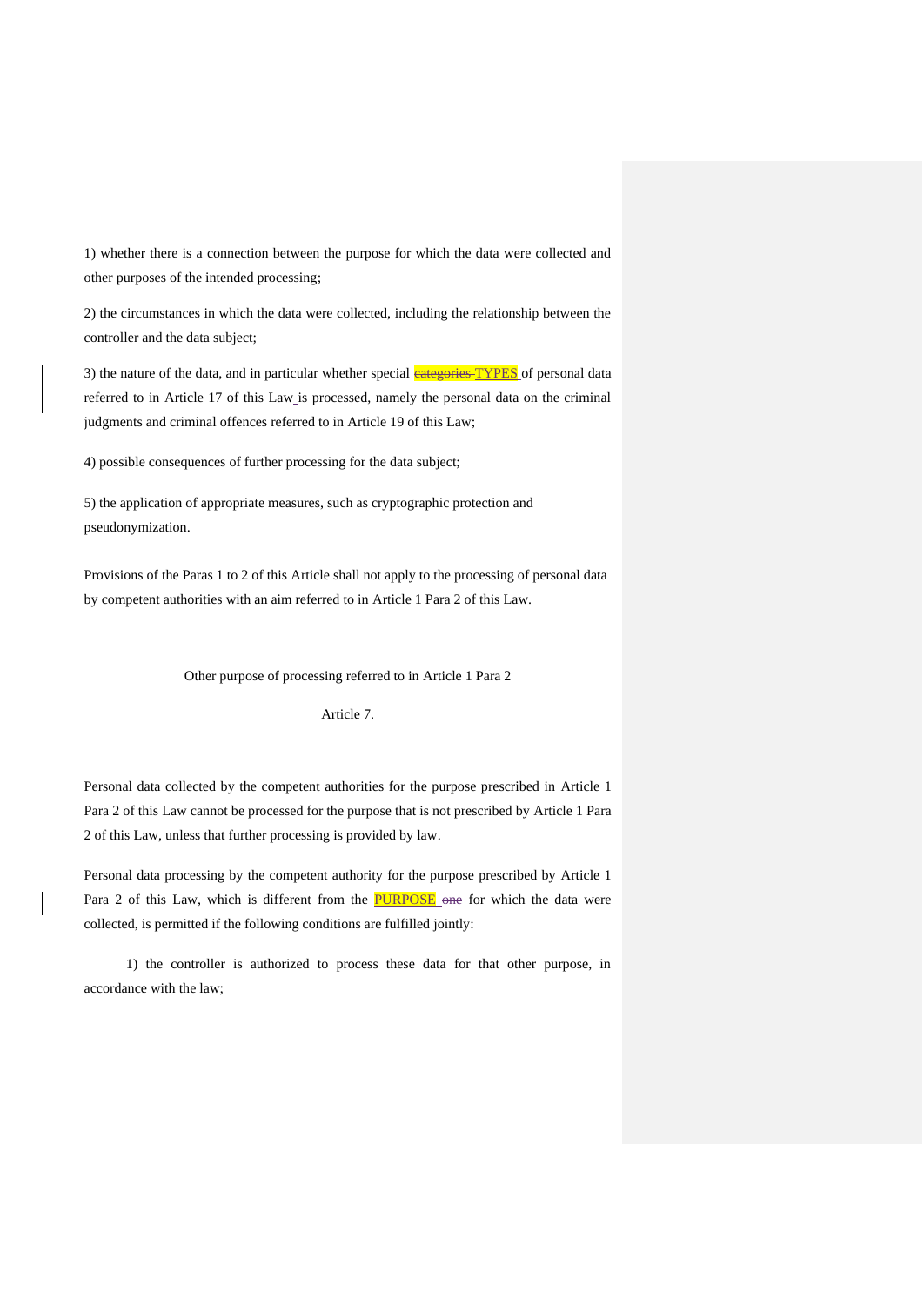1) whether there is a connection between the purpose for which the data were collected and other purposes of the intended processing;

2) the circumstances in which the data were collected, including the relationship between the controller and the data subject;

3) the nature of the data, and in particular whether special ~~categories~~ TYPES of personal data referred to in Article 17 of this Law is processed, namely the personal data on the criminal judgments and criminal offences referred to in Article 19 of this Law;

4) possible consequences of further processing for the data subject;

5) the application of appropriate measures, such as cryptographic protection and pseudonymization.

Provisions of the Paras 1 to 2 of this Article shall not apply to the processing of personal data by competent authorities with an aim referred to in Article 1 Para 2 of this Law.

### Other purpose of processing referred to in Article 1 Para 2

### Article 7.

Personal data collected by the competent authorities for the purpose prescribed in Article 1 Para 2 of this Law cannot be processed for the purpose that is not prescribed by Article 1 Para 2 of this Law, unless that further processing is provided by law.

Personal data processing by the competent authority for the purpose prescribed by Article 1 Para 2 of this Law, which is different from the PURPOSE ~~one~~ for which the data were collected, is permitted if the following conditions are fulfilled jointly:

1) the controller is authorized to process these data for that other purpose, in accordance with the law;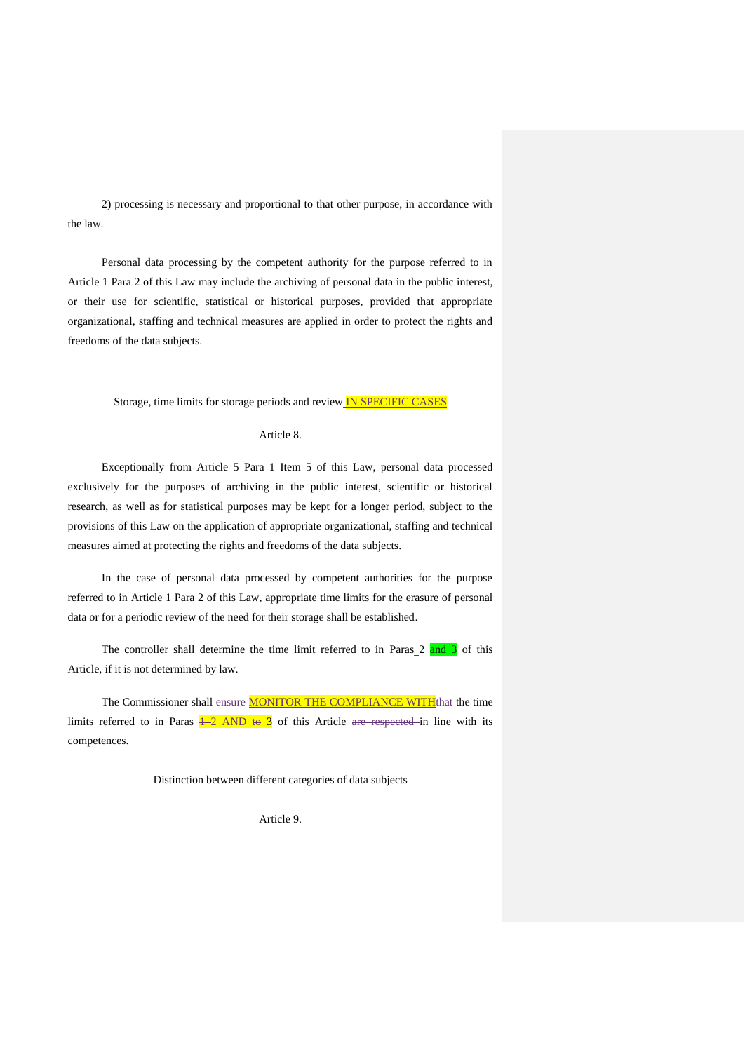2) processing is necessary and proportional to that other purpose, in accordance with the law.

Personal data processing by the competent authority for the purpose referred to in Article 1 Para 2 of this Law may include the archiving of personal data in the public interest, or their use for scientific, statistical or historical purposes, provided that appropriate organizational, staffing and technical measures are applied in order to protect the rights and freedoms of the data subjects.

Storage, time limits for storage periods and review IN SPECIFIC CASES

Article 8.

Exceptionally from Article 5 Para 1 Item 5 of this Law, personal data processed exclusively for the purposes of archiving in the public interest, scientific or historical research, as well as for statistical purposes may be kept for a longer period, subject to the provisions of this Law on the application of appropriate organizational, staffing and technical measures aimed at protecting the rights and freedoms of the data subjects.

In the case of personal data processed by competent authorities for the purpose referred to in Article 1 Para 2 of this Law, appropriate time limits for the erasure of personal data or for a periodic review of the need for their storage shall be established.

The controller shall determine the time limit referred to in Paras 2 and 3 of this Article, if it is not determined by law.

The Commissioner shall ~~ensure~~ MONITOR THE COMPLIANCE WITH~~that~~ the time limits referred to in Paras ~~1~~ 2 AND ~~to~~ 3 of this Article ~~are respected~~ in line with its competences.

Distinction between different categories of data subjects

Article 9.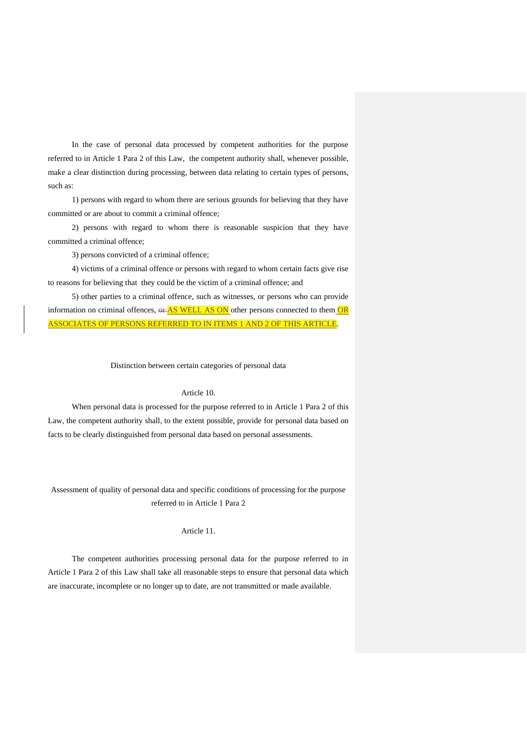In the case of personal data processed by competent authorities for the purpose referred to in Article 1 Para 2 of this Law, the competent authority shall, whenever possible, make a clear distinction during processing, between data relating to certain types of persons, such as:

1) persons with regard to whom there are serious grounds for believing that they have committed or are about to commit a criminal offence;

2) persons with regard to whom there is reasonable suspicion that they have committed a criminal offence;

3) persons convicted of a criminal offence;

4) victims of a criminal offence or persons with regard to whom certain facts give rise to reasons for believing that they could be the victim of a criminal offence; and

5) other parties to a criminal offence, such as witnesses, or persons who can provide information on criminal offences, ~~or~~ AS WELL AS ON other persons connected to them OR ASSOCIATES OF PERSONS REFERRED TO IN ITEMS 1 AND 2 OF THIS ARTICLE.

Distinction between certain categories of personal data

Article 10.

When personal data is processed for the purpose referred to in Article 1 Para 2 of this Law, the competent authority shall, to the extent possible, provide for personal data based on facts to be clearly distinguished from personal data based on personal assessments.

Assessment of quality of personal data and specific conditions of processing for the purpose referred to in Article 1 Para 2

Article 11.

The competent authorities processing personal data for the purpose referred to in Article 1 Para 2 of this Law shall take all reasonable steps to ensure that personal data which are inaccurate, incomplete or no longer up to date, are not transmitted or made available.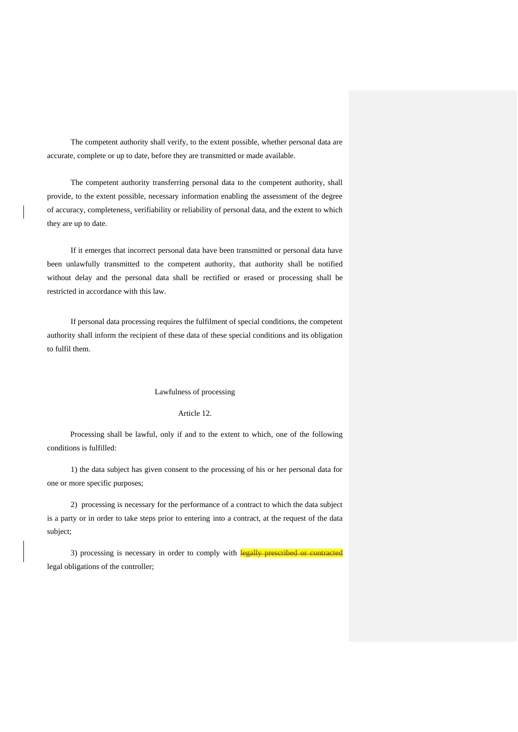The competent authority shall verify, to the extent possible, whether personal data are accurate, complete or up to date, before they are transmitted or made available.

The competent authority transferring personal data to the competent authority, shall provide, to the extent possible, necessary information enabling the assessment of the degree of accuracy, completeness, verifiability or reliability of personal data, and the extent to which they are up to date.

If it emerges that incorrect personal data have been transmitted or personal data have been unlawfully transmitted to the competent authority, that authority shall be notified without delay and the personal data shall be rectified or erased or processing shall be restricted in accordance with this law.

If personal data processing requires the fulfilment of special conditions, the competent authority shall inform the recipient of these data of these special conditions and its obligation to fulfil them.

Lawfulness of processing

Article 12.

Processing shall be lawful, only if and to the extent to which, one of the following conditions is fulfilled:

1) the data subject has given consent to the processing of his or her personal data for one or more specific purposes;

2) processing is necessary for the performance of a contract to which the data subject is a party or in order to take steps prior to entering into a contract, at the request of the data subject;

3) processing is necessary in order to comply with ~~legally prescribed or contracted~~ legal obligations of the controller;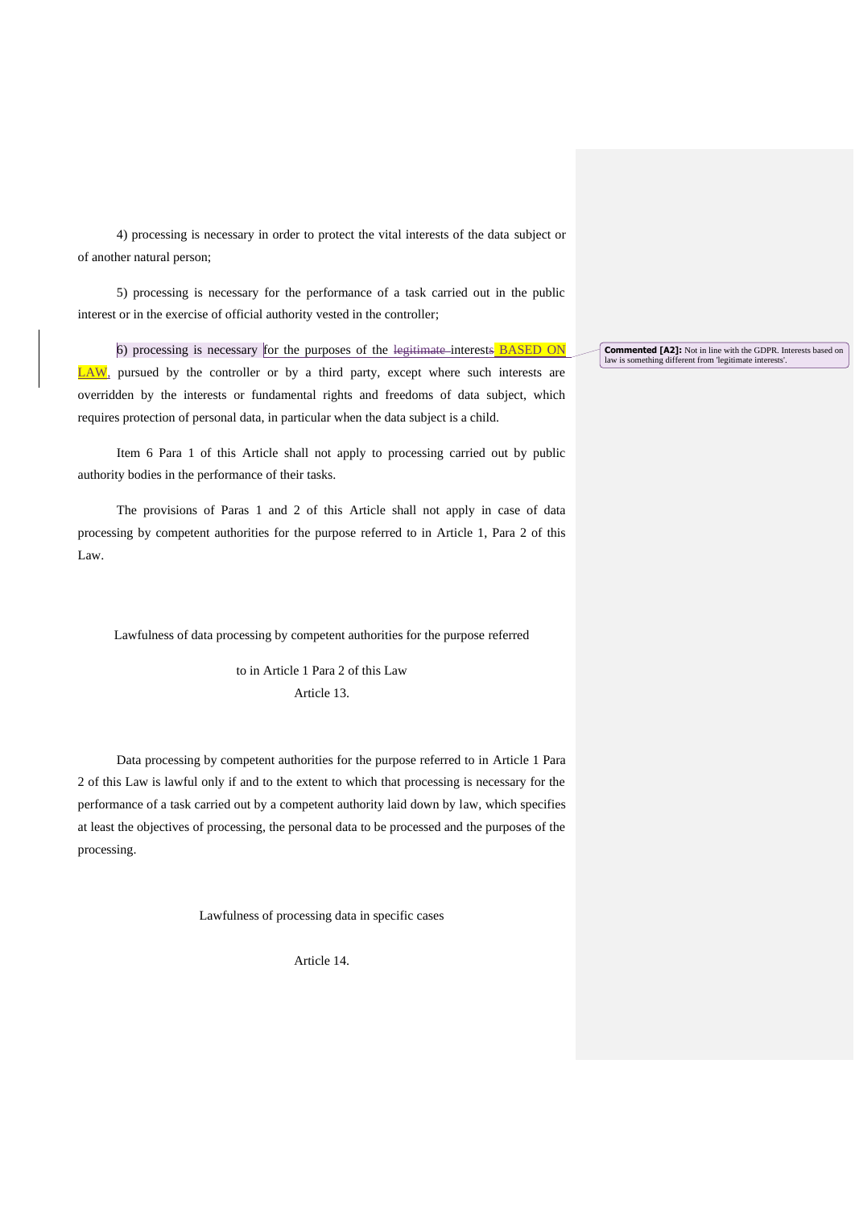4) processing is necessary in order to protect the vital interests of the data subject or of another natural person;

5) processing is necessary for the performance of a task carried out in the public interest or in the exercise of official authority vested in the controller;

6) processing is necessary for the purposes of the ~~legitimate~~ interests~~s~~ BASED ON LAW, pursued by the controller or by a third party, except where such interests are overridden by the interests or fundamental rights and freedoms of data subject, which requires protection of personal data, in particular when the data subject is a child.

**Commented [A2]:** Not in line with the GDPR. Interests based on law is something different from 'legitimate interests'.

Item 6 Para 1 of this Article shall not apply to processing carried out by public authority bodies in the performance of their tasks.

The provisions of Paras 1 and 2 of this Article shall not apply in case of data processing by competent authorities for the purpose referred to in Article 1, Para 2 of this Law.

Lawfulness of data processing by competent authorities for the purpose referred to in Article 1 Para 2 of this Law

Article 13.

Data processing by competent authorities for the purpose referred to in Article 1 Para 2 of this Law is lawful only if and to the extent to which that processing is necessary for the performance of a task carried out by a competent authority laid down by law, which specifies at least the objectives of processing, the personal data to be processed and the purposes of the processing.

Lawfulness of processing data in specific cases

Article 14.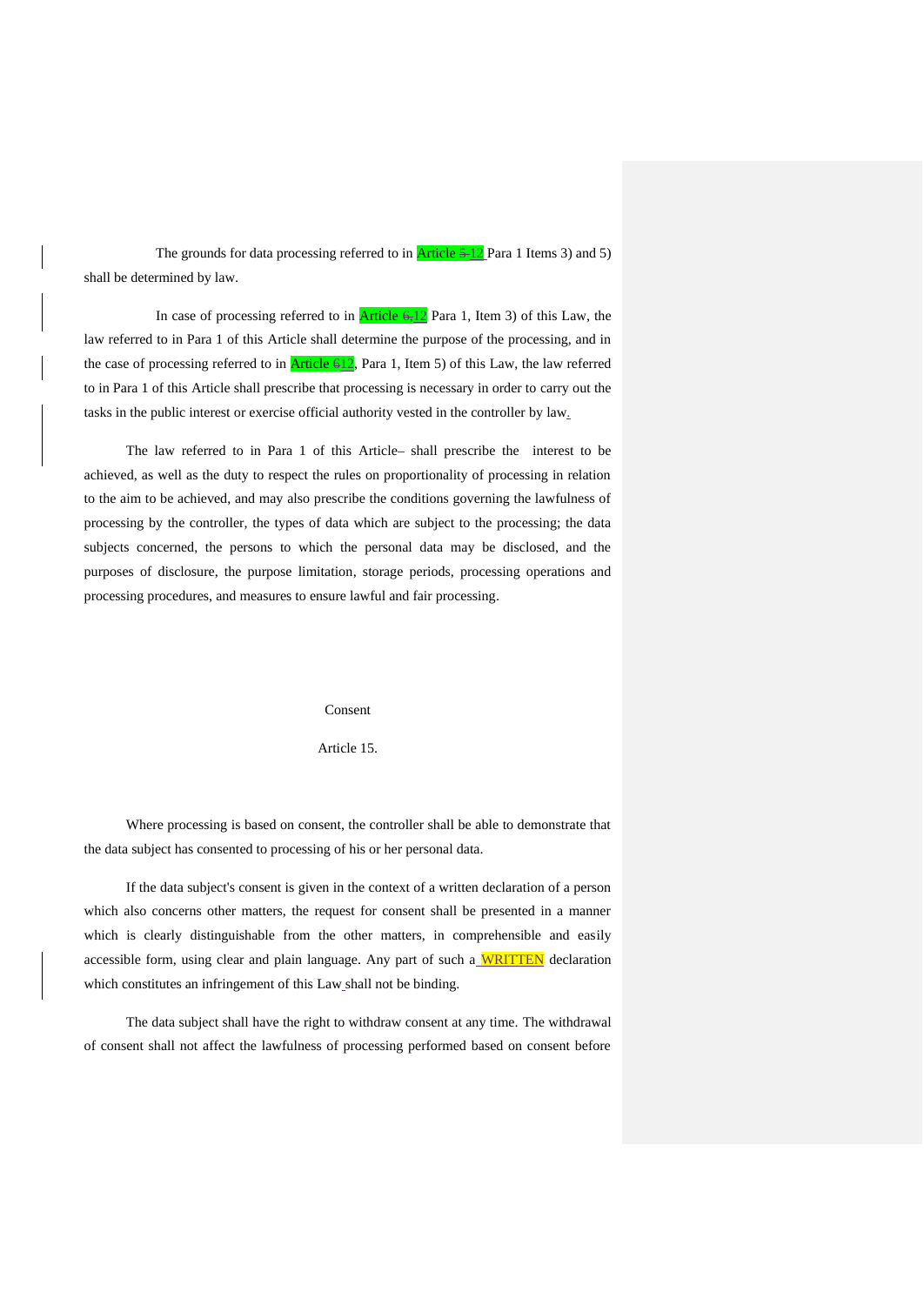The grounds for data processing referred to in Article 5 12 Para 1 Items 3) and 5) shall be determined by law.

In case of processing referred to in Article 6,12 Para 1, Item 3) of this Law, the law referred to in Para 1 of this Article shall determine the purpose of the processing, and in the case of processing referred to in Article 612, Para 1, Item 5) of this Law, the law referred to in Para 1 of this Article shall prescribe that processing is necessary in order to carry out the tasks in the public interest or exercise official authority vested in the controller by law.

The law referred to in Para 1 of this Article– shall prescribe the interest to be achieved, as well as the duty to respect the rules on proportionality of processing in relation to the aim to be achieved, and may also prescribe the conditions governing the lawfulness of processing by the controller, the types of data which are subject to the processing; the data subjects concerned, the persons to which the personal data may be disclosed, and the purposes of disclosure, the purpose limitation, storage periods, processing operations and processing procedures, and measures to ensure lawful and fair processing.

Consent

Article 15.

Where processing is based on consent, the controller shall be able to demonstrate that the data subject has consented to processing of his or her personal data.

If the data subject's consent is given in the context of a written declaration of a person which also concerns other matters, the request for consent shall be presented in a manner which is clearly distinguishable from the other matters, in comprehensible and easily accessible form, using clear and plain language. Any part of such a WRITTEN declaration which constitutes an infringement of this Law shall not be binding.

The data subject shall have the right to withdraw consent at any time. The withdrawal of consent shall not affect the lawfulness of processing performed based on consent before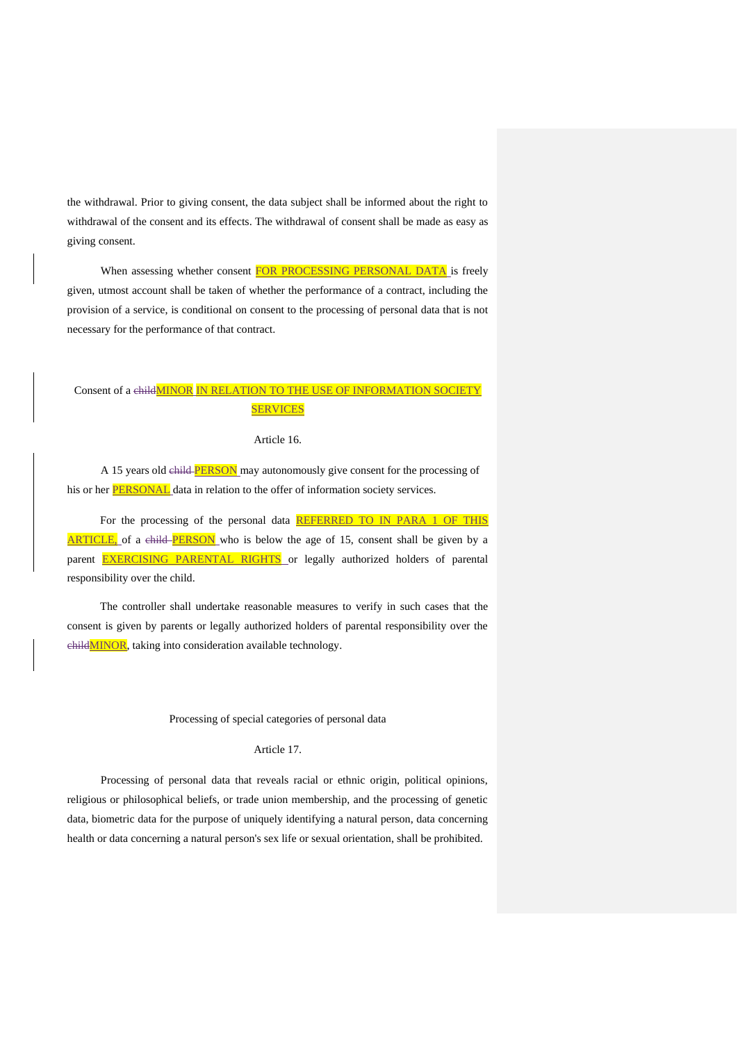the withdrawal. Prior to giving consent, the data subject shall be informed about the right to withdrawal of the consent and its effects. The withdrawal of consent shall be made as easy as giving consent.

When assessing whether consent FOR PROCESSING PERSONAL DATA is freely given, utmost account shall be taken of whether the performance of a contract, including the provision of a service, is conditional on consent to the processing of personal data that is not necessary for the performance of that contract.

Consent of a ~~child~~MINOR IN RELATION TO THE USE OF INFORMATION SOCIETY SERVICES

Article 16.

A 15 years old ~~child~~ PERSON may autonomously give consent for the processing of his or her PERSONAL data in relation to the offer of information society services.

For the processing of the personal data REFERRED TO IN PARA 1 OF THIS ARTICLE, of a ~~child~~ PERSON who is below the age of 15, consent shall be given by a parent EXERCISING PARENTAL RIGHTS or legally authorized holders of parental responsibility over the child.

The controller shall undertake reasonable measures to verify in such cases that the consent is given by parents or legally authorized holders of parental responsibility over the ~~child~~MINOR, taking into consideration available technology.

Processing of special categories of personal data

Article 17.

Processing of personal data that reveals racial or ethnic origin, political opinions, religious or philosophical beliefs, or trade union membership, and the processing of genetic data, biometric data for the purpose of uniquely identifying a natural person, data concerning health or data concerning a natural person's sex life or sexual orientation, shall be prohibited.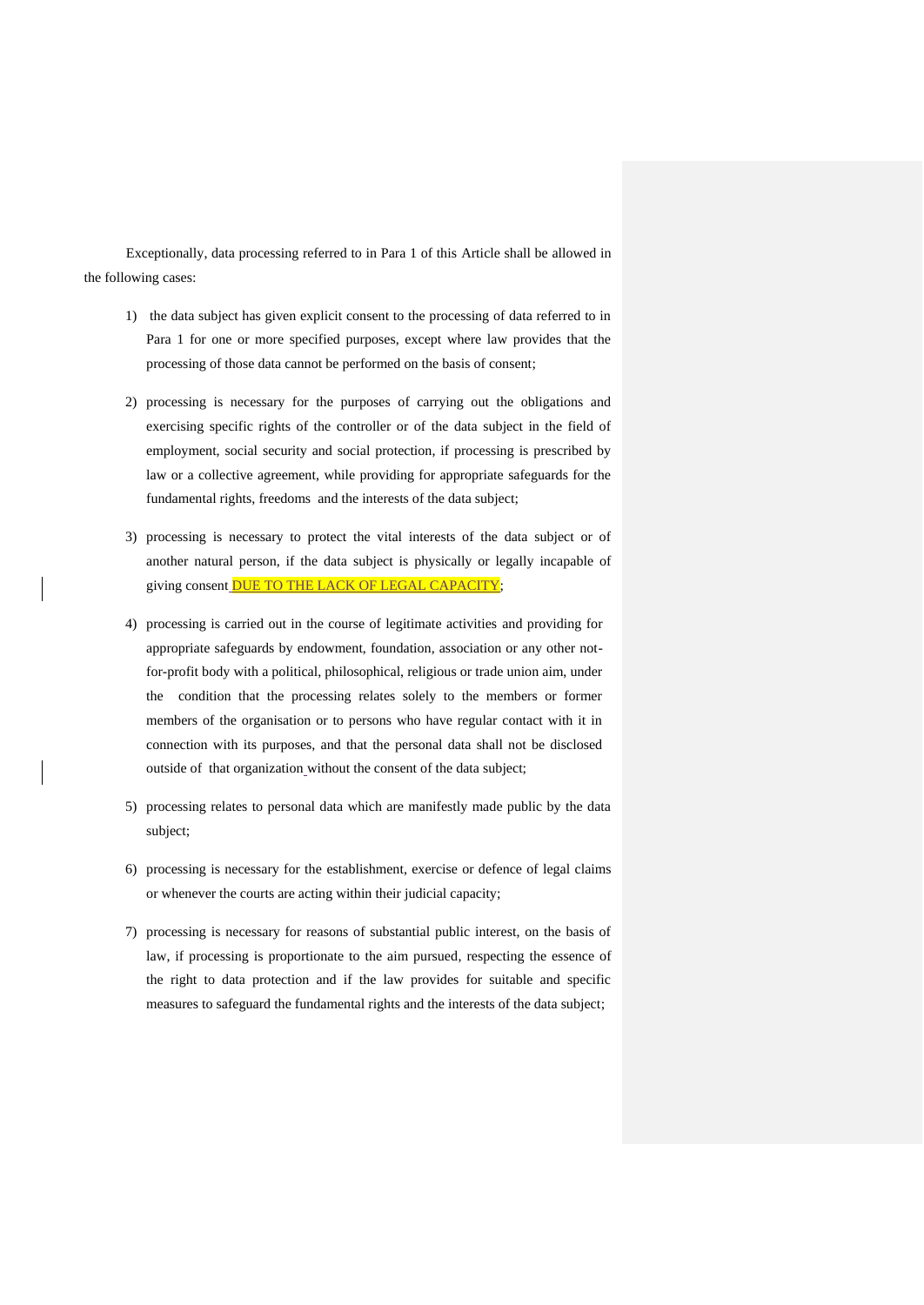Exceptionally, data processing referred to in Para 1 of this Article shall be allowed in the following cases:

1) the data subject has given explicit consent to the processing of data referred to in Para 1 for one or more specified purposes, except where law provides that the processing of those data cannot be performed on the basis of consent;

2) processing is necessary for the purposes of carrying out the obligations and exercising specific rights of the controller or of the data subject in the field of employment, social security and social protection, if processing is prescribed by law or a collective agreement, while providing for appropriate safeguards for the fundamental rights, freedoms and the interests of the data subject;

3) processing is necessary to protect the vital interests of the data subject or of another natural person, if the data subject is physically or legally incapable of giving consent DUE TO THE LACK OF LEGAL CAPACITY;

4) processing is carried out in the course of legitimate activities and providing for appropriate safeguards by endowment, foundation, association or any other not-for-profit body with a political, philosophical, religious or trade union aim, under the condition that the processing relates solely to the members or former members of the organisation or to persons who have regular contact with it in connection with its purposes, and that the personal data shall not be disclosed outside of that organization without the consent of the data subject;

5) processing relates to personal data which are manifestly made public by the data subject;

6) processing is necessary for the establishment, exercise or defence of legal claims or whenever the courts are acting within their judicial capacity;

7) processing is necessary for reasons of substantial public interest, on the basis of law, if processing is proportionate to the aim pursued, respecting the essence of the right to data protection and if the law provides for suitable and specific measures to safeguard the fundamental rights and the interests of the data subject;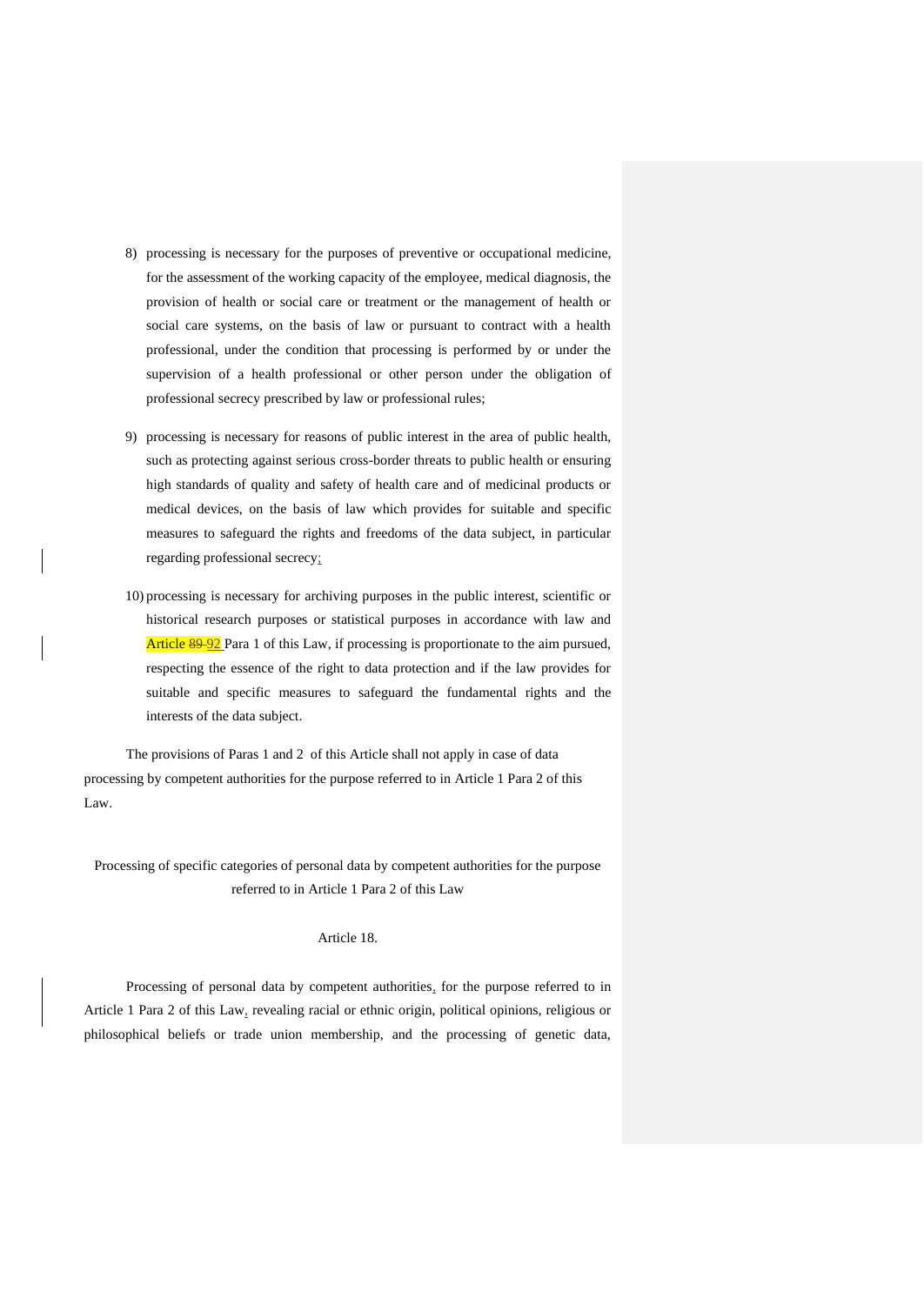8) processing is necessary for the purposes of preventive or occupational medicine, for the assessment of the working capacity of the employee, medical diagnosis, the provision of health or social care or treatment or the management of health or social care systems, on the basis of law or pursuant to contract with a health professional, under the condition that processing is performed by or under the supervision of a health professional or other person under the obligation of professional secrecy prescribed by law or professional rules;

9) processing is necessary for reasons of public interest in the area of public health, such as protecting against serious cross-border threats to public health or ensuring high standards of quality and safety of health care and of medicinal products or medical devices, on the basis of law which provides for suitable and specific measures to safeguard the rights and freedoms of the data subject, in particular regarding professional secrecy;

10) processing is necessary for archiving purposes in the public interest, scientific or historical research purposes or statistical purposes in accordance with law and Article ~~89~~ 92 Para 1 of this Law, if processing is proportionate to the aim pursued, respecting the essence of the right to data protection and if the law provides for suitable and specific measures to safeguard the fundamental rights and the interests of the data subject.

The provisions of Paras 1 and 2 of this Article shall not apply in case of data processing by competent authorities for the purpose referred to in Article 1 Para 2 of this Law.

Processing of specific categories of personal data by competent authorities for the purpose referred to in Article 1 Para 2 of this Law

Article 18.

Processing of personal data by competent authorities, for the purpose referred to in Article 1 Para 2 of this Law, revealing racial or ethnic origin, political opinions, religious or philosophical beliefs or trade union membership, and the processing of genetic data,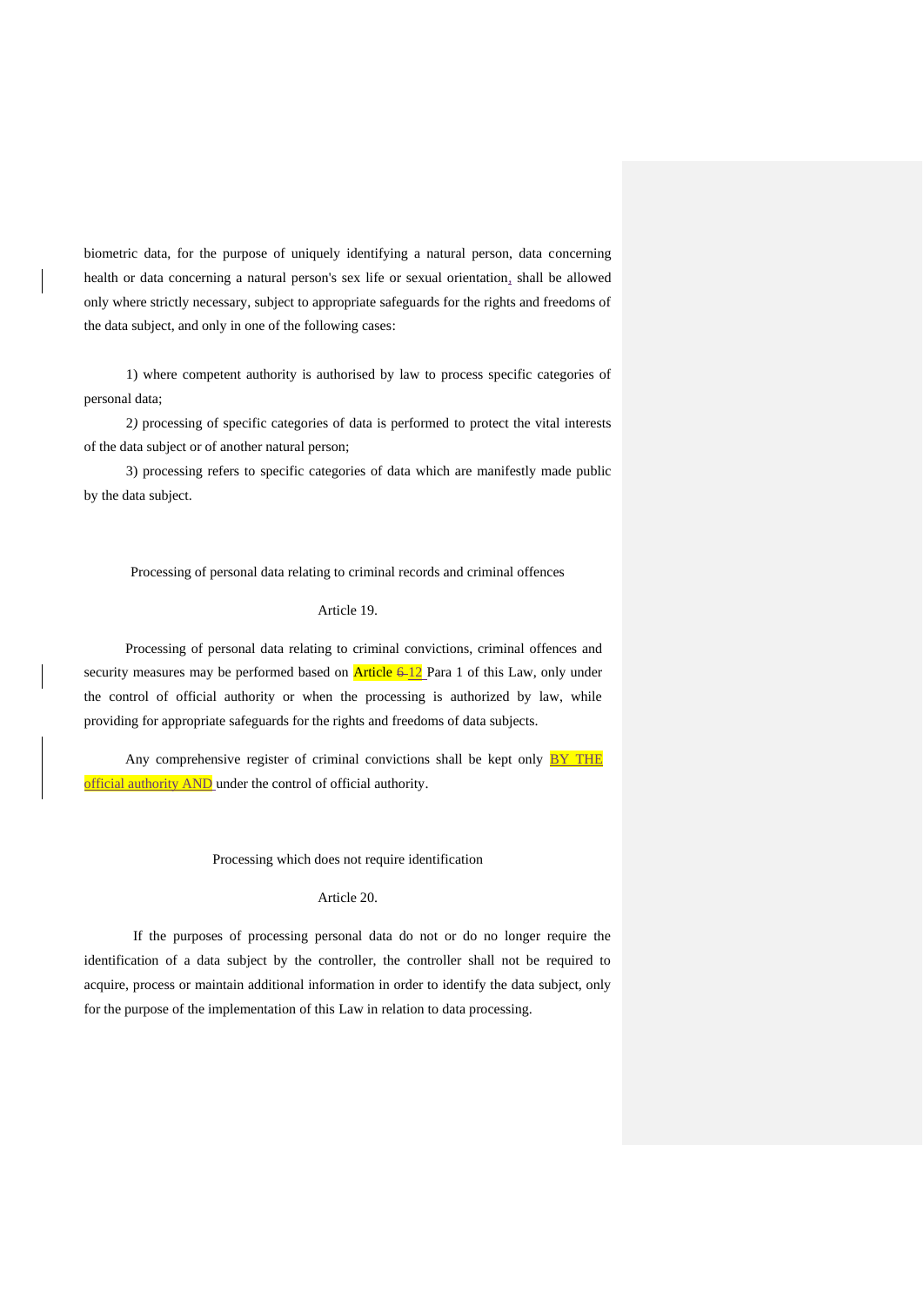biometric data, for the purpose of uniquely identifying a natural person, data concerning health or data concerning a natural person's sex life or sexual orientation, shall be allowed only where strictly necessary, subject to appropriate safeguards for the rights and freedoms of the data subject, and only in one of the following cases:

1) where competent authority is authorised by law to process specific categories of personal data;

2) processing of specific categories of data is performed to protect the vital interests of the data subject or of another natural person;

3) processing refers to specific categories of data which are manifestly made public by the data subject.

Processing of personal data relating to criminal records and criminal offences

Article 19.

Processing of personal data relating to criminal convictions, criminal offences and security measures may be performed based on Article ~~6~~ 12 Para 1 of this Law, only under the control of official authority or when the processing is authorized by law, while providing for appropriate safeguards for the rights and freedoms of data subjects.

Any comprehensive register of criminal convictions shall be kept only BY THE official authority AND under the control of official authority.

Processing which does not require identification

Article 20.

If the purposes of processing personal data do not or do no longer require the identification of a data subject by the controller, the controller shall not be required to acquire, process or maintain additional information in order to identify the data subject, only for the purpose of the implementation of this Law in relation to data processing.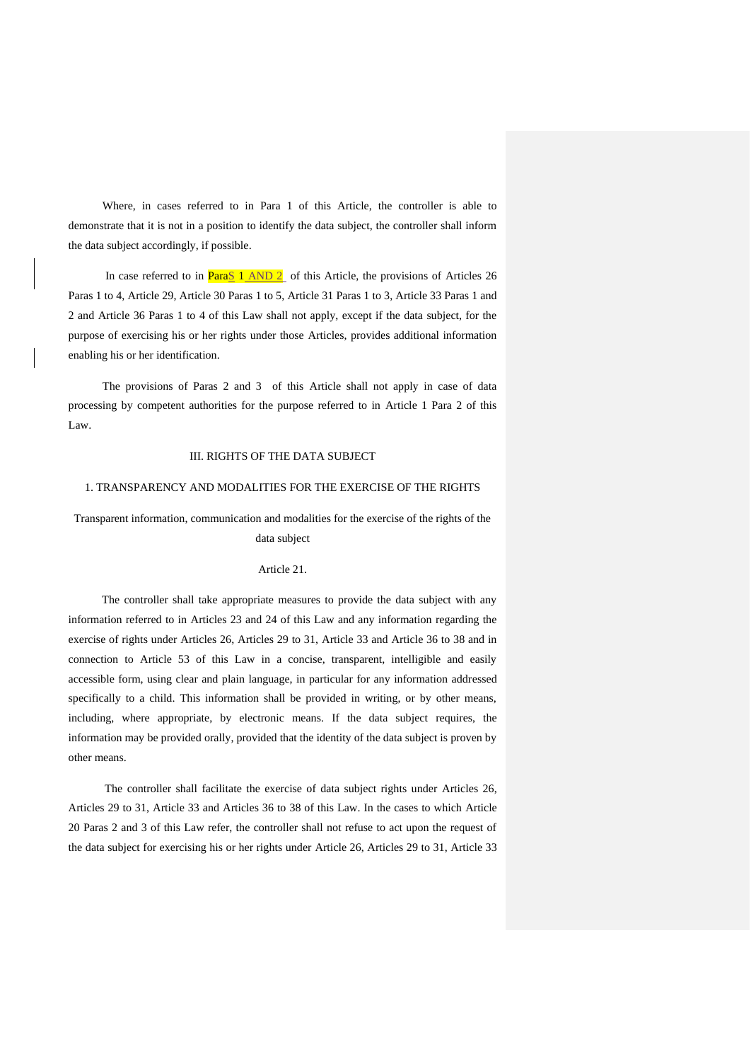Where, in cases referred to in Para 1 of this Article, the controller is able to demonstrate that it is not in a position to identify the data subject, the controller shall inform the data subject accordingly, if possible.

In case referred to in ParaS 1 AND 2 of this Article, the provisions of Articles 26 Paras 1 to 4, Article 29, Article 30 Paras 1 to 5, Article 31 Paras 1 to 3, Article 33 Paras 1 and 2 and Article 36 Paras 1 to 4 of this Law shall not apply, except if the data subject, for the purpose of exercising his or her rights under those Articles, provides additional information enabling his or her identification.

The provisions of Paras 2 and 3 of this Article shall not apply in case of data processing by competent authorities for the purpose referred to in Article 1 Para 2 of this Law.

## III. RIGHTS OF THE DATA SUBJECT

### 1. TRANSPARENCY AND MODALITIES FOR THE EXERCISE OF THE RIGHTS

#### Transparent information, communication and modalities for the exercise of the rights of the data subject

#### Article 21.

The controller shall take appropriate measures to provide the data subject with any information referred to in Articles 23 and 24 of this Law and any information regarding the exercise of rights under Articles 26, Articles 29 to 31, Article 33 and Article 36 to 38 and in connection to Article 53 of this Law in a concise, transparent, intelligible and easily accessible form, using clear and plain language, in particular for any information addressed specifically to a child. This information shall be provided in writing, or by other means, including, where appropriate, by electronic means. If the data subject requires, the information may be provided orally, provided that the identity of the data subject is proven by other means.

The controller shall facilitate the exercise of data subject rights under Articles 26, Articles 29 to 31, Article 33 and Articles 36 to 38 of this Law. In the cases to which Article 20 Paras 2 and 3 of this Law refer, the controller shall not refuse to act upon the request of the data subject for exercising his or her rights under Article 26, Articles 29 to 31, Article 33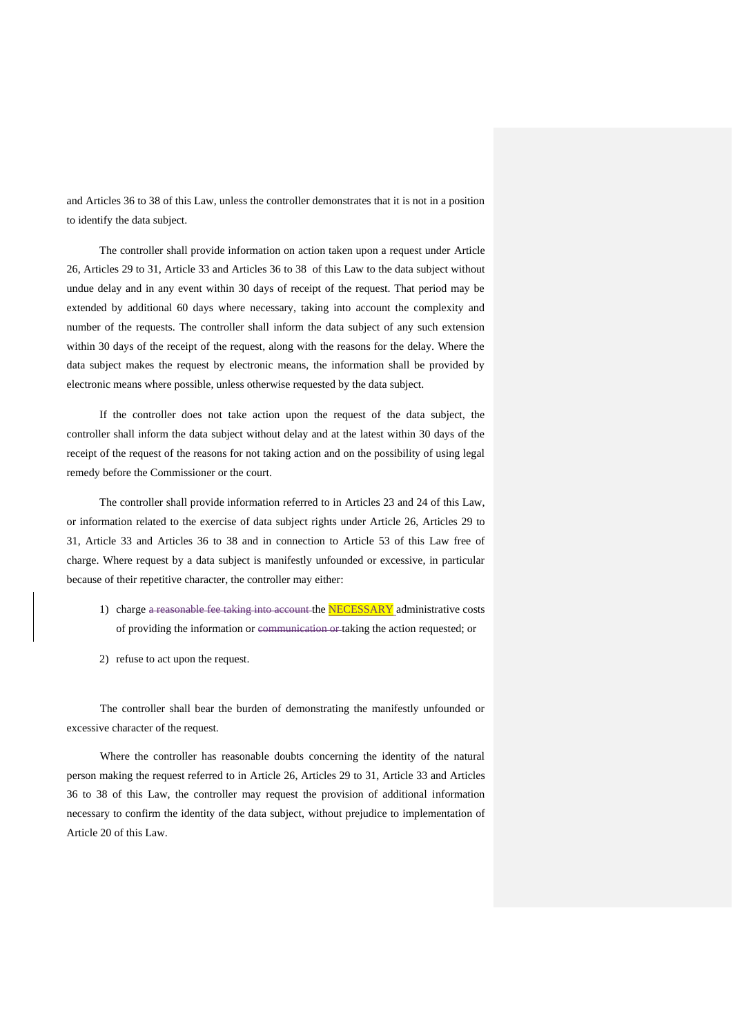and Articles 36 to 38 of this Law, unless the controller demonstrates that it is not in a position to identify the data subject.

The controller shall provide information on action taken upon a request under Article 26, Articles 29 to 31, Article 33 and Articles 36 to 38 of this Law to the data subject without undue delay and in any event within 30 days of receipt of the request. That period may be extended by additional 60 days where necessary, taking into account the complexity and number of the requests. The controller shall inform the data subject of any such extension within 30 days of the receipt of the request, along with the reasons for the delay. Where the data subject makes the request by electronic means, the information shall be provided by electronic means where possible, unless otherwise requested by the data subject.

If the controller does not take action upon the request of the data subject, the controller shall inform the data subject without delay and at the latest within 30 days of the receipt of the request of the reasons for not taking action and on the possibility of using legal remedy before the Commissioner or the court.

The controller shall provide information referred to in Articles 23 and 24 of this Law, or information related to the exercise of data subject rights under Article 26, Articles 29 to 31, Article 33 and Articles 36 to 38 and in connection to Article 53 of this Law free of charge. Where request by a data subject is manifestly unfounded or excessive, in particular because of their repetitive character, the controller may either:

1) charge ~~a reasonable fee taking into account~~ the NECESSARY administrative costs of providing the information or ~~communication or~~ taking the action requested; or

2) refuse to act upon the request.

The controller shall bear the burden of demonstrating the manifestly unfounded or excessive character of the request.

Where the controller has reasonable doubts concerning the identity of the natural person making the request referred to in Article 26, Articles 29 to 31, Article 33 and Articles 36 to 38 of this Law, the controller may request the provision of additional information necessary to confirm the identity of the data subject, without prejudice to implementation of Article 20 of this Law.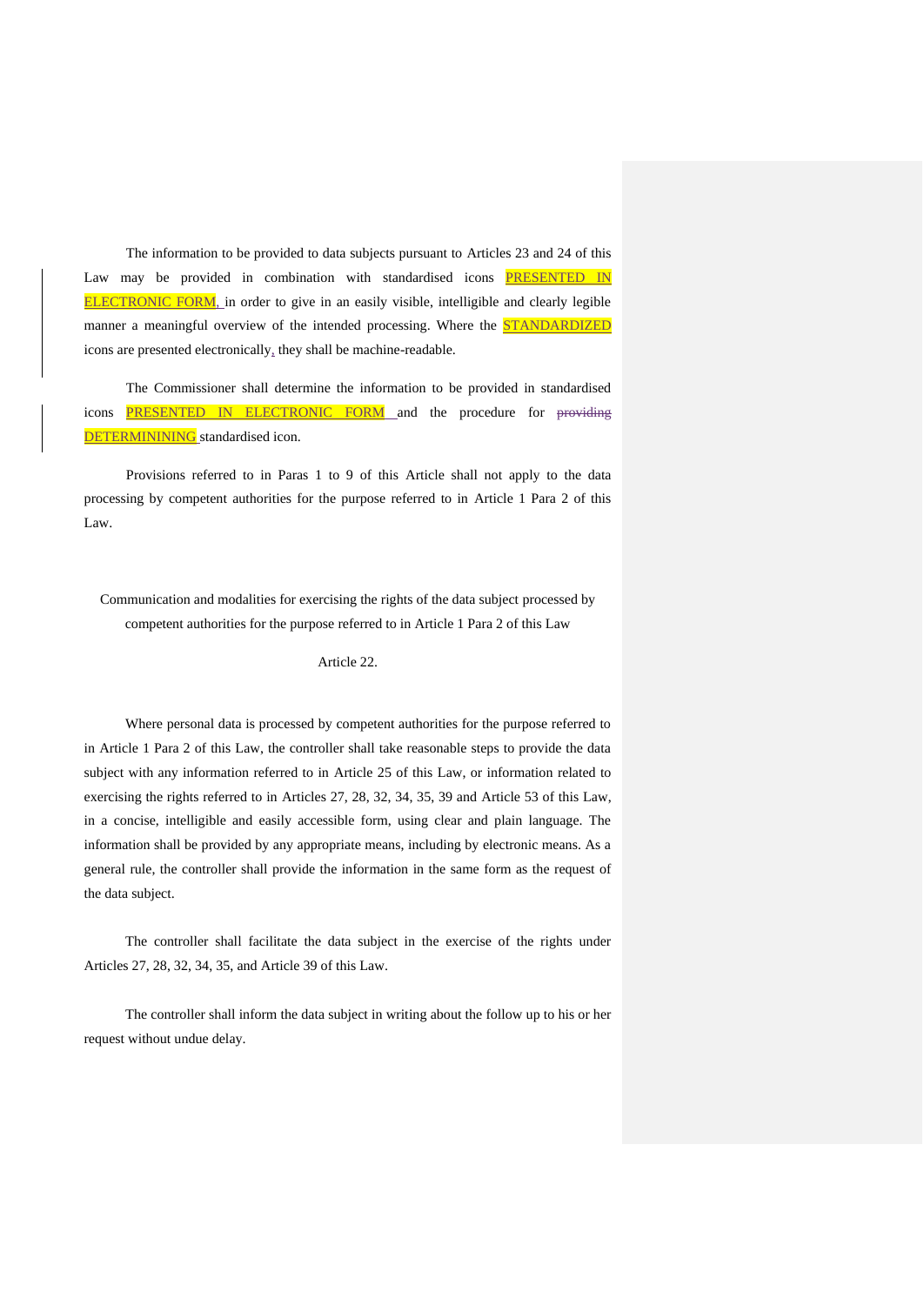The information to be provided to data subjects pursuant to Articles 23 and 24 of this Law may be provided in combination with standardised icons PRESENTED IN ELECTRONIC FORM, in order to give in an easily visible, intelligible and clearly legible manner a meaningful overview of the intended processing. Where the STANDARDIZED icons are presented electronically, they shall be machine-readable.

The Commissioner shall determine the information to be provided in standardised icons PRESENTED IN ELECTRONIC FORM and the procedure for ~~providing~~ DETERMININING standardised icon.

Provisions referred to in Paras 1 to 9 of this Article shall not apply to the data processing by competent authorities for the purpose referred to in Article 1 Para 2 of this Law.

### Communication and modalities for exercising the rights of the data subject processed by competent authorities for the purpose referred to in Article 1 Para 2 of this Law

### Article 22.

Where personal data is processed by competent authorities for the purpose referred to in Article 1 Para 2 of this Law, the controller shall take reasonable steps to provide the data subject with any information referred to in Article 25 of this Law, or information related to exercising the rights referred to in Articles 27, 28, 32, 34, 35, 39 and Article 53 of this Law, in a concise, intelligible and easily accessible form, using clear and plain language. The information shall be provided by any appropriate means, including by electronic means. As a general rule, the controller shall provide the information in the same form as the request of the data subject.

The controller shall facilitate the data subject in the exercise of the rights under Articles 27, 28, 32, 34, 35, and Article 39 of this Law.

The controller shall inform the data subject in writing about the follow up to his or her request without undue delay.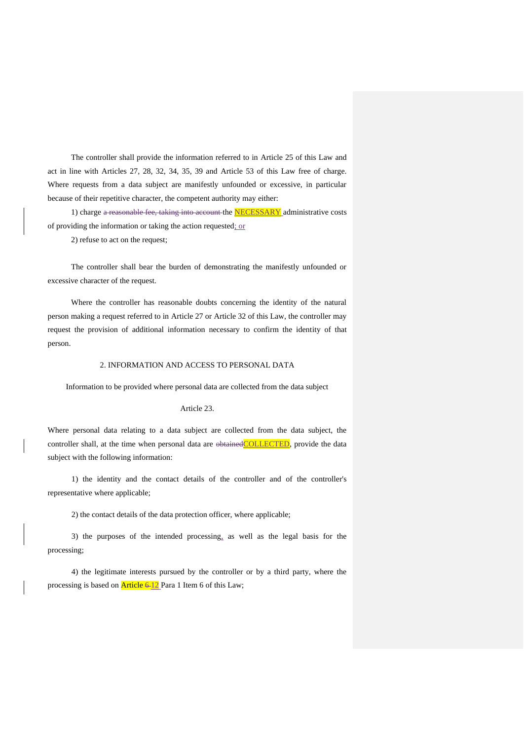The controller shall provide the information referred to in Article 25 of this Law and act in line with Articles 27, 28, 32, 34, 35, 39 and Article 53 of this Law free of charge. Where requests from a data subject are manifestly unfounded or excessive, in particular because of their repetitive character, the competent authority may either:

1) charge ~~a reasonable fee, taking into account~~ the NECESSARY administrative costs of providing the information or taking the action requested; or

2) refuse to act on the request;

The controller shall bear the burden of demonstrating the manifestly unfounded or excessive character of the request.

Where the controller has reasonable doubts concerning the identity of the natural person making a request referred to in Article 27 or Article 32 of this Law, the controller may request the provision of additional information necessary to confirm the identity of that person.

## 2. INFORMATION AND ACCESS TO PERSONAL DATA

### Information to be provided where personal data are collected from the data subject

### Article 23.

Where personal data relating to a data subject are collected from the data subject, the controller shall, at the time when personal data are ~~obtained~~COLLECTED, provide the data subject with the following information:

1) the identity and the contact details of the controller and of the controller's representative where applicable;

2) the contact details of the data protection officer, where applicable;

3) the purposes of the intended processing, as well as the legal basis for the processing;

4) the legitimate interests pursued by the controller or by a third party, where the processing is based on Article ~~6~~ 12 Para 1 Item 6 of this Law;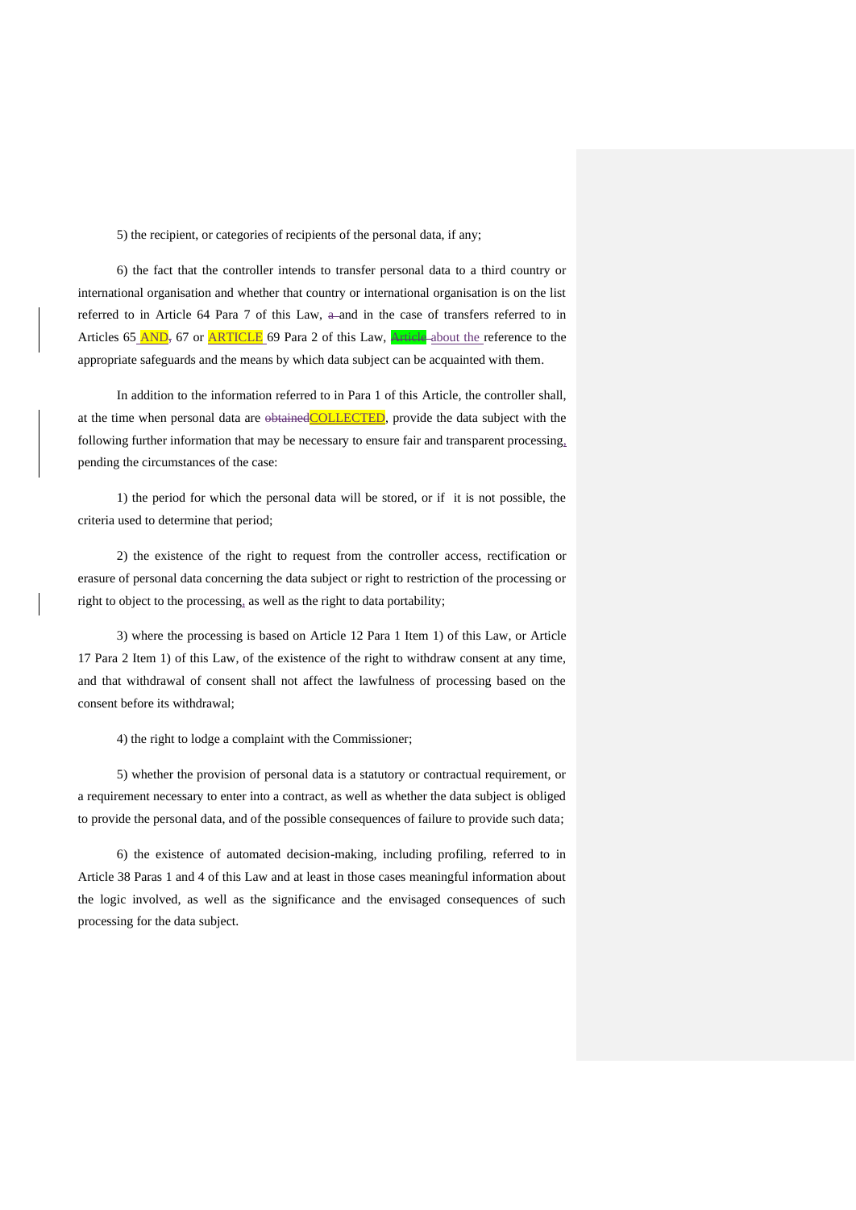5) the recipient, or categories of recipients of the personal data, if any;

6) the fact that the controller intends to transfer personal data to a third country or international organisation and whether that country or international organisation is on the list referred to in Article 64 Para 7 of this Law, ~~a~~ and in the case of transfers referred to in Articles 65 AND~~,~~ 67 or ARTICLE 69 Para 2 of this Law, ~~Article~~ about the reference to the appropriate safeguards and the means by which data subject can be acquainted with them.

In addition to the information referred to in Para 1 of this Article, the controller shall, at the time when personal data are ~~obtained~~COLLECTED, provide the data subject with the following further information that may be necessary to ensure fair and transparent processing, pending the circumstances of the case:

1) the period for which the personal data will be stored, or if it is not possible, the criteria used to determine that period;

2) the existence of the right to request from the controller access, rectification or erasure of personal data concerning the data subject or right to restriction of the processing or right to object to the processing, as well as the right to data portability;

3) where the processing is based on Article 12 Para 1 Item 1) of this Law, or Article 17 Para 2 Item 1) of this Law, of the existence of the right to withdraw consent at any time, and that withdrawal of consent shall not affect the lawfulness of processing based on the consent before its withdrawal;

4) the right to lodge a complaint with the Commissioner;

5) whether the provision of personal data is a statutory or contractual requirement, or a requirement necessary to enter into a contract, as well as whether the data subject is obliged to provide the personal data, and of the possible consequences of failure to provide such data;

6) the existence of automated decision-making, including profiling, referred to in Article 38 Paras 1 and 4 of this Law and at least in those cases meaningful information about the logic involved, as well as the significance and the envisaged consequences of such processing for the data subject.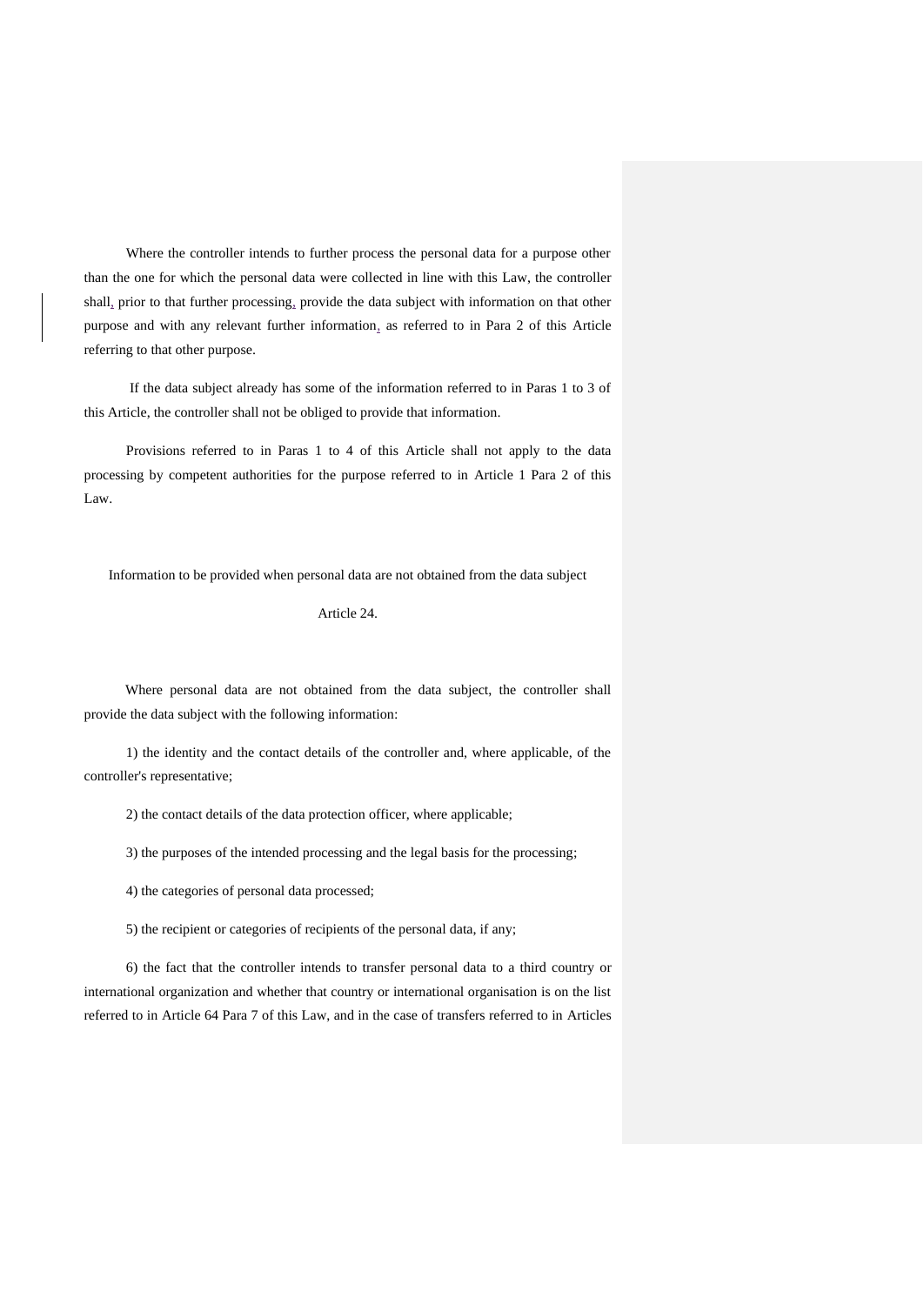Where the controller intends to further process the personal data for a purpose other than the one for which the personal data were collected in line with this Law, the controller shall, prior to that further processing, provide the data subject with information on that other purpose and with any relevant further information, as referred to in Para 2 of this Article referring to that other purpose.

If the data subject already has some of the information referred to in Paras 1 to 3 of this Article, the controller shall not be obliged to provide that information.

Provisions referred to in Paras 1 to 4 of this Article shall not apply to the data processing by competent authorities for the purpose referred to in Article 1 Para 2 of this Law.

### Information to be provided when personal data are not obtained from the data subject

### Article 24.

Where personal data are not obtained from the data subject, the controller shall provide the data subject with the following information:

1) the identity and the contact details of the controller and, where applicable, of the controller's representative;

2) the contact details of the data protection officer, where applicable;

3) the purposes of the intended processing and the legal basis for the processing;

4) the categories of personal data processed;

5) the recipient or categories of recipients of the personal data, if any;

6) the fact that the controller intends to transfer personal data to a third country or international organization and whether that country or international organisation is on the list referred to in Article 64 Para 7 of this Law, and in the case of transfers referred to in Articles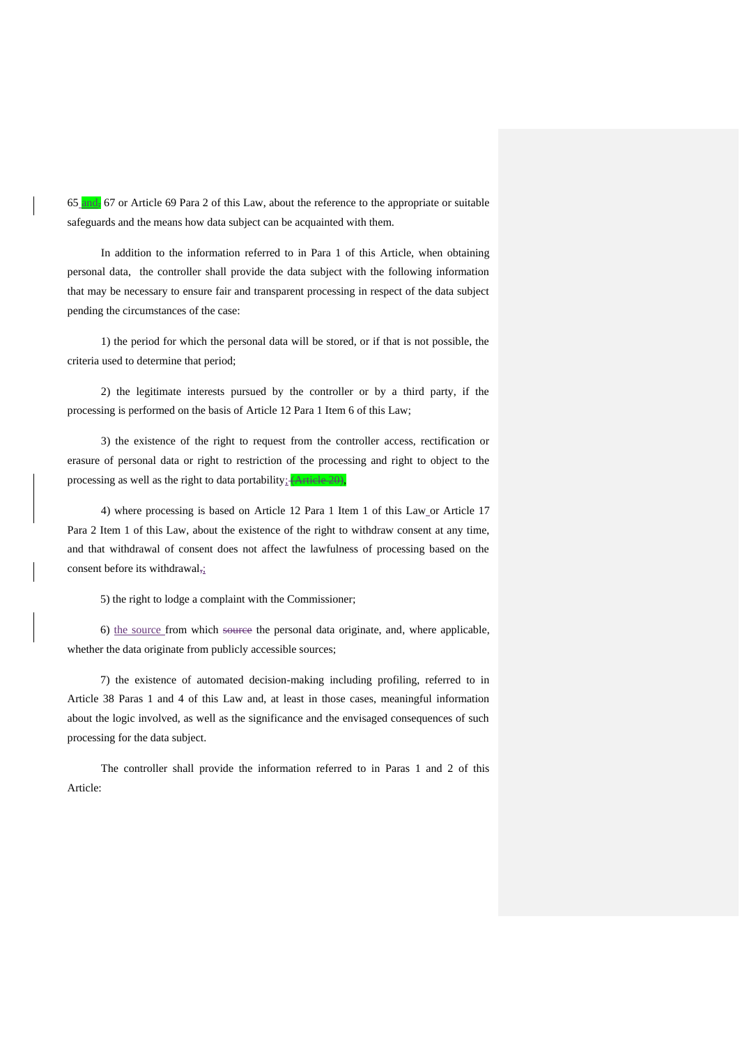65 and 67 or Article 69 Para 2 of this Law, about the reference to the appropriate or suitable safeguards and the means how data subject can be acquainted with them.

In addition to the information referred to in Para 1 of this Article, when obtaining personal data, the controller shall provide the data subject with the following information that may be necessary to ensure fair and transparent processing in respect of the data subject pending the circumstances of the case:

1) the period for which the personal data will be stored, or if that is not possible, the criteria used to determine that period;

2) the legitimate interests pursued by the controller or by a third party, if the processing is performed on the basis of Article 12 Para 1 Item 6 of this Law;

3) the existence of the right to request from the controller access, rectification or erasure of personal data or right to restriction of the processing and right to object to the processing as well as the right to data portability;

4) where processing is based on Article 12 Para 1 Item 1 of this Law or Article 17 Para 2 Item 1 of this Law, about the existence of the right to withdraw consent at any time, and that withdrawal of consent does not affect the lawfulness of processing based on the consent before its withdrawal;

5) the right to lodge a complaint with the Commissioner;

6) the source from which the personal data originate, and, where applicable, whether the data originate from publicly accessible sources;

7) the existence of automated decision-making including profiling, referred to in Article 38 Paras 1 and 4 of this Law and, at least in those cases, meaningful information about the logic involved, as well as the significance and the envisaged consequences of such processing for the data subject.

The controller shall provide the information referred to in Paras 1 and 2 of this Article: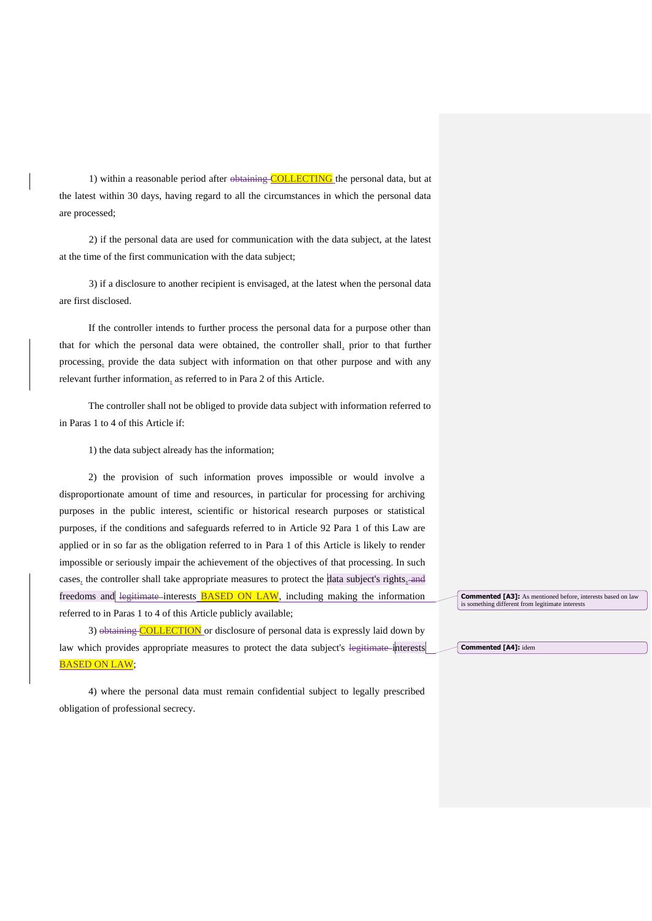1) within a reasonable period after ~~obtaining~~ COLLECTING the personal data, but at the latest within 30 days, having regard to all the circumstances in which the personal data are processed;

2) if the personal data are used for communication with the data subject, at the latest at the time of the first communication with the data subject;

3) if a disclosure to another recipient is envisaged, at the latest when the personal data are first disclosed.

If the controller intends to further process the personal data for a purpose other than that for which the personal data were obtained, the controller shall, prior to that further processing, provide the data subject with information on that other purpose and with any relevant further information, as referred to in Para 2 of this Article.

The controller shall not be obliged to provide data subject with information referred to in Paras 1 to 4 of this Article if:

1) the data subject already has the information;

2) the provision of such information proves impossible or would involve a disproportionate amount of time and resources, in particular for processing for archiving purposes in the public interest, scientific or historical research purposes or statistical purposes, if the conditions and safeguards referred to in Article 92 Para 1 of this Law are applied or in so far as the obligation referred to in Para 1 of this Article is likely to render impossible or seriously impair the achievement of the objectives of that processing. In such cases, the controller shall take appropriate measures to protect the data subject's rights, ~~and~~ freedoms and ~~legitimate~~ interests BASED ON LAW, including making the information referred to in Paras 1 to 4 of this Article publicly available;

3) ~~obtaining~~ COLLECTION or disclosure of personal data is expressly laid down by law which provides appropriate measures to protect the data subject's ~~legitimate~~ interests BASED ON LAW;

4) where the personal data must remain confidential subject to legally prescribed obligation of professional secrecy.

**Commented [A3]:** As mentioned before, interests based on law is something different from legitimate interests

**Commented [A4]:** idem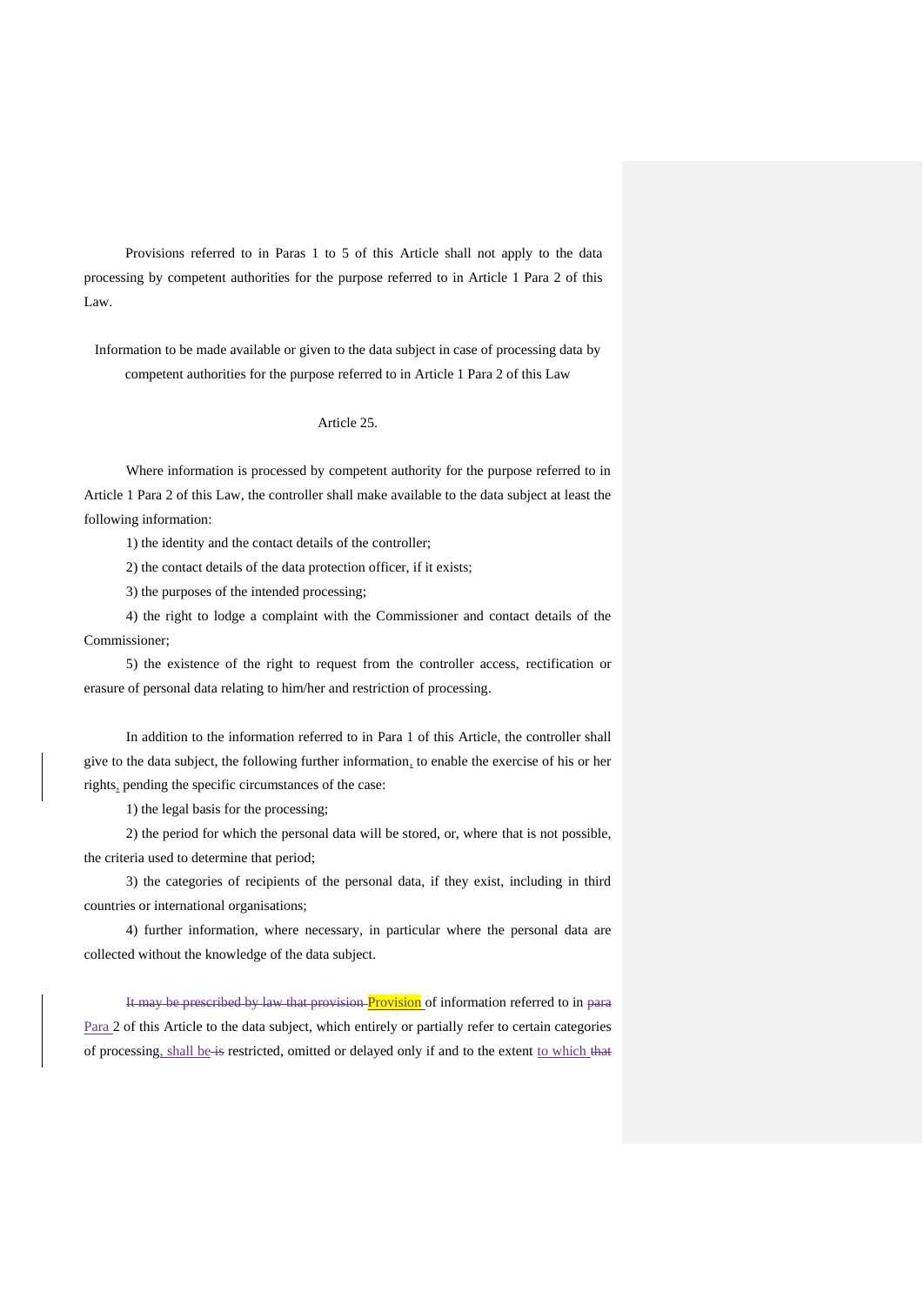Provisions referred to in Paras 1 to 5 of this Article shall not apply to the data processing by competent authorities for the purpose referred to in Article 1 Para 2 of this Law.

Information to be made available or given to the data subject in case of processing data by competent authorities for the purpose referred to in Article 1 Para 2 of this Law

Article 25.

Where information is processed by competent authority for the purpose referred to in Article 1 Para 2 of this Law, the controller shall make available to the data subject at least the following information:

1) the identity and the contact details of the controller;

2) the contact details of the data protection officer, if it exists;

3) the purposes of the intended processing;

4) the right to lodge a complaint with the Commissioner and contact details of the Commissioner;

5) the existence of the right to request from the controller access, rectification or erasure of personal data relating to him/her and restriction of processing.

In addition to the information referred to in Para 1 of this Article, the controller shall give to the data subject, the following further information, to enable the exercise of his or her rights, pending the specific circumstances of the case:

1) the legal basis for the processing;

2) the period for which the personal data will be stored, or, where that is not possible, the criteria used to determine that period;

3) the categories of recipients of the personal data, if they exist, including in third countries or international organisations;

4) further information, where necessary, in particular where the personal data are collected without the knowledge of the data subject.

~~It may be prescribed by law that provision~~ Provision of information referred to in ~~para~~ Para 2 of this Article to the data subject, which entirely or partially refer to certain categories of processing, shall be ~~is~~ restricted, omitted or delayed only if and to the extent to which ~~that~~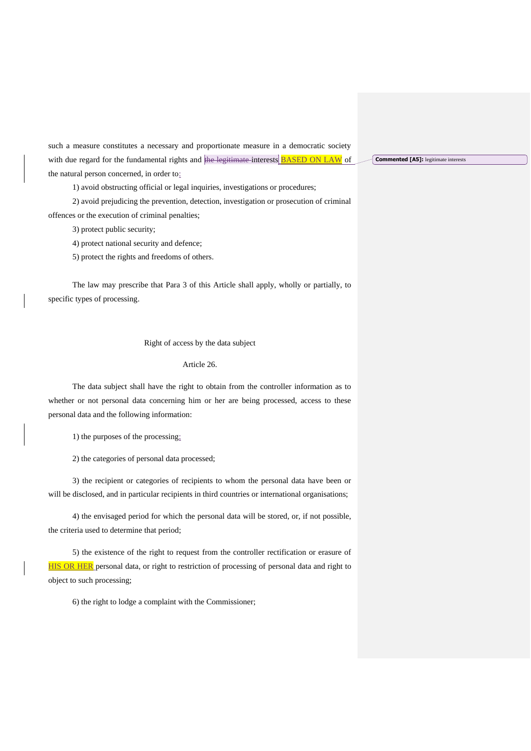such a measure constitutes a necessary and proportionate measure in a democratic society with due regard for the fundamental rights and ~~the legitimate~~ interests BASED ON LAW of the natural person concerned, in order to:

1) avoid obstructing official or legal inquiries, investigations or procedures;

2) avoid prejudicing the prevention, detection, investigation or prosecution of criminal offences or the execution of criminal penalties;

3) protect public security;

4) protect national security and defence;

5) protect the rights and freedoms of others.

The law may prescribe that Para 3 of this Article shall apply, wholly or partially, to specific types of processing.

Right of access by the data subject

Article 26.

The data subject shall have the right to obtain from the controller information as to whether or not personal data concerning him or her are being processed, access to these personal data and the following information:

1) the purposes of the processing;

2) the categories of personal data processed;

3) the recipient or categories of recipients to whom the personal data have been or will be disclosed, and in particular recipients in third countries or international organisations;

4) the envisaged period for which the personal data will be stored, or, if not possible, the criteria used to determine that period;

5) the existence of the right to request from the controller rectification or erasure of HIS OR HER personal data, or right to restriction of processing of personal data and right to object to such processing;

6) the right to lodge a complaint with the Commissioner;

**Commented [A5]:** legitimate interests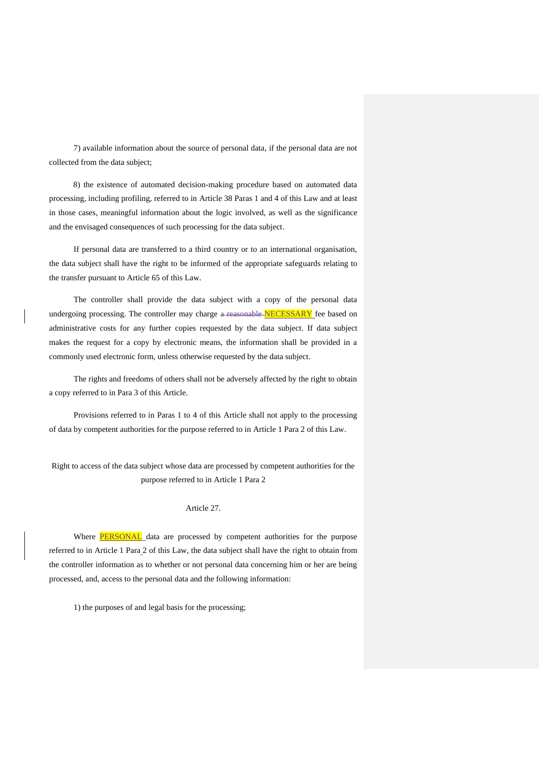7) available information about the source of personal data, if the personal data are not collected from the data subject;

8) the existence of automated decision-making procedure based on automated data processing, including profiling, referred to in Article 38 Paras 1 and 4 of this Law and at least in those cases, meaningful information about the logic involved, as well as the significance and the envisaged consequences of such processing for the data subject.

If personal data are transferred to a third country or to an international organisation, the data subject shall have the right to be informed of the appropriate safeguards relating to the transfer pursuant to Article 65 of this Law.

The controller shall provide the data subject with a copy of the personal data undergoing processing. The controller may charge ~~a reasonable~~ NECESSARY fee based on administrative costs for any further copies requested by the data subject. If data subject makes the request for a copy by electronic means, the information shall be provided in a commonly used electronic form, unless otherwise requested by the data subject.

The rights and freedoms of others shall not be adversely affected by the right to obtain a copy referred to in Para 3 of this Article.

Provisions referred to in Paras 1 to 4 of this Article shall not apply to the processing of data by competent authorities for the purpose referred to in Article 1 Para 2 of this Law.

Right to access of the data subject whose data are processed by competent authorities for the purpose referred to in Article 1 Para 2

Article 27.

Where PERSONAL data are processed by competent authorities for the purpose referred to in Article 1 Para 2 of this Law, the data subject shall have the right to obtain from the controller information as to whether or not personal data concerning him or her are being processed, and, access to the personal data and the following information:

1) the purposes of and legal basis for the processing;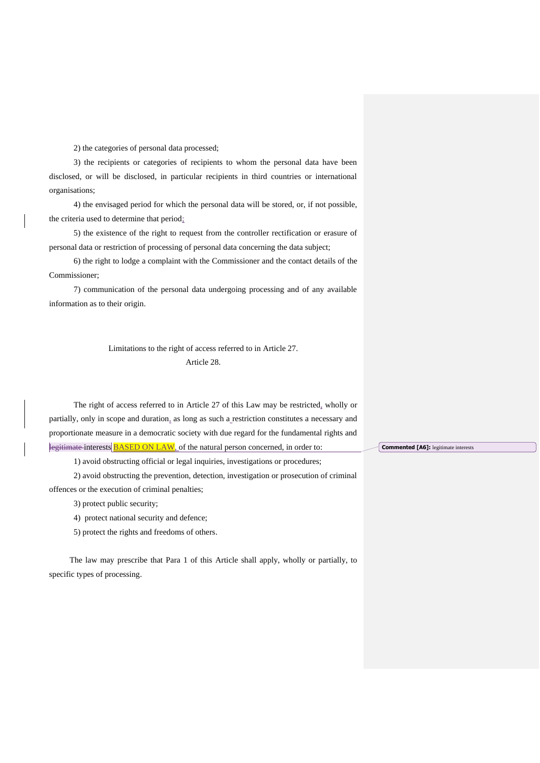2) the categories of personal data processed;

3) the recipients or categories of recipients to whom the personal data have been disclosed, or will be disclosed, in particular recipients in third countries or international organisations;

4) the envisaged period for which the personal data will be stored, or, if not possible, the criteria used to determine that period;

5) the existence of the right to request from the controller rectification or erasure of personal data or restriction of processing of personal data concerning the data subject;

6) the right to lodge a complaint with the Commissioner and the contact details of the Commissioner;

7) communication of the personal data undergoing processing and of any available information as to their origin.

### Limitations to the right of access referred to in Article 27.
### Article 28.

The right of access referred to in Article 27 of this Law may be restricted, wholly or partially, only in scope and duration, as long as such a restriction constitutes a necessary and proportionate measure in a democratic society with due regard for the fundamental rights and ~~legitimate~~ interests BASED ON LAW, of the natural person concerned, in order to:

1) avoid obstructing official or legal inquiries, investigations or procedures;

2) avoid obstructing the prevention, detection, investigation or prosecution of criminal offences or the execution of criminal penalties;

3) protect public security;

4) protect national security and defence;

5) protect the rights and freedoms of others.

The law may prescribe that Para 1 of this Article shall apply, wholly or partially, to specific types of processing.

**Commented [A6]:** legitimate interests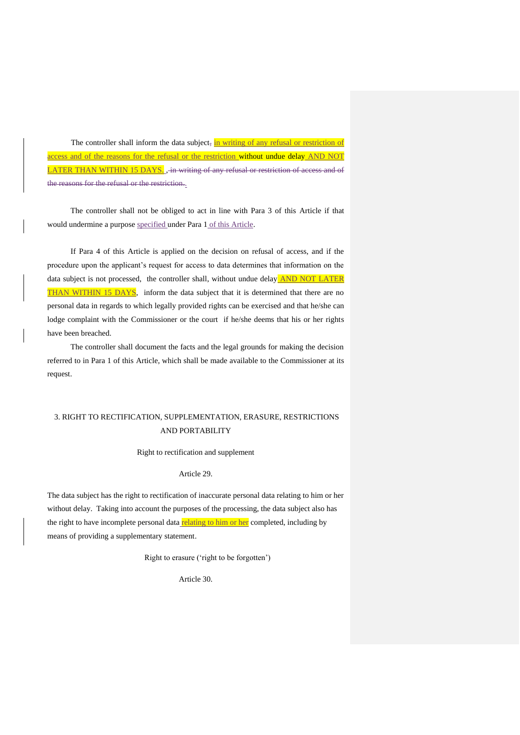The controller shall inform the data subject~~,~~ in writing of any refusal or restriction of access and of the reasons for the refusal or the restriction without undue delay AND NOT LATER THAN WITHIN 15 DAYS. ~~, in writing of any refusal or restriction of access and of the reasons for the refusal or the restriction.~~

The controller shall not be obliged to act in line with Para 3 of this Article if that would undermine a purpose specified under Para 1 of this Article.

If Para 4 of this Article is applied on the decision on refusal of access, and if the procedure upon the applicant's request for access to data determines that information on the data subject is not processed, the controller shall, without undue delay AND NOT LATER THAN WITHIN 15 DAYS, inform the data subject that it is determined that there are no personal data in regards to which legally provided rights can be exercised and that he/she can lodge complaint with the Commissioner or the court if he/she deems that his or her rights have been breached.

The controller shall document the facts and the legal grounds for making the decision referred to in Para 1 of this Article, which shall be made available to the Commissioner at its request.

## 3. RIGHT TO RECTIFICATION, SUPPLEMENTATION, ERASURE, RESTRICTIONS AND PORTABILITY

### Right to rectification and supplement

### Article 29.

The data subject has the right to rectification of inaccurate personal data relating to him or her without delay. Taking into account the purposes of the processing, the data subject also has the right to have incomplete personal data relating to him or her completed, including by means of providing a supplementary statement.

### Right to erasure ('right to be forgotten')

### Article 30.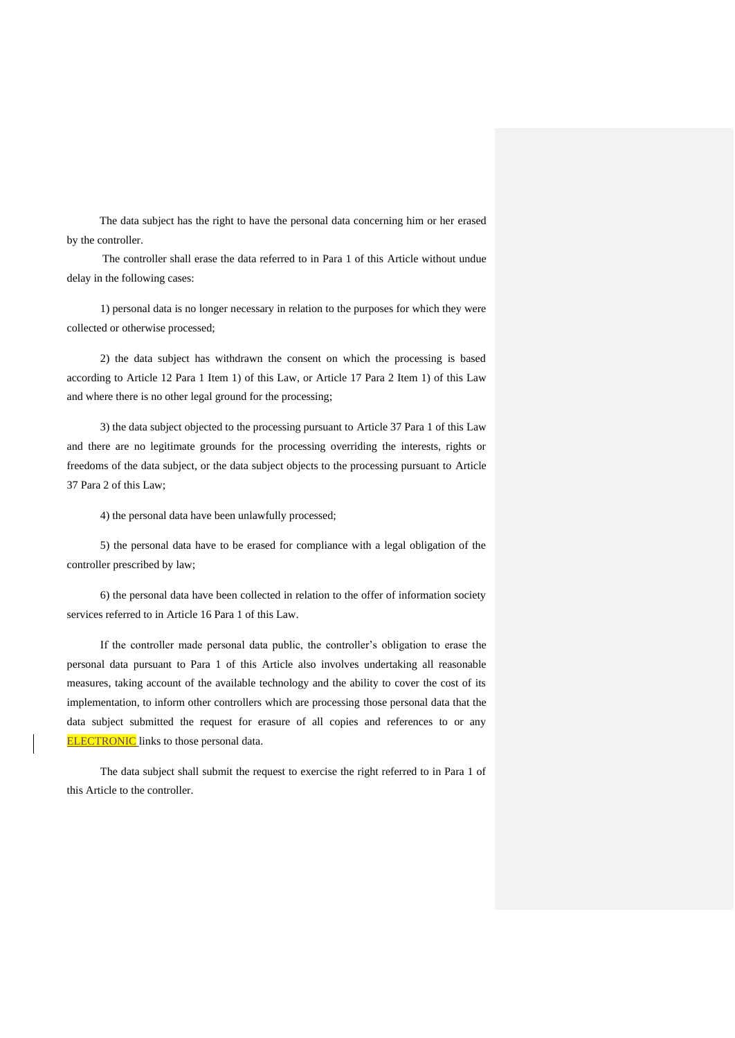The data subject has the right to have the personal data concerning him or her erased by the controller.

The controller shall erase the data referred to in Para 1 of this Article without undue delay in the following cases:

1) personal data is no longer necessary in relation to the purposes for which they were collected or otherwise processed;

2) the data subject has withdrawn the consent on which the processing is based according to Article 12 Para 1 Item 1) of this Law, or Article 17 Para 2 Item 1) of this Law and where there is no other legal ground for the processing;

3) the data subject objected to the processing pursuant to Article 37 Para 1 of this Law and there are no legitimate grounds for the processing overriding the interests, rights or freedoms of the data subject, or the data subject objects to the processing pursuant to Article 37 Para 2 of this Law;

4) the personal data have been unlawfully processed;

5) the personal data have to be erased for compliance with a legal obligation of the controller prescribed by law;

6) the personal data have been collected in relation to the offer of information society services referred to in Article 16 Para 1 of this Law.

If the controller made personal data public, the controller's obligation to erase the personal data pursuant to Para 1 of this Article also involves undertaking all reasonable measures, taking account of the available technology and the ability to cover the cost of its implementation, to inform other controllers which are processing those personal data that the data subject submitted the request for erasure of all copies and references to or any ELECTRONIC links to those personal data.

The data subject shall submit the request to exercise the right referred to in Para 1 of this Article to the controller.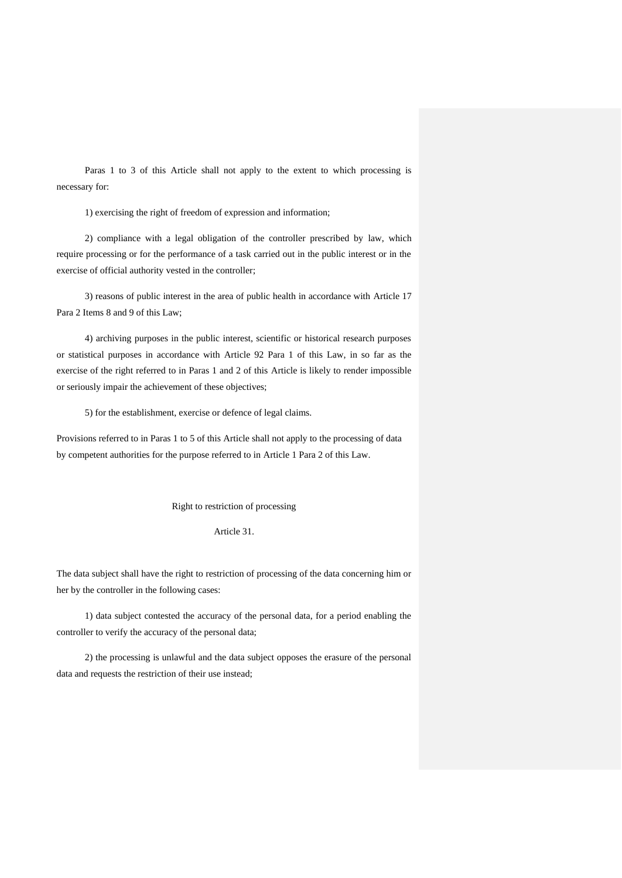Paras 1 to 3 of this Article shall not apply to the extent to which processing is necessary for:

1) exercising the right of freedom of expression and information;

2) compliance with a legal obligation of the controller prescribed by law, which require processing or for the performance of a task carried out in the public interest or in the exercise of official authority vested in the controller;

3) reasons of public interest in the area of public health in accordance with Article 17 Para 2 Items 8 and 9 of this Law;

4) archiving purposes in the public interest, scientific or historical research purposes or statistical purposes in accordance with Article 92 Para 1 of this Law, in so far as the exercise of the right referred to in Paras 1 and 2 of this Article is likely to render impossible or seriously impair the achievement of these objectives;

5) for the establishment, exercise or defence of legal claims.

Provisions referred to in Paras 1 to 5 of this Article shall not apply to the processing of data by competent authorities for the purpose referred to in Article 1 Para 2 of this Law.

### Right to restriction of processing

### Article 31.

The data subject shall have the right to restriction of processing of the data concerning him or her by the controller in the following cases:

1) data subject contested the accuracy of the personal data, for a period enabling the controller to verify the accuracy of the personal data;

2) the processing is unlawful and the data subject opposes the erasure of the personal data and requests the restriction of their use instead;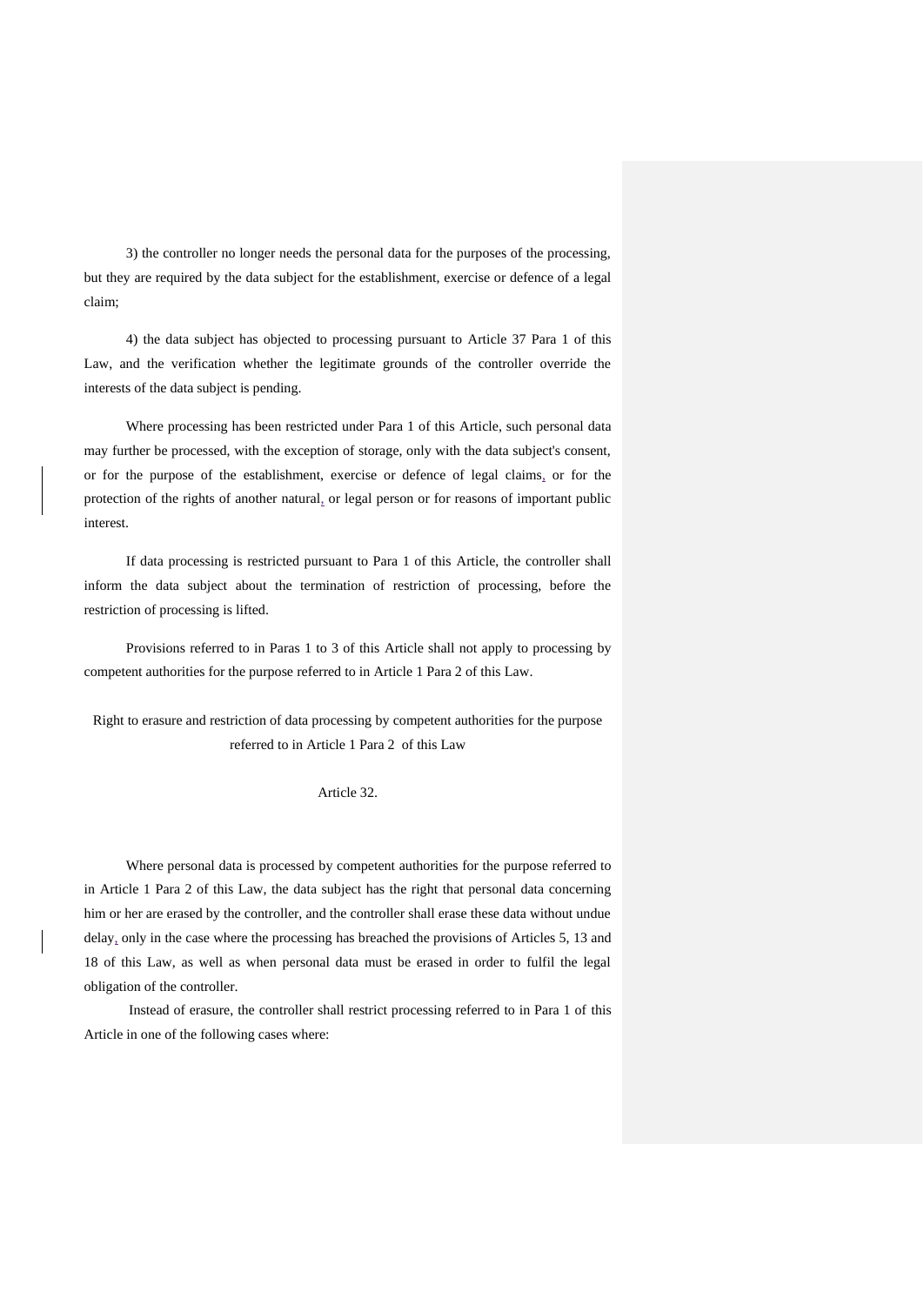3) the controller no longer needs the personal data for the purposes of the processing, but they are required by the data subject for the establishment, exercise or defence of a legal claim;

4) the data subject has objected to processing pursuant to Article 37 Para 1 of this Law, and the verification whether the legitimate grounds of the controller override the interests of the data subject is pending.

Where processing has been restricted under Para 1 of this Article, such personal data may further be processed, with the exception of storage, only with the data subject's consent, or for the purpose of the establishment, exercise or defence of legal claims, or for the protection of the rights of another natural, or legal person or for reasons of important public interest.

If data processing is restricted pursuant to Para 1 of this Article, the controller shall inform the data subject about the termination of restriction of processing, before the restriction of processing is lifted.

Provisions referred to in Paras 1 to 3 of this Article shall not apply to processing by competent authorities for the purpose referred to in Article 1 Para 2 of this Law.

Right to erasure and restriction of data processing by competent authorities for the purpose referred to in Article 1 Para 2 of this Law

Article 32.

Where personal data is processed by competent authorities for the purpose referred to in Article 1 Para 2 of this Law, the data subject has the right that personal data concerning him or her are erased by the controller, and the controller shall erase these data without undue delay, only in the case where the processing has breached the provisions of Articles 5, 13 and 18 of this Law, as well as when personal data must be erased in order to fulfil the legal obligation of the controller.

Instead of erasure, the controller shall restrict processing referred to in Para 1 of this Article in one of the following cases where: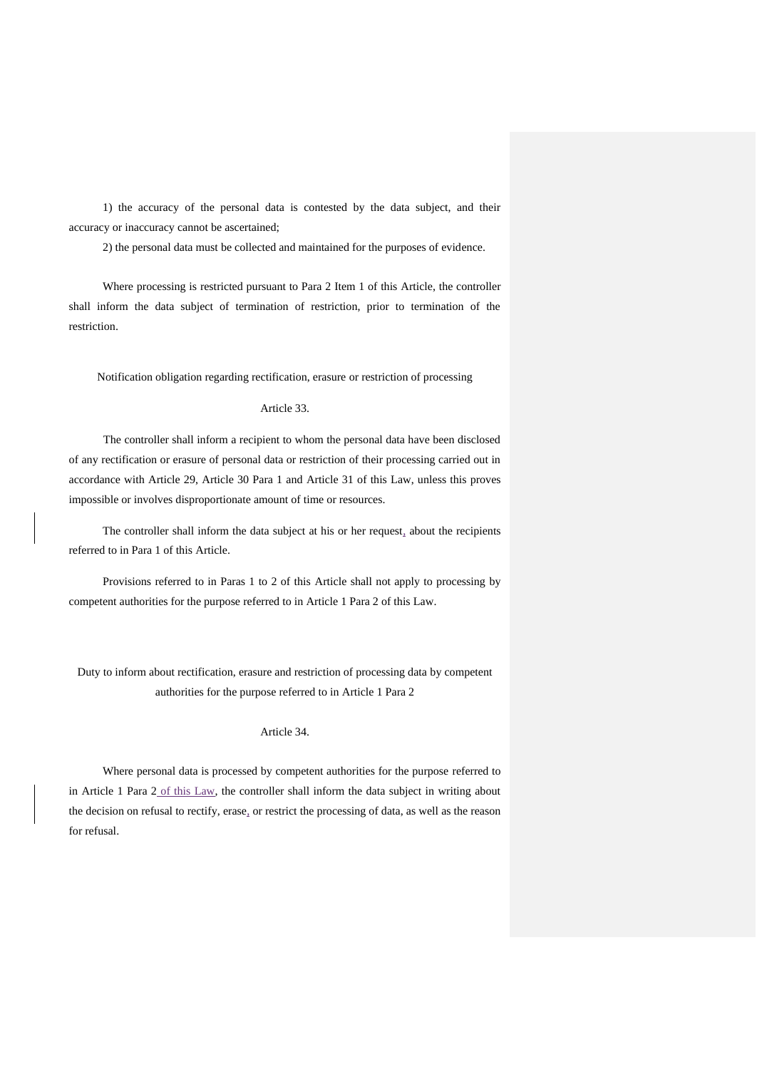1) the accuracy of the personal data is contested by the data subject, and their accuracy or inaccuracy cannot be ascertained;

2) the personal data must be collected and maintained for the purposes of evidence.

Where processing is restricted pursuant to Para 2 Item 1 of this Article, the controller shall inform the data subject of termination of restriction, prior to termination of the restriction.

Notification obligation regarding rectification, erasure or restriction of processing

Article 33.

The controller shall inform a recipient to whom the personal data have been disclosed of any rectification or erasure of personal data or restriction of their processing carried out in accordance with Article 29, Article 30 Para 1 and Article 31 of this Law, unless this proves impossible or involves disproportionate amount of time or resources.

The controller shall inform the data subject at his or her request, about the recipients referred to in Para 1 of this Article.

Provisions referred to in Paras 1 to 2 of this Article shall not apply to processing by competent authorities for the purpose referred to in Article 1 Para 2 of this Law.

Duty to inform about rectification, erasure and restriction of processing data by competent authorities for the purpose referred to in Article 1 Para 2

Article 34.

Where personal data is processed by competent authorities for the purpose referred to in Article 1 Para 2 of this Law, the controller shall inform the data subject in writing about the decision on refusal to rectify, erase, or restrict the processing of data, as well as the reason for refusal.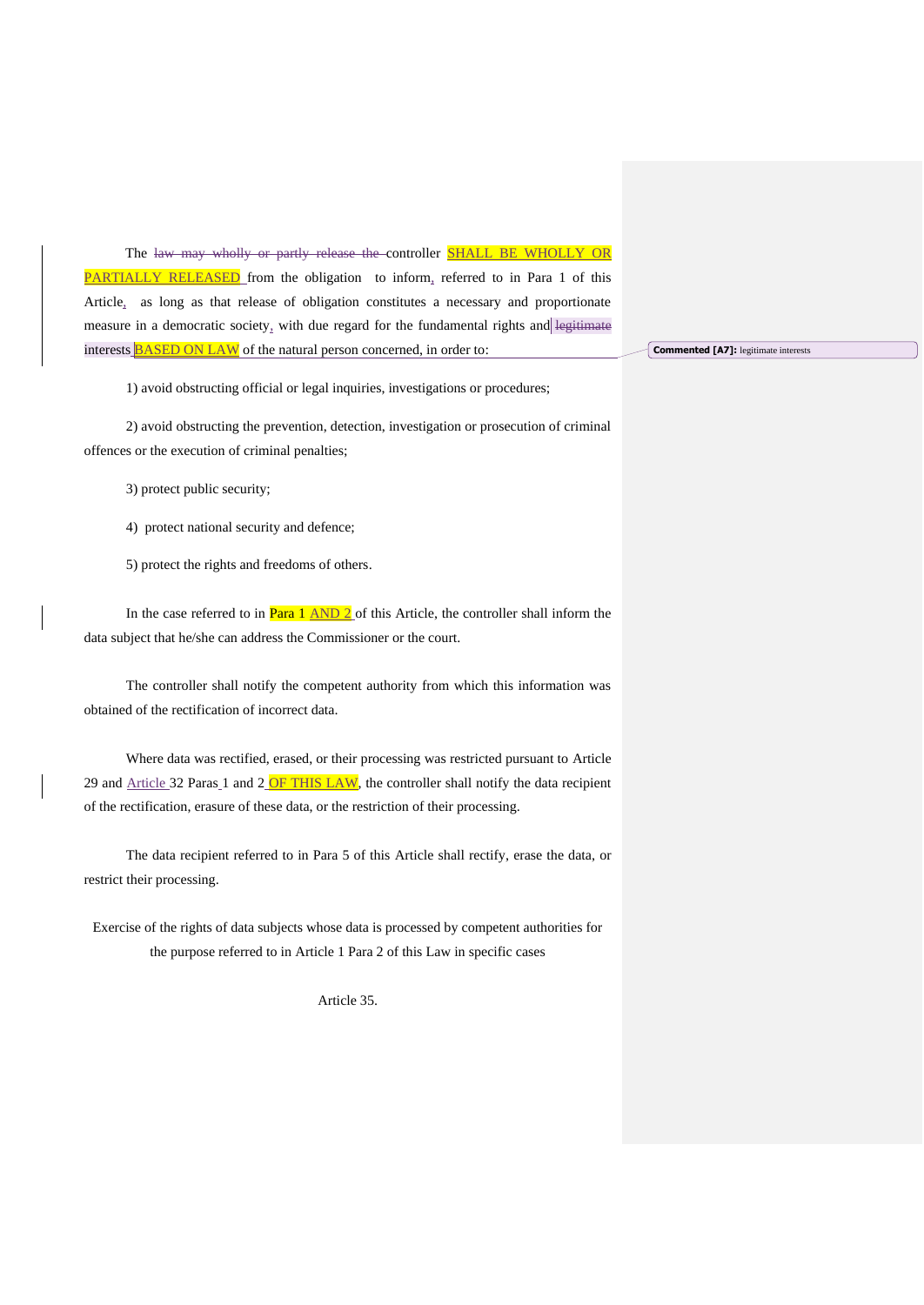The ~~law may wholly or partly release the~~ controller SHALL BE WHOLLY OR PARTIALLY RELEASED from the obligation to inform, referred to in Para 1 of this Article, as long as that release of obligation constitutes a necessary and proportionate measure in a democratic society, with due regard for the fundamental rights and ~~legitimate interests~~ BASED ON LAW of the natural person concerned, in order to:

Commented [A7]: legitimate interests

1) avoid obstructing official or legal inquiries, investigations or procedures;

2) avoid obstructing the prevention, detection, investigation or prosecution of criminal offences or the execution of criminal penalties;

3) protect public security;

4) protect national security and defence;

5) protect the rights and freedoms of others.

In the case referred to in Para 1 AND 2 of this Article, the controller shall inform the data subject that he/she can address the Commissioner or the court.

The controller shall notify the competent authority from which this information was obtained of the rectification of incorrect data.

Where data was rectified, erased, or their processing was restricted pursuant to Article 29 and Article 32 Paras 1 and 2 OF THIS LAW, the controller shall notify the data recipient of the rectification, erasure of these data, or the restriction of their processing.

The data recipient referred to in Para 5 of this Article shall rectify, erase the data, or restrict their processing.

Exercise of the rights of data subjects whose data is processed by competent authorities for the purpose referred to in Article 1 Para 2 of this Law in specific cases

Article 35.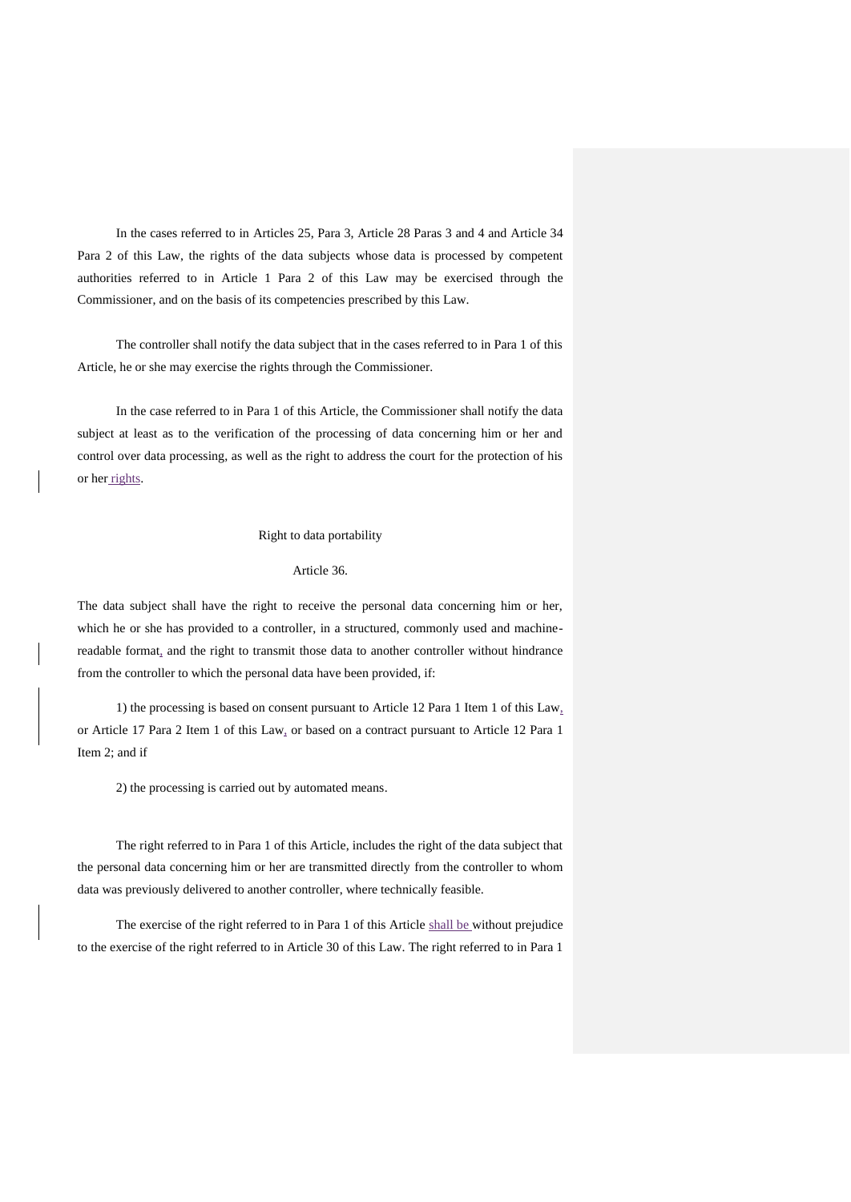In the cases referred to in Articles 25, Para 3, Article 28 Paras 3 and 4 and Article 34 Para 2 of this Law, the rights of the data subjects whose data is processed by competent authorities referred to in Article 1 Para 2 of this Law may be exercised through the Commissioner, and on the basis of its competencies prescribed by this Law.

The controller shall notify the data subject that in the cases referred to in Para 1 of this Article, he or she may exercise the rights through the Commissioner.

In the case referred to in Para 1 of this Article, the Commissioner shall notify the data subject at least as to the verification of the processing of data concerning him or her and control over data processing, as well as the right to address the court for the protection of his or her rights.

Right to data portability

Article 36.

The data subject shall have the right to receive the personal data concerning him or her, which he or she has provided to a controller, in a structured, commonly used and machine-readable format, and the right to transmit those data to another controller without hindrance from the controller to which the personal data have been provided, if:

1) the processing is based on consent pursuant to Article 12 Para 1 Item 1 of this Law, or Article 17 Para 2 Item 1 of this Law, or based on a contract pursuant to Article 12 Para 1 Item 2; and if

2) the processing is carried out by automated means.

The right referred to in Para 1 of this Article, includes the right of the data subject that the personal data concerning him or her are transmitted directly from the controller to whom data was previously delivered to another controller, where technically feasible.

The exercise of the right referred to in Para 1 of this Article shall be without prejudice to the exercise of the right referred to in Article 30 of this Law. The right referred to in Para 1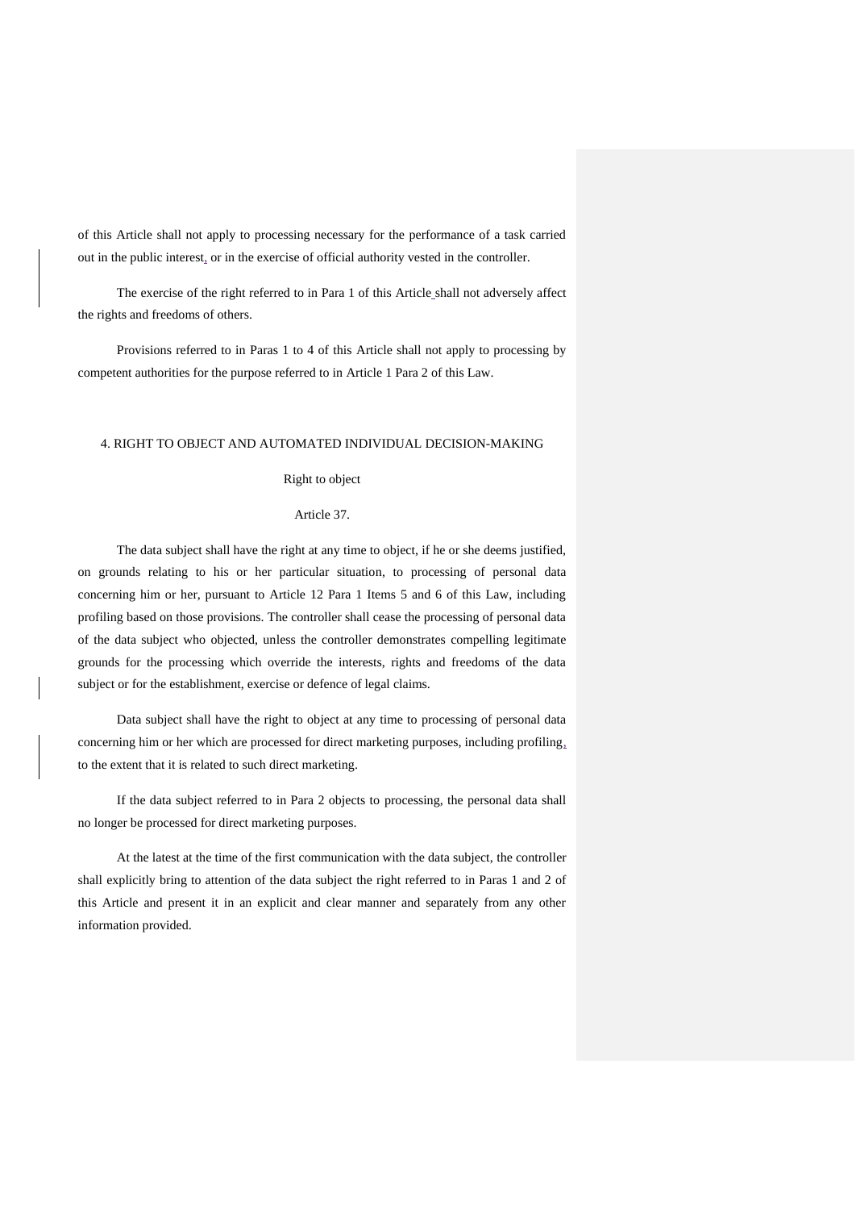of this Article shall not apply to processing necessary for the performance of a task carried out in the public interest, or in the exercise of official authority vested in the controller.

The exercise of the right referred to in Para 1 of this Article shall not adversely affect the rights and freedoms of others.

Provisions referred to in Paras 1 to 4 of this Article shall not apply to processing by competent authorities for the purpose referred to in Article 1 Para 2 of this Law.

## 4. RIGHT TO OBJECT AND AUTOMATED INDIVIDUAL DECISION-MAKING

### Right to object

### Article 37.

The data subject shall have the right at any time to object, if he or she deems justified, on grounds relating to his or her particular situation, to processing of personal data concerning him or her, pursuant to Article 12 Para 1 Items 5 and 6 of this Law, including profiling based on those provisions. The controller shall cease the processing of personal data of the data subject who objected, unless the controller demonstrates compelling legitimate grounds for the processing which override the interests, rights and freedoms of the data subject or for the establishment, exercise or defence of legal claims.

Data subject shall have the right to object at any time to processing of personal data concerning him or her which are processed for direct marketing purposes, including profiling, to the extent that it is related to such direct marketing.

If the data subject referred to in Para 2 objects to processing, the personal data shall no longer be processed for direct marketing purposes.

At the latest at the time of the first communication with the data subject, the controller shall explicitly bring to attention of the data subject the right referred to in Paras 1 and 2 of this Article and present it in an explicit and clear manner and separately from any other information provided.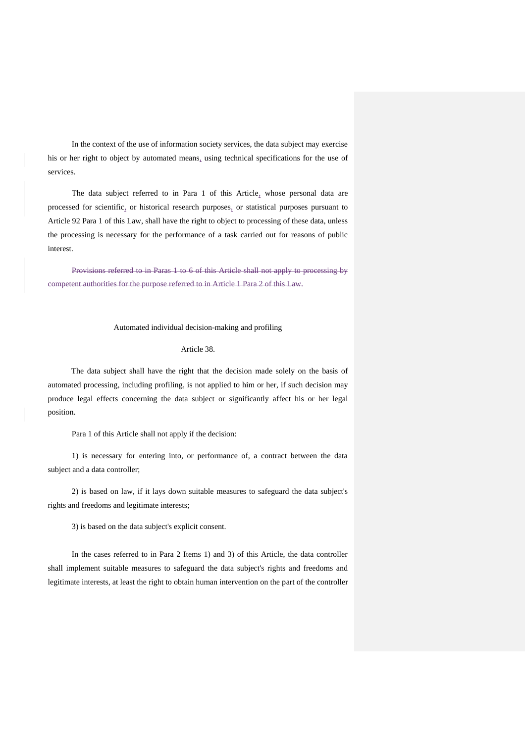In the context of the use of information society services, the data subject may exercise his or her right to object by automated means, using technical specifications for the use of services.

The data subject referred to in Para 1 of this Article, whose personal data are processed for scientific, or historical research purposes, or statistical purposes pursuant to Article 92 Para 1 of this Law, shall have the right to object to processing of these data, unless the processing is necessary for the performance of a task carried out for reasons of public interest.

~~Provisions referred to in Paras 1 to 6 of this Article shall not apply to processing by competent authorities for the purpose referred to in Article 1 Para 2 of this Law.~~

Automated individual decision-making and profiling

Article 38.

The data subject shall have the right that the decision made solely on the basis of automated processing, including profiling, is not applied to him or her, if such decision may produce legal effects concerning the data subject or significantly affect his or her legal position.

Para 1 of this Article shall not apply if the decision:

1) is necessary for entering into, or performance of, a contract between the data subject and a data controller;

2) is based on law, if it lays down suitable measures to safeguard the data subject's rights and freedoms and legitimate interests;

3) is based on the data subject's explicit consent.

In the cases referred to in Para 2 Items 1) and 3) of this Article, the data controller shall implement suitable measures to safeguard the data subject's rights and freedoms and legitimate interests, at least the right to obtain human intervention on the part of the controller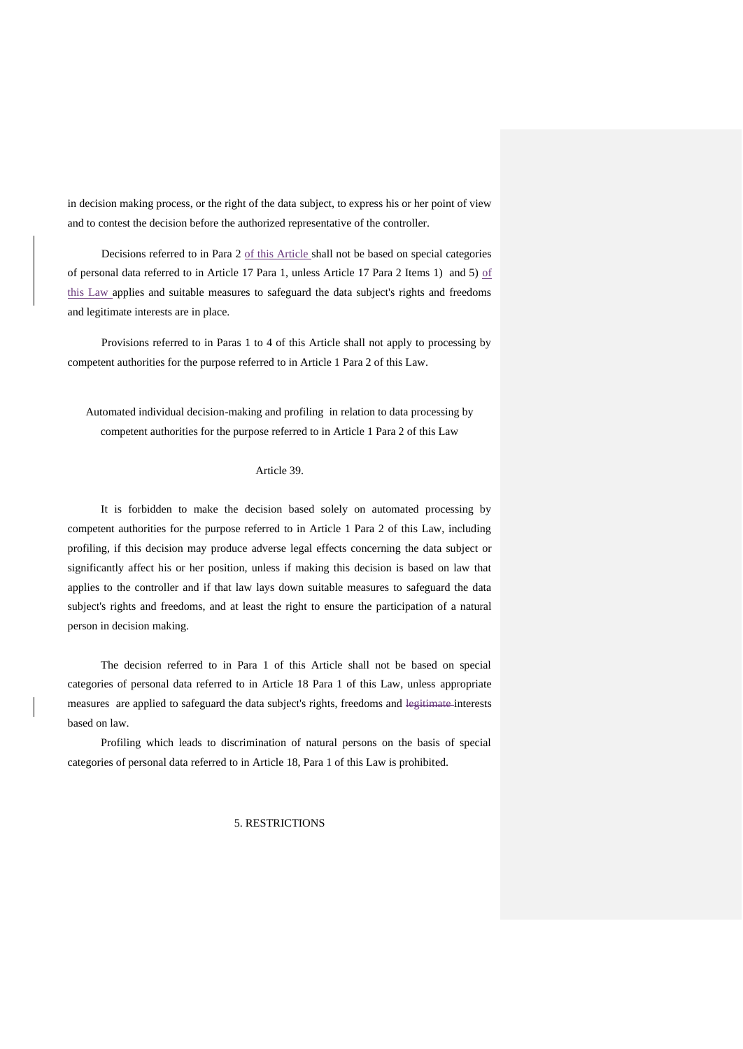in decision making process, or the right of the data subject, to express his or her point of view and to contest the decision before the authorized representative of the controller.

Decisions referred to in Para 2 of this Article shall not be based on special categories of personal data referred to in Article 17 Para 1, unless Article 17 Para 2 Items 1) and 5) of this Law applies and suitable measures to safeguard the data subject's rights and freedoms and legitimate interests are in place.

Provisions referred to in Paras 1 to 4 of this Article shall not apply to processing by competent authorities for the purpose referred to in Article 1 Para 2 of this Law.

### Automated individual decision-making and profiling in relation to data processing by competent authorities for the purpose referred to in Article 1 Para 2 of this Law

#### Article 39.

It is forbidden to make the decision based solely on automated processing by competent authorities for the purpose referred to in Article 1 Para 2 of this Law, including profiling, if this decision may produce adverse legal effects concerning the data subject or significantly affect his or her position, unless if making this decision is based on law that applies to the controller and if that law lays down suitable measures to safeguard the data subject's rights and freedoms, and at least the right to ensure the participation of a natural person in decision making.

The decision referred to in Para 1 of this Article shall not be based on special categories of personal data referred to in Article 18 Para 1 of this Law, unless appropriate measures are applied to safeguard the data subject's rights, freedoms and ~~legitimate~~ interests based on law.

Profiling which leads to discrimination of natural persons on the basis of special categories of personal data referred to in Article 18, Para 1 of this Law is prohibited.

## 5. RESTRICTIONS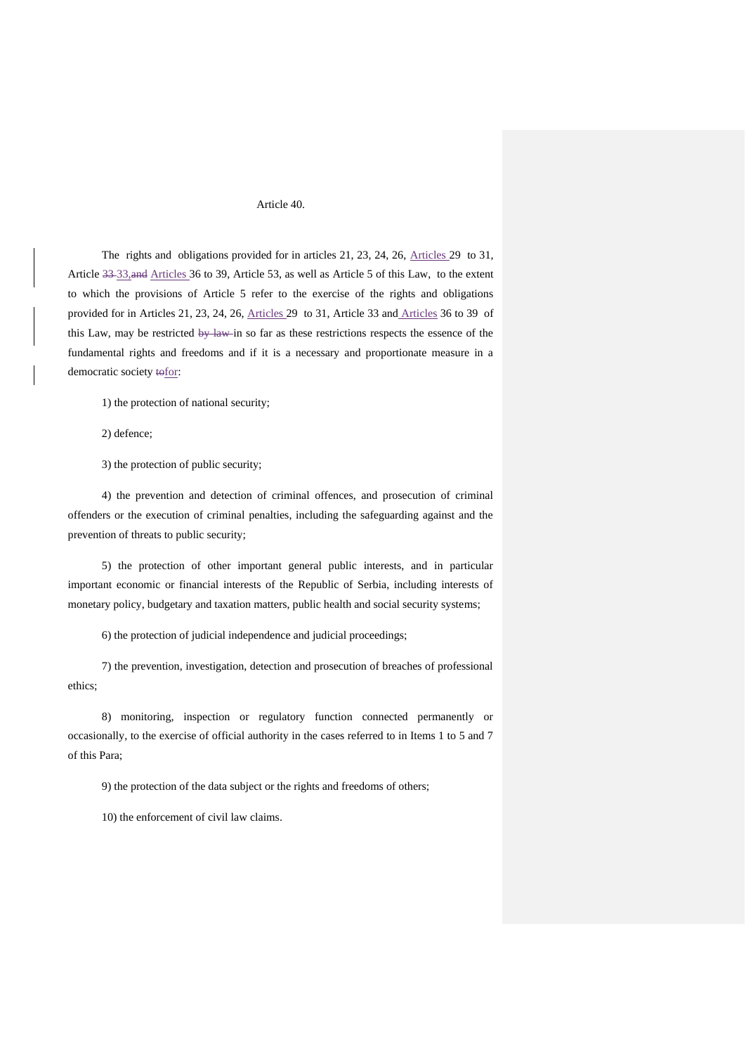Article 40.

The rights and obligations provided for in articles 21, 23, 24, 26, Articles 29 to 31, Article ~~33~~ 33,~~and~~ Articles 36 to 39, Article 53, as well as Article 5 of this Law, to the extent to which the provisions of Article 5 refer to the exercise of the rights and obligations provided for in Articles 21, 23, 24, 26, Articles 29 to 31, Article 33 and Articles 36 to 39 of this Law, may be restricted ~~by law~~ in so far as these restrictions respects the essence of the fundamental rights and freedoms and if it is a necessary and proportionate measure in a democratic society ~~to~~for:

1) the protection of national security;

2) defence;

3) the protection of public security;

4) the prevention and detection of criminal offences, and prosecution of criminal offenders or the execution of criminal penalties, including the safeguarding against and the prevention of threats to public security;

5) the protection of other important general public interests, and in particular important economic or financial interests of the Republic of Serbia, including interests of monetary policy, budgetary and taxation matters, public health and social security systems;

6) the protection of judicial independence and judicial proceedings;

7) the prevention, investigation, detection and prosecution of breaches of professional ethics;

8) monitoring, inspection or regulatory function connected permanently or occasionally, to the exercise of official authority in the cases referred to in Items 1 to 5 and 7 of this Para;

9) the protection of the data subject or the rights and freedoms of others;

10) the enforcement of civil law claims.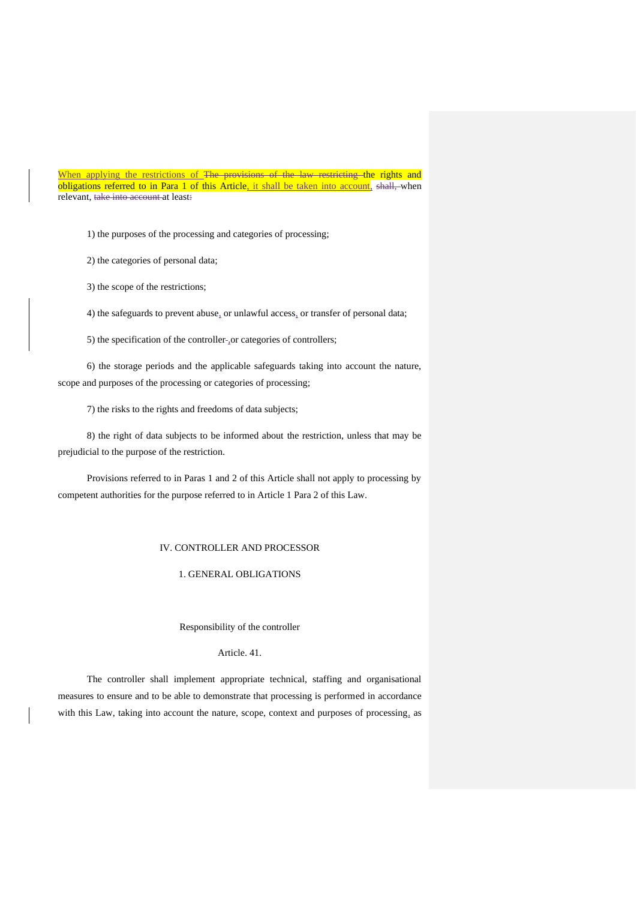When applying the restrictions of ~~The provisions of the law restricting~~ the rights and obligations referred to in Para 1 of this Article, it shall be taken into account, ~~shall,~~ when relevant, ~~take into account~~ at least~~:~~

1) the purposes of the processing and categories of processing;

2) the categories of personal data;

3) the scope of the restrictions;

4) the safeguards to prevent abuse, or unlawful access, or transfer of personal data;

5) the specification of the controller ~~-~~, or categories of controllers;

6) the storage periods and the applicable safeguards taking into account the nature, scope and purposes of the processing or categories of processing;

7) the risks to the rights and freedoms of data subjects;

8) the right of data subjects to be informed about the restriction, unless that may be prejudicial to the purpose of the restriction.

Provisions referred to in Paras 1 and 2 of this Article shall not apply to processing by competent authorities for the purpose referred to in Article 1 Para 2 of this Law.

## IV. CONTROLLER AND PROCESSOR

### 1. GENERAL OBLIGATIONS

#### Responsibility of the controller

#### Article. 41.

The controller shall implement appropriate technical, staffing and organisational measures to ensure and to be able to demonstrate that processing is performed in accordance with this Law, taking into account the nature, scope, context and purposes of processing, as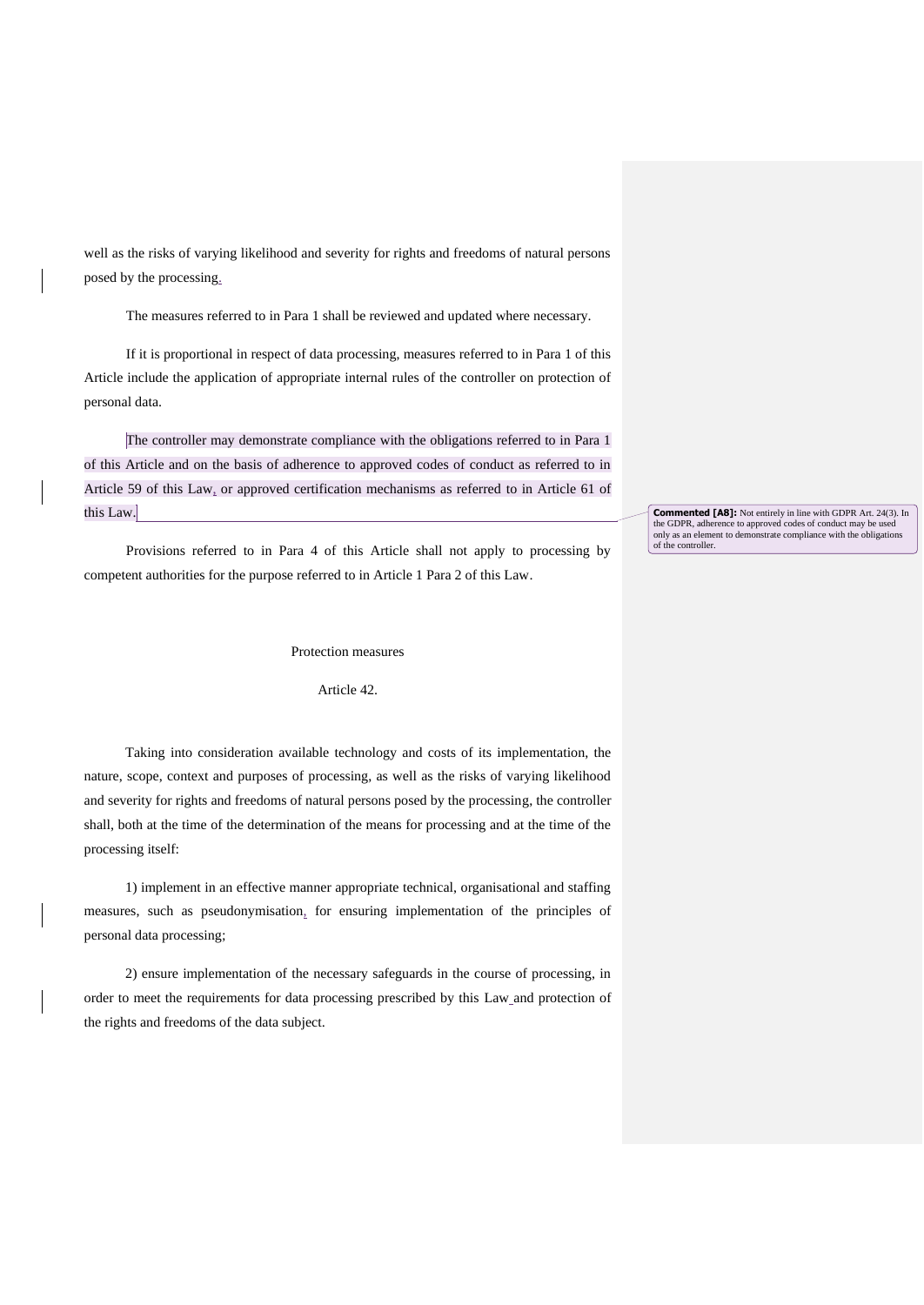well as the risks of varying likelihood and severity for rights and freedoms of natural persons posed by the processing.

The measures referred to in Para 1 shall be reviewed and updated where necessary.

If it is proportional in respect of data processing, measures referred to in Para 1 of this Article include the application of appropriate internal rules of the controller on protection of personal data.

The controller may demonstrate compliance with the obligations referred to in Para 1 of this Article and on the basis of adherence to approved codes of conduct as referred to in Article 59 of this Law, or approved certification mechanisms as referred to in Article 61 of this Law.

**Commented [A8]:** Not entirely in line with GDPR Art. 24(3). In the GDPR, adherence to approved codes of conduct may be used only as an element to demonstrate compliance with the obligations of the controller.

Provisions referred to in Para 4 of this Article shall not apply to processing by competent authorities for the purpose referred to in Article 1 Para 2 of this Law.

Protection measures

Article 42.

Taking into consideration available technology and costs of its implementation, the nature, scope, context and purposes of processing, as well as the risks of varying likelihood and severity for rights and freedoms of natural persons posed by the processing, the controller shall, both at the time of the determination of the means for processing and at the time of the processing itself:

1) implement in an effective manner appropriate technical, organisational and staffing measures, such as pseudonymisation, for ensuring implementation of the principles of personal data processing;

2) ensure implementation of the necessary safeguards in the course of processing, in order to meet the requirements for data processing prescribed by this Law and protection of the rights and freedoms of the data subject.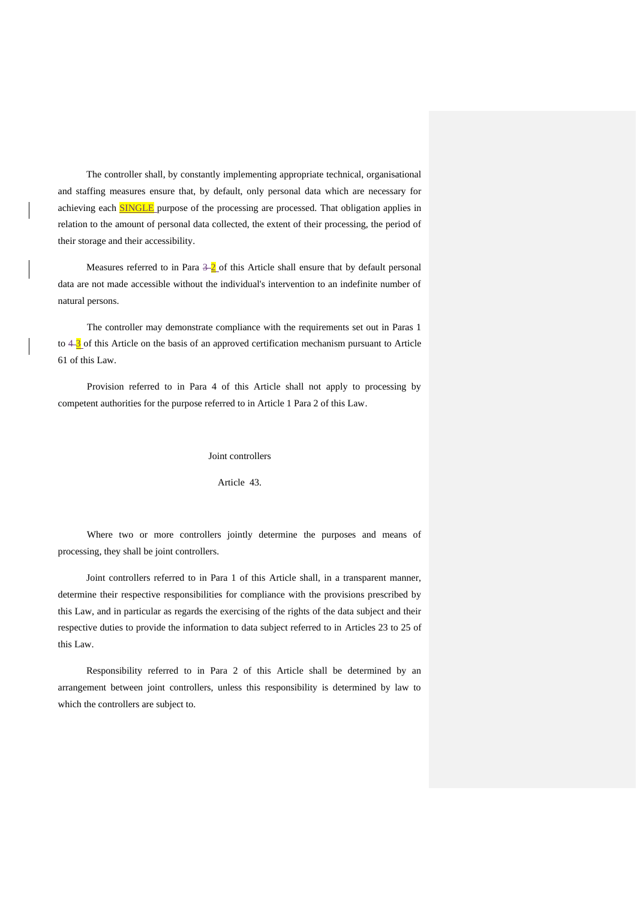The controller shall, by constantly implementing appropriate technical, organisational and staffing measures ensure that, by default, only personal data which are necessary for achieving each SINGLE purpose of the processing are processed. That obligation applies in relation to the amount of personal data collected, the extent of their processing, the period of their storage and their accessibility.

Measures referred to in Para ~~3~~ 2 of this Article shall ensure that by default personal data are not made accessible without the individual's intervention to an indefinite number of natural persons.

The controller may demonstrate compliance with the requirements set out in Paras 1 to ~~4~~ 3 of this Article on the basis of an approved certification mechanism pursuant to Article 61 of this Law.

Provision referred to in Para 4 of this Article shall not apply to processing by competent authorities for the purpose referred to in Article 1 Para 2 of this Law.

## Joint controllers

### Article 43.

Where two or more controllers jointly determine the purposes and means of processing, they shall be joint controllers.

Joint controllers referred to in Para 1 of this Article shall, in a transparent manner, determine their respective responsibilities for compliance with the provisions prescribed by this Law, and in particular as regards the exercising of the rights of the data subject and their respective duties to provide the information to data subject referred to in Articles 23 to 25 of this Law.

Responsibility referred to in Para 2 of this Article shall be determined by an arrangement between joint controllers, unless this responsibility is determined by law to which the controllers are subject to.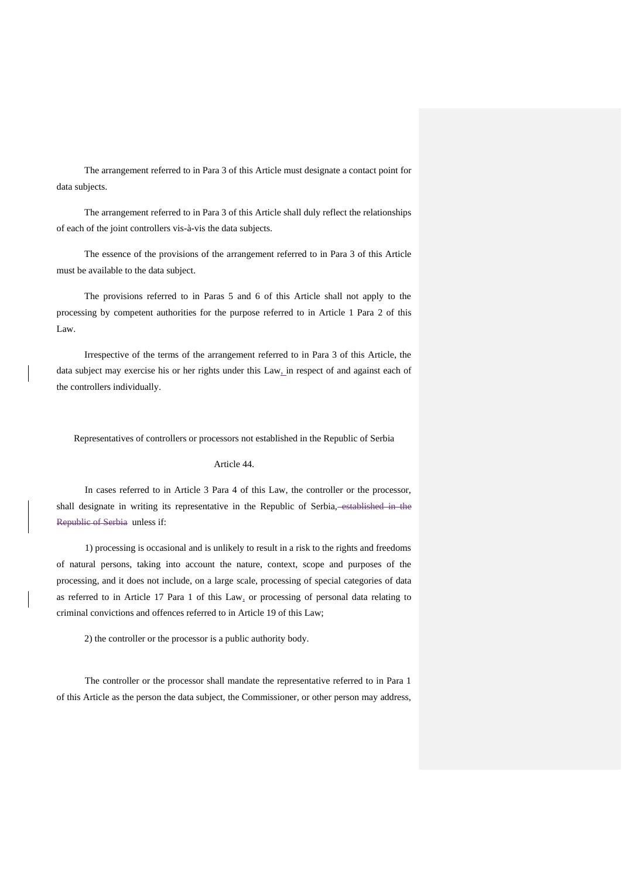The arrangement referred to in Para 3 of this Article must designate a contact point for data subjects.

The arrangement referred to in Para 3 of this Article shall duly reflect the relationships of each of the joint controllers vis-à-vis the data subjects.

The essence of the provisions of the arrangement referred to in Para 3 of this Article must be available to the data subject.

The provisions referred to in Paras 5 and 6 of this Article shall not apply to the processing by competent authorities for the purpose referred to in Article 1 Para 2 of this Law.

Irrespective of the terms of the arrangement referred to in Para 3 of this Article, the data subject may exercise his or her rights under this Law, in respect of and against each of the controllers individually.

Representatives of controllers or processors not established in the Republic of Serbia

Article 44.

In cases referred to in Article 3 Para 4 of this Law, the controller or the processor, shall designate in writing its representative in the Republic of Serbia, ~~established in the Republic of Serbia~~ unless if:

1) processing is occasional and is unlikely to result in a risk to the rights and freedoms of natural persons, taking into account the nature, context, scope and purposes of the processing, and it does not include, on a large scale, processing of special categories of data as referred to in Article 17 Para 1 of this Law, or processing of personal data relating to criminal convictions and offences referred to in Article 19 of this Law;

2) the controller or the processor is a public authority body.

The controller or the processor shall mandate the representative referred to in Para 1 of this Article as the person the data subject, the Commissioner, or other person may address,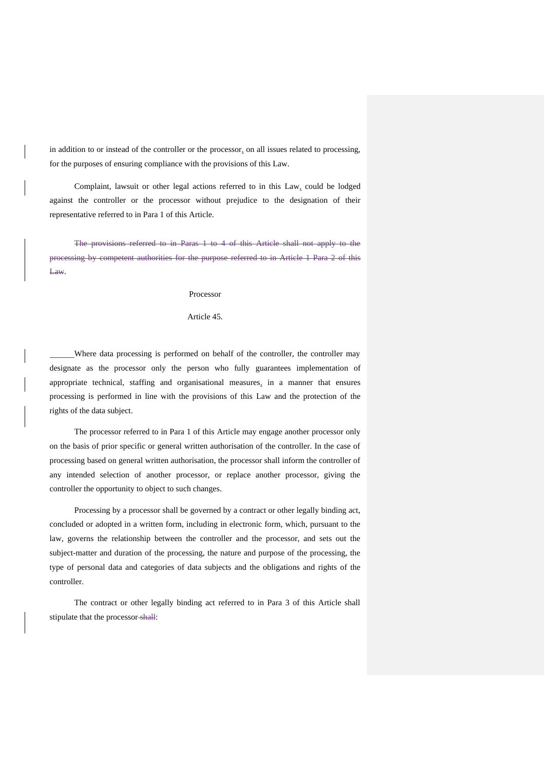in addition to or instead of the controller or the processor, on all issues related to processing, for the purposes of ensuring compliance with the provisions of this Law.

Complaint, lawsuit or other legal actions referred to in this Law, could be lodged against the controller or the processor without prejudice to the designation of their representative referred to in Para 1 of this Article.

~~The provisions referred to in Paras 1 to 4 of this Article shall not apply to the processing by competent authorities for the purpose referred to in Article 1 Para 2 of this Law~~.

Processor

Article 45.

Where data processing is performed on behalf of the controller, the controller may designate as the processor only the person who fully guarantees implementation of appropriate technical, staffing and organisational measures, in a manner that ensures processing is performed in line with the provisions of this Law and the protection of the rights of the data subject.

The processor referred to in Para 1 of this Article may engage another processor only on the basis of prior specific or general written authorisation of the controller. In the case of processing based on general written authorisation, the processor shall inform the controller of any intended selection of another processor, or replace another processor, giving the controller the opportunity to object to such changes.

Processing by a processor shall be governed by a contract or other legally binding act, concluded or adopted in a written form, including in electronic form, which, pursuant to the law, governs the relationship between the controller and the processor, and sets out the subject-matter and duration of the processing, the nature and purpose of the processing, the type of personal data and categories of data subjects and the obligations and rights of the controller.

The contract or other legally binding act referred to in Para 3 of this Article shall stipulate that the processor ~~shall~~: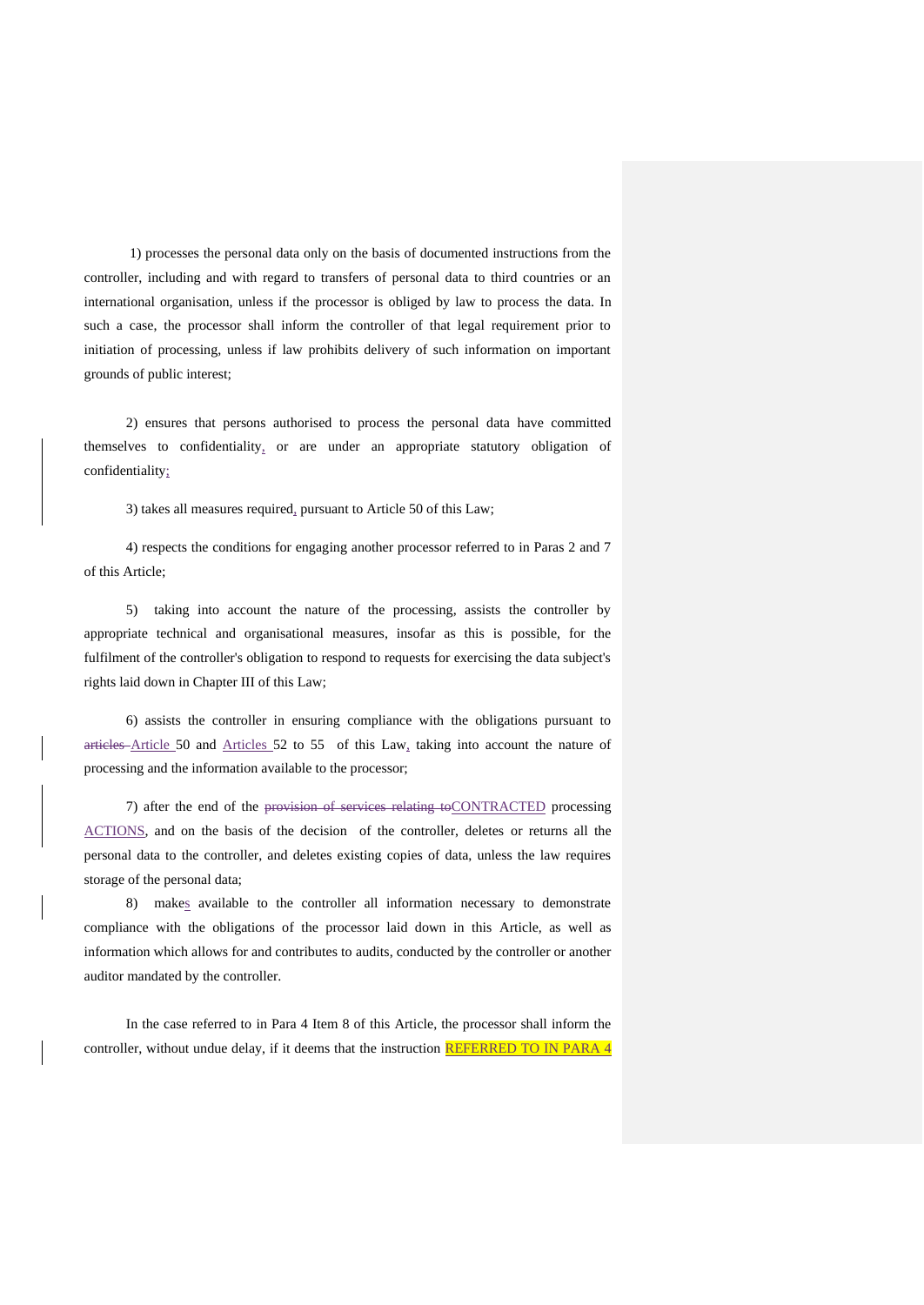1) processes the personal data only on the basis of documented instructions from the controller, including and with regard to transfers of personal data to third countries or an international organisation, unless if the processor is obliged by law to process the data. In such a case, the processor shall inform the controller of that legal requirement prior to initiation of processing, unless if law prohibits delivery of such information on important grounds of public interest;

2) ensures that persons authorised to process the personal data have committed themselves to confidentiality, or are under an appropriate statutory obligation of confidentiality;

3) takes all measures required, pursuant to Article 50 of this Law;

4) respects the conditions for engaging another processor referred to in Paras 2 and 7 of this Article;

5) taking into account the nature of the processing, assists the controller by appropriate technical and organisational measures, insofar as this is possible, for the fulfilment of the controller's obligation to respond to requests for exercising the data subject's rights laid down in Chapter III of this Law;

6) assists the controller in ensuring compliance with the obligations pursuant to ~~articles~~ Article 50 and Articles 52 to 55 of this Law, taking into account the nature of processing and the information available to the processor;

7) after the end of the ~~provision of services relating to~~CONTRACTED processing ACTIONS, and on the basis of the decision of the controller, deletes or returns all the personal data to the controller, and deletes existing copies of data, unless the law requires storage of the personal data;

8) makes available to the controller all information necessary to demonstrate compliance with the obligations of the processor laid down in this Article, as well as information which allows for and contributes to audits, conducted by the controller or another auditor mandated by the controller.

In the case referred to in Para 4 Item 8 of this Article, the processor shall inform the controller, without undue delay, if it deems that the instruction REFERRED TO IN PARA 4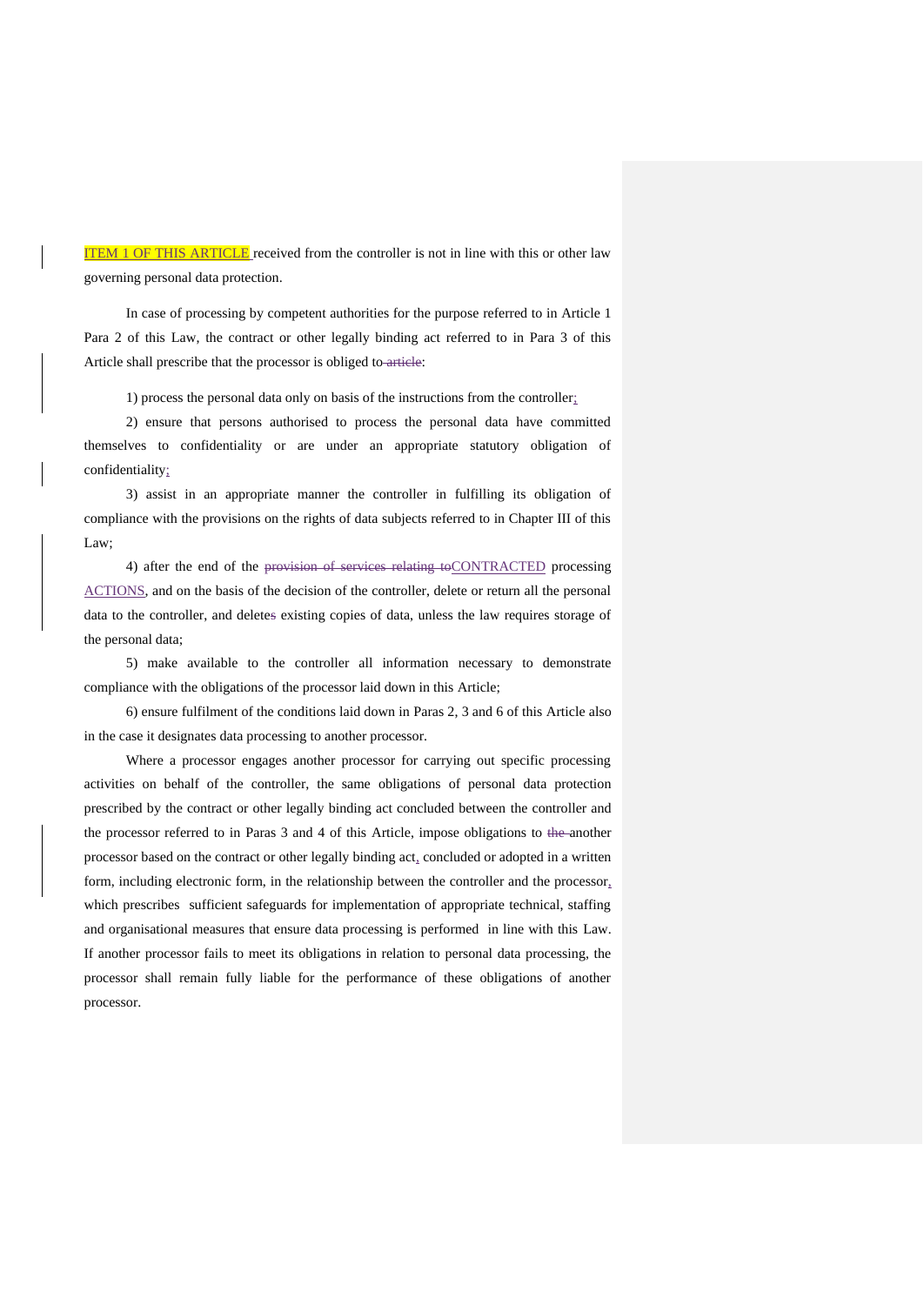ITEM 1 OF THIS ARTICLE received from the controller is not in line with this or other law governing personal data protection.

In case of processing by competent authorities for the purpose referred to in Article 1 Para 2 of this Law, the contract or other legally binding act referred to in Para 3 of this Article shall prescribe that the processor is obliged to ~~article~~:

1) process the personal data only on basis of the instructions from the controller;

2) ensure that persons authorised to process the personal data have committed themselves to confidentiality or are under an appropriate statutory obligation of confidentiality;

3) assist in an appropriate manner the controller in fulfilling its obligation of compliance with the provisions on the rights of data subjects referred to in Chapter III of this Law;

4) after the end of the ~~provision of services relating to~~CONTRACTED processing ACTIONS, and on the basis of the decision of the controller, delete or return all the personal data to the controller, and delete~~s~~ existing copies of data, unless the law requires storage of the personal data;

5) make available to the controller all information necessary to demonstrate compliance with the obligations of the processor laid down in this Article;

6) ensure fulfilment of the conditions laid down in Paras 2, 3 and 6 of this Article also in the case it designates data processing to another processor.

Where a processor engages another processor for carrying out specific processing activities on behalf of the controller, the same obligations of personal data protection prescribed by the contract or other legally binding act concluded between the controller and the processor referred to in Paras 3 and 4 of this Article, impose obligations to ~~the~~ another processor based on the contract or other legally binding act, concluded or adopted in a written form, including electronic form, in the relationship between the controller and the processor, which prescribes sufficient safeguards for implementation of appropriate technical, staffing and organisational measures that ensure data processing is performed in line with this Law. If another processor fails to meet its obligations in relation to personal data processing, the processor shall remain fully liable for the performance of these obligations of another processor.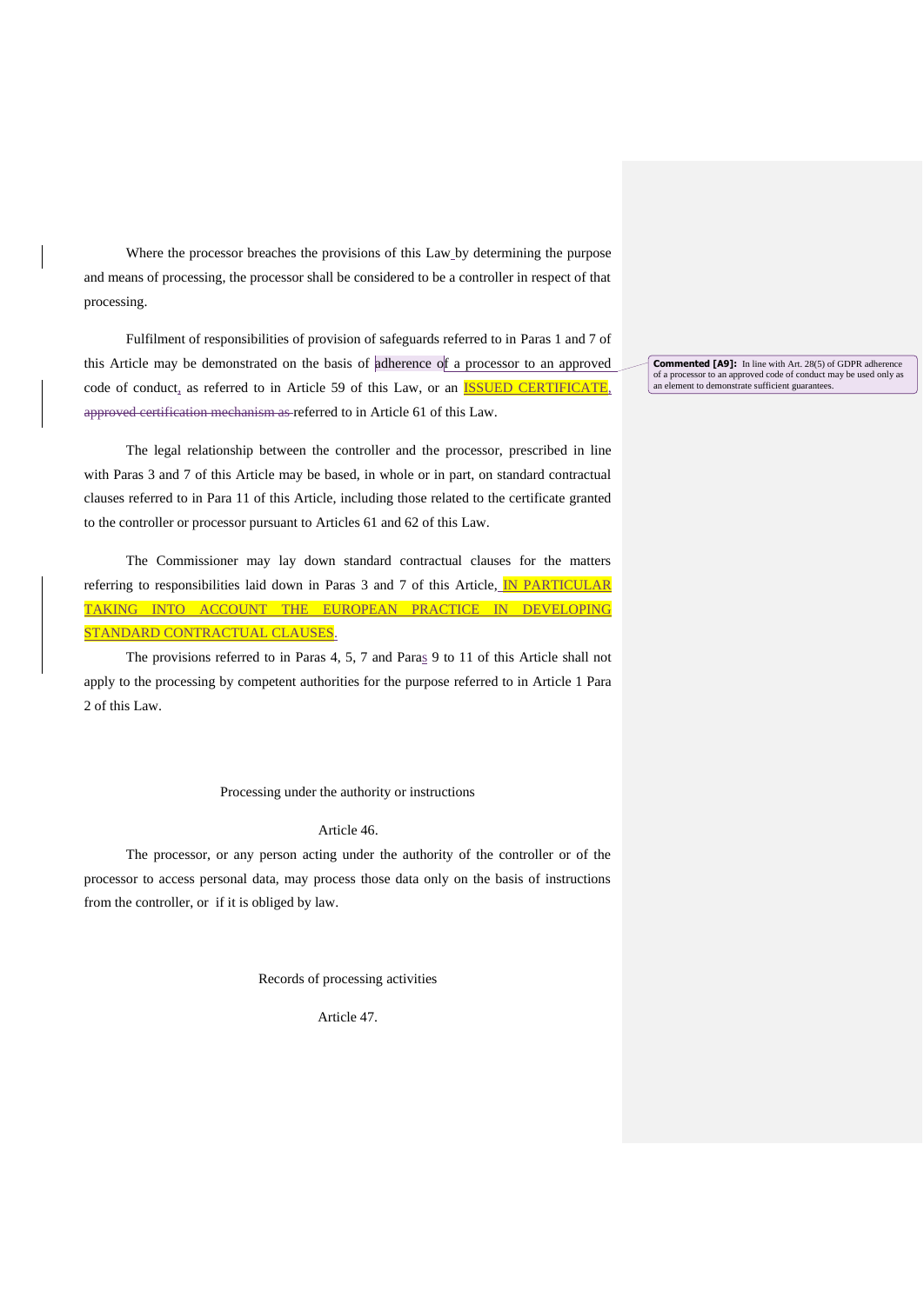Where the processor breaches the provisions of this Law by determining the purpose and means of processing, the processor shall be considered to be a controller in respect of that processing.

Fulfilment of responsibilities of provision of safeguards referred to in Paras 1 and 7 of this Article may be demonstrated on the basis of adherence of a processor to an approved code of conduct, as referred to in Article 59 of this Law, or an ISSUED CERTIFICATE, ~~approved certification mechanism as~~ referred to in Article 61 of this Law.

**Commented [A9]:** In line with Art. 28(5) of GDPR adherence of a processor to an approved code of conduct may be used only as an element to demonstrate sufficient guarantees.

The legal relationship between the controller and the processor, prescribed in line with Paras 3 and 7 of this Article may be based, in whole or in part, on standard contractual clauses referred to in Para 11 of this Article, including those related to the certificate granted to the controller or processor pursuant to Articles 61 and 62 of this Law.

The Commissioner may lay down standard contractual clauses for the matters referring to responsibilities laid down in Paras 3 and 7 of this Article, IN PARTICULAR TAKING INTO ACCOUNT THE EUROPEAN PRACTICE IN DEVELOPING STANDARD CONTRACTUAL CLAUSES.

The provisions referred to in Paras 4, 5, 7 and Paras 9 to 11 of this Article shall not apply to the processing by competent authorities for the purpose referred to in Article 1 Para 2 of this Law.

Processing under the authority or instructions

Article 46.

The processor, or any person acting under the authority of the controller or of the processor to access personal data, may process those data only on the basis of instructions from the controller, or if it is obliged by law.

Records of processing activities

Article 47.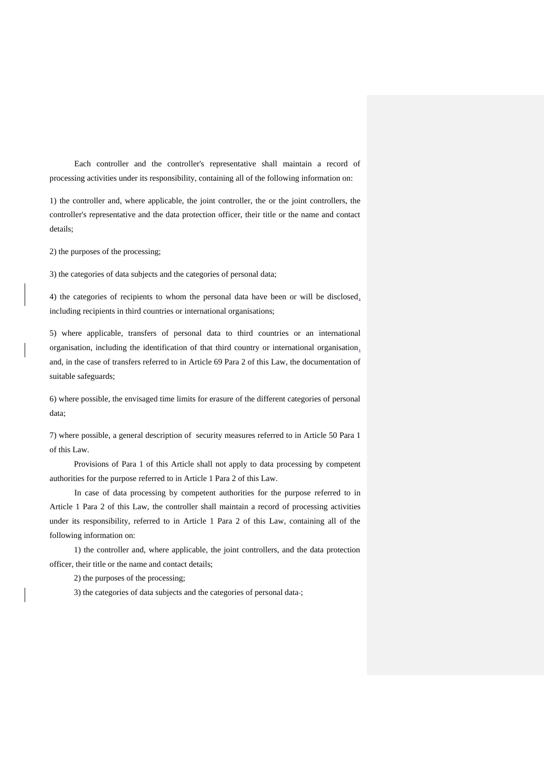Each controller and the controller's representative shall maintain a record of processing activities under its responsibility, containing all of the following information on:

1) the controller and, where applicable, the joint controller, the or the joint controllers, the controller's representative and the data protection officer, their title or the name and contact details;

2) the purposes of the processing;

3) the categories of data subjects and the categories of personal data;

4) the categories of recipients to whom the personal data have been or will be disclosed, including recipients in third countries or international organisations;

5) where applicable, transfers of personal data to third countries or an international organisation, including the identification of that third country or international organisation, and, in the case of transfers referred to in Article 69 Para 2 of this Law, the documentation of suitable safeguards;

6) where possible, the envisaged time limits for erasure of the different categories of personal data;

7) where possible, a general description of security measures referred to in Article 50 Para 1 of this Law.

Provisions of Para 1 of this Article shall not apply to data processing by competent authorities for the purpose referred to in Article 1 Para 2 of this Law.

In case of data processing by competent authorities for the purpose referred to in Article 1 Para 2 of this Law, the controller shall maintain a record of processing activities under its responsibility, referred to in Article 1 Para 2 of this Law, containing all of the following information on:

1) the controller and, where applicable, the joint controllers, and the data protection officer, their title or the name and contact details;

2) the purposes of the processing;

3) the categories of data subjects and the categories of personal data-;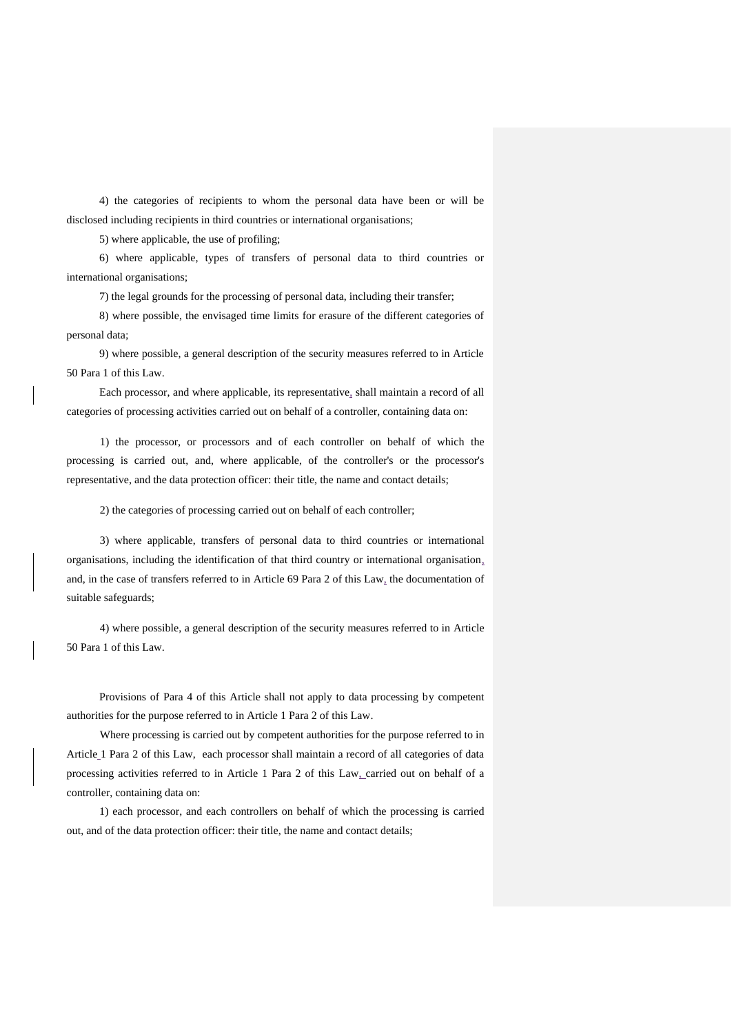4) the categories of recipients to whom the personal data have been or will be disclosed including recipients in third countries or international organisations;

5) where applicable, the use of profiling;

6) where applicable, types of transfers of personal data to third countries or international organisations;

7) the legal grounds for the processing of personal data, including their transfer;

8) where possible, the envisaged time limits for erasure of the different categories of personal data;

9) where possible, a general description of the security measures referred to in Article 50 Para 1 of this Law.

Each processor, and where applicable, its representative, shall maintain a record of all categories of processing activities carried out on behalf of a controller, containing data on:

1) the processor, or processors and of each controller on behalf of which the processing is carried out, and, where applicable, of the controller's or the processor's representative, and the data protection officer: their title, the name and contact details;

2) the categories of processing carried out on behalf of each controller;

3) where applicable, transfers of personal data to third countries or international organisations, including the identification of that third country or international organisation, and, in the case of transfers referred to in Article 69 Para 2 of this Law, the documentation of suitable safeguards;

4) where possible, a general description of the security measures referred to in Article 50 Para 1 of this Law.

Provisions of Para 4 of this Article shall not apply to data processing by competent authorities for the purpose referred to in Article 1 Para 2 of this Law.

Where processing is carried out by competent authorities for the purpose referred to in Article 1 Para 2 of this Law, each processor shall maintain a record of all categories of data processing activities referred to in Article 1 Para 2 of this Law, carried out on behalf of a controller, containing data on:

1) each processor, and each controllers on behalf of which the processing is carried out, and of the data protection officer: their title, the name and contact details;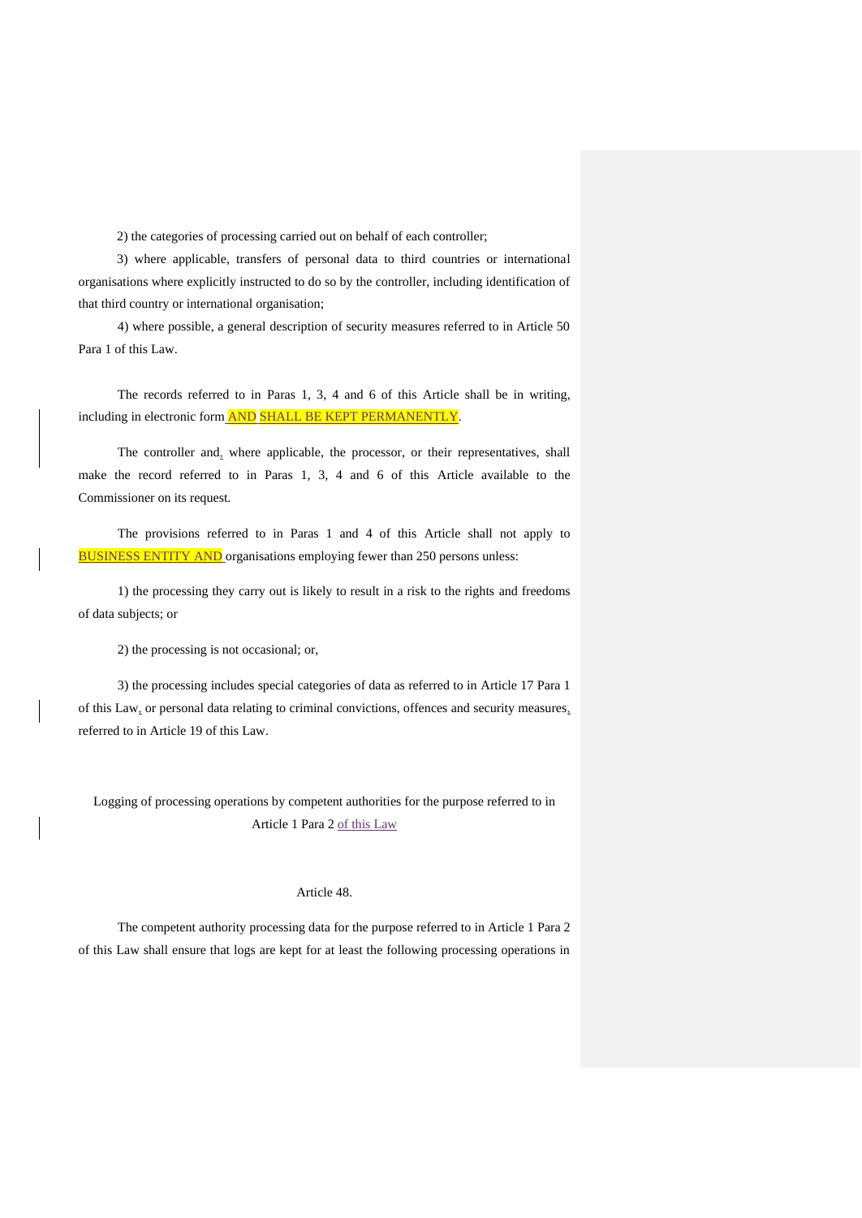2) the categories of processing carried out on behalf of each controller;

3) where applicable, transfers of personal data to third countries or international organisations where explicitly instructed to do so by the controller, including identification of that third country or international organisation;

4) where possible, a general description of security measures referred to in Article 50 Para 1 of this Law.

The records referred to in Paras 1, 3, 4 and 6 of this Article shall be in writing, including in electronic form AND SHALL BE KEPT PERMANENTLY.

The controller and, where applicable, the processor, or their representatives, shall make the record referred to in Paras 1, 3, 4 and 6 of this Article available to the Commissioner on its request.

The provisions referred to in Paras 1 and 4 of this Article shall not apply to BUSINESS ENTITY AND organisations employing fewer than 250 persons unless:

1) the processing they carry out is likely to result in a risk to the rights and freedoms of data subjects; or

2) the processing is not occasional; or,

3) the processing includes special categories of data as referred to in Article 17 Para 1 of this Law, or personal data relating to criminal convictions, offences and security measures, referred to in Article 19 of this Law.

### Logging of processing operations by competent authorities for the purpose referred to in Article 1 Para 2 of this Law

### Article 48.

The competent authority processing data for the purpose referred to in Article 1 Para 2 of this Law shall ensure that logs are kept for at least the following processing operations in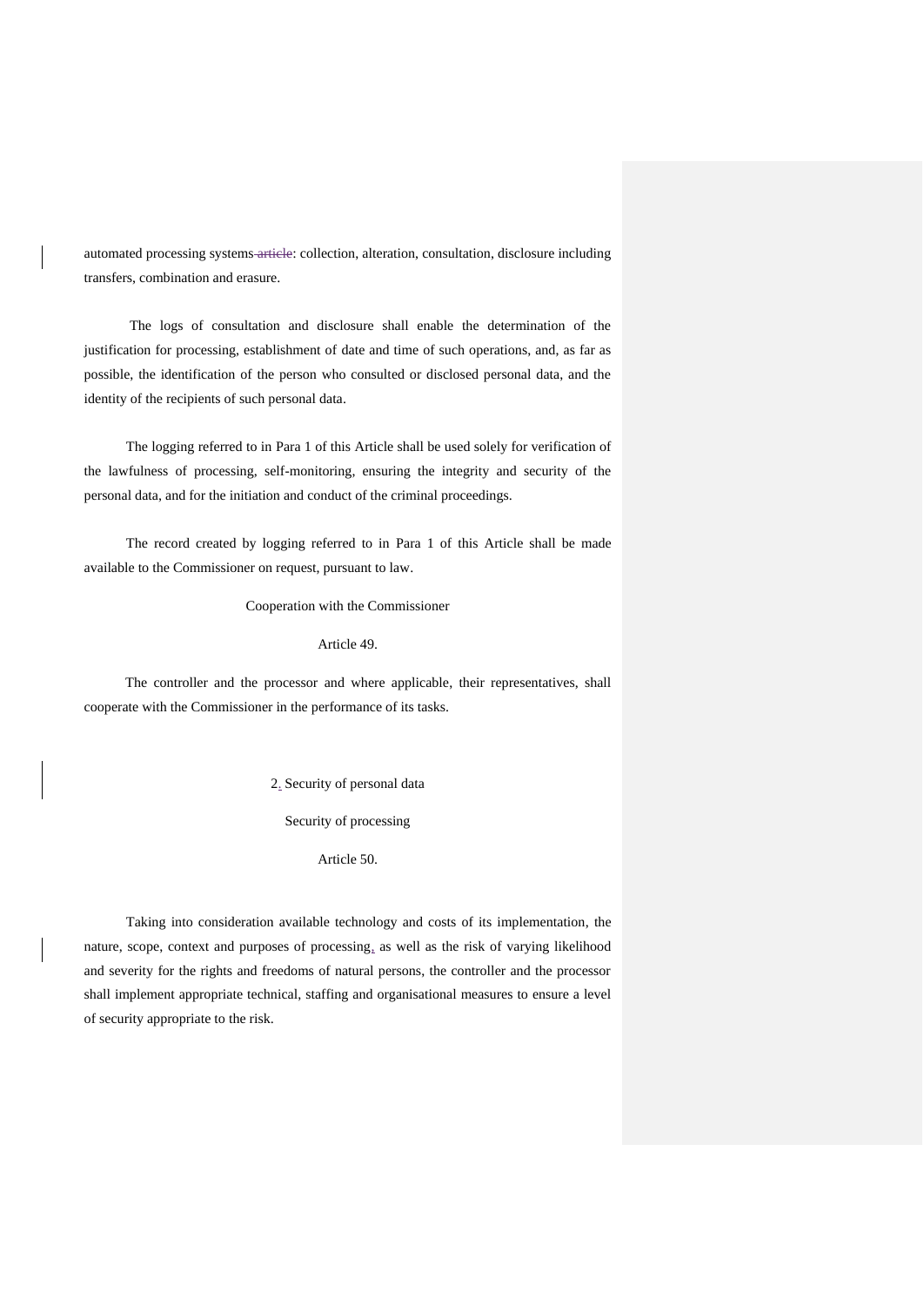automated processing systems article: collection, alteration, consultation, disclosure including transfers, combination and erasure.

The logs of consultation and disclosure shall enable the determination of the justification for processing, establishment of date and time of such operations, and, as far as possible, the identification of the person who consulted or disclosed personal data, and the identity of the recipients of such personal data.

The logging referred to in Para 1 of this Article shall be used solely for verification of the lawfulness of processing, self-monitoring, ensuring the integrity and security of the personal data, and for the initiation and conduct of the criminal proceedings.

The record created by logging referred to in Para 1 of this Article shall be made available to the Commissioner on request, pursuant to law.

Cooperation with the Commissioner

Article 49.

The controller and the processor and where applicable, their representatives, shall cooperate with the Commissioner in the performance of its tasks.

2. Security of personal data

Security of processing

Article 50.

Taking into consideration available technology and costs of its implementation, the nature, scope, context and purposes of processing, as well as the risk of varying likelihood and severity for the rights and freedoms of natural persons, the controller and the processor shall implement appropriate technical, staffing and organisational measures to ensure a level of security appropriate to the risk.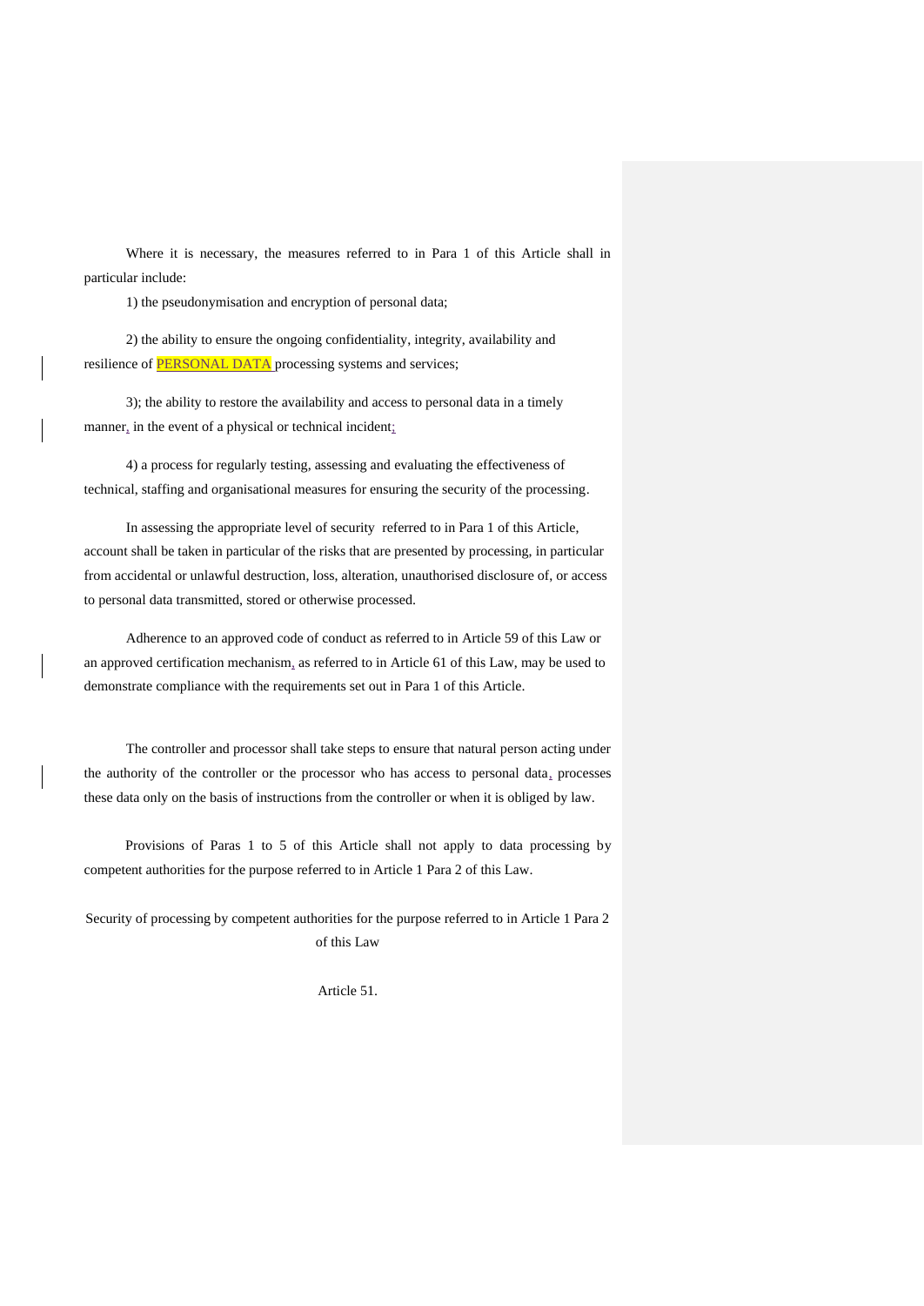Where it is necessary, the measures referred to in Para 1 of this Article shall in particular include:

1) the pseudonymisation and encryption of personal data;

2) the ability to ensure the ongoing confidentiality, integrity, availability and resilience of PERSONAL DATA processing systems and services;

3); the ability to restore the availability and access to personal data in a timely manner, in the event of a physical or technical incident;

4) a process for regularly testing, assessing and evaluating the effectiveness of technical, staffing and organisational measures for ensuring the security of the processing.

In assessing the appropriate level of security referred to in Para 1 of this Article, account shall be taken in particular of the risks that are presented by processing, in particular from accidental or unlawful destruction, loss, alteration, unauthorised disclosure of, or access to personal data transmitted, stored or otherwise processed.

Adherence to an approved code of conduct as referred to in Article 59 of this Law or an approved certification mechanism, as referred to in Article 61 of this Law, may be used to demonstrate compliance with the requirements set out in Para 1 of this Article.

The controller and processor shall take steps to ensure that natural person acting under the authority of the controller or the processor who has access to personal data, processes these data only on the basis of instructions from the controller or when it is obliged by law.

Provisions of Paras 1 to 5 of this Article shall not apply to data processing by competent authorities for the purpose referred to in Article 1 Para 2 of this Law.

Security of processing by competent authorities for the purpose referred to in Article 1 Para 2 of this Law

Article 51.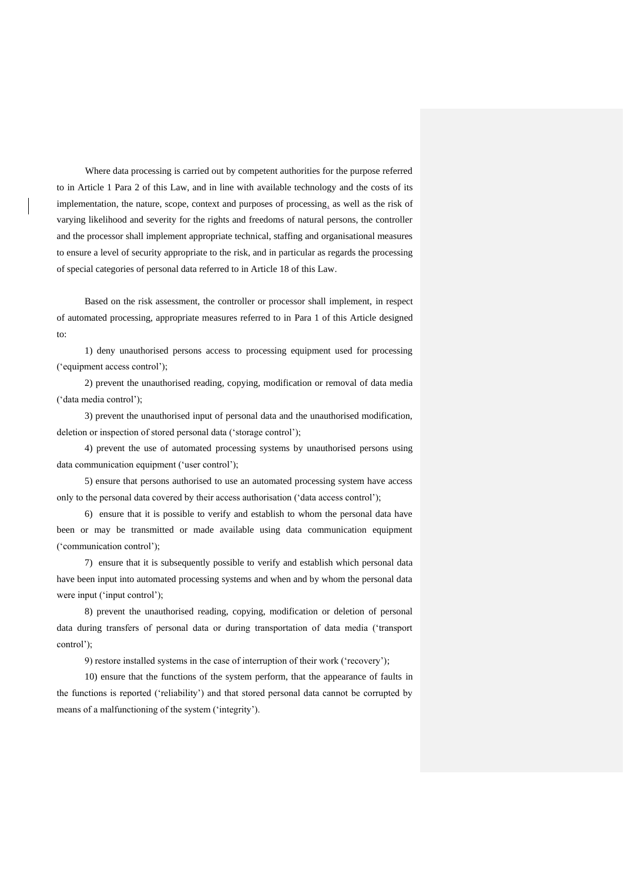Where data processing is carried out by competent authorities for the purpose referred to in Article 1 Para 2 of this Law, and in line with available technology and the costs of its implementation, the nature, scope, context and purposes of processing, as well as the risk of varying likelihood and severity for the rights and freedoms of natural persons, the controller and the processor shall implement appropriate technical, staffing and organisational measures to ensure a level of security appropriate to the risk, and in particular as regards the processing of special categories of personal data referred to in Article 18 of this Law.

Based on the risk assessment, the controller or processor shall implement, in respect of automated processing, appropriate measures referred to in Para 1 of this Article designed to:

1) deny unauthorised persons access to processing equipment used for processing ('equipment access control');

2) prevent the unauthorised reading, copying, modification or removal of data media ('data media control');

3) prevent the unauthorised input of personal data and the unauthorised modification, deletion or inspection of stored personal data ('storage control');

4) prevent the use of automated processing systems by unauthorised persons using data communication equipment ('user control');

5) ensure that persons authorised to use an automated processing system have access only to the personal data covered by their access authorisation ('data access control');

6) ensure that it is possible to verify and establish to whom the personal data have been or may be transmitted or made available using data communication equipment ('communication control');

7) ensure that it is subsequently possible to verify and establish which personal data have been input into automated processing systems and when and by whom the personal data were input ('input control');

8) prevent the unauthorised reading, copying, modification or deletion of personal data during transfers of personal data or during transportation of data media ('transport control');

9) restore installed systems in the case of interruption of their work ('recovery');

10) ensure that the functions of the system perform, that the appearance of faults in the functions is reported ('reliability') and that stored personal data cannot be corrupted by means of a malfunctioning of the system ('integrity').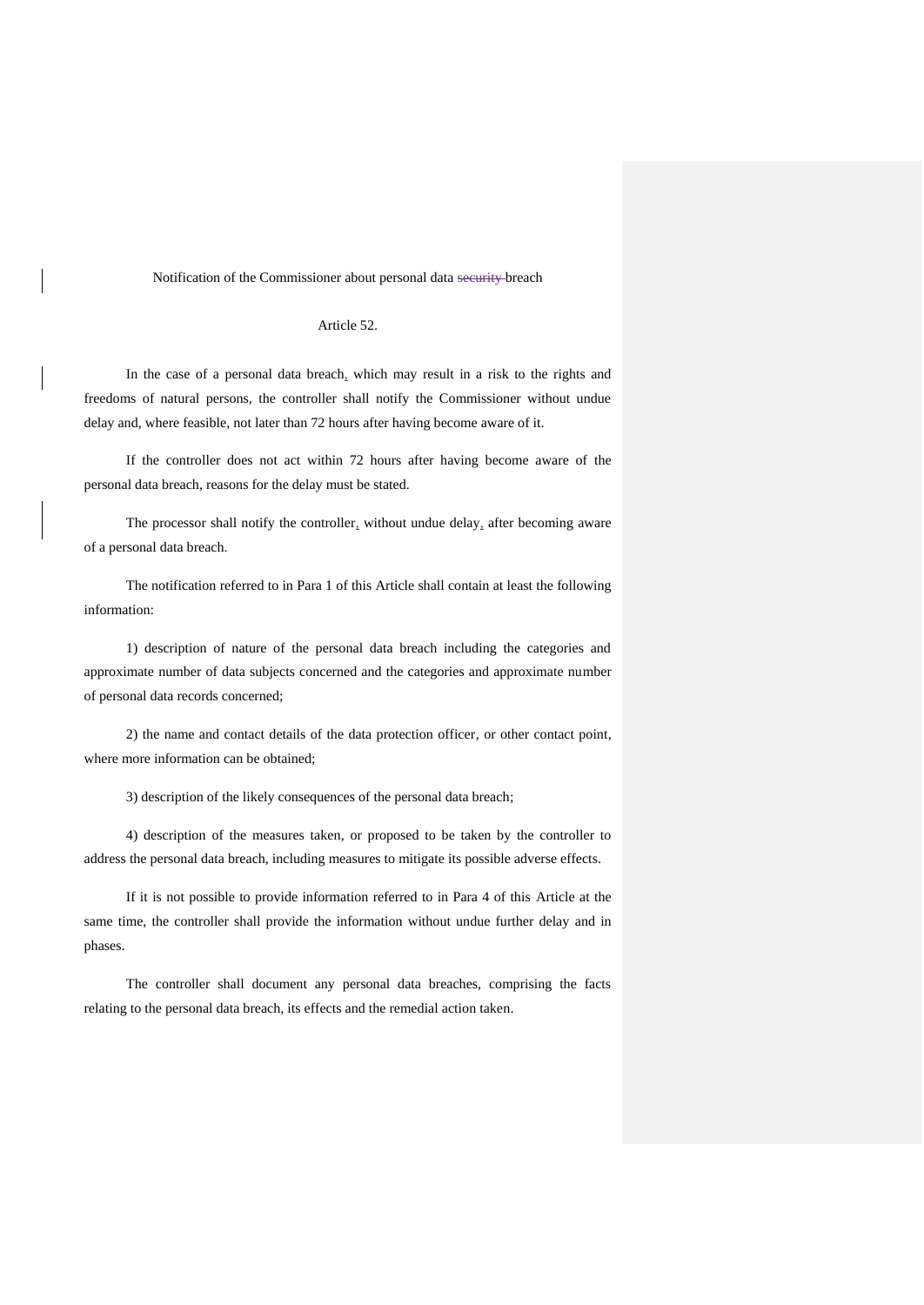Notification of the Commissioner about personal data ~~security~~ breach

Article 52.

In the case of a personal data breach, which may result in a risk to the rights and freedoms of natural persons, the controller shall notify the Commissioner without undue delay and, where feasible, not later than 72 hours after having become aware of it.

If the controller does not act within 72 hours after having become aware of the personal data breach, reasons for the delay must be stated.

The processor shall notify the controller, without undue delay, after becoming aware of a personal data breach.

The notification referred to in Para 1 of this Article shall contain at least the following information:

1) description of nature of the personal data breach including the categories and approximate number of data subjects concerned and the categories and approximate number of personal data records concerned;

2) the name and contact details of the data protection officer, or other contact point, where more information can be obtained;

3) description of the likely consequences of the personal data breach;

4) description of the measures taken, or proposed to be taken by the controller to address the personal data breach, including measures to mitigate its possible adverse effects.

If it is not possible to provide information referred to in Para 4 of this Article at the same time, the controller shall provide the information without undue further delay and in phases.

The controller shall document any personal data breaches, comprising the facts relating to the personal data breach, its effects and the remedial action taken.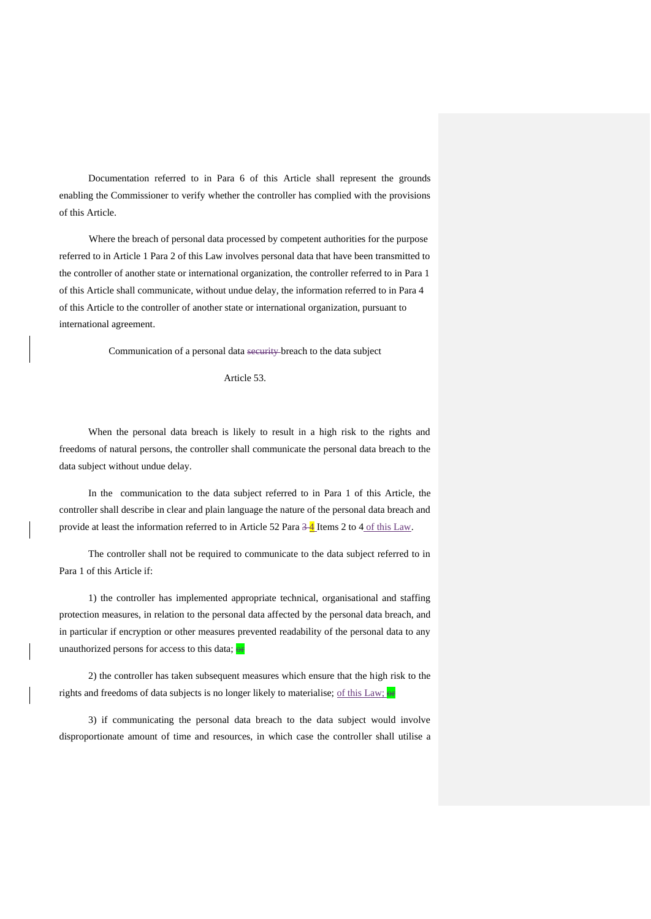Documentation referred to in Para 6 of this Article shall represent the grounds enabling the Commissioner to verify whether the controller has complied with the provisions of this Article.

Where the breach of personal data processed by competent authorities for the purpose referred to in Article 1 Para 2 of this Law involves personal data that have been transmitted to the controller of another state or international organization, the controller referred to in Para 1 of this Article shall communicate, without undue delay, the information referred to in Para 4 of this Article to the controller of another state or international organization, pursuant to international agreement.

Communication of a personal data ~~security~~ breach to the data subject

Article 53.

When the personal data breach is likely to result in a high risk to the rights and freedoms of natural persons, the controller shall communicate the personal data breach to the data subject without undue delay.

In the communication to the data subject referred to in Para 1 of this Article, the controller shall describe in clear and plain language the nature of the personal data breach and provide at least the information referred to in Article 52 Para ~~3~~ 4 Items 2 to 4 of this Law.

The controller shall not be required to communicate to the data subject referred to in Para 1 of this Article if:

1) the controller has implemented appropriate technical, organisational and staffing protection measures, in relation to the personal data affected by the personal data breach, and in particular if encryption or other measures prevented readability of the personal data to any unauthorized persons for access to this data; ~~or~~

2) the controller has taken subsequent measures which ensure that the high risk to the rights and freedoms of data subjects is no longer likely to materialise; of this Law; ~~or~~

3) if communicating the personal data breach to the data subject would involve disproportionate amount of time and resources, in which case the controller shall utilise a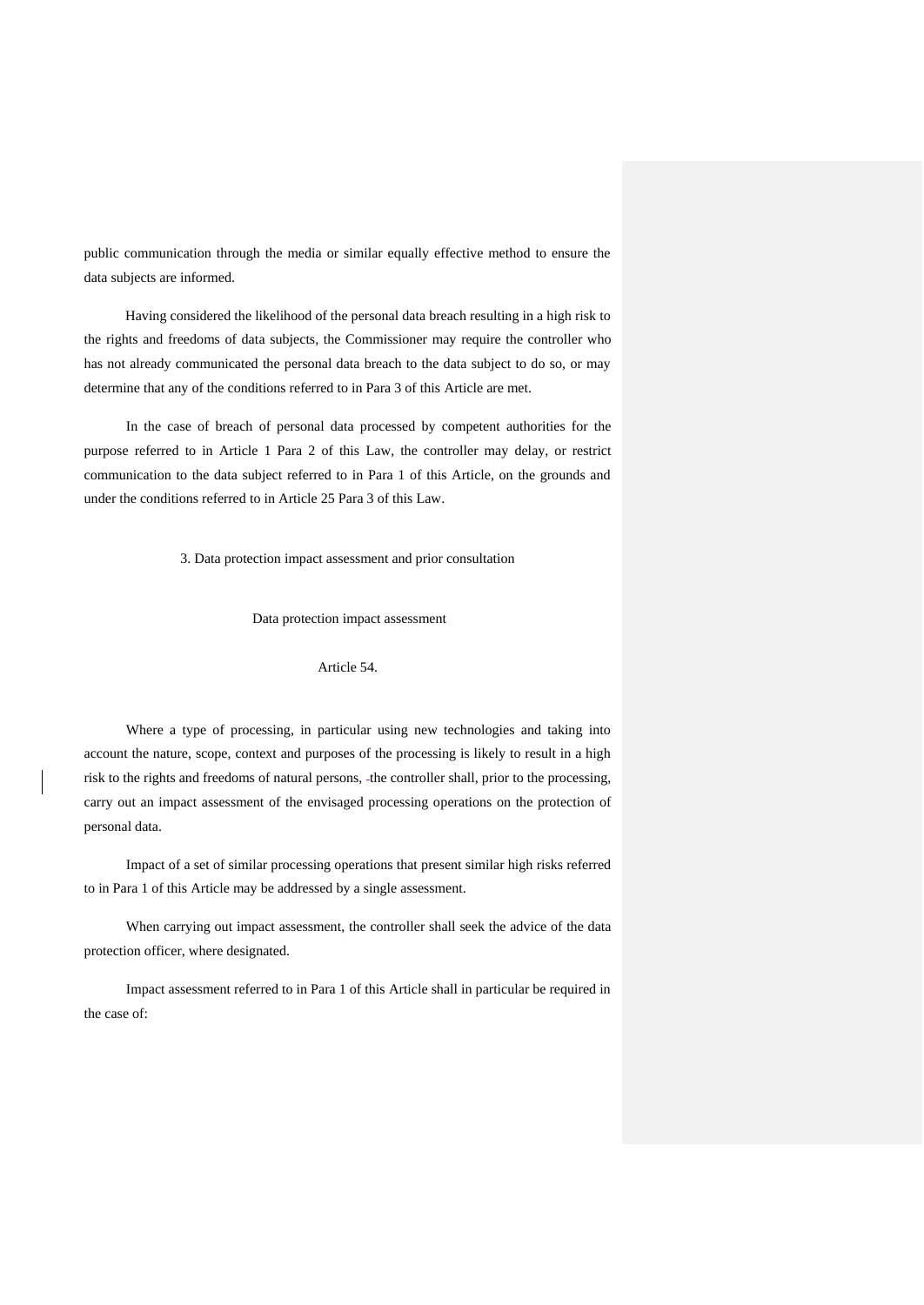public communication through the media or similar equally effective method to ensure the data subjects are informed.

Having considered the likelihood of the personal data breach resulting in a high risk to the rights and freedoms of data subjects, the Commissioner may require the controller who has not already communicated the personal data breach to the data subject to do so, or may determine that any of the conditions referred to in Para 3 of this Article are met.

In the case of breach of personal data processed by competent authorities for the purpose referred to in Article 1 Para 2 of this Law, the controller may delay, or restrict communication to the data subject referred to in Para 1 of this Article, on the grounds and under the conditions referred to in Article 25 Para 3 of this Law.

### 3. Data protection impact assessment and prior consultation

#### Data protection impact assessment

#### Article 54.

Where a type of processing, in particular using new technologies and taking into account the nature, scope, context and purposes of the processing is likely to result in a high risk to the rights and freedoms of natural persons, the controller shall, prior to the processing, carry out an impact assessment of the envisaged processing operations on the protection of personal data.

Impact of a set of similar processing operations that present similar high risks referred to in Para 1 of this Article may be addressed by a single assessment.

When carrying out impact assessment, the controller shall seek the advice of the data protection officer, where designated.

Impact assessment referred to in Para 1 of this Article shall in particular be required in the case of: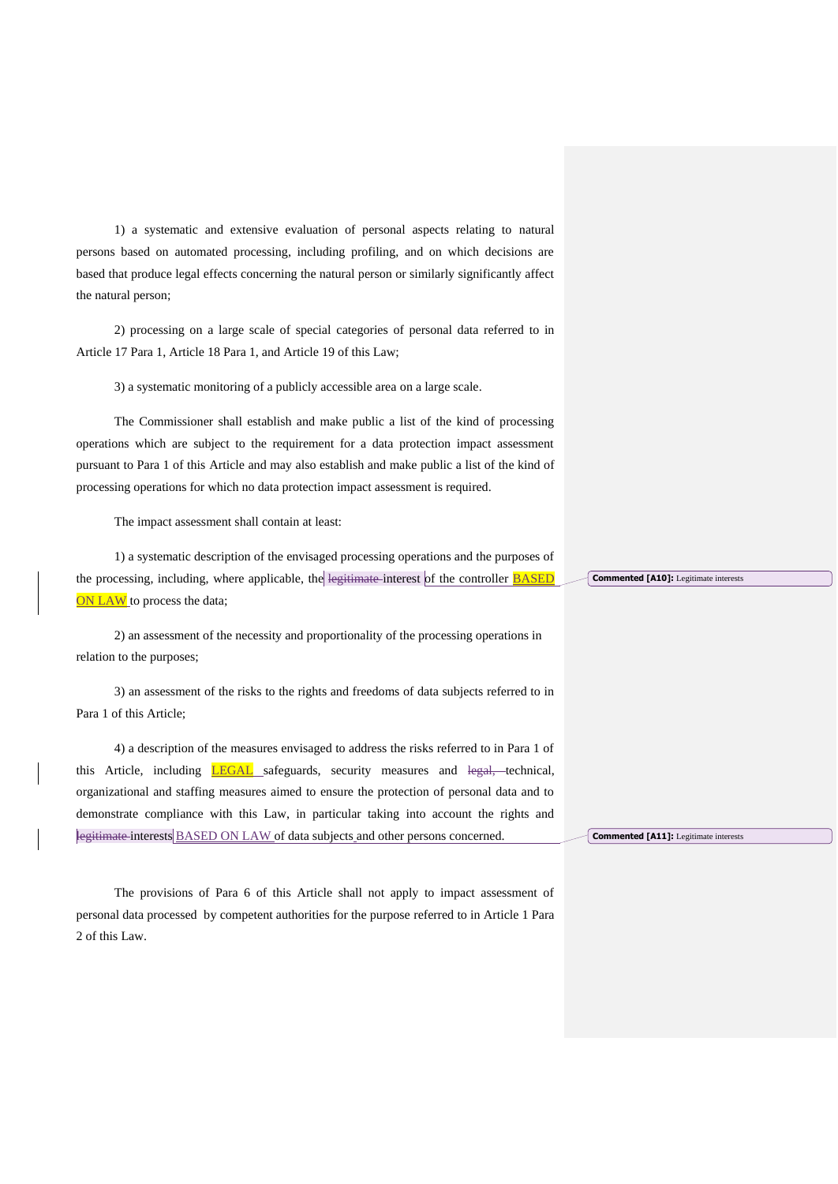1) a systematic and extensive evaluation of personal aspects relating to natural persons based on automated processing, including profiling, and on which decisions are based that produce legal effects concerning the natural person or similarly significantly affect the natural person;

2) processing on a large scale of special categories of personal data referred to in Article 17 Para 1, Article 18 Para 1, and Article 19 of this Law;

3) a systematic monitoring of a publicly accessible area on a large scale.

The Commissioner shall establish and make public a list of the kind of processing operations which are subject to the requirement for a data protection impact assessment pursuant to Para 1 of this Article and may also establish and make public a list of the kind of processing operations for which no data protection impact assessment is required.

The impact assessment shall contain at least:

1) a systematic description of the envisaged processing operations and the purposes of the processing, including, where applicable, the ~~legitimate~~ interest of the controller BASED ON LAW to process the data;

2) an assessment of the necessity and proportionality of the processing operations in relation to the purposes;

3) an assessment of the risks to the rights and freedoms of data subjects referred to in Para 1 of this Article;

4) a description of the measures envisaged to address the risks referred to in Para 1 of this Article, including LEGAL safeguards, security measures and ~~legal,~~ technical, organizational and staffing measures aimed to ensure the protection of personal data and to demonstrate compliance with this Law, in particular taking into account the rights and ~~legitimate~~ interests BASED ON LAW of data subjects and other persons concerned.

The provisions of Para 6 of this Article shall not apply to impact assessment of personal data processed by competent authorities for the purpose referred to in Article 1 Para 2 of this Law.

Commented [A10]: Legitimate interests

Commented [A11]: Legitimate interests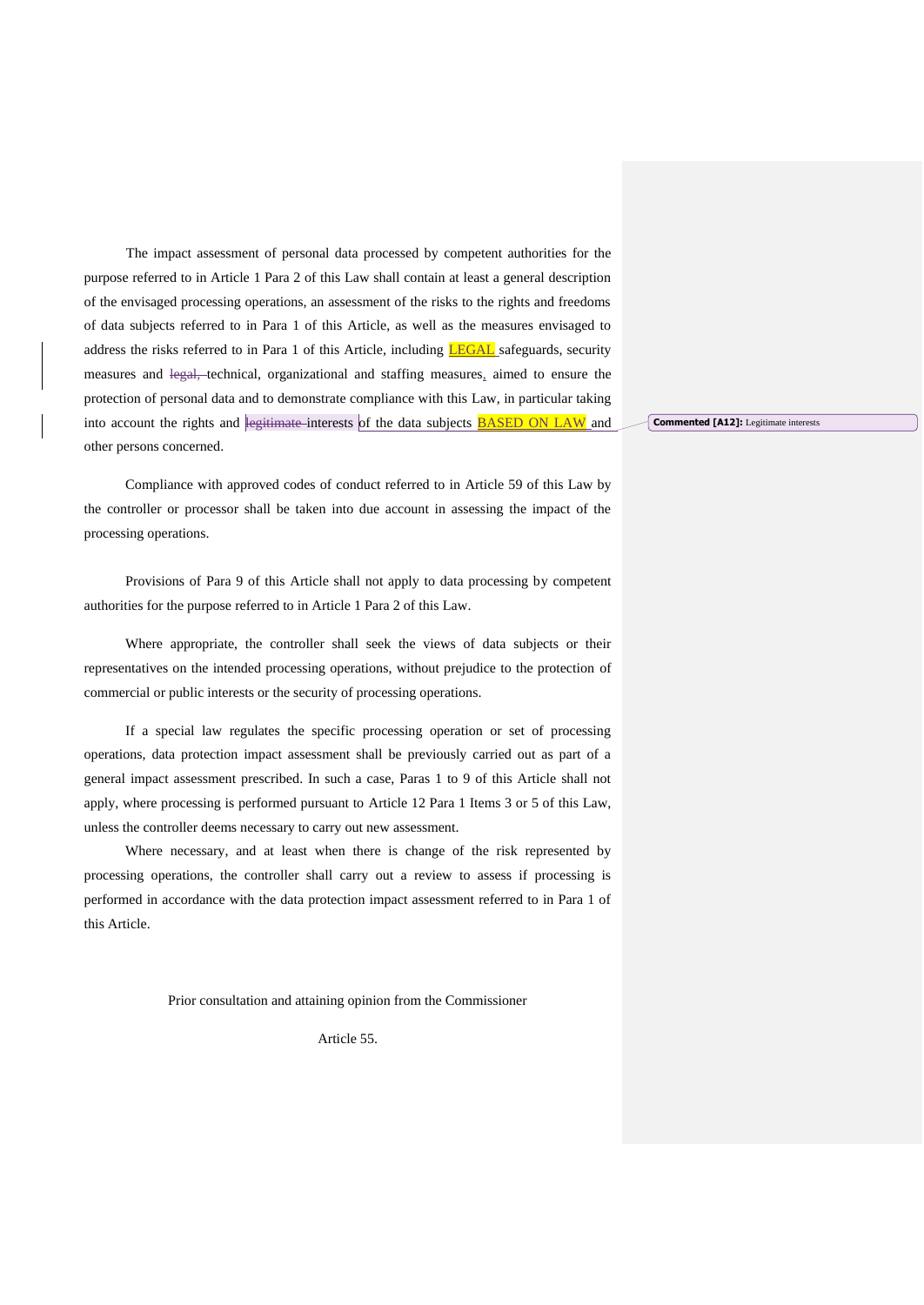The impact assessment of personal data processed by competent authorities for the purpose referred to in Article 1 Para 2 of this Law shall contain at least a general description of the envisaged processing operations, an assessment of the risks to the rights and freedoms of data subjects referred to in Para 1 of this Article, as well as the measures envisaged to address the risks referred to in Para 1 of this Article, including LEGAL safeguards, security measures and ~~legal,~~ technical, organizational and staffing measures, aimed to ensure the protection of personal data and to demonstrate compliance with this Law, in particular taking into account the rights and ~~legitimate~~ interests of the data subjects BASED ON LAW and other persons concerned.

Commented [A12]: Legitimate interests

Compliance with approved codes of conduct referred to in Article 59 of this Law by the controller or processor shall be taken into due account in assessing the impact of the processing operations.

Provisions of Para 9 of this Article shall not apply to data processing by competent authorities for the purpose referred to in Article 1 Para 2 of this Law.

Where appropriate, the controller shall seek the views of data subjects or their representatives on the intended processing operations, without prejudice to the protection of commercial or public interests or the security of processing operations.

If a special law regulates the specific processing operation or set of processing operations, data protection impact assessment shall be previously carried out as part of a general impact assessment prescribed. In such a case, Paras 1 to 9 of this Article shall not apply, where processing is performed pursuant to Article 12 Para 1 Items 3 or 5 of this Law, unless the controller deems necessary to carry out new assessment.

Where necessary, and at least when there is change of the risk represented by processing operations, the controller shall carry out a review to assess if processing is performed in accordance with the data protection impact assessment referred to in Para 1 of this Article.

Prior consultation and attaining opinion from the Commissioner

Article 55.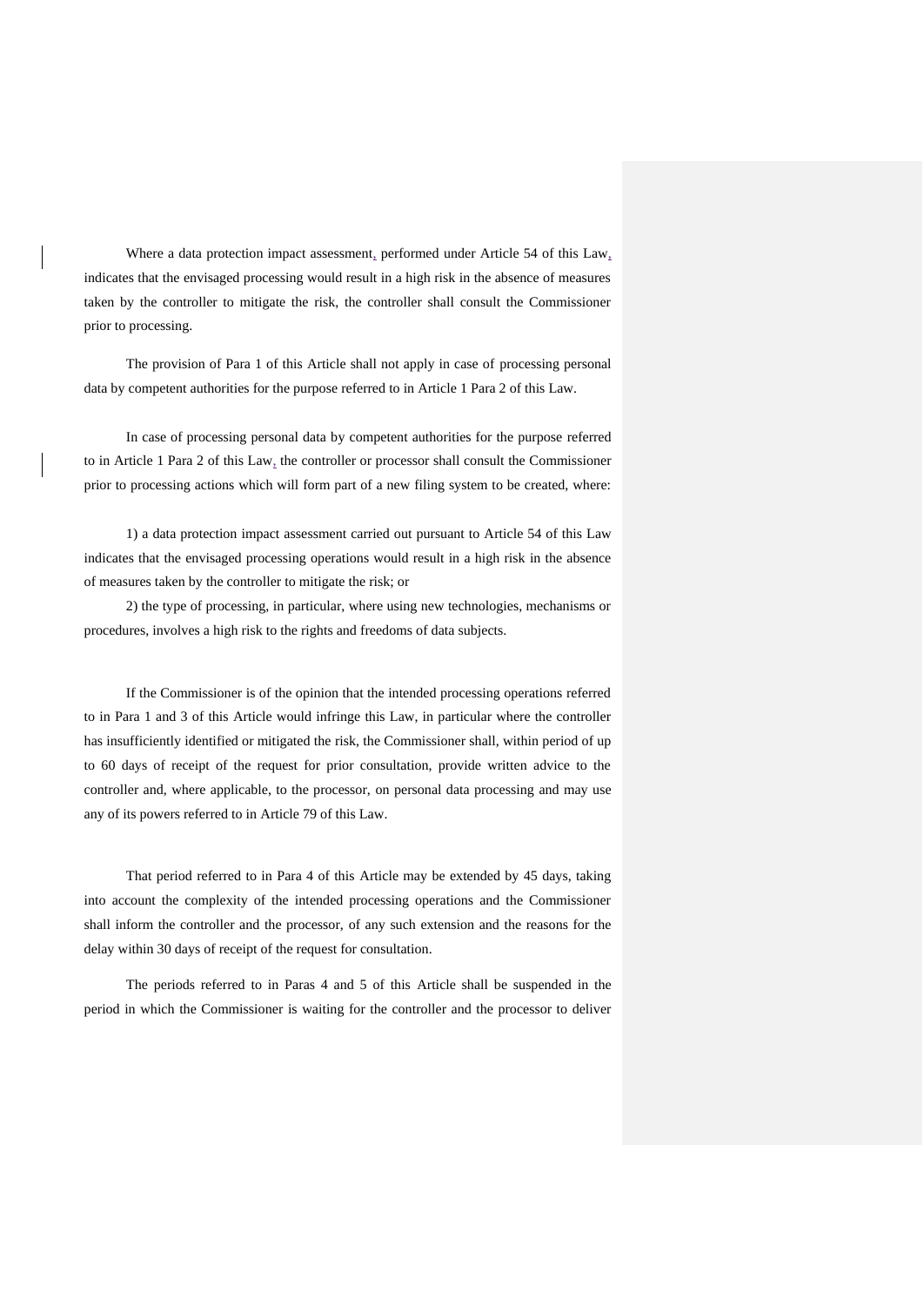Where a data protection impact assessment, performed under Article 54 of this Law, indicates that the envisaged processing would result in a high risk in the absence of measures taken by the controller to mitigate the risk, the controller shall consult the Commissioner prior to processing.

The provision of Para 1 of this Article shall not apply in case of processing personal data by competent authorities for the purpose referred to in Article 1 Para 2 of this Law.

In case of processing personal data by competent authorities for the purpose referred to in Article 1 Para 2 of this Law, the controller or processor shall consult the Commissioner prior to processing actions which will form part of a new filing system to be created, where:

1) a data protection impact assessment carried out pursuant to Article 54 of this Law indicates that the envisaged processing operations would result in a high risk in the absence of measures taken by the controller to mitigate the risk; or

2) the type of processing, in particular, where using new technologies, mechanisms or procedures, involves a high risk to the rights and freedoms of data subjects.

If the Commissioner is of the opinion that the intended processing operations referred to in Para 1 and 3 of this Article would infringe this Law, in particular where the controller has insufficiently identified or mitigated the risk, the Commissioner shall, within period of up to 60 days of receipt of the request for prior consultation, provide written advice to the controller and, where applicable, to the processor, on personal data processing and may use any of its powers referred to in Article 79 of this Law.

That period referred to in Para 4 of this Article may be extended by 45 days, taking into account the complexity of the intended processing operations and the Commissioner shall inform the controller and the processor, of any such extension and the reasons for the delay within 30 days of receipt of the request for consultation.

The periods referred to in Paras 4 and 5 of this Article shall be suspended in the period in which the Commissioner is waiting for the controller and the processor to deliver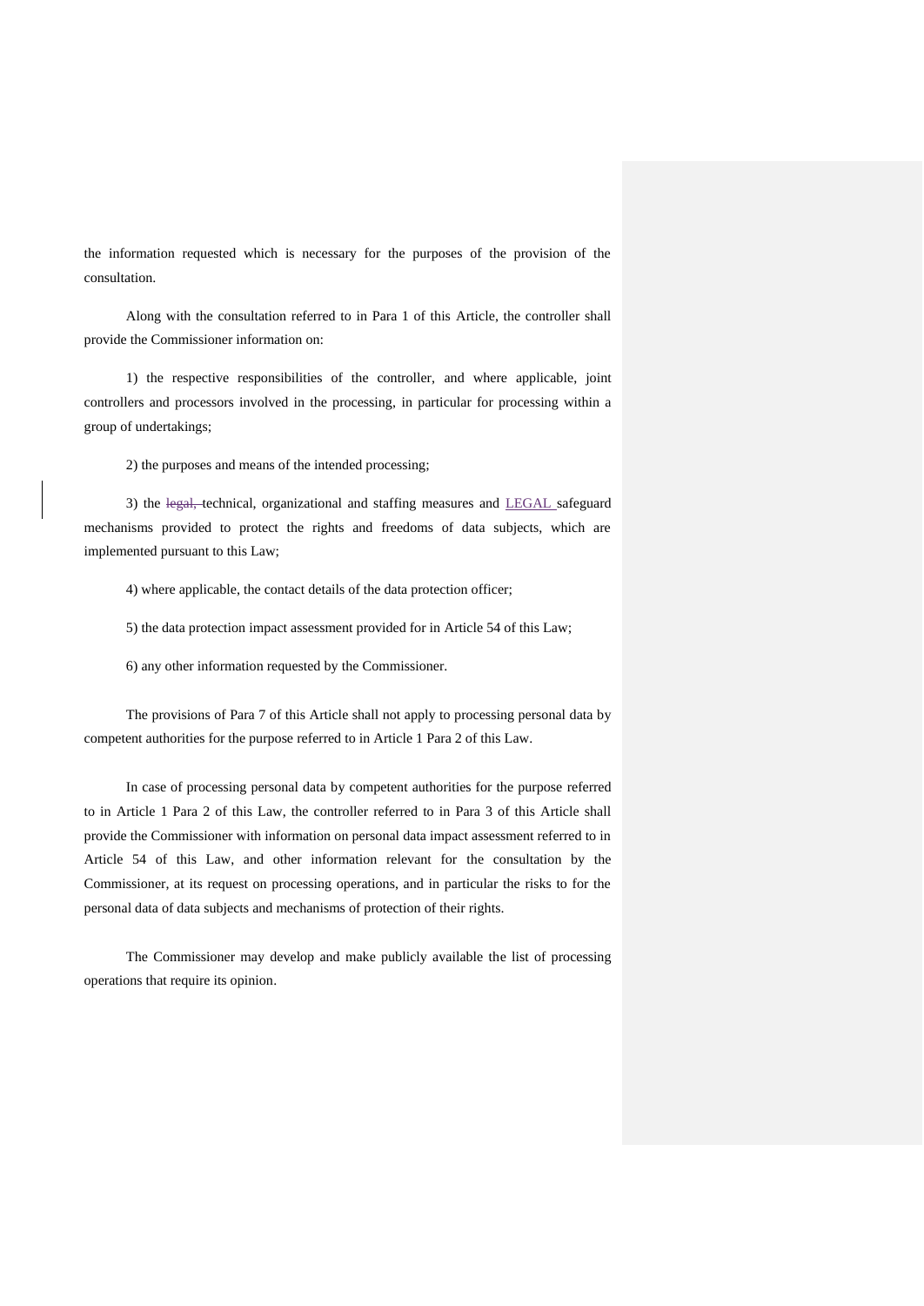the information requested which is necessary for the purposes of the provision of the consultation.

Along with the consultation referred to in Para 1 of this Article, the controller shall provide the Commissioner information on:

1) the respective responsibilities of the controller, and where applicable, joint controllers and processors involved in the processing, in particular for processing within a group of undertakings;

2) the purposes and means of the intended processing;

3) the ~~legal,~~ technical, organizational and staffing measures and LEGAL safeguard mechanisms provided to protect the rights and freedoms of data subjects, which are implemented pursuant to this Law;

4) where applicable, the contact details of the data protection officer;

5) the data protection impact assessment provided for in Article 54 of this Law;

6) any other information requested by the Commissioner.

The provisions of Para 7 of this Article shall not apply to processing personal data by competent authorities for the purpose referred to in Article 1 Para 2 of this Law.

In case of processing personal data by competent authorities for the purpose referred to in Article 1 Para 2 of this Law, the controller referred to in Para 3 of this Article shall provide the Commissioner with information on personal data impact assessment referred to in Article 54 of this Law, and other information relevant for the consultation by the Commissioner, at its request on processing operations, and in particular the risks to for the personal data of data subjects and mechanisms of protection of their rights.

The Commissioner may develop and make publicly available the list of processing operations that require its opinion.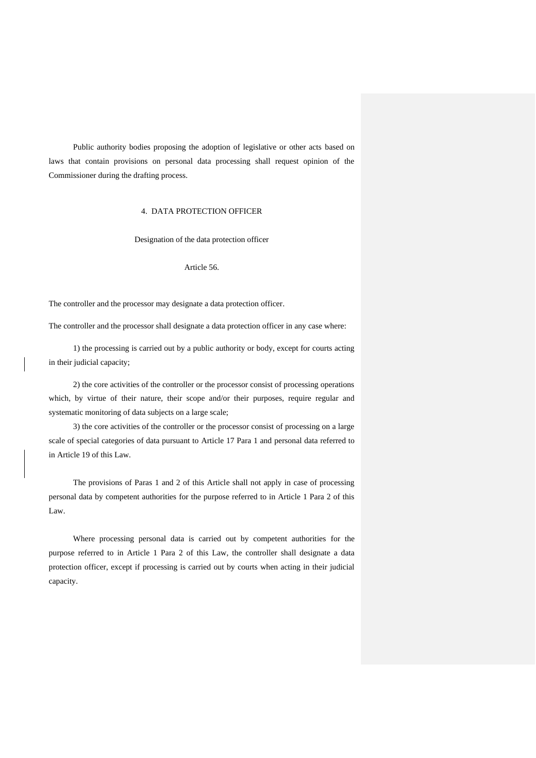Public authority bodies proposing the adoption of legislative or other acts based on laws that contain provisions on personal data processing shall request opinion of the Commissioner during the drafting process.

## 4. DATA PROTECTION OFFICER

### Designation of the data protection officer

### Article 56.

The controller and the processor may designate a data protection officer.

The controller and the processor shall designate a data protection officer in any case where:

1) the processing is carried out by a public authority or body, except for courts acting in their judicial capacity;

2) the core activities of the controller or the processor consist of processing operations which, by virtue of their nature, their scope and/or their purposes, require regular and systematic monitoring of data subjects on a large scale;

3) the core activities of the controller or the processor consist of processing on a large scale of special categories of data pursuant to Article 17 Para 1 and personal data referred to in Article 19 of this Law.

The provisions of Paras 1 and 2 of this Article shall not apply in case of processing personal data by competent authorities for the purpose referred to in Article 1 Para 2 of this Law.

Where processing personal data is carried out by competent authorities for the purpose referred to in Article 1 Para 2 of this Law, the controller shall designate a data protection officer, except if processing is carried out by courts when acting in their judicial capacity.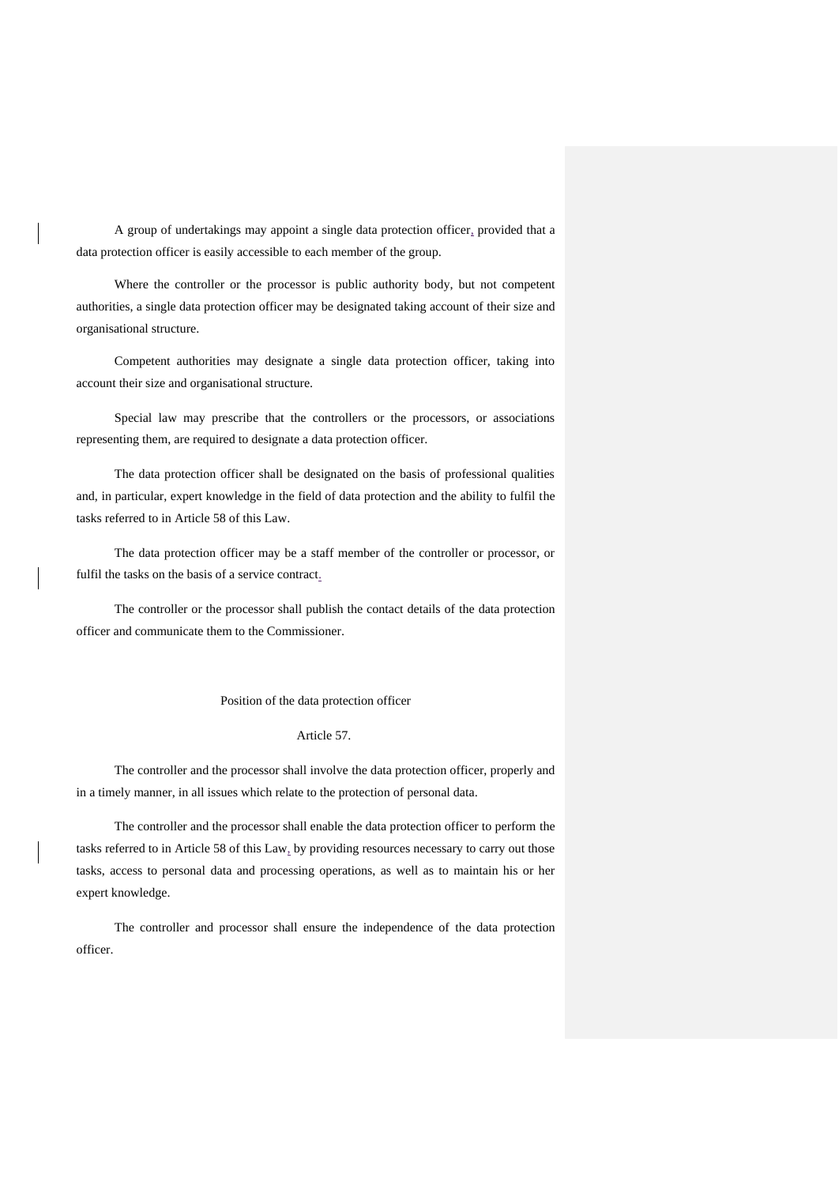A group of undertakings may appoint a single data protection officer, provided that a data protection officer is easily accessible to each member of the group.

Where the controller or the processor is public authority body, but not competent authorities, a single data protection officer may be designated taking account of their size and organisational structure.

Competent authorities may designate a single data protection officer, taking into account their size and organisational structure.

Special law may prescribe that the controllers or the processors, or associations representing them, are required to designate a data protection officer.

The data protection officer shall be designated on the basis of professional qualities and, in particular, expert knowledge in the field of data protection and the ability to fulfil the tasks referred to in Article 58 of this Law.

The data protection officer may be a staff member of the controller or processor, or fulfil the tasks on the basis of a service contract.

The controller or the processor shall publish the contact details of the data protection officer and communicate them to the Commissioner.

### Position of the data protection officer

### Article 57.

The controller and the processor shall involve the data protection officer, properly and in a timely manner, in all issues which relate to the protection of personal data.

The controller and the processor shall enable the data protection officer to perform the tasks referred to in Article 58 of this Law, by providing resources necessary to carry out those tasks, access to personal data and processing operations, as well as to maintain his or her expert knowledge.

The controller and processor shall ensure the independence of the data protection officer.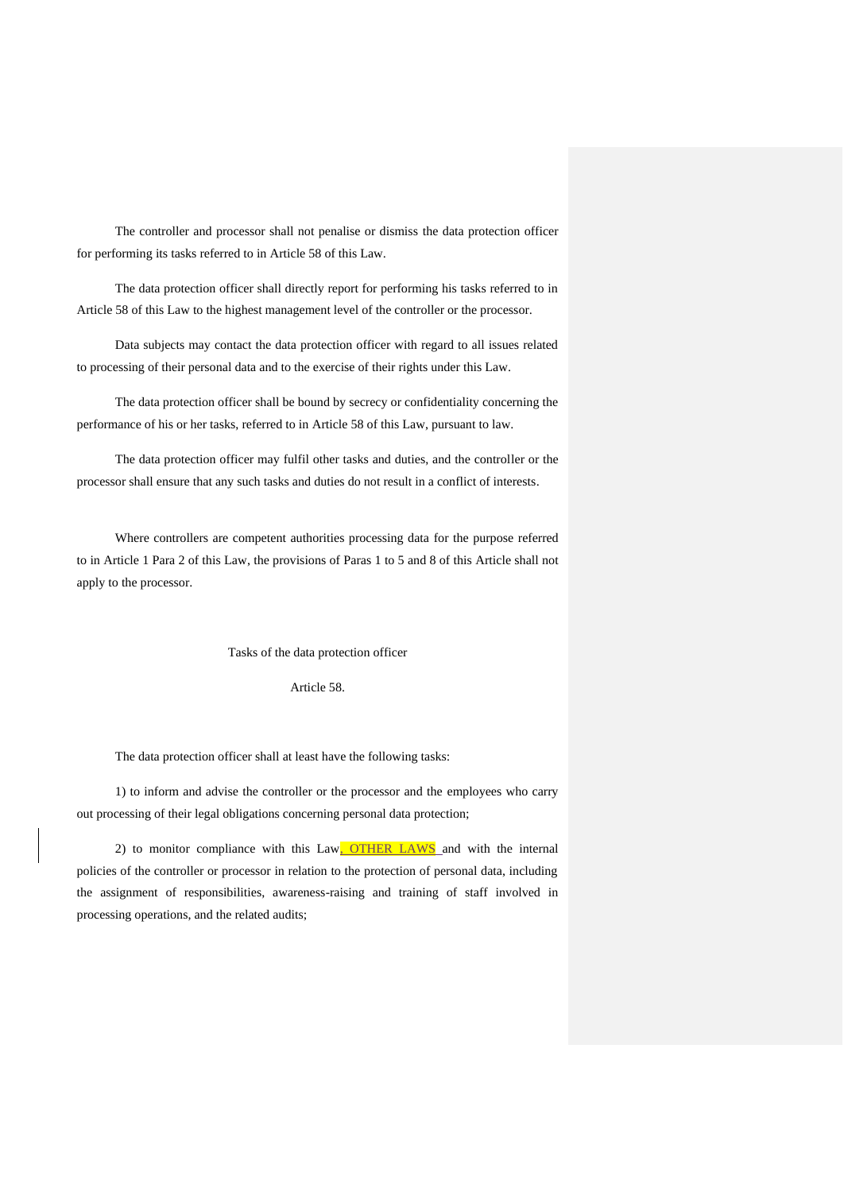The controller and processor shall not penalise or dismiss the data protection officer for performing its tasks referred to in Article 58 of this Law.

The data protection officer shall directly report for performing his tasks referred to in Article 58 of this Law to the highest management level of the controller or the processor.

Data subjects may contact the data protection officer with regard to all issues related to processing of their personal data and to the exercise of their rights under this Law.

The data protection officer shall be bound by secrecy or confidentiality concerning the performance of his or her tasks, referred to in Article 58 of this Law, pursuant to law.

The data protection officer may fulfil other tasks and duties, and the controller or the processor shall ensure that any such tasks and duties do not result in a conflict of interests.

Where controllers are competent authorities processing data for the purpose referred to in Article 1 Para 2 of this Law, the provisions of Paras 1 to 5 and 8 of this Article shall not apply to the processor.

Tasks of the data protection officer

Article 58.

The data protection officer shall at least have the following tasks:

1) to inform and advise the controller or the processor and the employees who carry out processing of their legal obligations concerning personal data protection;

2) to monitor compliance with this Law, OTHER LAWS and with the internal policies of the controller or processor in relation to the protection of personal data, including the assignment of responsibilities, awareness-raising and training of staff involved in processing operations, and the related audits;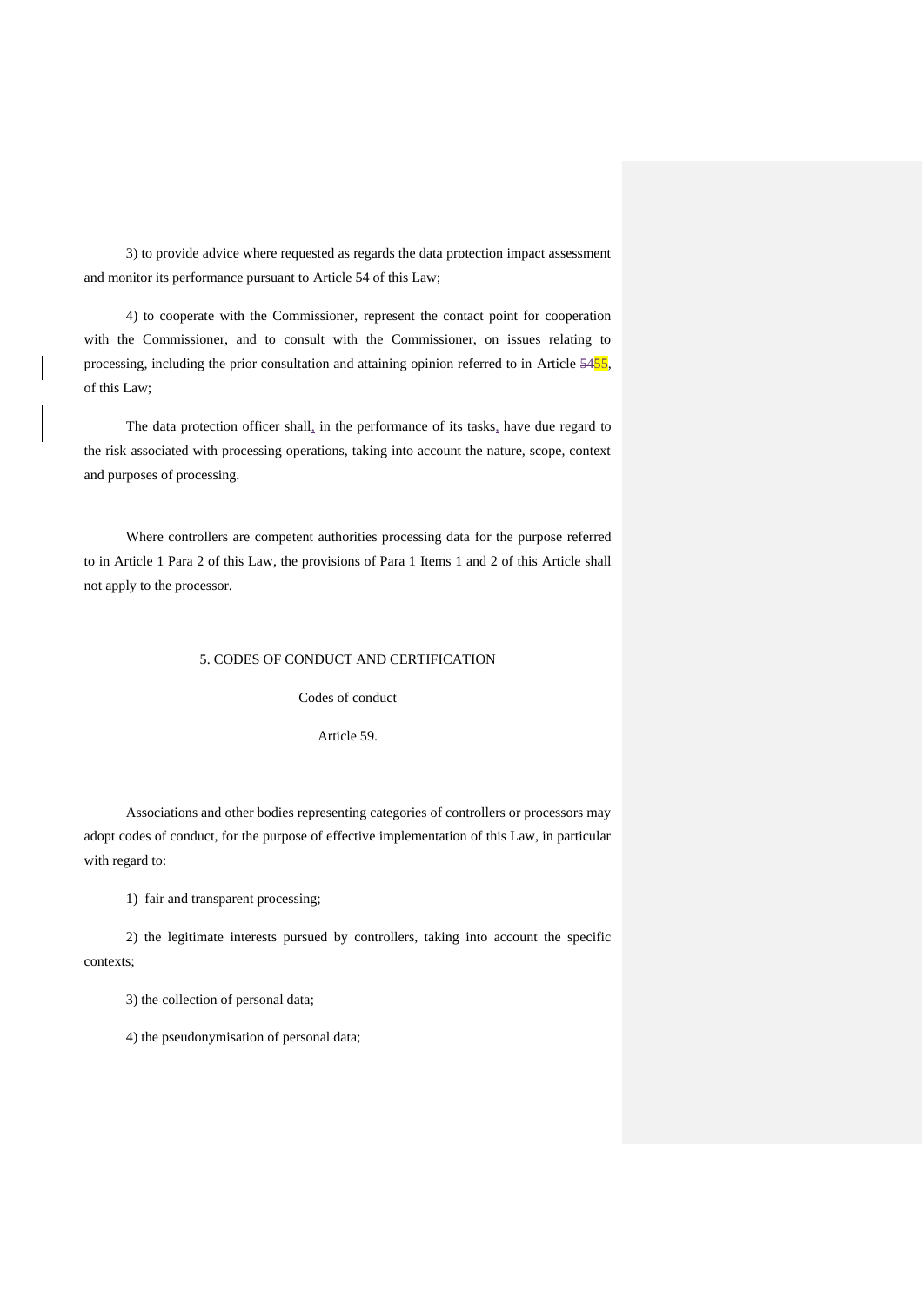3) to provide advice where requested as regards the data protection impact assessment and monitor its performance pursuant to Article 54 of this Law;

4) to cooperate with the Commissioner, represent the contact point for cooperation with the Commissioner, and to consult with the Commissioner, on issues relating to processing, including the prior consultation and attaining opinion referred to in Article ~~54~~55, of this Law;

The data protection officer shall, in the performance of its tasks, have due regard to the risk associated with processing operations, taking into account the nature, scope, context and purposes of processing.

Where controllers are competent authorities processing data for the purpose referred to in Article 1 Para 2 of this Law, the provisions of Para 1 Items 1 and 2 of this Article shall not apply to the processor.

## 5. CODES OF CONDUCT AND CERTIFICATION

### Codes of conduct

### Article 59.

Associations and other bodies representing categories of controllers or processors may adopt codes of conduct, for the purpose of effective implementation of this Law, in particular with regard to:

1) fair and transparent processing;

2) the legitimate interests pursued by controllers, taking into account the specific contexts;

3) the collection of personal data;

4) the pseudonymisation of personal data;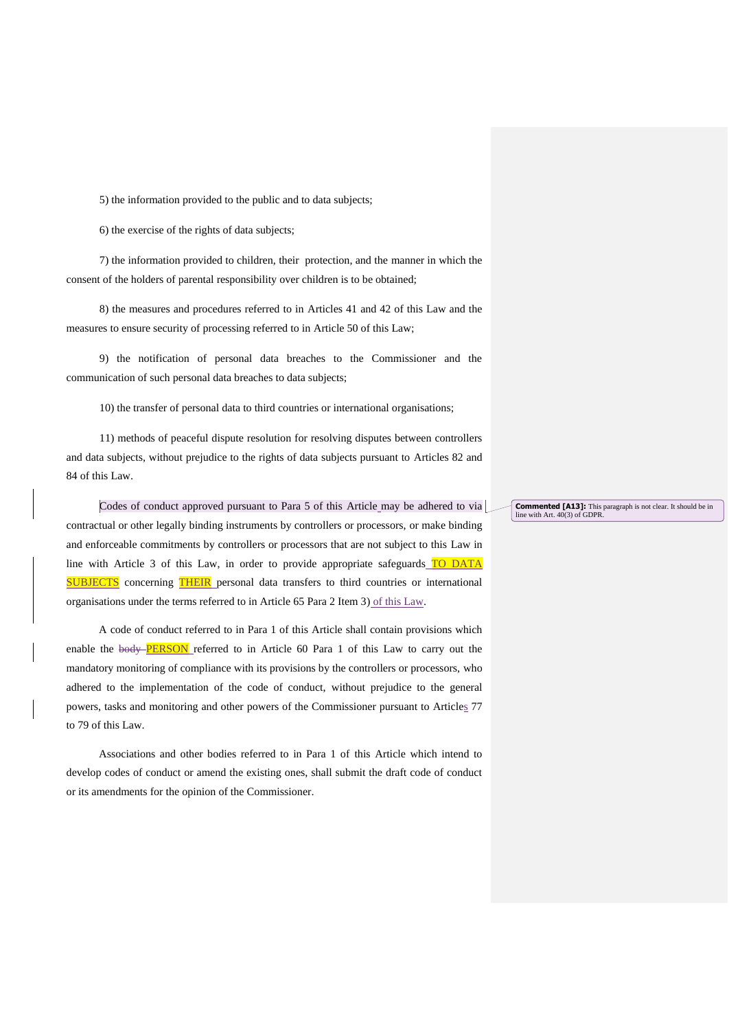5) the information provided to the public and to data subjects;

6) the exercise of the rights of data subjects;

7) the information provided to children, their protection, and the manner in which the consent of the holders of parental responsibility over children is to be obtained;

8) the measures and procedures referred to in Articles 41 and 42 of this Law and the measures to ensure security of processing referred to in Article 50 of this Law;

9) the notification of personal data breaches to the Commissioner and the communication of such personal data breaches to data subjects;

10) the transfer of personal data to third countries or international organisations;

11) methods of peaceful dispute resolution for resolving disputes between controllers and data subjects, without prejudice to the rights of data subjects pursuant to Articles 82 and 84 of this Law.

Codes of conduct approved pursuant to Para 5 of this Article may be adhered to via contractual or other legally binding instruments by controllers or processors, or make binding and enforceable commitments by controllers or processors that are not subject to this Law in line with Article 3 of this Law, in order to provide appropriate safeguards TO DATA SUBJECTS concerning THEIR personal data transfers to third countries or international organisations under the terms referred to in Article 65 Para 2 Item 3) of this Law.

A code of conduct referred to in Para 1 of this Article shall contain provisions which enable the ~~body~~ PERSON referred to in Article 60 Para 1 of this Law to carry out the mandatory monitoring of compliance with its provisions by the controllers or processors, who adhered to the implementation of the code of conduct, without prejudice to the general powers, tasks and monitoring and other powers of the Commissioner pursuant to Articles 77 to 79 of this Law.

Associations and other bodies referred to in Para 1 of this Article which intend to develop codes of conduct or amend the existing ones, shall submit the draft code of conduct or its amendments for the opinion of the Commissioner.

**Commented [A13]:** This paragraph is not clear. It should be in line with Art. 40(3) of GDPR.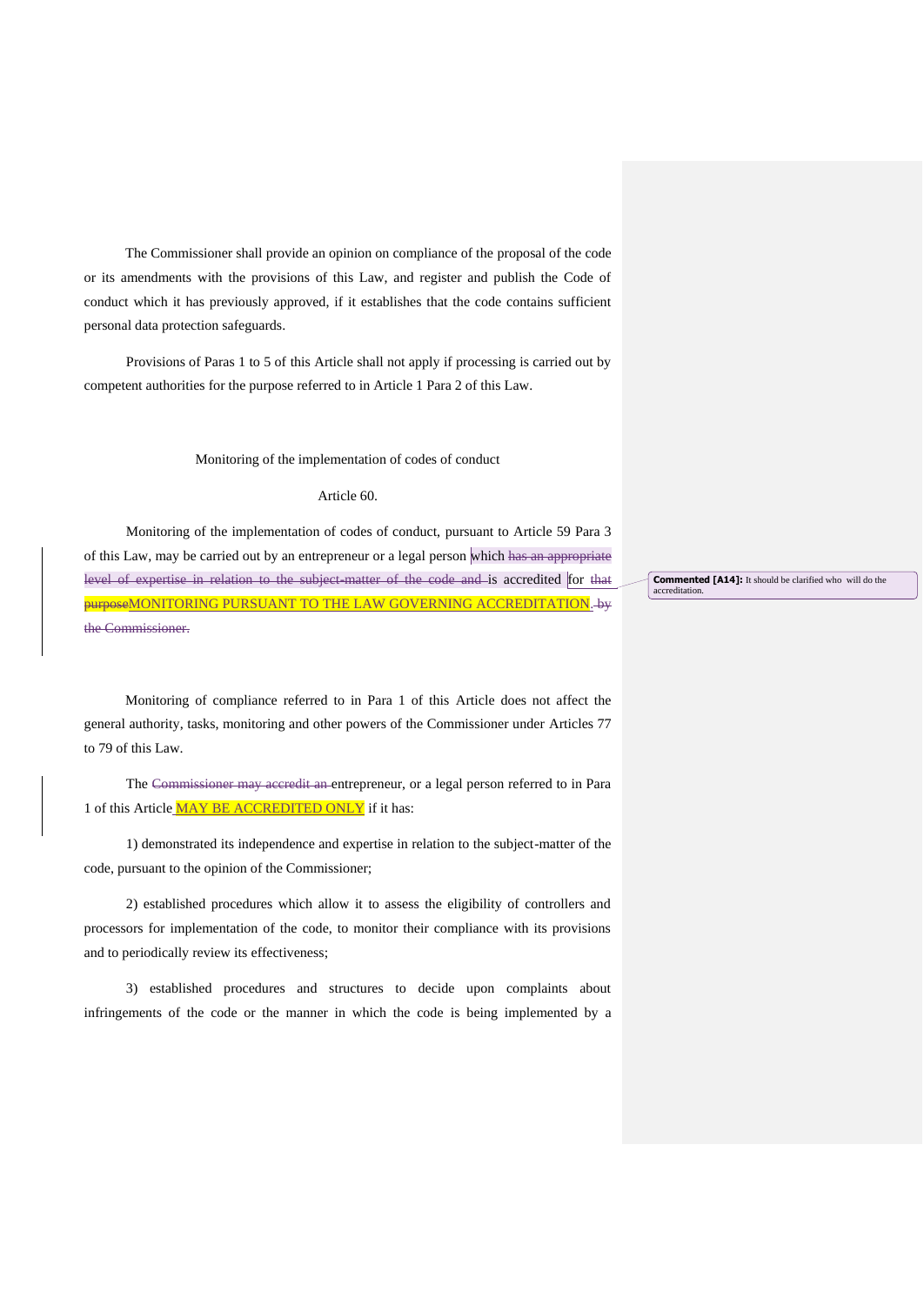The Commissioner shall provide an opinion on compliance of the proposal of the code or its amendments with the provisions of this Law, and register and publish the Code of conduct which it has previously approved, if it establishes that the code contains sufficient personal data protection safeguards.

Provisions of Paras 1 to 5 of this Article shall not apply if processing is carried out by competent authorities for the purpose referred to in Article 1 Para 2 of this Law.

Monitoring of the implementation of codes of conduct

Article 60.

Monitoring of the implementation of codes of conduct, pursuant to Article 59 Para 3 of this Law, may be carried out by an entrepreneur or a legal person which ~~has an appropriate level of expertise in relation to the subject-matter of the code and~~ is accredited for ~~that purpose~~MONITORING PURSUANT TO THE LAW GOVERNING ACCREDITATION. ~~by the Commissioner.~~

**Commented [A14]:** It should be clarified who will do the accreditation.

Monitoring of compliance referred to in Para 1 of this Article does not affect the general authority, tasks, monitoring and other powers of the Commissioner under Articles 77 to 79 of this Law.

The ~~Commissioner may accredit an~~ entrepreneur, or a legal person referred to in Para 1 of this Article MAY BE ACCREDITED ONLY if it has:

1) demonstrated its independence and expertise in relation to the subject-matter of the code, pursuant to the opinion of the Commissioner;

2) established procedures which allow it to assess the eligibility of controllers and processors for implementation of the code, to monitor their compliance with its provisions and to periodically review its effectiveness;

3) established procedures and structures to decide upon complaints about infringements of the code or the manner in which the code is being implemented by a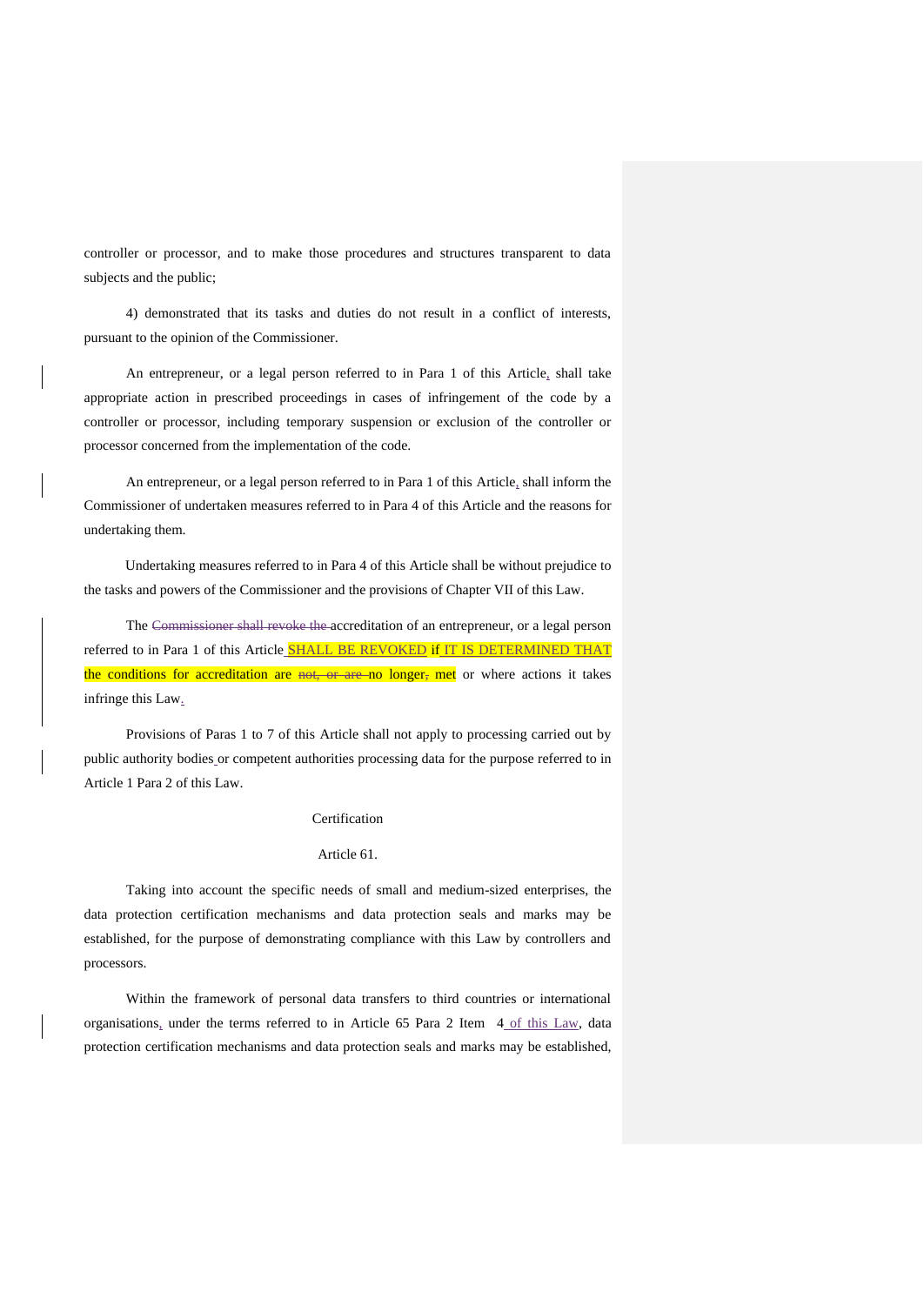controller or processor, and to make those procedures and structures transparent to data subjects and the public;

4) demonstrated that its tasks and duties do not result in a conflict of interests, pursuant to the opinion of the Commissioner.

An entrepreneur, or a legal person referred to in Para 1 of this Article, shall take appropriate action in prescribed proceedings in cases of infringement of the code by a controller or processor, including temporary suspension or exclusion of the controller or processor concerned from the implementation of the code.

An entrepreneur, or a legal person referred to in Para 1 of this Article, shall inform the Commissioner of undertaken measures referred to in Para 4 of this Article and the reasons for undertaking them.

Undertaking measures referred to in Para 4 of this Article shall be without prejudice to the tasks and powers of the Commissioner and the provisions of Chapter VII of this Law.

The ~~Commissioner shall revoke the~~ accreditation of an entrepreneur, or a legal person referred to in Para 1 of this Article SHALL BE REVOKED if IT IS DETERMINED THAT the conditions for accreditation are ~~not, or are~~ no longer~~,~~ met or where actions it takes infringe this Law.

Provisions of Paras 1 to 7 of this Article shall not apply to processing carried out by public authority bodies or competent authorities processing data for the purpose referred to in Article 1 Para 2 of this Law.

Certification

Article 61.

Taking into account the specific needs of small and medium-sized enterprises, the data protection certification mechanisms and data protection seals and marks may be established, for the purpose of demonstrating compliance with this Law by controllers and processors.

Within the framework of personal data transfers to third countries or international organisations, under the terms referred to in Article 65 Para 2 Item 4 of this Law, data protection certification mechanisms and data protection seals and marks may be established,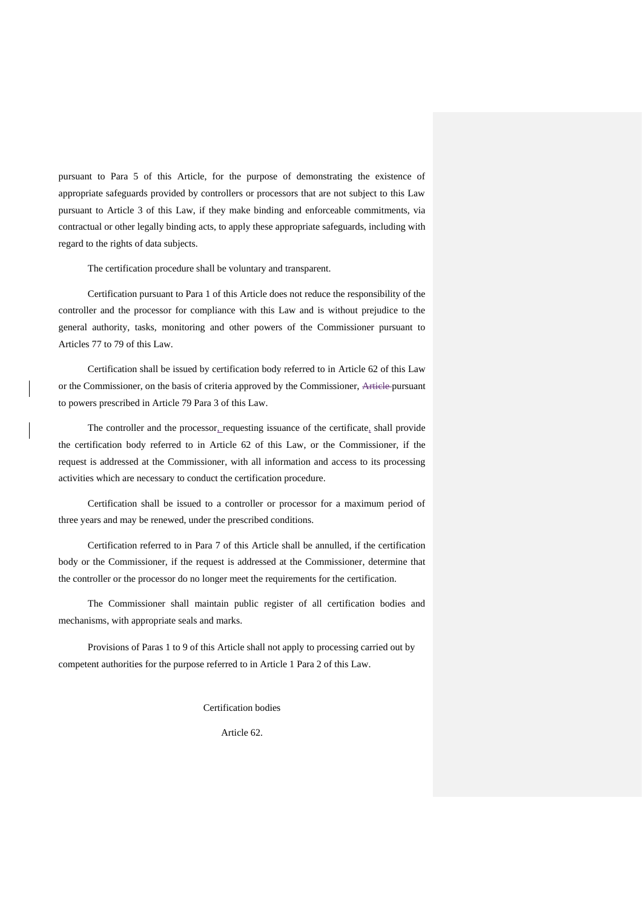pursuant to Para 5 of this Article, for the purpose of demonstrating the existence of appropriate safeguards provided by controllers or processors that are not subject to this Law pursuant to Article 3 of this Law, if they make binding and enforceable commitments, via contractual or other legally binding acts, to apply these appropriate safeguards, including with regard to the rights of data subjects.

The certification procedure shall be voluntary and transparent.

Certification pursuant to Para 1 of this Article does not reduce the responsibility of the controller and the processor for compliance with this Law and is without prejudice to the general authority, tasks, monitoring and other powers of the Commissioner pursuant to Articles 77 to 79 of this Law.

Certification shall be issued by certification body referred to in Article 62 of this Law or the Commissioner, on the basis of criteria approved by the Commissioner, ~~Article~~ pursuant to powers prescribed in Article 79 Para 3 of this Law.

The controller and the processor, requesting issuance of the certificate, shall provide the certification body referred to in Article 62 of this Law, or the Commissioner, if the request is addressed at the Commissioner, with all information and access to its processing activities which are necessary to conduct the certification procedure.

Certification shall be issued to a controller or processor for a maximum period of three years and may be renewed, under the prescribed conditions.

Certification referred to in Para 7 of this Article shall be annulled, if the certification body or the Commissioner, if the request is addressed at the Commissioner, determine that the controller or the processor do no longer meet the requirements for the certification.

The Commissioner shall maintain public register of all certification bodies and mechanisms, with appropriate seals and marks.

Provisions of Paras 1 to 9 of this Article shall not apply to processing carried out by competent authorities for the purpose referred to in Article 1 Para 2 of this Law.

Certification bodies

Article 62.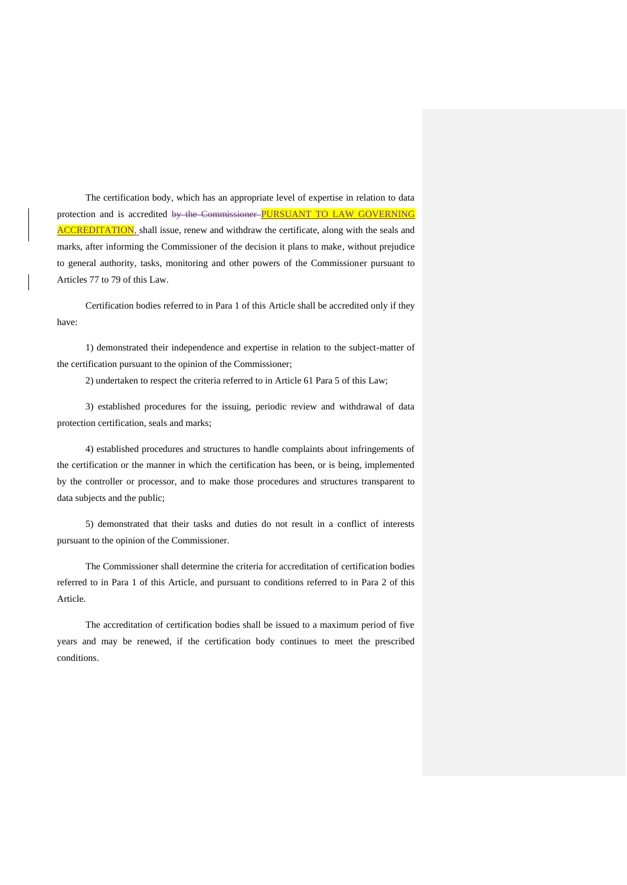The certification body, which has an appropriate level of expertise in relation to data protection and is accredited ~~by the Commissioner~~ PURSUANT TO LAW GOVERNING ACCREDITATION, shall issue, renew and withdraw the certificate, along with the seals and marks, after informing the Commissioner of the decision it plans to make, without prejudice to general authority, tasks, monitoring and other powers of the Commissioner pursuant to Articles 77 to 79 of this Law.

Certification bodies referred to in Para 1 of this Article shall be accredited only if they have:

1) demonstrated their independence and expertise in relation to the subject-matter of the certification pursuant to the opinion of the Commissioner;

2) undertaken to respect the criteria referred to in Article 61 Para 5 of this Law;

3) established procedures for the issuing, periodic review and withdrawal of data protection certification, seals and marks;

4) established procedures and structures to handle complaints about infringements of the certification or the manner in which the certification has been, or is being, implemented by the controller or processor, and to make those procedures and structures transparent to data subjects and the public;

5) demonstrated that their tasks and duties do not result in a conflict of interests pursuant to the opinion of the Commissioner.

The Commissioner shall determine the criteria for accreditation of certification bodies referred to in Para 1 of this Article, and pursuant to conditions referred to in Para 2 of this Article.

The accreditation of certification bodies shall be issued to a maximum period of five years and may be renewed, if the certification body continues to meet the prescribed conditions.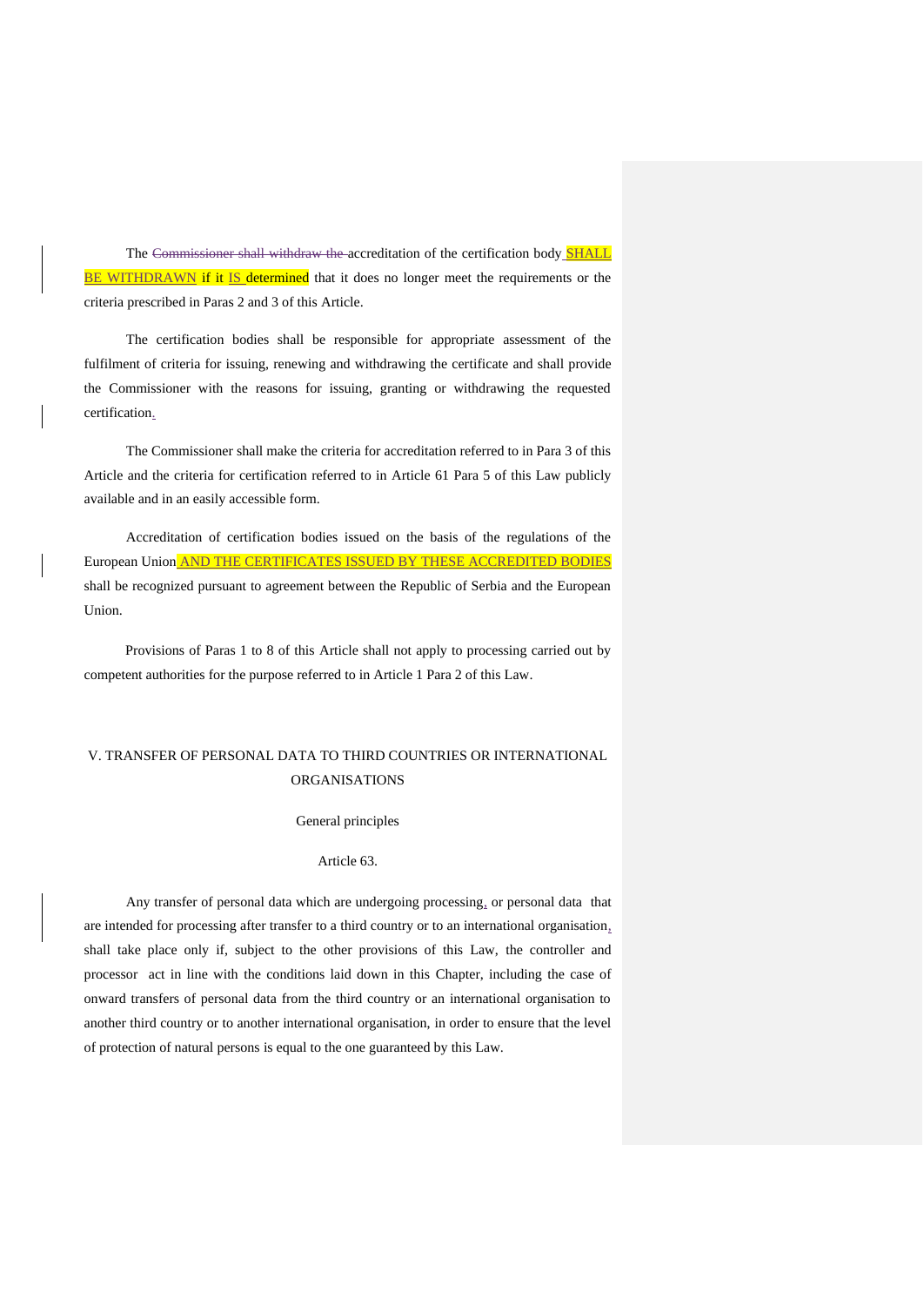The ~~Commissioner shall withdraw the~~ accreditation of the certification body SHALL BE WITHDRAWN if it IS determined that it does no longer meet the requirements or the criteria prescribed in Paras 2 and 3 of this Article.

The certification bodies shall be responsible for appropriate assessment of the fulfilment of criteria for issuing, renewing and withdrawing the certificate and shall provide the Commissioner with the reasons for issuing, granting or withdrawing the requested certification.

The Commissioner shall make the criteria for accreditation referred to in Para 3 of this Article and the criteria for certification referred to in Article 61 Para 5 of this Law publicly available and in an easily accessible form.

Accreditation of certification bodies issued on the basis of the regulations of the European Union AND THE CERTIFICATES ISSUED BY THESE ACCREDITED BODIES shall be recognized pursuant to agreement between the Republic of Serbia and the European Union.

Provisions of Paras 1 to 8 of this Article shall not apply to processing carried out by competent authorities for the purpose referred to in Article 1 Para 2 of this Law.

## V. TRANSFER OF PERSONAL DATA TO THIRD COUNTRIES OR INTERNATIONAL ORGANISATIONS

### General principles

### Article 63.

Any transfer of personal data which are undergoing processing, or personal data that are intended for processing after transfer to a third country or to an international organisation, shall take place only if, subject to the other provisions of this Law, the controller and processor act in line with the conditions laid down in this Chapter, including the case of onward transfers of personal data from the third country or an international organisation to another third country or to another international organisation, in order to ensure that the level of protection of natural persons is equal to the one guaranteed by this Law.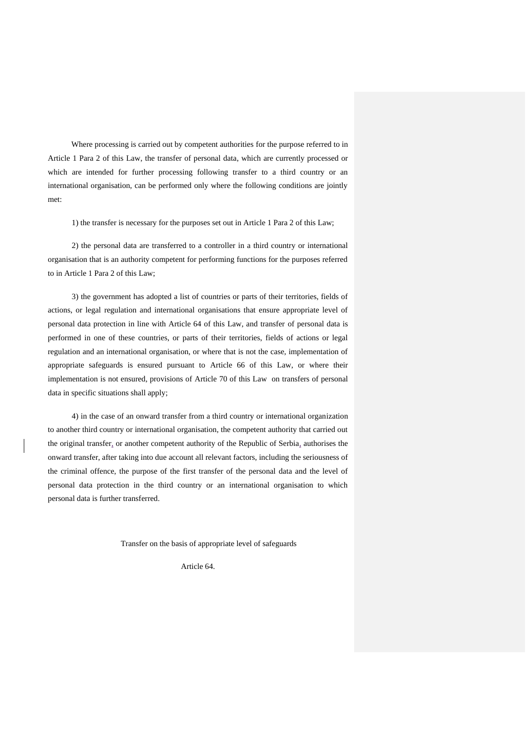Where processing is carried out by competent authorities for the purpose referred to in Article 1 Para 2 of this Law, the transfer of personal data, which are currently processed or which are intended for further processing following transfer to a third country or an international organisation, can be performed only where the following conditions are jointly met:

1) the transfer is necessary for the purposes set out in Article 1 Para 2 of this Law;

2) the personal data are transferred to a controller in a third country or international organisation that is an authority competent for performing functions for the purposes referred to in Article 1 Para 2 of this Law;

3) the government has adopted a list of countries or parts of their territories, fields of actions, or legal regulation and international organisations that ensure appropriate level of personal data protection in line with Article 64 of this Law, and transfer of personal data is performed in one of these countries, or parts of their territories, fields of actions or legal regulation and an international organisation, or where that is not the case, implementation of appropriate safeguards is ensured pursuant to Article 66 of this Law, or where their implementation is not ensured, provisions of Article 70 of this Law on transfers of personal data in specific situations shall apply;

4) in the case of an onward transfer from a third country or international organization to another third country or international organisation, the competent authority that carried out the original transfer, or another competent authority of the Republic of Serbia, authorises the onward transfer, after taking into due account all relevant factors, including the seriousness of the criminal offence, the purpose of the first transfer of the personal data and the level of personal data protection in the third country or an international organisation to which personal data is further transferred.

Transfer on the basis of appropriate level of safeguards

Article 64.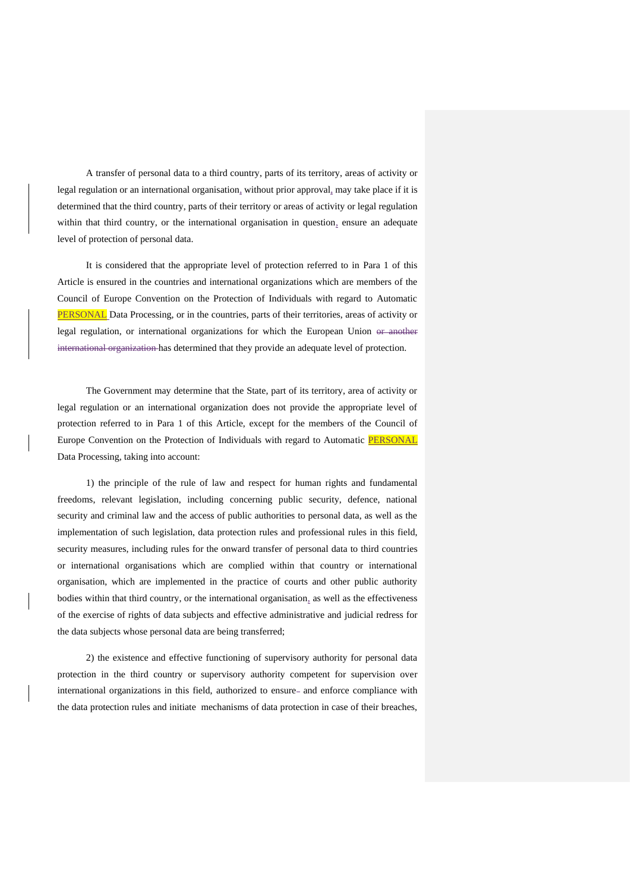A transfer of personal data to a third country, parts of its territory, areas of activity or legal regulation or an international organisation, without prior approval, may take place if it is determined that the third country, parts of their territory or areas of activity or legal regulation within that third country, or the international organisation in question, ensure an adequate level of protection of personal data.

It is considered that the appropriate level of protection referred to in Para 1 of this Article is ensured in the countries and international organizations which are members of the Council of Europe Convention on the Protection of Individuals with regard to Automatic PERSONAL Data Processing, or in the countries, parts of their territories, areas of activity or legal regulation, or international organizations for which the European Union ~~or another international organization~~ has determined that they provide an adequate level of protection.

The Government may determine that the State, part of its territory, area of activity or legal regulation or an international organization does not provide the appropriate level of protection referred to in Para 1 of this Article, except for the members of the Council of Europe Convention on the Protection of Individuals with regard to Automatic PERSONAL Data Processing, taking into account:

1) the principle of the rule of law and respect for human rights and fundamental freedoms, relevant legislation, including concerning public security, defence, national security and criminal law and the access of public authorities to personal data, as well as the implementation of such legislation, data protection rules and professional rules in this field, security measures, including rules for the onward transfer of personal data to third countries or international organisations which are complied within that country or international organisation, which are implemented in the practice of courts and other public authority bodies within that third country, or the international organisation, as well as the effectiveness of the exercise of rights of data subjects and effective administrative and judicial redress for the data subjects whose personal data are being transferred;

2) the existence and effective functioning of supervisory authority for personal data protection in the third country or supervisory authority competent for supervision over international organizations in this field, authorized to ensure and enforce compliance with the data protection rules and initiate mechanisms of data protection in case of their breaches,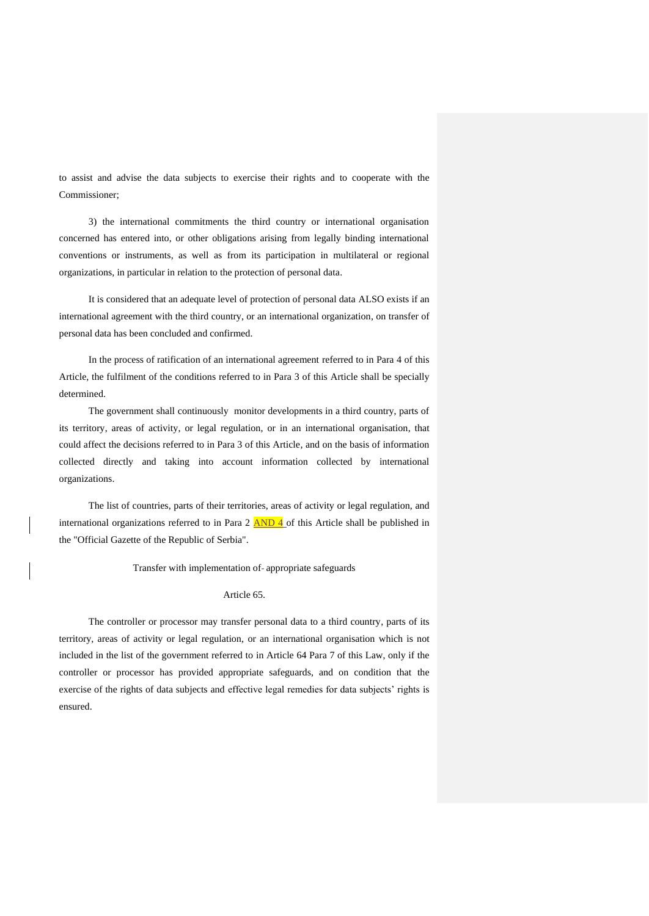to assist and advise the data subjects to exercise their rights and to cooperate with the Commissioner;

3) the international commitments the third country or international organisation concerned has entered into, or other obligations arising from legally binding international conventions or instruments, as well as from its participation in multilateral or regional organizations, in particular in relation to the protection of personal data.

It is considered that an adequate level of protection of personal data ALSO exists if an international agreement with the third country, or an international organization, on transfer of personal data has been concluded and confirmed.

In the process of ratification of an international agreement referred to in Para 4 of this Article, the fulfilment of the conditions referred to in Para 3 of this Article shall be specially determined.

The government shall continuously monitor developments in a third country, parts of its territory, areas of activity, or legal regulation, or in an international organisation, that could affect the decisions referred to in Para 3 of this Article, and on the basis of information collected directly and taking into account information collected by international organizations.

The list of countries, parts of their territories, areas of activity or legal regulation, and international organizations referred to in Para 2 AND 4 of this Article shall be published in the "Official Gazette of the Republic of Serbia".

Transfer with implementation of appropriate safeguards

Article 65.

The controller or processor may transfer personal data to a third country, parts of its territory, areas of activity or legal regulation, or an international organisation which is not included in the list of the government referred to in Article 64 Para 7 of this Law, only if the controller or processor has provided appropriate safeguards, and on condition that the exercise of the rights of data subjects and effective legal remedies for data subjects' rights is ensured.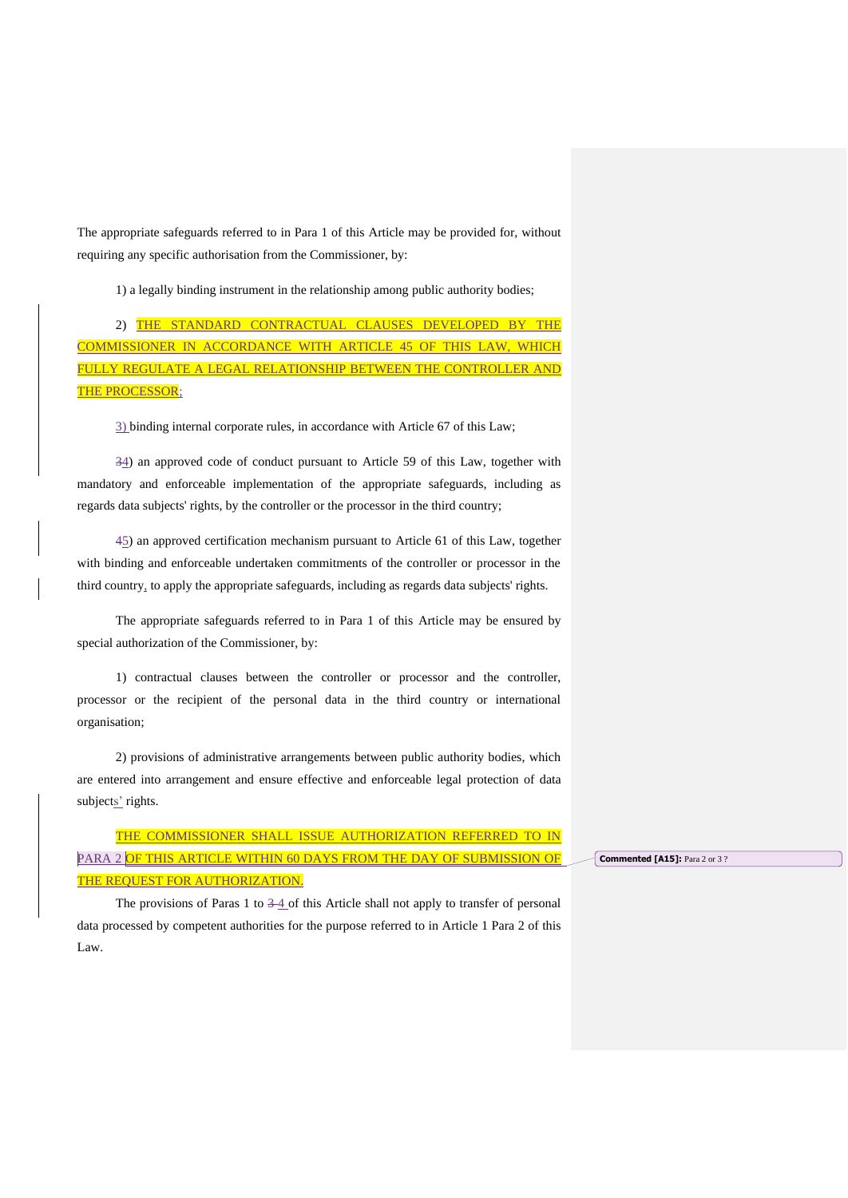The appropriate safeguards referred to in Para 1 of this Article may be provided for, without requiring any specific authorisation from the Commissioner, by:

1) a legally binding instrument in the relationship among public authority bodies;

2) THE STANDARD CONTRACTUAL CLAUSES DEVELOPED BY THE COMMISSIONER IN ACCORDANCE WITH ARTICLE 45 OF THIS LAW, WHICH FULLY REGULATE A LEGAL RELATIONSHIP BETWEEN THE CONTROLLER AND THE PROCESSOR;

3) binding internal corporate rules, in accordance with Article 67 of this Law;

34) an approved code of conduct pursuant to Article 59 of this Law, together with mandatory and enforceable implementation of the appropriate safeguards, including as regards data subjects' rights, by the controller or the processor in the third country;

45) an approved certification mechanism pursuant to Article 61 of this Law, together with binding and enforceable undertaken commitments of the controller or processor in the third country, to apply the appropriate safeguards, including as regards data subjects' rights.

The appropriate safeguards referred to in Para 1 of this Article may be ensured by special authorization of the Commissioner, by:

1) contractual clauses between the controller or processor and the controller, processor or the recipient of the personal data in the third country or international organisation;

2) provisions of administrative arrangements between public authority bodies, which are entered into arrangement and ensure effective and enforceable legal protection of data subjects' rights.

THE COMMISSIONER SHALL ISSUE AUTHORIZATION REFERRED TO IN PARA 2 OF THIS ARTICLE WITHIN 60 DAYS FROM THE DAY OF SUBMISSION OF THE REQUEST FOR AUTHORIZATION.

The provisions of Paras 1 to 3 4 of this Article shall not apply to transfer of personal data processed by competent authorities for the purpose referred to in Article 1 Para 2 of this Law.

**Commented [A15]:** Para 2 or 3 ?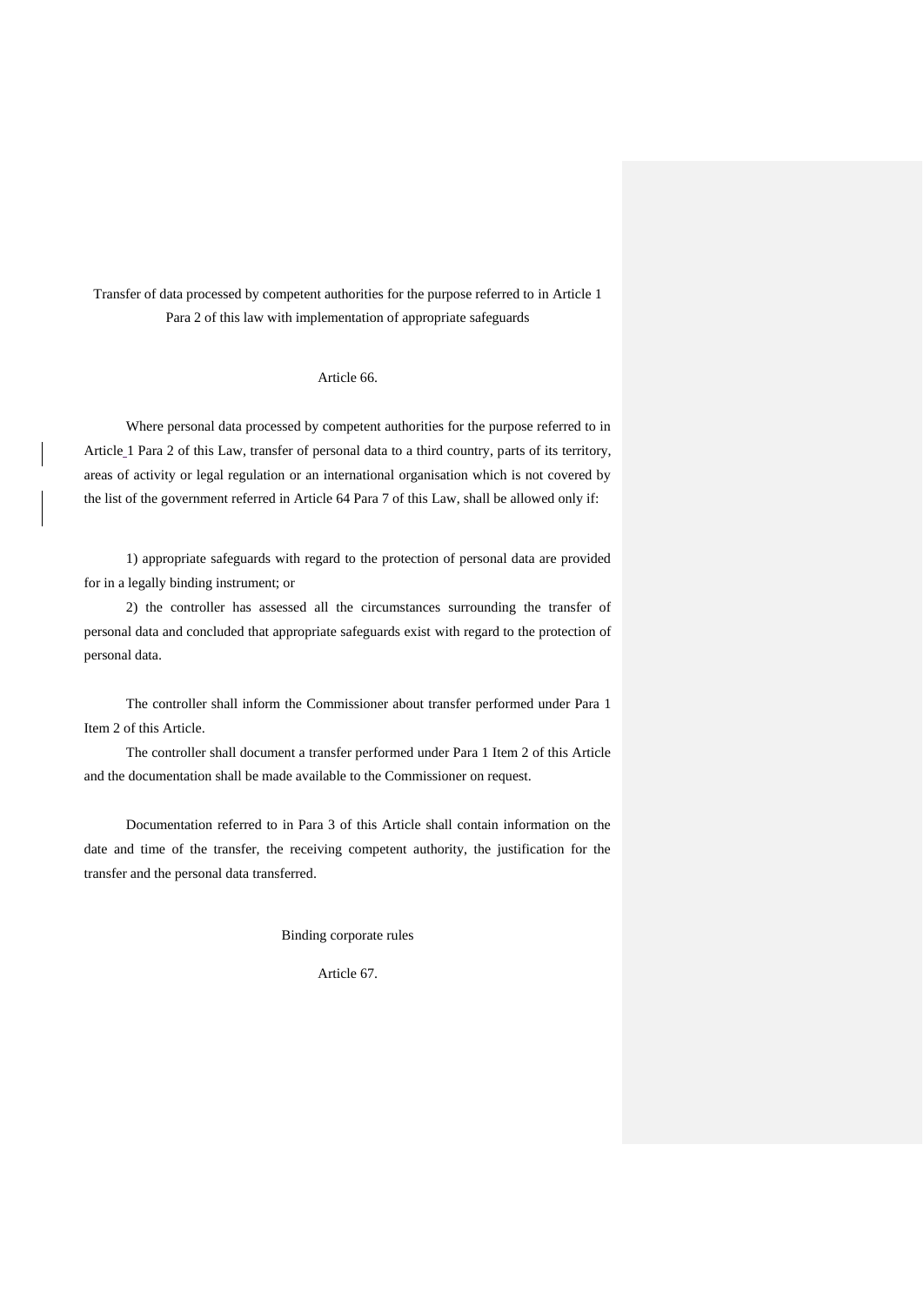Transfer of data processed by competent authorities for the purpose referred to in Article 1 Para 2 of this law with implementation of appropriate safeguards

Article 66.

Where personal data processed by competent authorities for the purpose referred to in Article 1 Para 2 of this Law, transfer of personal data to a third country, parts of its territory, areas of activity or legal regulation or an international organisation which is not covered by the list of the government referred in Article 64 Para 7 of this Law, shall be allowed only if:

1) appropriate safeguards with regard to the protection of personal data are provided for in a legally binding instrument; or

2) the controller has assessed all the circumstances surrounding the transfer of personal data and concluded that appropriate safeguards exist with regard to the protection of personal data.

The controller shall inform the Commissioner about transfer performed under Para 1 Item 2 of this Article.

The controller shall document a transfer performed under Para 1 Item 2 of this Article and the documentation shall be made available to the Commissioner on request.

Documentation referred to in Para 3 of this Article shall contain information on the date and time of the transfer, the receiving competent authority, the justification for the transfer and the personal data transferred.

Binding corporate rules

Article 67.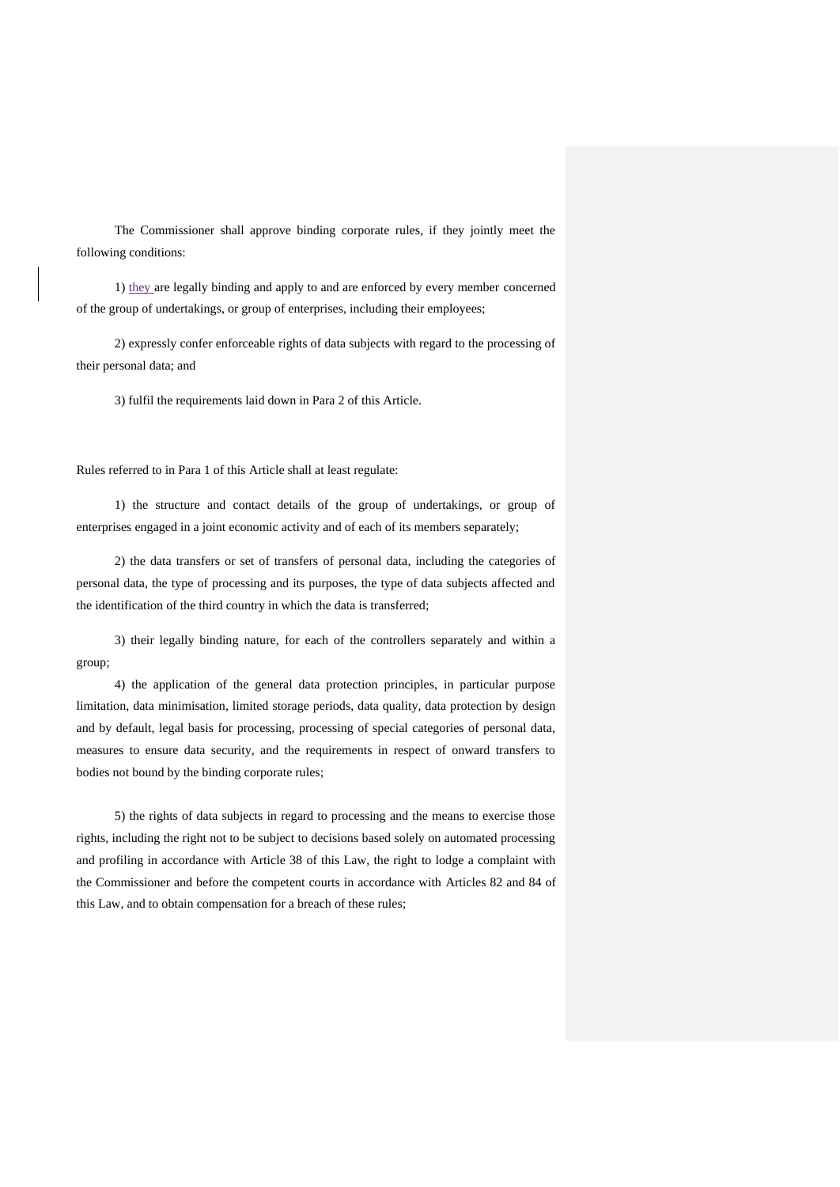The Commissioner shall approve binding corporate rules, if they jointly meet the following conditions:

1) they are legally binding and apply to and are enforced by every member concerned of the group of undertakings, or group of enterprises, including their employees;

2) expressly confer enforceable rights of data subjects with regard to the processing of their personal data; and

3) fulfil the requirements laid down in Para 2 of this Article.

Rules referred to in Para 1 of this Article shall at least regulate:

1) the structure and contact details of the group of undertakings, or group of enterprises engaged in a joint economic activity and of each of its members separately;

2) the data transfers or set of transfers of personal data, including the categories of personal data, the type of processing and its purposes, the type of data subjects affected and the identification of the third country in which the data is transferred;

3) their legally binding nature, for each of the controllers separately and within a group;

4) the application of the general data protection principles, in particular purpose limitation, data minimisation, limited storage periods, data quality, data protection by design and by default, legal basis for processing, processing of special categories of personal data, measures to ensure data security, and the requirements in respect of onward transfers to bodies not bound by the binding corporate rules;

5) the rights of data subjects in regard to processing and the means to exercise those rights, including the right not to be subject to decisions based solely on automated processing and profiling in accordance with Article 38 of this Law, the right to lodge a complaint with the Commissioner and before the competent courts in accordance with Articles 82 and 84 of this Law, and to obtain compensation for a breach of these rules;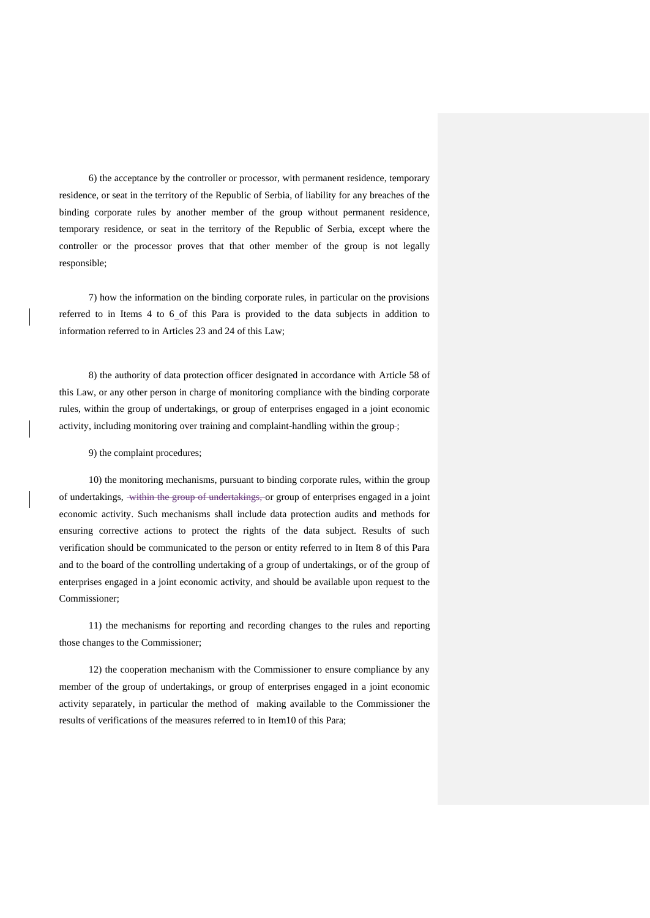6) the acceptance by the controller or processor, with permanent residence, temporary residence, or seat in the territory of the Republic of Serbia, of liability for any breaches of the binding corporate rules by another member of the group without permanent residence, temporary residence, or seat in the territory of the Republic of Serbia, except where the controller or the processor proves that that other member of the group is not legally responsible;

7) how the information on the binding corporate rules, in particular on the provisions referred to in Items 4 to 6 of this Para is provided to the data subjects in addition to information referred to in Articles 23 and 24 of this Law;

8) the authority of data protection officer designated in accordance with Article 58 of this Law, or any other person in charge of monitoring compliance with the binding corporate rules, within the group of undertakings, or group of enterprises engaged in a joint economic activity, including monitoring over training and complaint-handling within the group;

9) the complaint procedures;

10) the monitoring mechanisms, pursuant to binding corporate rules, within the group of undertakings, ~~within the group of undertakings,~~ or group of enterprises engaged in a joint economic activity. Such mechanisms shall include data protection audits and methods for ensuring corrective actions to protect the rights of the data subject. Results of such verification should be communicated to the person or entity referred to in Item 8 of this Para and to the board of the controlling undertaking of a group of undertakings, or of the group of enterprises engaged in a joint economic activity, and should be available upon request to the Commissioner;

11) the mechanisms for reporting and recording changes to the rules and reporting those changes to the Commissioner;

12) the cooperation mechanism with the Commissioner to ensure compliance by any member of the group of undertakings, or group of enterprises engaged in a joint economic activity separately, in particular the method of making available to the Commissioner the results of verifications of the measures referred to in Item10 of this Para;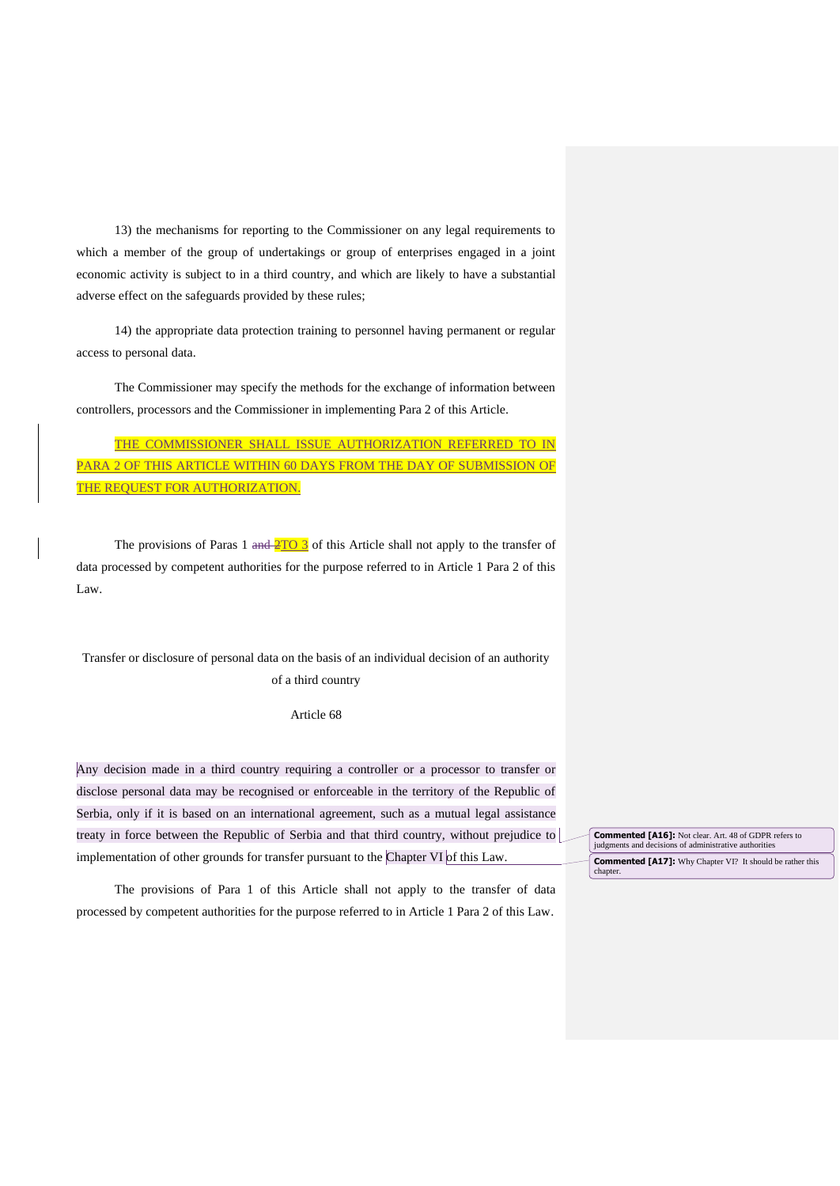13) the mechanisms for reporting to the Commissioner on any legal requirements to which a member of the group of undertakings or group of enterprises engaged in a joint economic activity is subject to in a third country, and which are likely to have a substantial adverse effect on the safeguards provided by these rules;

14) the appropriate data protection training to personnel having permanent or regular access to personal data.

The Commissioner may specify the methods for the exchange of information between controllers, processors and the Commissioner in implementing Para 2 of this Article.

THE COMMISSIONER SHALL ISSUE AUTHORIZATION REFERRED TO IN PARA 2 OF THIS ARTICLE WITHIN 60 DAYS FROM THE DAY OF SUBMISSION OF THE REQUEST FOR AUTHORIZATION.

The provisions of Paras 1 ~~and 2~~ TO 3 of this Article shall not apply to the transfer of data processed by competent authorities for the purpose referred to in Article 1 Para 2 of this Law.

Transfer or disclosure of personal data on the basis of an individual decision of an authority of a third country

Article 68

Any decision made in a third country requiring a controller or a processor to transfer or disclose personal data may be recognised or enforceable in the territory of the Republic of Serbia, only if it is based on an international agreement, such as a mutual legal assistance treaty in force between the Republic of Serbia and that third country, without prejudice to implementation of other grounds for transfer pursuant to the Chapter VI of this Law.

The provisions of Para 1 of this Article shall not apply to the transfer of data processed by competent authorities for the purpose referred to in Article 1 Para 2 of this Law.

**Commented [A16]:** Not clear. Art. 48 of GDPR refers to judgments and decisions of administrative authorities

**Commented [A17]:** Why Chapter VI? It should be rather this chapter.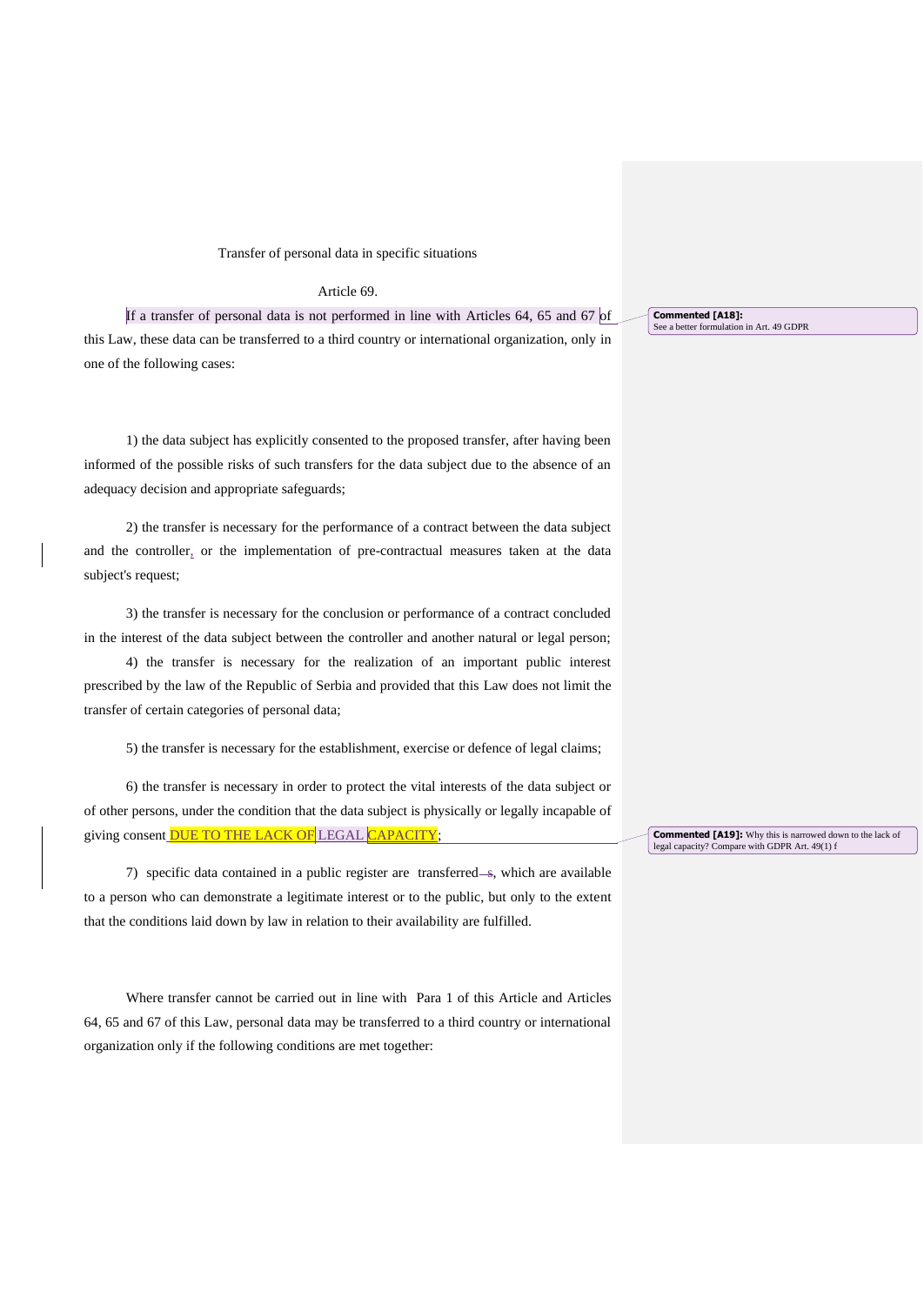Transfer of personal data in specific situations

Article 69.

If a transfer of personal data is not performed in line with Articles 64, 65 and 67 of this Law, these data can be transferred to a third country or international organization, only in one of the following cases:

1) the data subject has explicitly consented to the proposed transfer, after having been informed of the possible risks of such transfers for the data subject due to the absence of an adequacy decision and appropriate safeguards;

2) the transfer is necessary for the performance of a contract between the data subject and the controller, or the implementation of pre-contractual measures taken at the data subject's request;

3) the transfer is necessary for the conclusion or performance of a contract concluded in the interest of the data subject between the controller and another natural or legal person;

4) the transfer is necessary for the realization of an important public interest prescribed by the law of the Republic of Serbia and provided that this Law does not limit the transfer of certain categories of personal data;

5) the transfer is necessary for the establishment, exercise or defence of legal claims;

6) the transfer is necessary in order to protect the vital interests of the data subject or of other persons, under the condition that the data subject is physically or legally incapable of giving consent DUE TO THE LACK OF LEGAL CAPACITY;

7) specific data contained in a public register are transferred ~~s~~, which are available to a person who can demonstrate a legitimate interest or to the public, but only to the extent that the conditions laid down by law in relation to their availability are fulfilled.

Where transfer cannot be carried out in line with Para 1 of this Article and Articles 64, 65 and 67 of this Law, personal data may be transferred to a third country or international organization only if the following conditions are met together:

**Commented [A18]:** See a better formulation in Art. 49 GDPR

**Commented [A19]:** Why this is narrowed down to the lack of legal capacity? Compare with GDPR Art. 49(1) f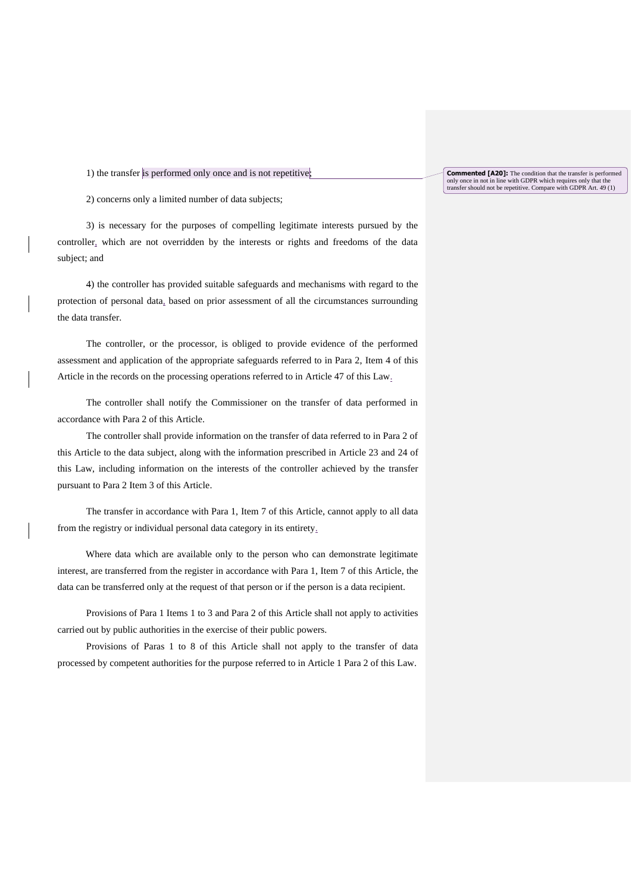1) the transfer is performed only once and is not repetitive;

2) concerns only a limited number of data subjects;

3) is necessary for the purposes of compelling legitimate interests pursued by the controller, which are not overridden by the interests or rights and freedoms of the data subject; and

4) the controller has provided suitable safeguards and mechanisms with regard to the protection of personal data, based on prior assessment of all the circumstances surrounding the data transfer.

The controller, or the processor, is obliged to provide evidence of the performed assessment and application of the appropriate safeguards referred to in Para 2, Item 4 of this Article in the records on the processing operations referred to in Article 47 of this Law.

The controller shall notify the Commissioner on the transfer of data performed in accordance with Para 2 of this Article.

The controller shall provide information on the transfer of data referred to in Para 2 of this Article to the data subject, along with the information prescribed in Article 23 and 24 of this Law, including information on the interests of the controller achieved by the transfer pursuant to Para 2 Item 3 of this Article.

The transfer in accordance with Para 1, Item 7 of this Article, cannot apply to all data from the registry or individual personal data category in its entirety.

Where data which are available only to the person who can demonstrate legitimate interest, are transferred from the register in accordance with Para 1, Item 7 of this Article, the data can be transferred only at the request of that person or if the person is a data recipient.

Provisions of Para 1 Items 1 to 3 and Para 2 of this Article shall not apply to activities carried out by public authorities in the exercise of their public powers.

Provisions of Paras 1 to 8 of this Article shall not apply to the transfer of data processed by competent authorities for the purpose referred to in Article 1 Para 2 of this Law.

**Commented [A20]:** The condition that the transfer is performed only once in not in line with GDPR which requires only that the transfer should not be repetitive. Compare with GDPR Art. 49 (1)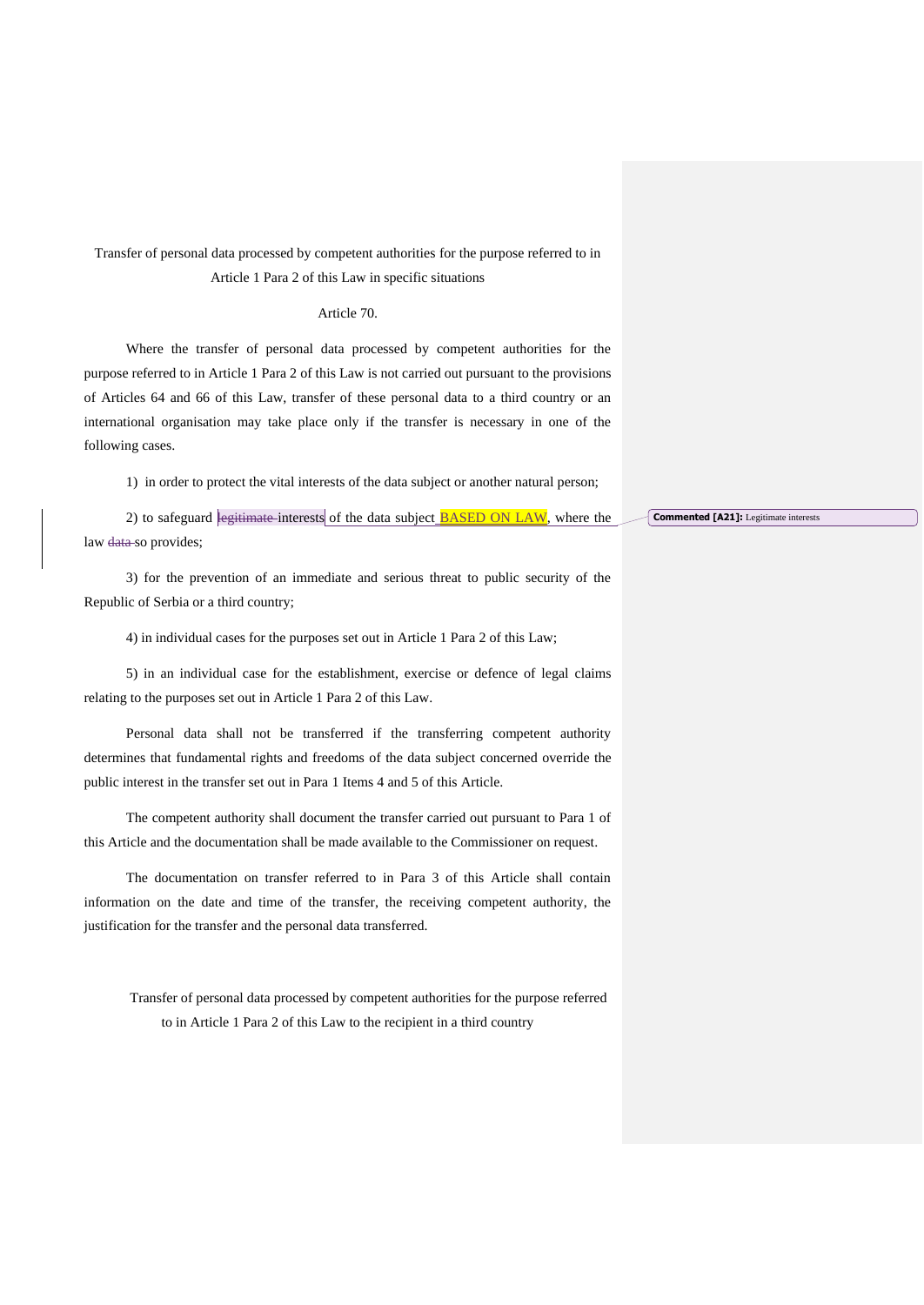Transfer of personal data processed by competent authorities for the purpose referred to in Article 1 Para 2 of this Law in specific situations

Article 70.

Where the transfer of personal data processed by competent authorities for the purpose referred to in Article 1 Para 2 of this Law is not carried out pursuant to the provisions of Articles 64 and 66 of this Law, transfer of these personal data to a third country or an international organisation may take place only if the transfer is necessary in one of the following cases.

1) in order to protect the vital interests of the data subject or another natural person;

2) to safeguard ~~legitimate~~ interests of the data subject BASED ON LAW, where the law ~~data~~ so provides;

3) for the prevention of an immediate and serious threat to public security of the Republic of Serbia or a third country;

4) in individual cases for the purposes set out in Article 1 Para 2 of this Law;

5) in an individual case for the establishment, exercise or defence of legal claims relating to the purposes set out in Article 1 Para 2 of this Law.

Personal data shall not be transferred if the transferring competent authority determines that fundamental rights and freedoms of the data subject concerned override the public interest in the transfer set out in Para 1 Items 4 and 5 of this Article.

The competent authority shall document the transfer carried out pursuant to Para 1 of this Article and the documentation shall be made available to the Commissioner on request.

The documentation on transfer referred to in Para 3 of this Article shall contain information on the date and time of the transfer, the receiving competent authority, the justification for the transfer and the personal data transferred.

**Commented [A21]:** Legitimate interests

Transfer of personal data processed by competent authorities for the purpose referred to in Article 1 Para 2 of this Law to the recipient in a third country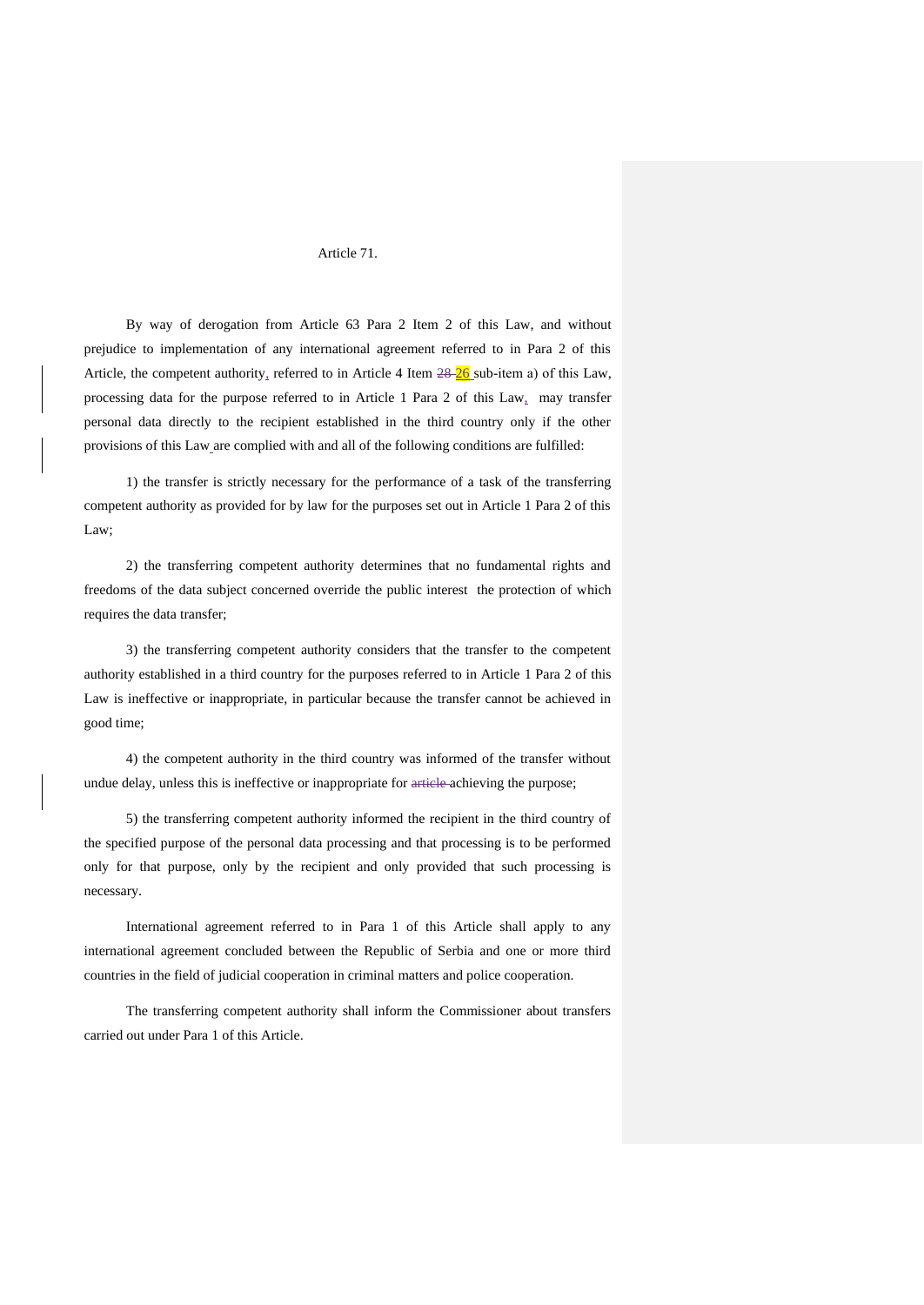Article 71.

By way of derogation from Article 63 Para 2 Item 2 of this Law, and without prejudice to implementation of any international agreement referred to in Para 2 of this Article, the competent authority, referred to in Article 4 Item ~~28~~ 26 sub-item a) of this Law, processing data for the purpose referred to in Article 1 Para 2 of this Law, may transfer personal data directly to the recipient established in the third country only if the other provisions of this Law are complied with and all of the following conditions are fulfilled:

1) the transfer is strictly necessary for the performance of a task of the transferring competent authority as provided for by law for the purposes set out in Article 1 Para 2 of this Law;

2) the transferring competent authority determines that no fundamental rights and freedoms of the data subject concerned override the public interest the protection of which requires the data transfer;

3) the transferring competent authority considers that the transfer to the competent authority established in a third country for the purposes referred to in Article 1 Para 2 of this Law is ineffective or inappropriate, in particular because the transfer cannot be achieved in good time;

4) the competent authority in the third country was informed of the transfer without undue delay, unless this is ineffective or inappropriate for ~~article~~ achieving the purpose;

5) the transferring competent authority informed the recipient in the third country of the specified purpose of the personal data processing and that processing is to be performed only for that purpose, only by the recipient and only provided that such processing is necessary.

International agreement referred to in Para 1 of this Article shall apply to any international agreement concluded between the Republic of Serbia and one or more third countries in the field of judicial cooperation in criminal matters and police cooperation.

The transferring competent authority shall inform the Commissioner about transfers carried out under Para 1 of this Article.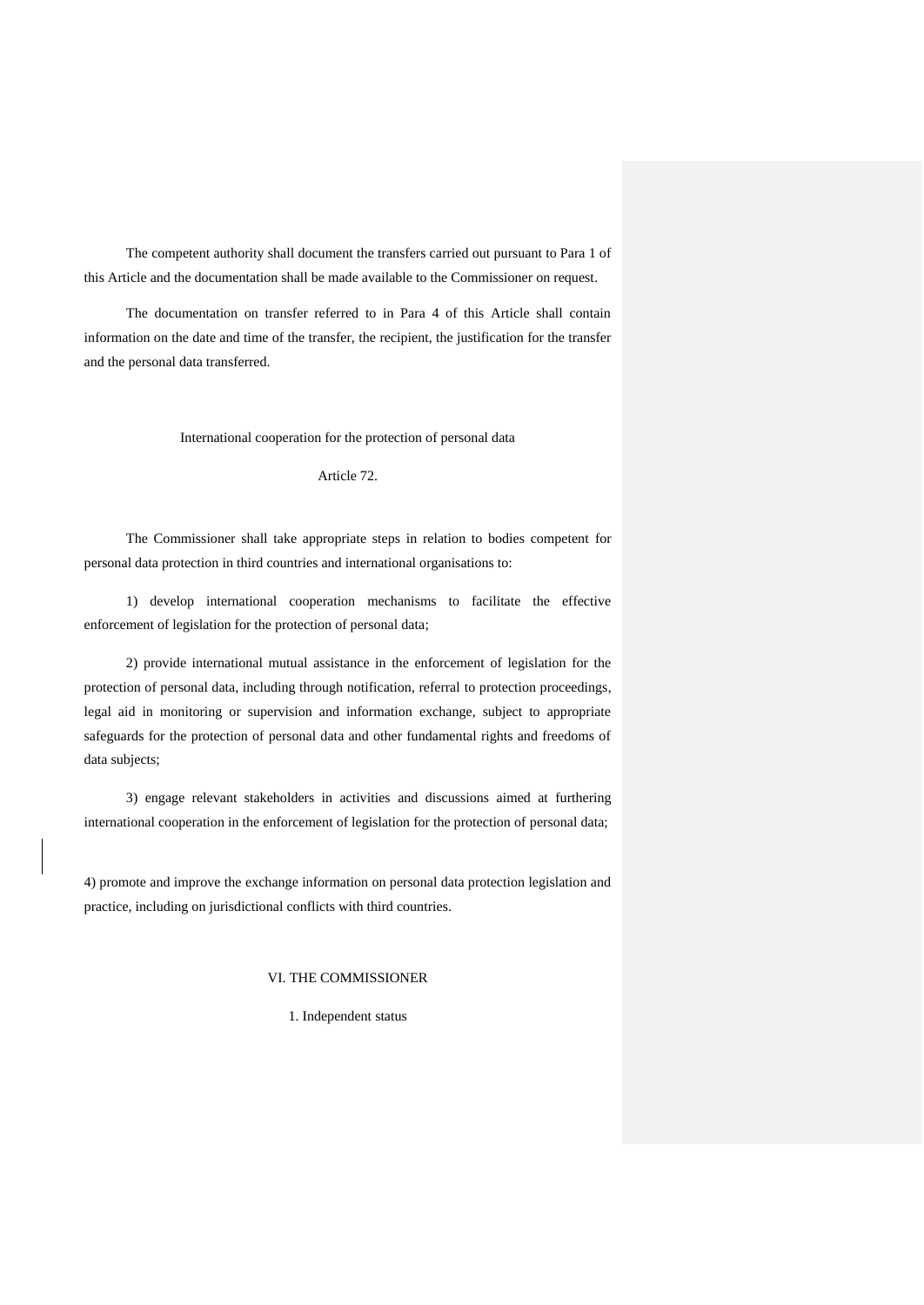The competent authority shall document the transfers carried out pursuant to Para 1 of this Article and the documentation shall be made available to the Commissioner on request.

The documentation on transfer referred to in Para 4 of this Article shall contain information on the date and time of the transfer, the recipient, the justification for the transfer and the personal data transferred.

### International cooperation for the protection of personal data

### Article 72.

The Commissioner shall take appropriate steps in relation to bodies competent for personal data protection in third countries and international organisations to:

1) develop international cooperation mechanisms to facilitate the effective enforcement of legislation for the protection of personal data;

2) provide international mutual assistance in the enforcement of legislation for the protection of personal data, including through notification, referral to protection proceedings, legal aid in monitoring or supervision and information exchange, subject to appropriate safeguards for the protection of personal data and other fundamental rights and freedoms of data subjects;

3) engage relevant stakeholders in activities and discussions aimed at furthering international cooperation in the enforcement of legislation for the protection of personal data;

4) promote and improve the exchange information on personal data protection legislation and practice, including on jurisdictional conflicts with third countries.

## VI. THE COMMISSIONER

### 1. Independent status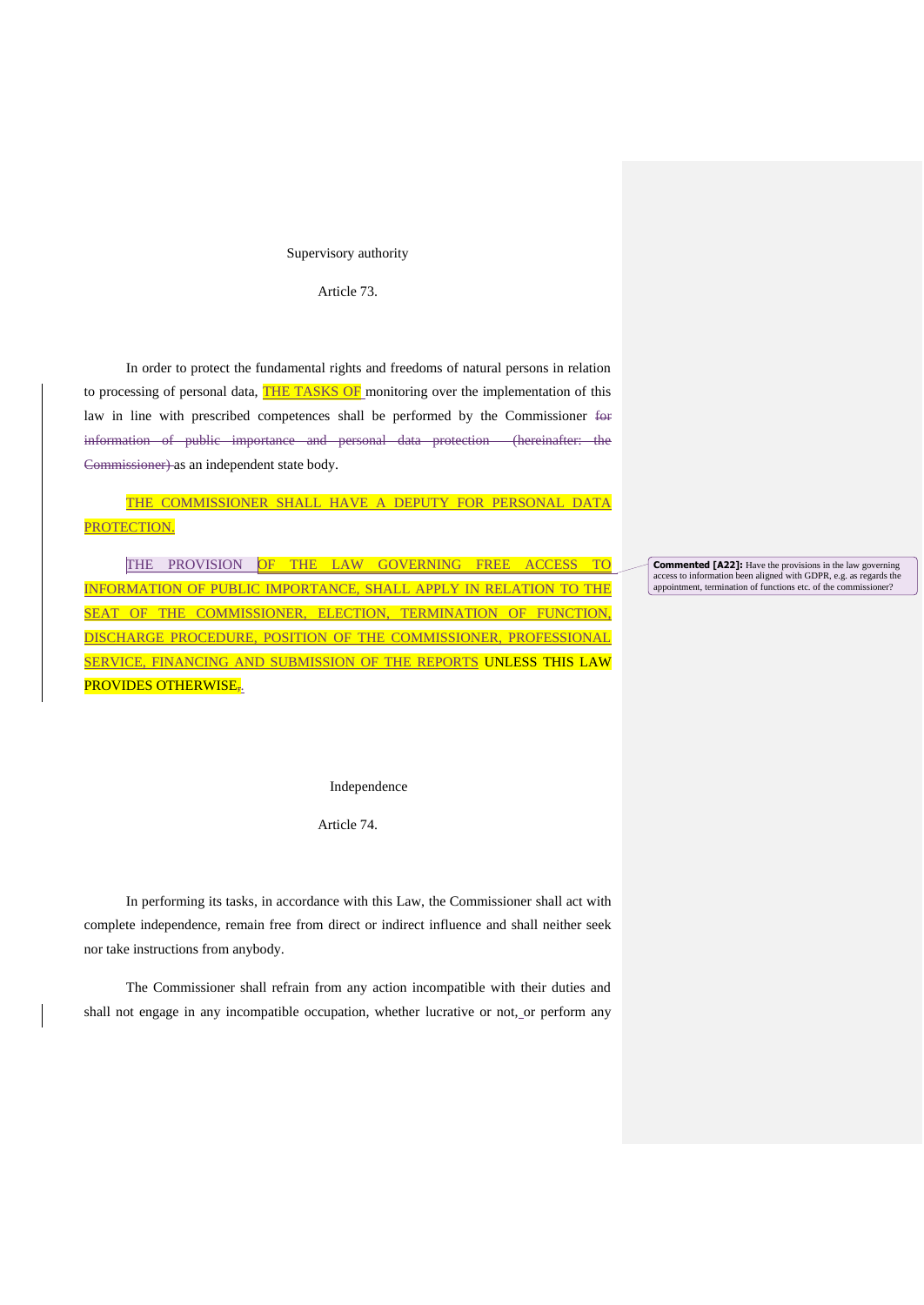Supervisory authority

Article 73.

In order to protect the fundamental rights and freedoms of natural persons in relation to processing of personal data, THE TASKS OF monitoring over the implementation of this law in line with prescribed competences shall be performed by the Commissioner ~~for information of public importance and personal data protection (hereinafter: the Commissioner)~~ as an independent state body.

THE COMMISSIONER SHALL HAVE A DEPUTY FOR PERSONAL DATA PROTECTION.

THE PROVISION OF THE LAW GOVERNING FREE ACCESS TO INFORMATION OF PUBLIC IMPORTANCE, SHALL APPLY IN RELATION TO THE SEAT OF THE COMMISSIONER, ELECTION, TERMINATION OF FUNCTION, DISCHARGE PROCEDURE, POSITION OF THE COMMISSIONER, PROFESSIONAL SERVICE, FINANCING AND SUBMISSION OF THE REPORTS UNLESS THIS LAW PROVIDES OTHERWISE.

**Commented [A22]:** Have the provisions in the law governing access to information been aligned with GDPR, e.g. as regards the appointment, termination of functions etc. of the commissioner?

Independence

Article 74.

In performing its tasks, in accordance with this Law, the Commissioner shall act with complete independence, remain free from direct or indirect influence and shall neither seek nor take instructions from anybody.

The Commissioner shall refrain from any action incompatible with their duties and shall not engage in any incompatible occupation, whether lucrative or not, or perform any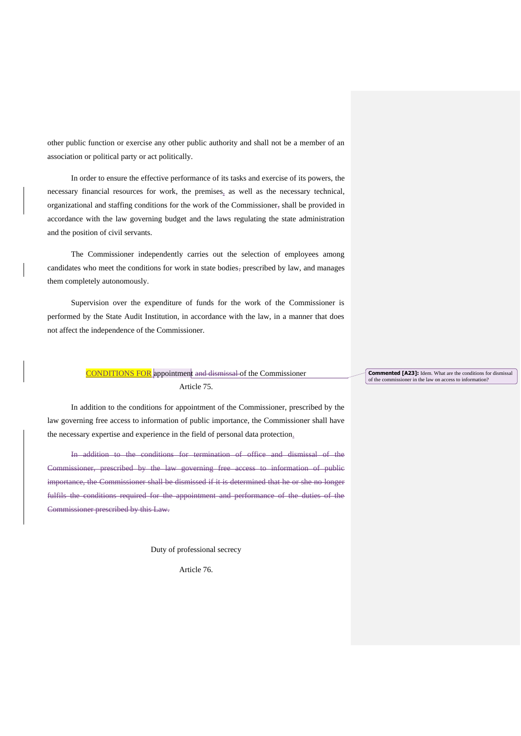other public function or exercise any other public authority and shall not be a member of an association or political party or act politically.

In order to ensure the effective performance of its tasks and exercise of its powers, the necessary financial resources for work, the premises, as well as the necessary technical, organizational and staffing conditions for the work of the Commissioner, shall be provided in accordance with the law governing budget and the laws regulating the state administration and the position of civil servants.

The Commissioner independently carries out the selection of employees among candidates who meet the conditions for work in state bodies, prescribed by law, and manages them completely autonomously.

Supervision over the expenditure of funds for the work of the Commissioner is performed by the State Audit Institution, in accordance with the law, in a manner that does not affect the independence of the Commissioner.

CONDITIONS FOR appointment ~~and dismissal~~ of the Commissioner

Article 75.

In addition to the conditions for appointment of the Commissioner, prescribed by the law governing free access to information of public importance, the Commissioner shall have the necessary expertise and experience in the field of personal data protection.

~~In addition to the conditions for termination of office and dismissal of the Commissioner, prescribed by the law governing free access to information of public importance, the Commissioner shall be dismissed if it is determined that he or she no longer fulfils the conditions required for the appointment and performance of the duties of the Commissioner prescribed by this Law.~~

**Commented [A23]:** Idem. What are the conditions for dismissal of the commissioner in the law on access to information?

Duty of professional secrecy

Article 76.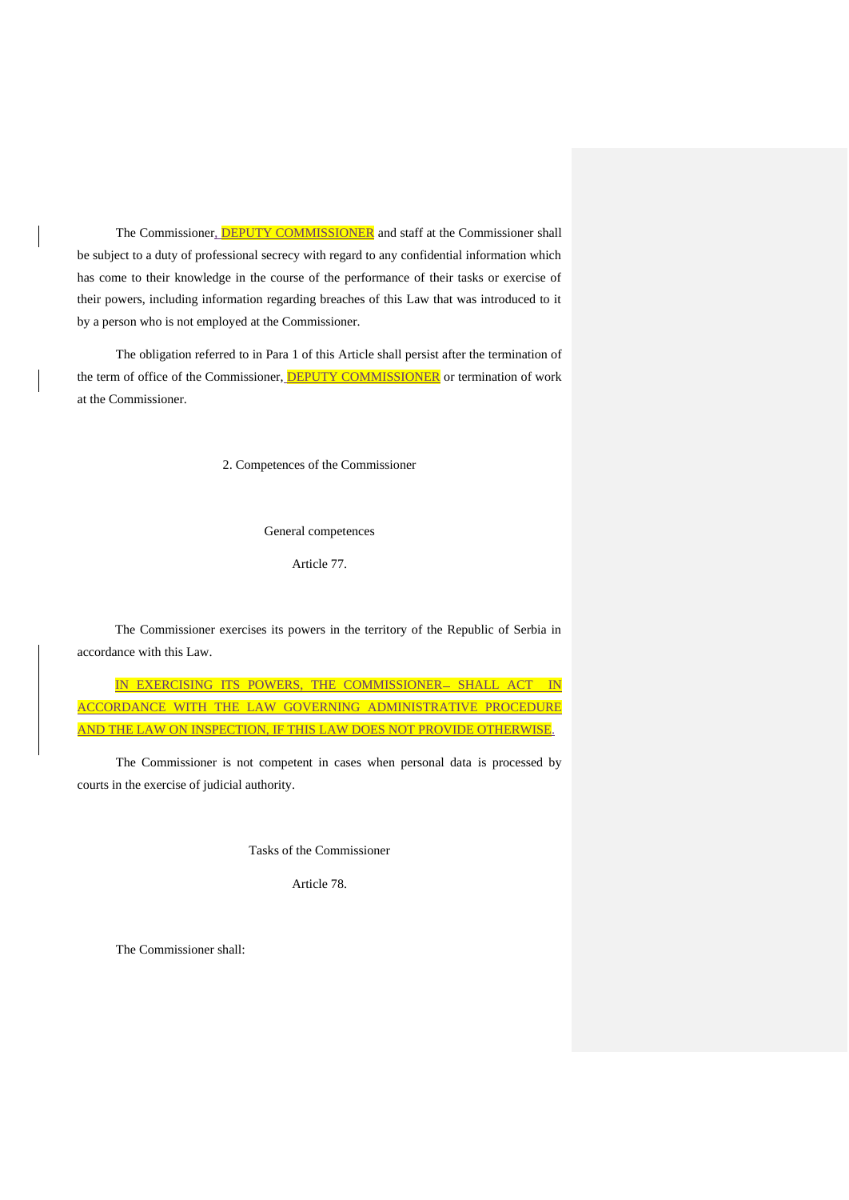The Commissioner, DEPUTY COMMISSIONER and staff at the Commissioner shall be subject to a duty of professional secrecy with regard to any confidential information which has come to their knowledge in the course of the performance of their tasks or exercise of their powers, including information regarding breaches of this Law that was introduced to it by a person who is not employed at the Commissioner.

The obligation referred to in Para 1 of this Article shall persist after the termination of the term of office of the Commissioner, DEPUTY COMMISSIONER or termination of work at the Commissioner.

## 2. Competences of the Commissioner

### General competences

### Article 77.

The Commissioner exercises its powers in the territory of the Republic of Serbia in accordance with this Law.

IN EXERCISING ITS POWERS, THE COMMISSIONER SHALL ACT IN ACCORDANCE WITH THE LAW GOVERNING ADMINISTRATIVE PROCEDURE AND THE LAW ON INSPECTION, IF THIS LAW DOES NOT PROVIDE OTHERWISE.

The Commissioner is not competent in cases when personal data is processed by courts in the exercise of judicial authority.

### Tasks of the Commissioner

### Article 78.

The Commissioner shall: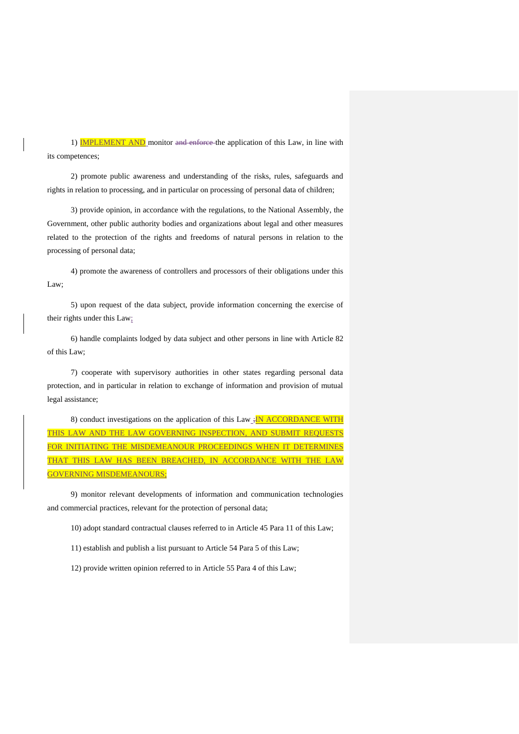1) IMPLEMENT AND monitor ~~and enforce~~ the application of this Law, in line with its competences;

2) promote public awareness and understanding of the risks, rules, safeguards and rights in relation to processing, and in particular on processing of personal data of children;

3) provide opinion, in accordance with the regulations, to the National Assembly, the Government, other public authority bodies and organizations about legal and other measures related to the protection of the rights and freedoms of natural persons in relation to the processing of personal data;

4) promote the awareness of controllers and processors of their obligations under this Law;

5) upon request of the data subject, provide information concerning the exercise of their rights under this Law;

6) handle complaints lodged by data subject and other persons in line with Article 82 of this Law;

7) cooperate with supervisory authorities in other states regarding personal data protection, and in particular in relation to exchange of information and provision of mutual legal assistance;

8) conduct investigations on the application of this Law ~~;~~ IN ACCORDANCE WITH THIS LAW AND THE LAW GOVERNING INSPECTION, AND SUBMIT REQUESTS FOR INITIATING THE MISDEMEANOUR PROCEEDINGS WHEN IT DETERMINES THAT THIS LAW HAS BEEN BREACHED, IN ACCORDANCE WITH THE LAW GOVERNING MISDEMEANOURS;

9) monitor relevant developments of information and communication technologies and commercial practices, relevant for the protection of personal data;

10) adopt standard contractual clauses referred to in Article 45 Para 11 of this Law;

11) establish and publish a list pursuant to Article 54 Para 5 of this Law;

12) provide written opinion referred to in Article 55 Para 4 of this Law;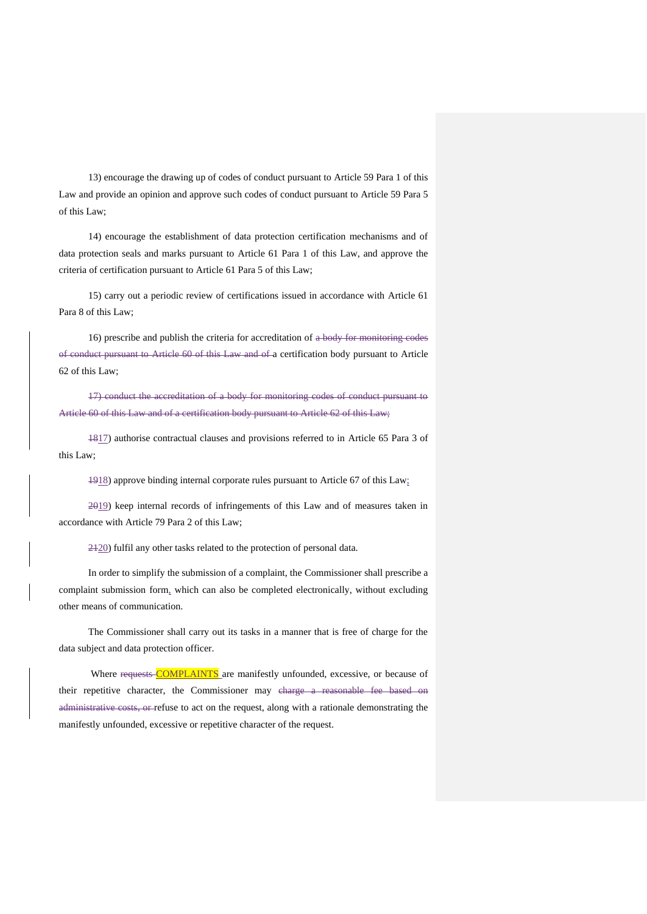13) encourage the drawing up of codes of conduct pursuant to Article 59 Para 1 of this Law and provide an opinion and approve such codes of conduct pursuant to Article 59 Para 5 of this Law;

14) encourage the establishment of data protection certification mechanisms and of data protection seals and marks pursuant to Article 61 Para 1 of this Law, and approve the criteria of certification pursuant to Article 61 Para 5 of this Law;

15) carry out a periodic review of certifications issued in accordance with Article 61 Para 8 of this Law;

16) prescribe and publish the criteria for accreditation of ~~a body for monitoring codes of conduct pursuant to Article 60 of this Law and of~~ a certification body pursuant to Article 62 of this Law;

~~17) conduct the accreditation of a body for monitoring codes of conduct pursuant to Article 60 of this Law and of a certification body pursuant to Article 62 of this Law;~~

~~18~~17) authorise contractual clauses and provisions referred to in Article 65 Para 3 of this Law;

~~19~~18) approve binding internal corporate rules pursuant to Article 67 of this Law;

~~20~~19) keep internal records of infringements of this Law and of measures taken in accordance with Article 79 Para 2 of this Law;

~~21~~20) fulfil any other tasks related to the protection of personal data.

In order to simplify the submission of a complaint, the Commissioner shall prescribe a complaint submission form, which can also be completed electronically, without excluding other means of communication.

The Commissioner shall carry out its tasks in a manner that is free of charge for the data subject and data protection officer.

Where ~~requests~~ COMPLAINTS are manifestly unfounded, excessive, or because of their repetitive character, the Commissioner may ~~charge a reasonable fee based on administrative costs, or~~ refuse to act on the request, along with a rationale demonstrating the manifestly unfounded, excessive or repetitive character of the request.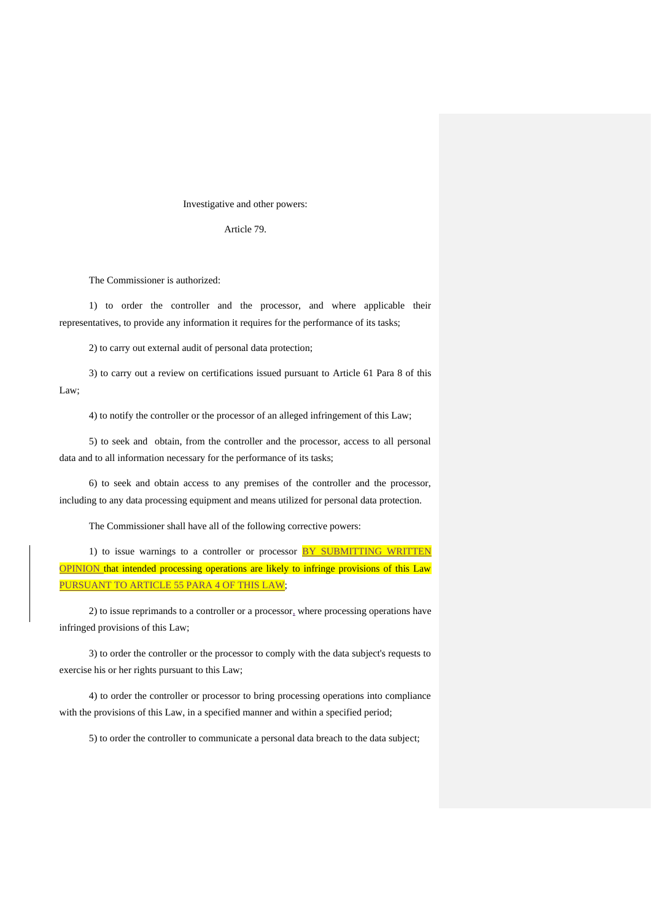Investigative and other powers:

Article 79.

The Commissioner is authorized:

1) to order the controller and the processor, and where applicable their representatives, to provide any information it requires for the performance of its tasks;

2) to carry out external audit of personal data protection;

3) to carry out a review on certifications issued pursuant to Article 61 Para 8 of this Law;

4) to notify the controller or the processor of an alleged infringement of this Law;

5) to seek and obtain, from the controller and the processor, access to all personal data and to all information necessary for the performance of its tasks;

6) to seek and obtain access to any premises of the controller and the processor, including to any data processing equipment and means utilized for personal data protection.

The Commissioner shall have all of the following corrective powers:

1) to issue warnings to a controller or processor BY SUBMITTING WRITTEN OPINION that intended processing operations are likely to infringe provisions of this Law PURSUANT TO ARTICLE 55 PARA 4 OF THIS LAW;

2) to issue reprimands to a controller or a processor, where processing operations have infringed provisions of this Law;

3) to order the controller or the processor to comply with the data subject's requests to exercise his or her rights pursuant to this Law;

4) to order the controller or processor to bring processing operations into compliance with the provisions of this Law, in a specified manner and within a specified period;

5) to order the controller to communicate a personal data breach to the data subject;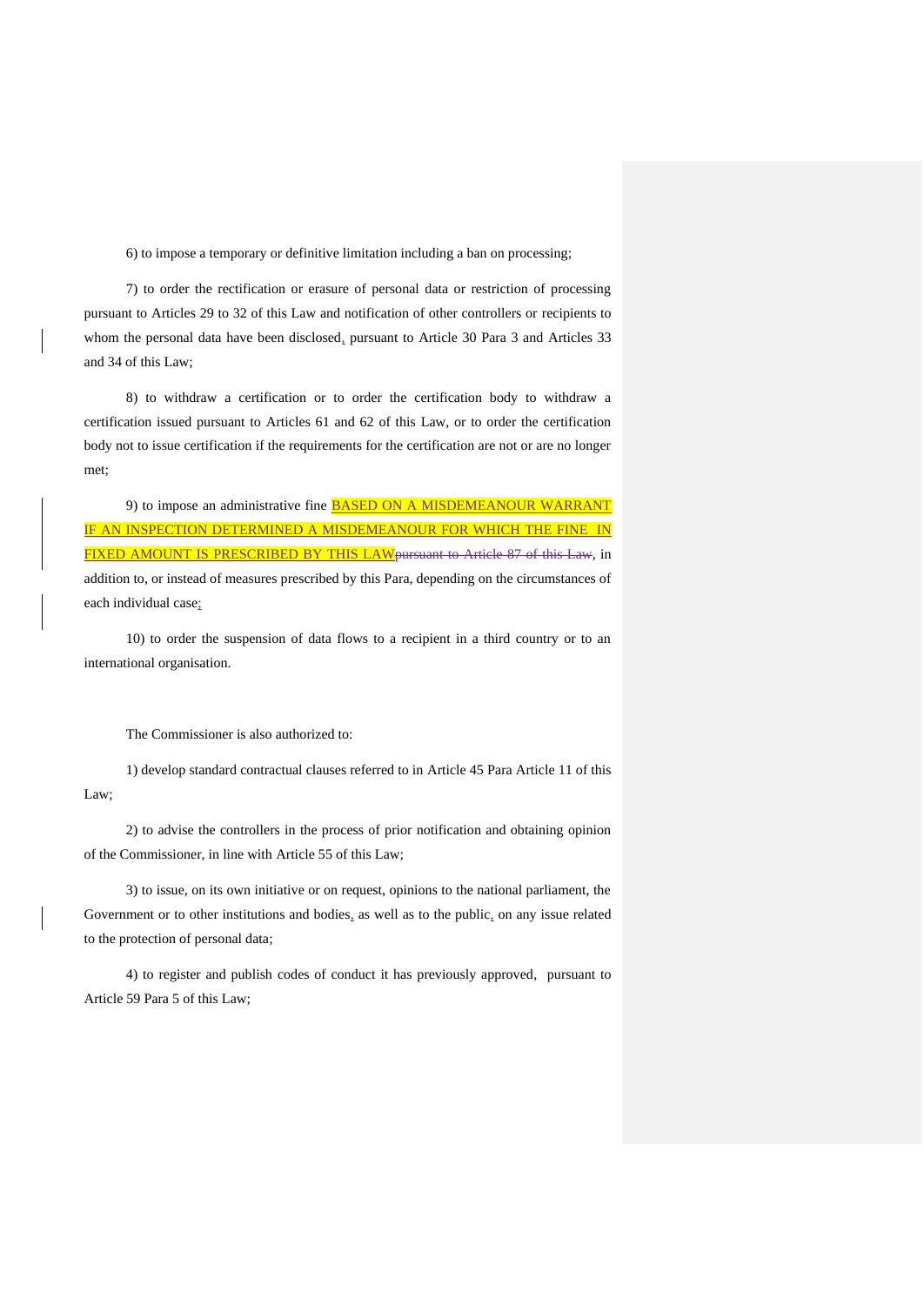6) to impose a temporary or definitive limitation including a ban on processing;

7) to order the rectification or erasure of personal data or restriction of processing pursuant to Articles 29 to 32 of this Law and notification of other controllers or recipients to whom the personal data have been disclosed, pursuant to Article 30 Para 3 and Articles 33 and 34 of this Law;

8) to withdraw a certification or to order the certification body to withdraw a certification issued pursuant to Articles 61 and 62 of this Law, or to order the certification body not to issue certification if the requirements for the certification are not or are no longer met;

9) to impose an administrative fine BASED ON A MISDEMEANOUR WARRANT IF AN INSPECTION DETERMINED A MISDEMEANOUR FOR WHICH THE FINE IN FIXED AMOUNT IS PRESCRIBED BY THIS LAW~~pursuant to Article 87 of this Law~~, in addition to, or instead of measures prescribed by this Para, depending on the circumstances of each individual case;

10) to order the suspension of data flows to a recipient in a third country or to an international organisation.

The Commissioner is also authorized to:

1) develop standard contractual clauses referred to in Article 45 Para Article 11 of this Law;

2) to advise the controllers in the process of prior notification and obtaining opinion of the Commissioner, in line with Article 55 of this Law;

3) to issue, on its own initiative or on request, opinions to the national parliament, the Government or to other institutions and bodies, as well as to the public, on any issue related to the protection of personal data;

4) to register and publish codes of conduct it has previously approved, pursuant to Article 59 Para 5 of this Law;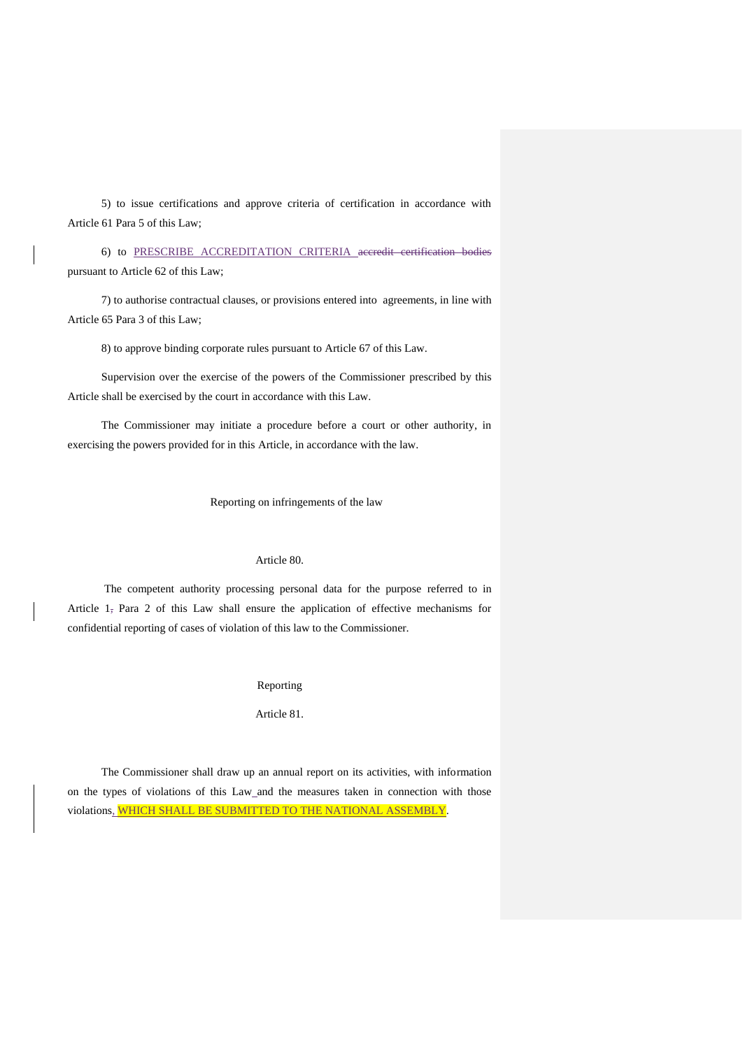5) to issue certifications and approve criteria of certification in accordance with Article 61 Para 5 of this Law;

6) to PRESCRIBE ACCREDITATION CRITERIA ~~accredit certification bodies~~ pursuant to Article 62 of this Law;

7) to authorise contractual clauses, or provisions entered into agreements, in line with Article 65 Para 3 of this Law;

8) to approve binding corporate rules pursuant to Article 67 of this Law.

Supervision over the exercise of the powers of the Commissioner prescribed by this Article shall be exercised by the court in accordance with this Law.

The Commissioner may initiate a procedure before a court or other authority, in exercising the powers provided for in this Article, in accordance with the law.

Reporting on infringements of the law

Article 80.

The competent authority processing personal data for the purpose referred to in Article 1~~,~~ Para 2 of this Law shall ensure the application of effective mechanisms for confidential reporting of cases of violation of this law to the Commissioner.

Reporting

Article 81.

The Commissioner shall draw up an annual report on its activities, with information on the types of violations of this Law and the measures taken in connection with those violations, WHICH SHALL BE SUBMITTED TO THE NATIONAL ASSEMBLY.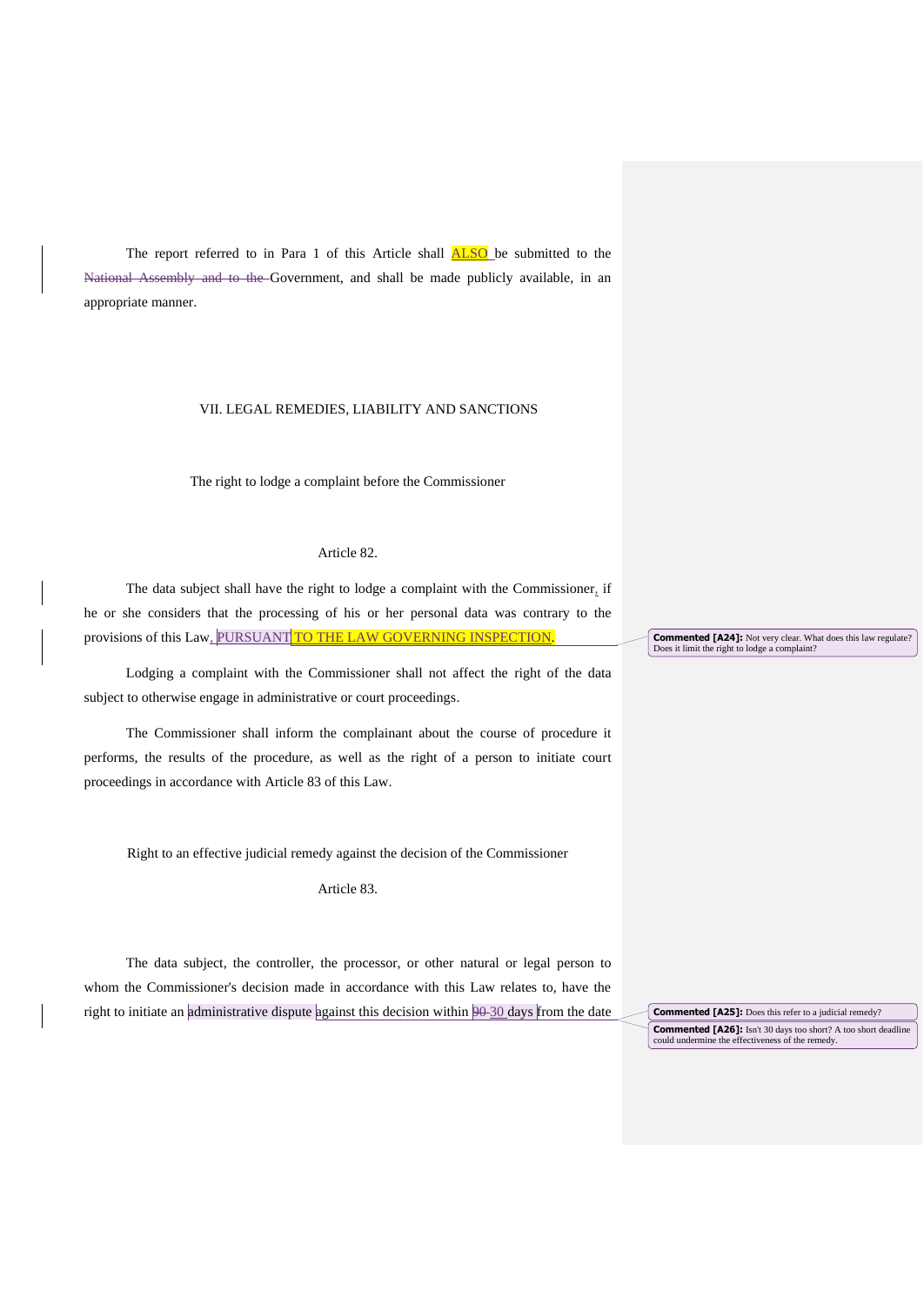The report referred to in Para 1 of this Article shall ALSO be submitted to the ~~National Assembly and to the~~ Government, and shall be made publicly available, in an appropriate manner.

## VII. LEGAL REMEDIES, LIABILITY AND SANCTIONS

### The right to lodge a complaint before the Commissioner

#### Article 82.

The data subject shall have the right to lodge a complaint with the Commissioner, if he or she considers that the processing of his or her personal data was contrary to the provisions of this Law, PURSUANT TO THE LAW GOVERNING INSPECTION.

Lodging a complaint with the Commissioner shall not affect the right of the data subject to otherwise engage in administrative or court proceedings.

The Commissioner shall inform the complainant about the course of procedure it performs, the results of the procedure, as well as the right of a person to initiate court proceedings in accordance with Article 83 of this Law.

### Right to an effective judicial remedy against the decision of the Commissioner

#### Article 83.

The data subject, the controller, the processor, or other natural or legal person to whom the Commissioner's decision made in accordance with this Law relates to, have the right to initiate an administrative dispute against this decision within ~~90~~ 30 days from the date

**Commented [A24]:** Not very clear. What does this law regulate? Does it limit the right to lodge a complaint?

**Commented [A25]:** Does this refer to a judicial remedy?

**Commented [A26]:** Isn't 30 days too short? A too short deadline could undermine the effectiveness of the remedy.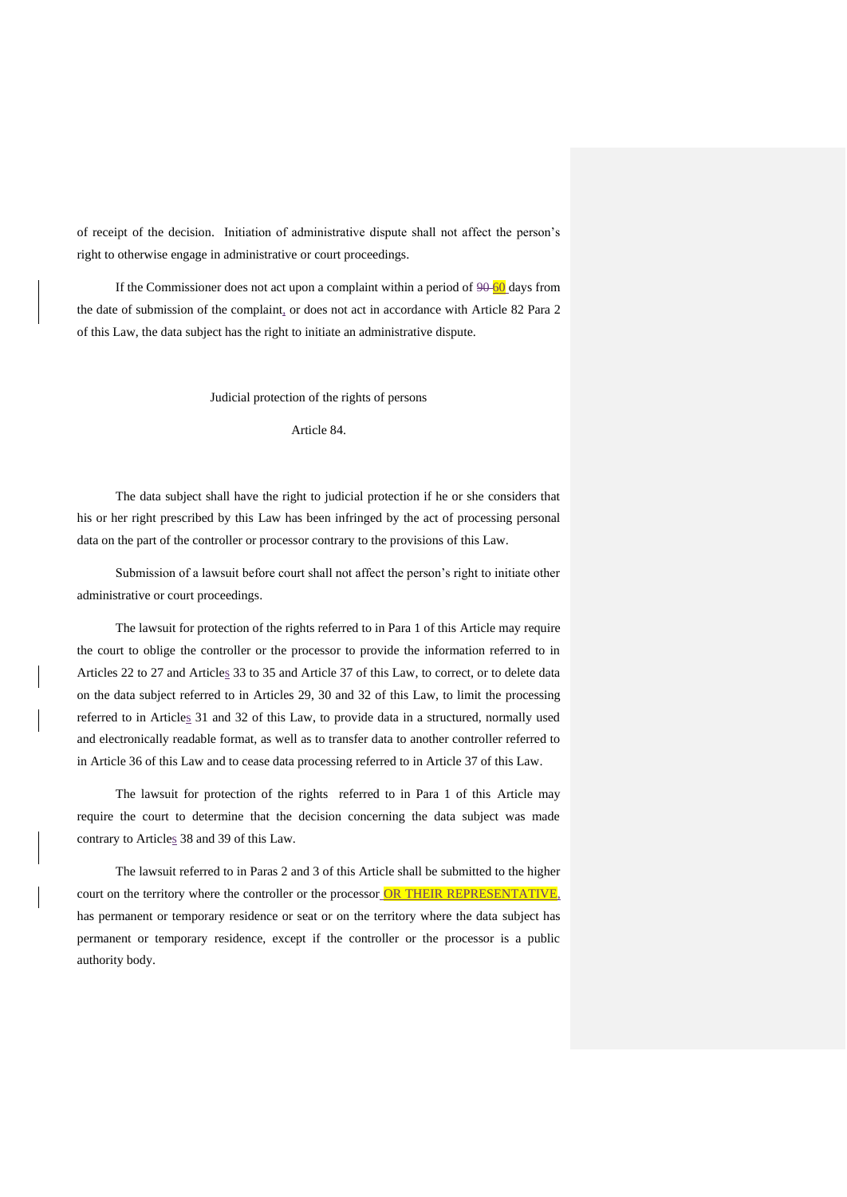of receipt of the decision. Initiation of administrative dispute shall not affect the person's right to otherwise engage in administrative or court proceedings.

If the Commissioner does not act upon a complaint within a period of ~~90~~ 60 days from the date of submission of the complaint, or does not act in accordance with Article 82 Para 2 of this Law, the data subject has the right to initiate an administrative dispute.

Judicial protection of the rights of persons

Article 84.

The data subject shall have the right to judicial protection if he or she considers that his or her right prescribed by this Law has been infringed by the act of processing personal data on the part of the controller or processor contrary to the provisions of this Law.

Submission of a lawsuit before court shall not affect the person's right to initiate other administrative or court proceedings.

The lawsuit for protection of the rights referred to in Para 1 of this Article may require the court to oblige the controller or the processor to provide the information referred to in Articles 22 to 27 and Articles 33 to 35 and Article 37 of this Law, to correct, or to delete data on the data subject referred to in Articles 29, 30 and 32 of this Law, to limit the processing referred to in Articles 31 and 32 of this Law, to provide data in a structured, normally used and electronically readable format, as well as to transfer data to another controller referred to in Article 36 of this Law and to cease data processing referred to in Article 37 of this Law.

The lawsuit for protection of the rights referred to in Para 1 of this Article may require the court to determine that the decision concerning the data subject was made contrary to Articles 38 and 39 of this Law.

The lawsuit referred to in Paras 2 and 3 of this Article shall be submitted to the higher court on the territory where the controller or the processor OR THEIR REPRESENTATIVE, has permanent or temporary residence or seat or on the territory where the data subject has permanent or temporary residence, except if the controller or the processor is a public authority body.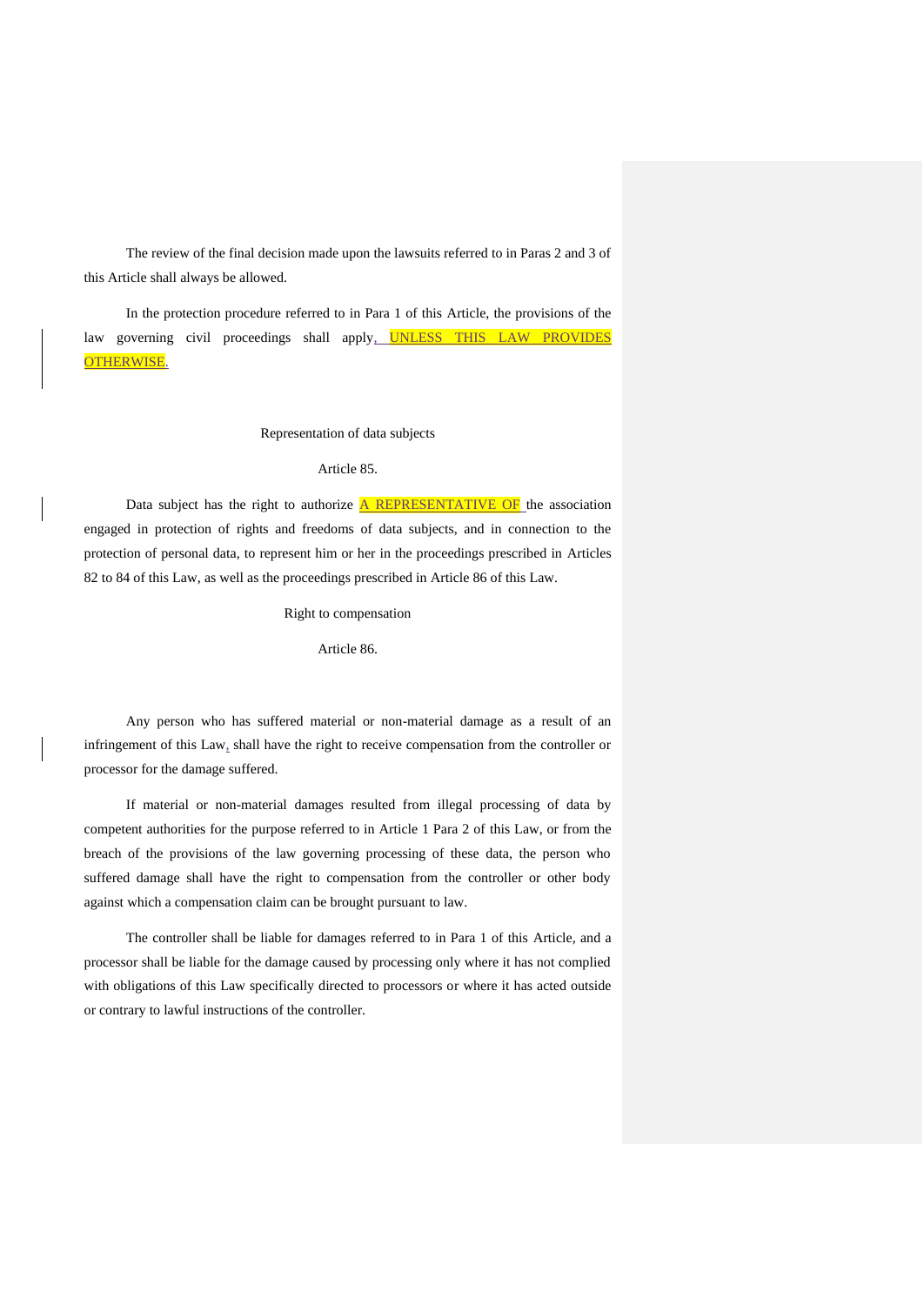The review of the final decision made upon the lawsuits referred to in Paras 2 and 3 of this Article shall always be allowed.

In the protection procedure referred to in Para 1 of this Article, the provisions of the law governing civil proceedings shall apply, UNLESS THIS LAW PROVIDES OTHERWISE.

Representation of data subjects

Article 85.

Data subject has the right to authorize A REPRESENTATIVE OF the association engaged in protection of rights and freedoms of data subjects, and in connection to the protection of personal data, to represent him or her in the proceedings prescribed in Articles 82 to 84 of this Law, as well as the proceedings prescribed in Article 86 of this Law.

Right to compensation

Article 86.

Any person who has suffered material or non-material damage as a result of an infringement of this Law, shall have the right to receive compensation from the controller or processor for the damage suffered.

If material or non-material damages resulted from illegal processing of data by competent authorities for the purpose referred to in Article 1 Para 2 of this Law, or from the breach of the provisions of the law governing processing of these data, the person who suffered damage shall have the right to compensation from the controller or other body against which a compensation claim can be brought pursuant to law.

The controller shall be liable for damages referred to in Para 1 of this Article, and a processor shall be liable for the damage caused by processing only where it has not complied with obligations of this Law specifically directed to processors or where it has acted outside or contrary to lawful instructions of the controller.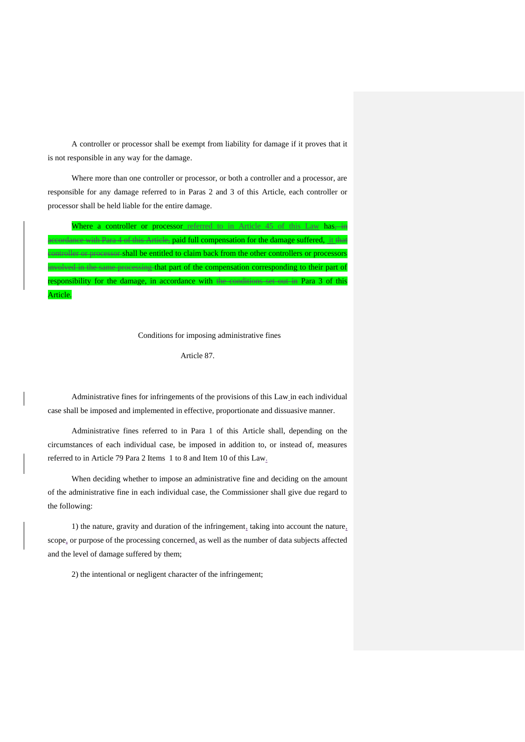A controller or processor shall be exempt from liability for damage if it proves that it is not responsible in any way for the damage.

Where more than one controller or processor, or both a controller and a processor, are responsible for any damage referred to in Paras 2 and 3 of this Article, each controller or processor shall be held liable for the entire damage.

Where a controller or processor referred to in Article 45 of this Law has~~, in accordance with Para 4 of this Article,~~ paid full compensation for the damage suffered, it ~~that controller or processor~~ shall be entitled to claim back from the other controllers or processors ~~involved in the same processing~~ that part of the compensation corresponding to their part of responsibility for the damage, in accordance with ~~the conditions set out in~~ Para 3 of this Article.

Conditions for imposing administrative fines

Article 87.

Administrative fines for infringements of the provisions of this Law in each individual case shall be imposed and implemented in effective, proportionate and dissuasive manner.

Administrative fines referred to in Para 1 of this Article shall, depending on the circumstances of each individual case, be imposed in addition to, or instead of, measures referred to in Article 79 Para 2 Items 1 to 8 and Item 10 of this Law.

When deciding whether to impose an administrative fine and deciding on the amount of the administrative fine in each individual case, the Commissioner shall give due regard to the following:

1) the nature, gravity and duration of the infringement, taking into account the nature, scope, or purpose of the processing concerned, as well as the number of data subjects affected and the level of damage suffered by them;

2) the intentional or negligent character of the infringement;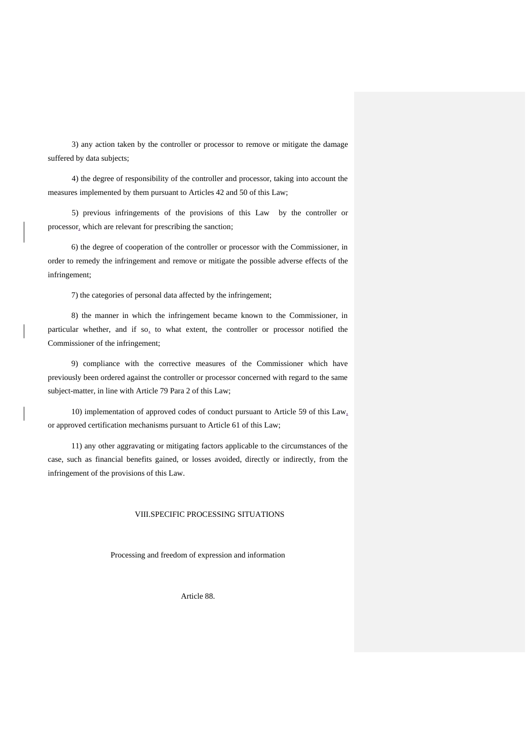3) any action taken by the controller or processor to remove or mitigate the damage suffered by data subjects;

4) the degree of responsibility of the controller and processor, taking into account the measures implemented by them pursuant to Articles 42 and 50 of this Law;

5) previous infringements of the provisions of this Law by the controller or processor, which are relevant for prescribing the sanction;

6) the degree of cooperation of the controller or processor with the Commissioner, in order to remedy the infringement and remove or mitigate the possible adverse effects of the infringement;

7) the categories of personal data affected by the infringement;

8) the manner in which the infringement became known to the Commissioner, in particular whether, and if so, to what extent, the controller or processor notified the Commissioner of the infringement;

9) compliance with the corrective measures of the Commissioner which have previously been ordered against the controller or processor concerned with regard to the same subject-matter, in line with Article 79 Para 2 of this Law;

10) implementation of approved codes of conduct pursuant to Article 59 of this Law, or approved certification mechanisms pursuant to Article 61 of this Law;

11) any other aggravating or mitigating factors applicable to the circumstances of the case, such as financial benefits gained, or losses avoided, directly or indirectly, from the infringement of the provisions of this Law.

## VIII.SPECIFIC PROCESSING SITUATIONS

### Processing and freedom of expression and information

#### Article 88.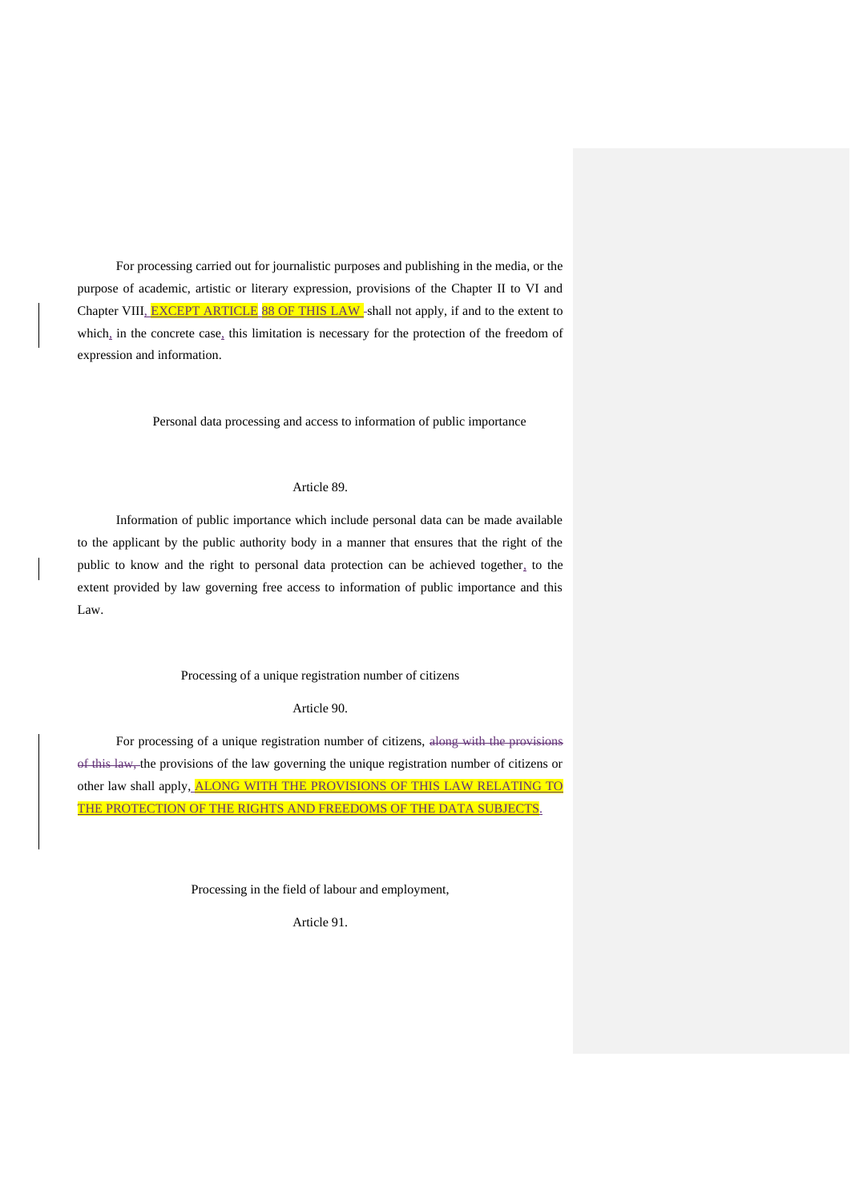For processing carried out for journalistic purposes and publishing in the media, or the purpose of academic, artistic or literary expression, provisions of the Chapter II to VI and Chapter VIII, EXCEPT ARTICLE 88 OF THIS LAW shall not apply, if and to the extent to which, in the concrete case, this limitation is necessary for the protection of the freedom of expression and information.

Personal data processing and access to information of public importance

Article 89.

Information of public importance which include personal data can be made available to the applicant by the public authority body in a manner that ensures that the right of the public to know and the right to personal data protection can be achieved together, to the extent provided by law governing free access to information of public importance and this Law.

Processing of a unique registration number of citizens

Article 90.

For processing of a unique registration number of citizens, ~~along with the provisions of this law,~~ the provisions of the law governing the unique registration number of citizens or other law shall apply, ALONG WITH THE PROVISIONS OF THIS LAW RELATING TO THE PROTECTION OF THE RIGHTS AND FREEDOMS OF THE DATA SUBJECTS.

Processing in the field of labour and employment,

Article 91.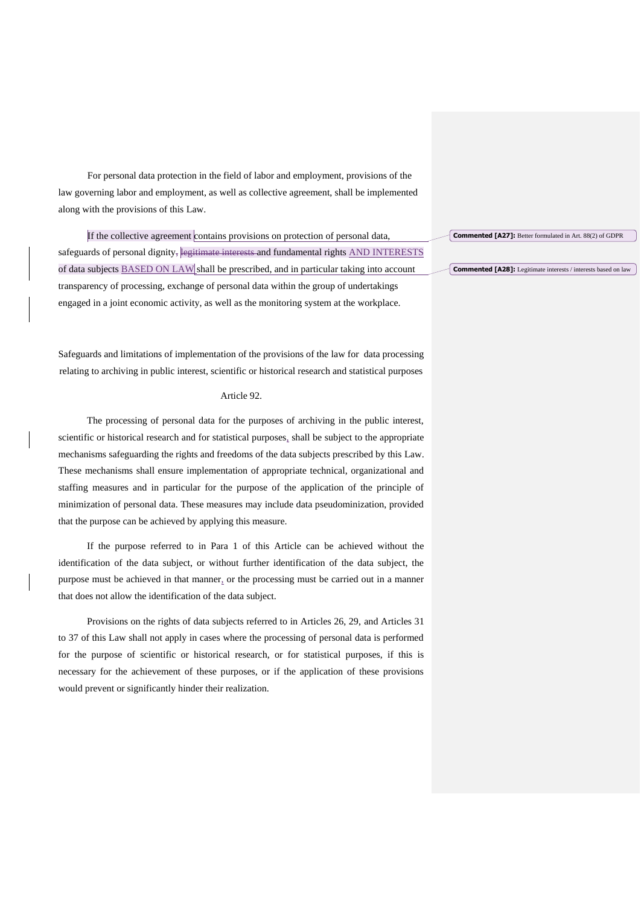For personal data protection in the field of labor and employment, provisions of the law governing labor and employment, as well as collective agreement, shall be implemented along with the provisions of this Law.

If the collective agreement contains provisions on protection of personal data, safeguards of personal dignity, ~~legitimate interests~~ and fundamental rights AND INTERESTS of data subjects BASED ON LAW shall be prescribed, and in particular taking into account transparency of processing, exchange of personal data within the group of undertakings engaged in a joint economic activity, as well as the monitoring system at the workplace.

> **Commented [A27]:** Better formulated in Art. 88(2) of GDPR

> **Commented [A28]:** Legitimate interests / interests based on law

Safeguards and limitations of implementation of the provisions of the law for data processing relating to archiving in public interest, scientific or historical research and statistical purposes

Article 92.

The processing of personal data for the purposes of archiving in the public interest, scientific or historical research and for statistical purposes, shall be subject to the appropriate mechanisms safeguarding the rights and freedoms of the data subjects prescribed by this Law. These mechanisms shall ensure implementation of appropriate technical, organizational and staffing measures and in particular for the purpose of the application of the principle of minimization of personal data. These measures may include data pseudominization, provided that the purpose can be achieved by applying this measure.

If the purpose referred to in Para 1 of this Article can be achieved without the identification of the data subject, or without further identification of the data subject, the purpose must be achieved in that manner, or the processing must be carried out in a manner that does not allow the identification of the data subject.

Provisions on the rights of data subjects referred to in Articles 26, 29, and Articles 31 to 37 of this Law shall not apply in cases where the processing of personal data is performed for the purpose of scientific or historical research, or for statistical purposes, if this is necessary for the achievement of these purposes, or if the application of these provisions would prevent or significantly hinder their realization.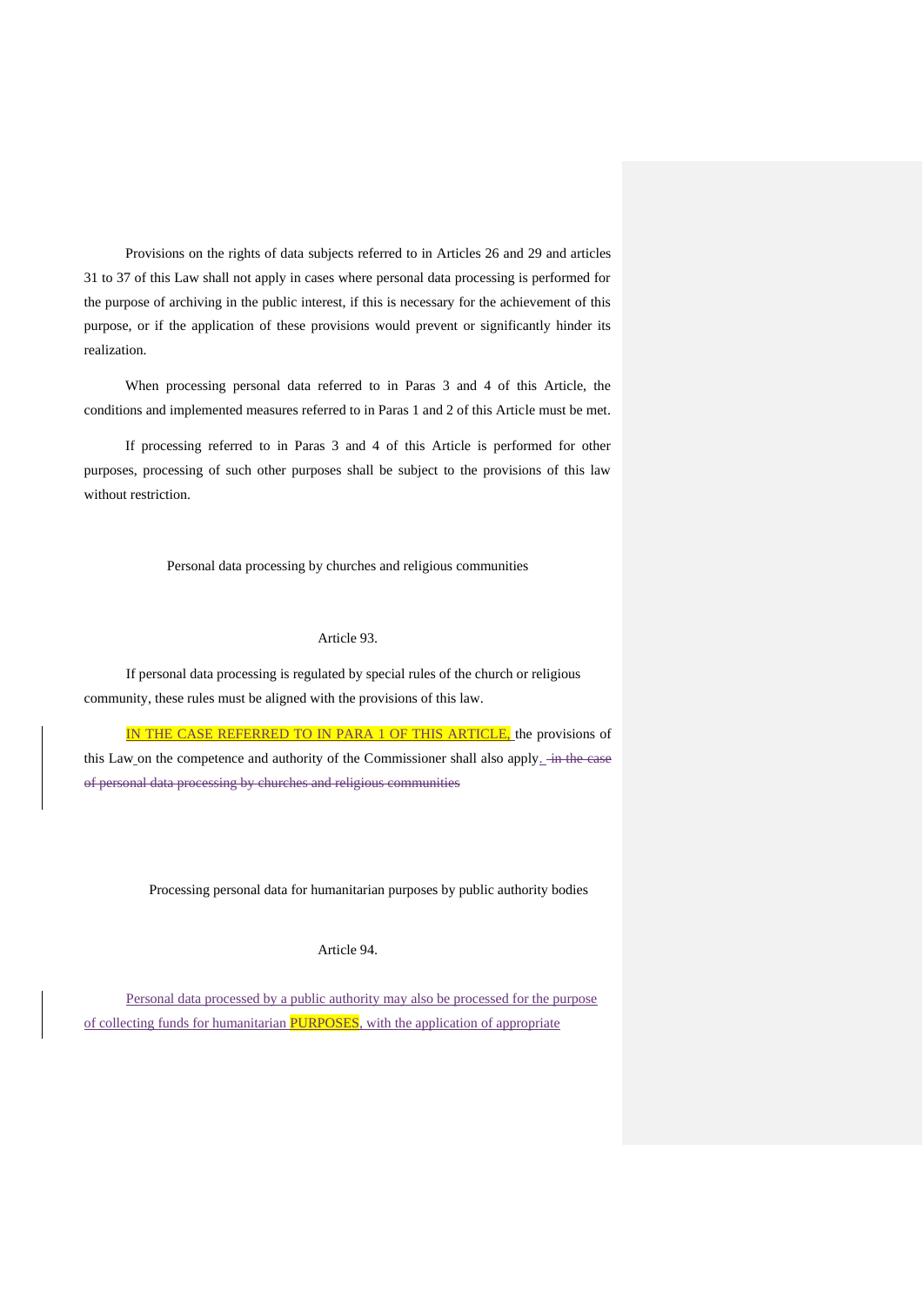Provisions on the rights of data subjects referred to in Articles 26 and 29 and articles 31 to 37 of this Law shall not apply in cases where personal data processing is performed for the purpose of archiving in the public interest, if this is necessary for the achievement of this purpose, or if the application of these provisions would prevent or significantly hinder its realization.

When processing personal data referred to in Paras 3 and 4 of this Article, the conditions and implemented measures referred to in Paras 1 and 2 of this Article must be met.

If processing referred to in Paras 3 and 4 of this Article is performed for other purposes, processing of such other purposes shall be subject to the provisions of this law without restriction.

Personal data processing by churches and religious communities

Article 93.

If personal data processing is regulated by special rules of the church or religious community, these rules must be aligned with the provisions of this law.

IN THE CASE REFERRED TO IN PARA 1 OF THIS ARTICLE, the provisions of this Law on the competence and authority of the Commissioner shall also apply. ~~in the case of personal data processing by churches and religious communities~~

Processing personal data for humanitarian purposes by public authority bodies

Article 94.

Personal data processed by a public authority may also be processed for the purpose of collecting funds for humanitarian PURPOSES, with the application of appropriate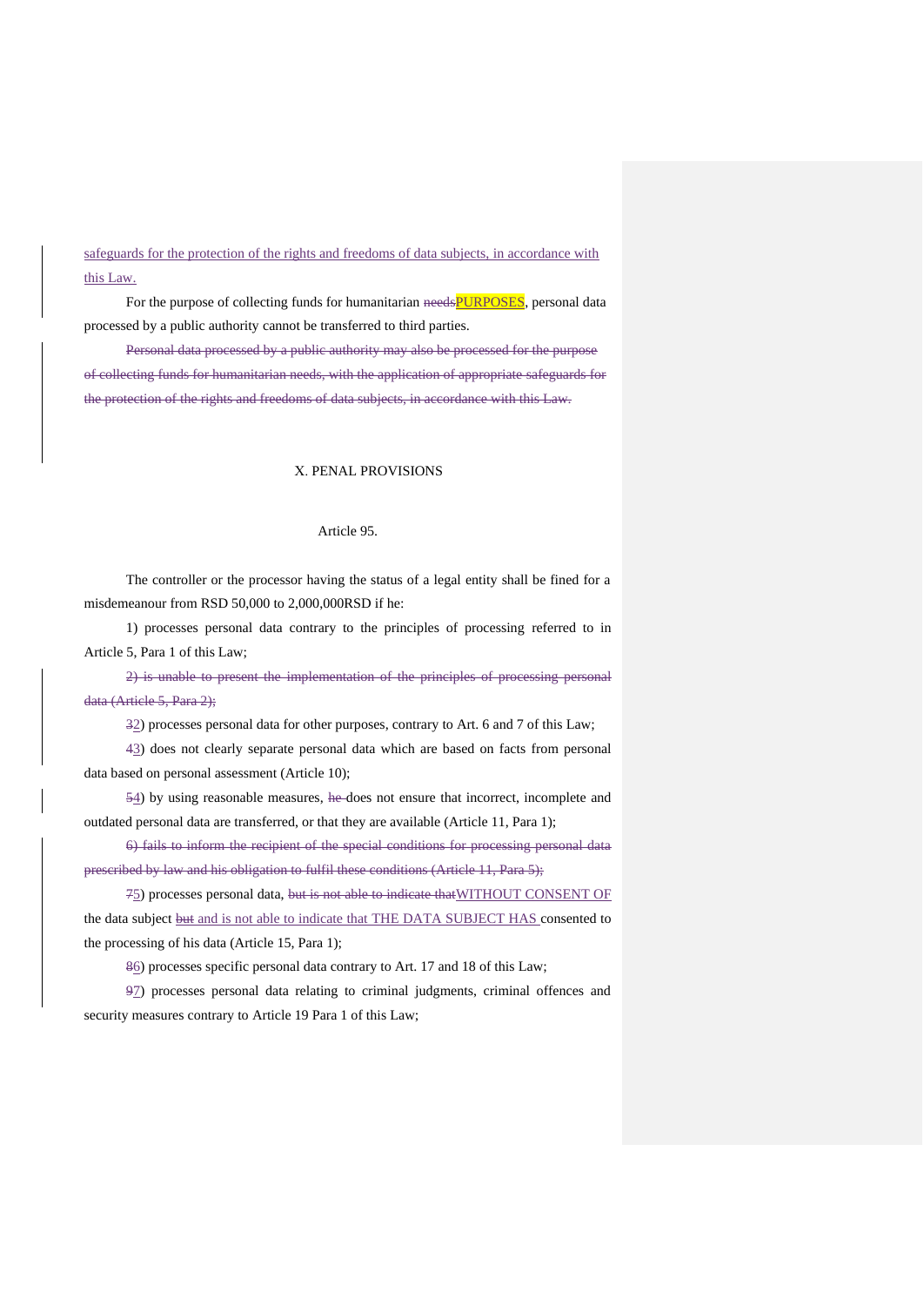safeguards for the protection of the rights and freedoms of data subjects, in accordance with this Law.

For the purpose of collecting funds for humanitarian ~~needs~~PURPOSES, personal data processed by a public authority cannot be transferred to third parties.

~~Personal data processed by a public authority may also be processed for the purpose of collecting funds for humanitarian needs, with the application of appropriate safeguards for the protection of the rights and freedoms of data subjects, in accordance with this Law.~~

## X. PENAL PROVISIONS

### Article 95.

The controller or the processor having the status of a legal entity shall be fined for a misdemeanour from RSD 50,000 to 2,000,000RSD if he:

1) processes personal data contrary to the principles of processing referred to in Article 5, Para 1 of this Law;

~~2) is unable to present the implementation of the principles of processing personal data (Article 5, Para 2);~~

~~3~~2) processes personal data for other purposes, contrary to Art. 6 and 7 of this Law;

~~4~~3) does not clearly separate personal data which are based on facts from personal data based on personal assessment (Article 10);

~~5~~4) by using reasonable measures, ~~he~~ does not ensure that incorrect, incomplete and outdated personal data are transferred, or that they are available (Article 11, Para 1);

~~6) fails to inform the recipient of the special conditions for processing personal data prescribed by law and his obligation to fulfil these conditions (Article 11, Para 5);~~

~~7~~5) processes personal data, ~~but is not able to indicate that~~WITHOUT CONSENT OF the data subject ~~but~~ and is not able to indicate that THE DATA SUBJECT HAS consented to the processing of his data (Article 15, Para 1);

~~8~~6) processes specific personal data contrary to Art. 17 and 18 of this Law;

~~9~~7) processes personal data relating to criminal judgments, criminal offences and security measures contrary to Article 19 Para 1 of this Law;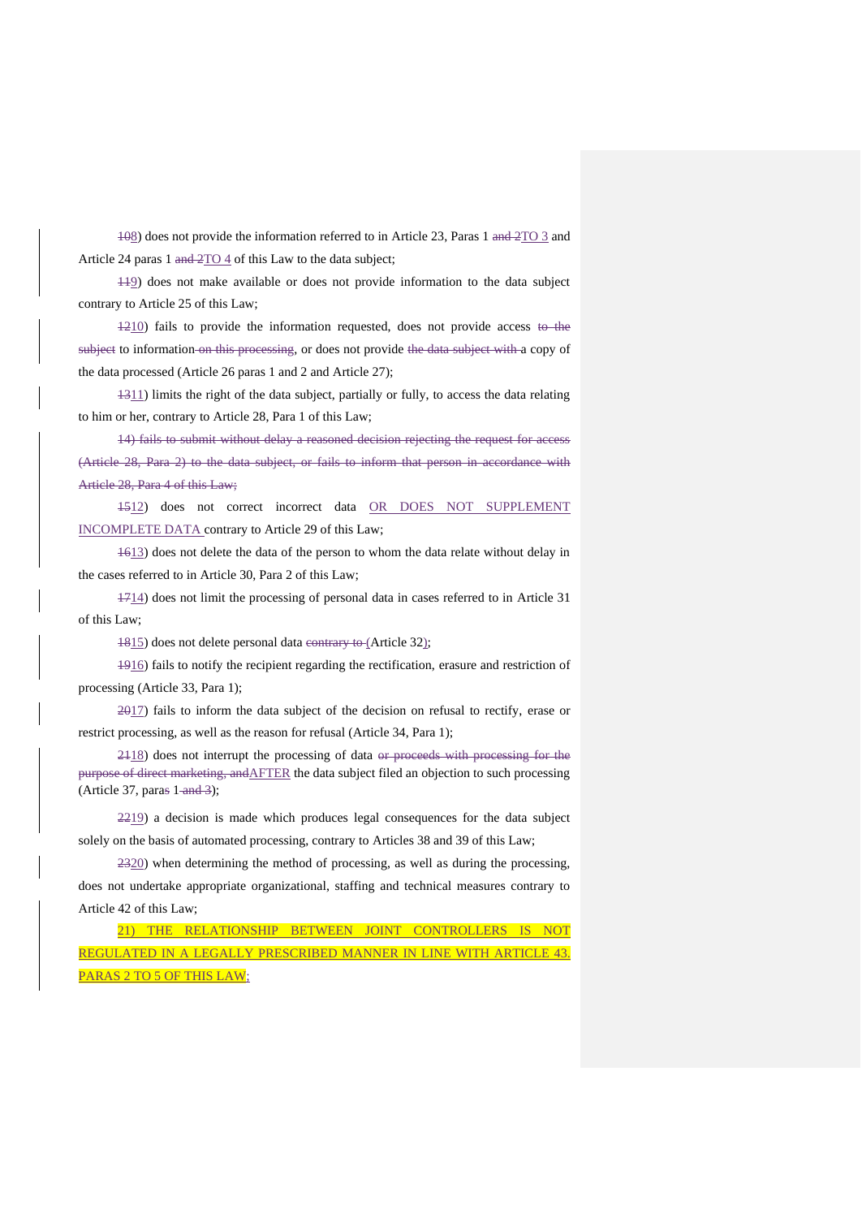~~10~~8) does not provide the information referred to in Article 23, Paras 1 ~~and 2~~TO 3 and Article 24 paras 1 ~~and 2~~TO 4 of this Law to the data subject;

~~11~~9) does not make available or does not provide information to the data subject contrary to Article 25 of this Law;

~~12~~10) fails to provide the information requested, does not provide access ~~to the subject~~ to information ~~on this processing~~, or does not provide ~~the data subject with~~ a copy of the data processed (Article 26 paras 1 and 2 and Article 27);

~~13~~11) limits the right of the data subject, partially or fully, to access the data relating to him or her, contrary to Article 28, Para 1 of this Law;

~~14) fails to submit without delay a reasoned decision rejecting the request for access (Article 28, Para 2) to the data subject, or fails to inform that person in accordance with Article 28, Para 4 of this Law;~~

~~15~~12) does not correct incorrect data OR DOES NOT SUPPLEMENT INCOMPLETE DATA contrary to Article 29 of this Law;

~~16~~13) does not delete the data of the person to whom the data relate without delay in the cases referred to in Article 30, Para 2 of this Law;

~~17~~14) does not limit the processing of personal data in cases referred to in Article 31 of this Law;

~~18~~15) does not delete personal data ~~contrary to (~~Article 32);

~~19~~16) fails to notify the recipient regarding the rectification, erasure and restriction of processing (Article 33, Para 1);

~~20~~17) fails to inform the data subject of the decision on refusal to rectify, erase or restrict processing, as well as the reason for refusal (Article 34, Para 1);

~~21~~18) does not interrupt the processing of data ~~or proceeds with processing for the purpose of direct marketing, and~~AFTER the data subject filed an objection to such processing (Article 37, para~~s~~ 1 ~~and 3~~);

~~22~~19) a decision is made which produces legal consequences for the data subject solely on the basis of automated processing, contrary to Articles 38 and 39 of this Law;

~~23~~20) when determining the method of processing, as well as during the processing, does not undertake appropriate organizational, staffing and technical measures contrary to Article 42 of this Law;

21) THE RELATIONSHIP BETWEEN JOINT CONTROLLERS IS NOT REGULATED IN A LEGALLY PRESCRIBED MANNER IN LINE WITH ARTICLE 43. PARAS 2 TO 5 OF THIS LAW;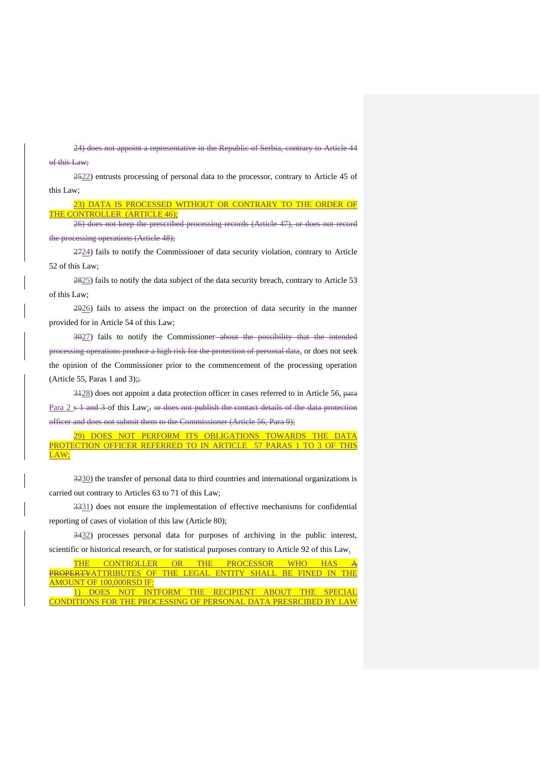~~24) does not appoint a representative in the Republic of Serbia, contrary to Article 44 of this Law;~~

~~25~~22) entrusts processing of personal data to the processor, contrary to Article 45 of this Law;

23) DATA IS PROCESSED WITHOUT OR CONTRARY TO THE ORDER OF THE CONTROLLER (ARTICLE 46);

~~26) does not keep the prescribed processing records (Article 47), or does not record the processing operations (Article 48);~~

~~27~~24) fails to notify the Commissioner of data security violation, contrary to Article 52 of this Law;

~~28~~25) fails to notify the data subject of the data security breach, contrary to Article 53 of this Law;

~~29~~26) fails to assess the impact on the protection of data security in the manner provided for in Article 54 of this Law;

~~30~~27) fails to notify the Commissioner ~~about the possibility that the intended processing operations produce a high risk for the protection of personal data~~, or does not seek the opinion of the Commissioner prior to the commencement of the processing operation (Article 55, Paras 1 and 3);~~,~~

~~31~~28) does not appoint a data protection officer in cases referred to in Article 56, ~~para~~ Para 2 ~~s 1 and 3~~ of this Law;~~, or does not publish the contact details of the data protection officer and does not submit them to the Commissioner (Article 56, Para 9);~~

29) DOES NOT PERFORM ITS OBLIGATIONS TOWARDS THE DATA PROTECTION OFFICER REFERRED TO IN ARTICLE 57 PARAS 1 TO 3 OF THIS LAW;

~~32~~30) the transfer of personal data to third countries and international organizations is carried out contrary to Articles 63 to 71 of this Law;

~~33~~31) does not ensure the implementation of effective mechanisms for confidential reporting of cases of violation of this law (Article 80);

~~34~~32) processes personal data for purposes of archiving in the public interest, scientific or historical research, or for statistical purposes contrary to Article 92 of this Law.

THE CONTROLLER OR THE PROCESSOR WHO HAS ~~A PROPERTY~~ATTRIBUTES OF THE LEGAL ENTITY SHALL BE FINED IN THE AMOUNT OF 100,000RSD IF:

1) DOES NOT INTFORM THE RECIPIENT ABOUT THE SPECIAL CONDITIONS FOR THE PROCESSING OF PERSONAL DATA PRESRCIBED BY LAW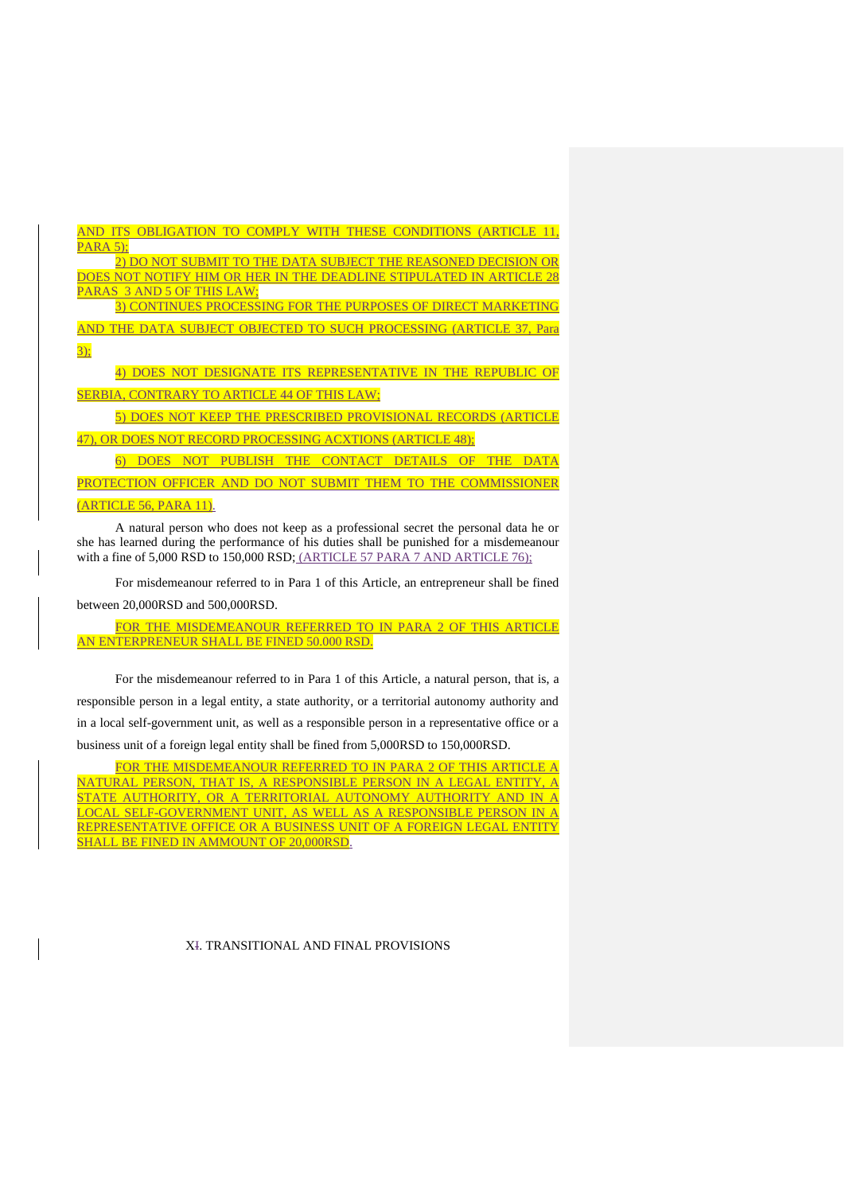AND ITS OBLIGATION TO COMPLY WITH THESE CONDITIONS (ARTICLE 11, PARA 5);

2) DO NOT SUBMIT TO THE DATA SUBJECT THE REASONED DECISION OR DOES NOT NOTIFY HIM OR HER IN THE DEADLINE STIPULATED IN ARTICLE 28 PARAS 3 AND 5 OF THIS LAW;

3) CONTINUES PROCESSING FOR THE PURPOSES OF DIRECT MARKETING AND THE DATA SUBJECT OBJECTED TO SUCH PROCESSING (ARTICLE 37, Para 3);

4) DOES NOT DESIGNATE ITS REPRESENTATIVE IN THE REPUBLIC OF SERBIA, CONTRARY TO ARTICLE 44 OF THIS LAW;

5) DOES NOT KEEP THE PRESCRIBED PROVISIONAL RECORDS (ARTICLE 47), OR DOES NOT RECORD PROCESSING ACXTIONS (ARTICLE 48);

6) DOES NOT PUBLISH THE CONTACT DETAILS OF THE DATA PROTECTION OFFICER AND DO NOT SUBMIT THEM TO THE COMMISSIONER (ARTICLE 56, PARA 11).

A natural person who does not keep as a professional secret the personal data he or she has learned during the performance of his duties shall be punished for a misdemeanour with a fine of 5,000 RSD to 150,000 RSD; (ARTICLE 57 PARA 7 AND ARTICLE 76);

For misdemeanour referred to in Para 1 of this Article, an entrepreneur shall be fined between 20,000RSD and 500,000RSD.

FOR THE MISDEMEANOUR REFERRED TO IN PARA 2 OF THIS ARTICLE AN ENTERPRENEUR SHALL BE FINED 50.000 RSD.

For the misdemeanour referred to in Para 1 of this Article, a natural person, that is, a responsible person in a legal entity, a state authority, or a territorial autonomy authority and in a local self-government unit, as well as a responsible person in a representative office or a business unit of a foreign legal entity shall be fined from 5,000RSD to 150,000RSD.

FOR THE MISDEMEANOUR REFERRED TO IN PARA 2 OF THIS ARTICLE A NATURAL PERSON, THAT IS, A RESPONSIBLE PERSON IN A LEGAL ENTITY, A STATE AUTHORITY, OR A TERRITORIAL AUTONOMY AUTHORITY AND IN A LOCAL SELF-GOVERNMENT UNIT, AS WELL AS A RESPONSIBLE PERSON IN A REPRESENTATIVE OFFICE OR A BUSINESS UNIT OF A FOREIGN LEGAL ENTITY SHALL BE FINED IN AMMOUNT OF 20,000RSD.

## XI. TRANSITIONAL AND FINAL PROVISIONS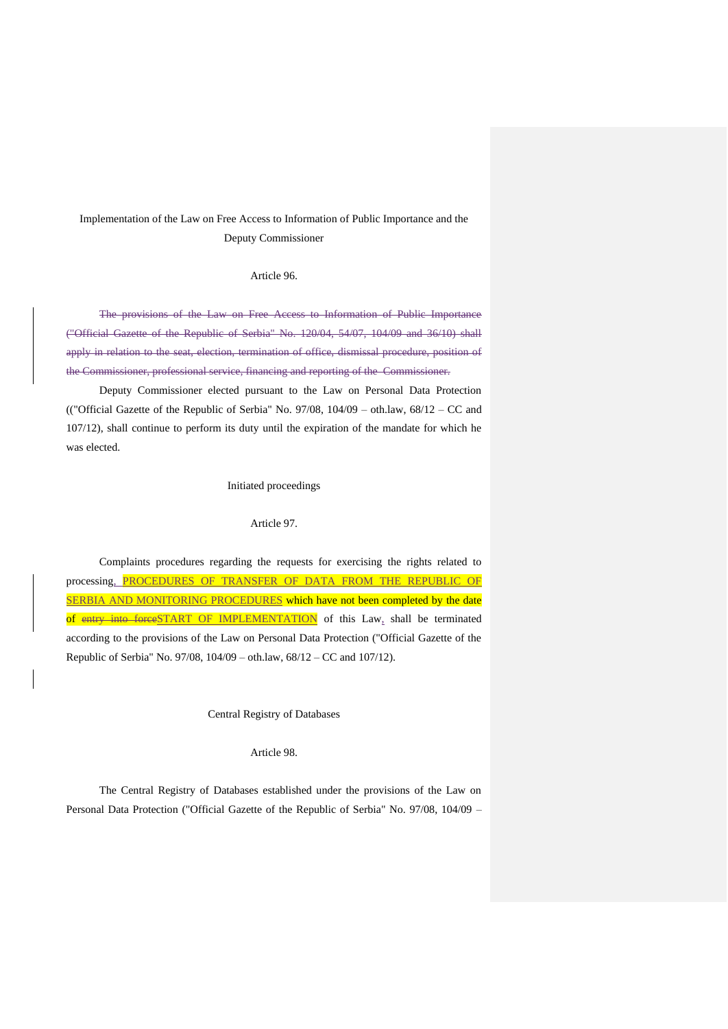Implementation of the Law on Free Access to Information of Public Importance and the Deputy Commissioner

Article 96.

~~The provisions of the Law on Free Access to Information of Public Importance ("Official Gazette of the Republic of Serbia" No. 120/04, 54/07, 104/09 and 36/10) shall apply in relation to the seat, election, termination of office, dismissal procedure, position of the Commissioner, professional service, financing and reporting of the Commissioner.~~

Deputy Commissioner elected pursuant to the Law on Personal Data Protection (("Official Gazette of the Republic of Serbia" No. 97/08, 104/09 – oth.law, 68/12 – CC and 107/12), shall continue to perform its duty until the expiration of the mandate for which he was elected.

Initiated proceedings

Article 97.

Complaints procedures regarding the requests for exercising the rights related to processing, PROCEDURES OF TRANSFER OF DATA FROM THE REPUBLIC OF SERBIA AND MONITORING PROCEDURES which have not been completed by the date of ~~entry into force~~START OF IMPLEMENTATION of this Law, shall be terminated according to the provisions of the Law on Personal Data Protection ("Official Gazette of the Republic of Serbia" No. 97/08, 104/09 – oth.law, 68/12 – CC and 107/12).

Central Registry of Databases

Article 98.

The Central Registry of Databases established under the provisions of the Law on Personal Data Protection ("Official Gazette of the Republic of Serbia" No. 97/08, 104/09 –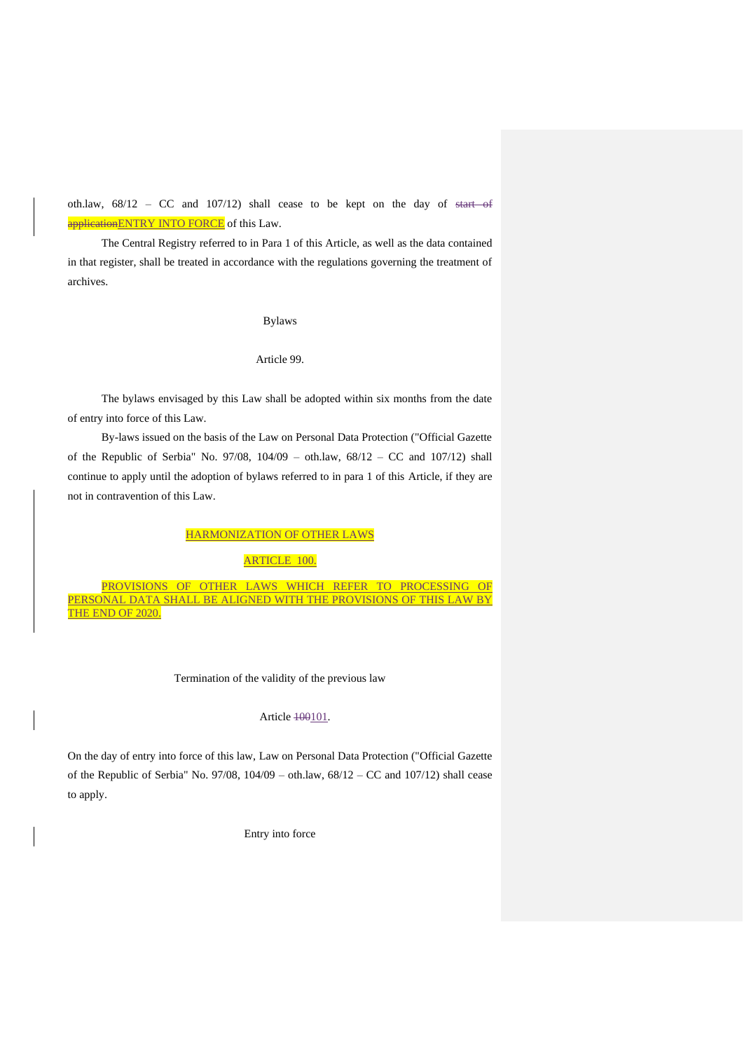oth.law, 68/12 – CC and 107/12) shall cease to be kept on the day of ~~start of application~~ENTRY INTO FORCE of this Law.

The Central Registry referred to in Para 1 of this Article, as well as the data contained in that register, shall be treated in accordance with the regulations governing the treatment of archives.

Bylaws

Article 99.

The bylaws envisaged by this Law shall be adopted within six months from the date of entry into force of this Law.

By-laws issued on the basis of the Law on Personal Data Protection ("Official Gazette of the Republic of Serbia" No. 97/08, 104/09 – oth.law, 68/12 – CC and 107/12) shall continue to apply until the adoption of bylaws referred to in para 1 of this Article, if they are not in contravention of this Law.

HARMONIZATION OF OTHER LAWS

ARTICLE 100.

PROVISIONS OF OTHER LAWS WHICH REFER TO PROCESSING OF PERSONAL DATA SHALL BE ALIGNED WITH THE PROVISIONS OF THIS LAW BY THE END OF 2020.

Termination of the validity of the previous law

Article ~~100~~101.

On the day of entry into force of this law, Law on Personal Data Protection ("Official Gazette of the Republic of Serbia" No. 97/08, 104/09 – oth.law, 68/12 – CC and 107/12) shall cease to apply.

Entry into force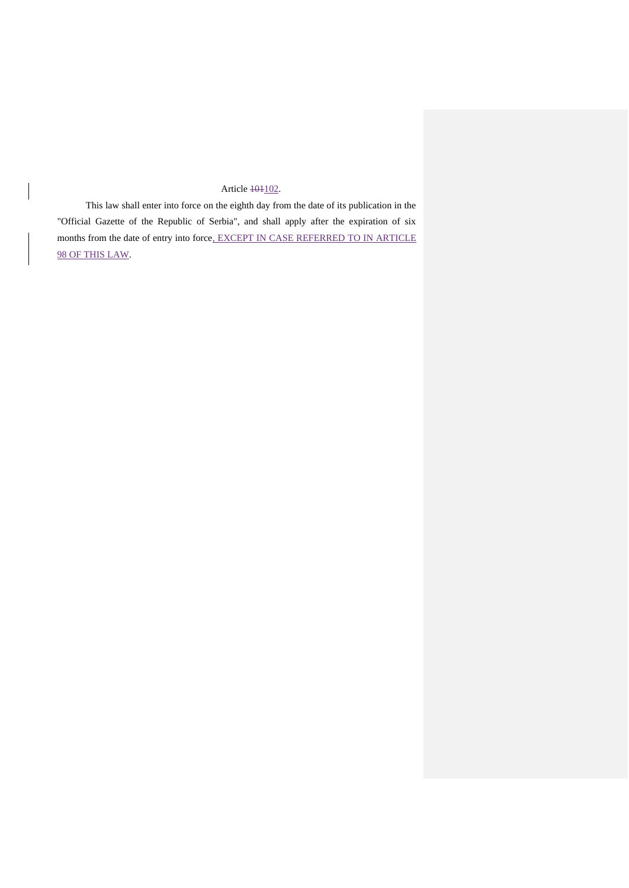Article ~~101~~102.

This law shall enter into force on the eighth day from the date of its publication in the "Official Gazette of the Republic of Serbia", and shall apply after the expiration of six months from the date of entry into force, EXCEPT IN CASE REFERRED TO IN ARTICLE 98 OF THIS LAW.